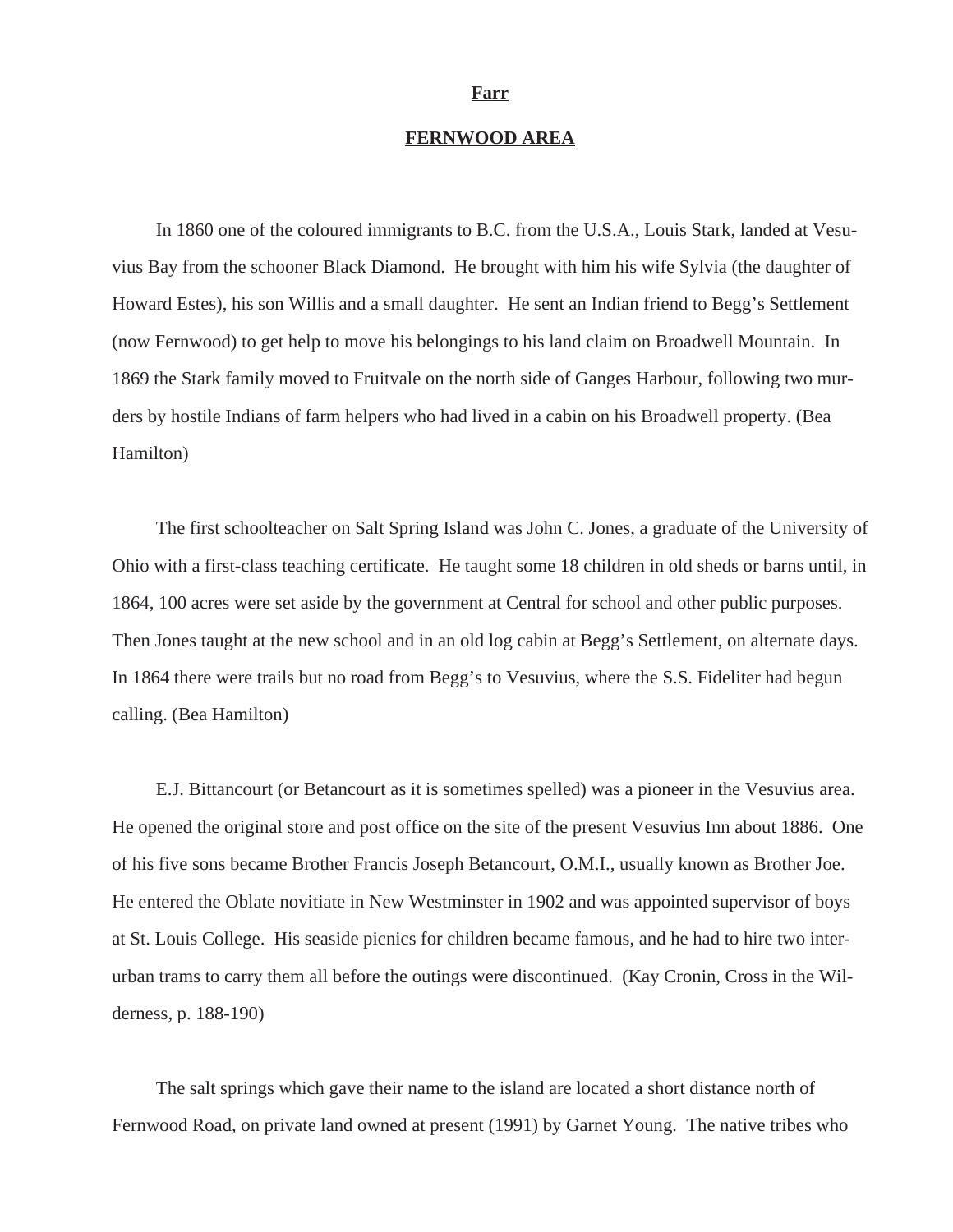**Farr**

# FERNWOOD AREA

In 1860 one of the coloured immigrants to B.C. from the U.S.A., Louis Stark, landed at Vesuvius Bay from the schooner Black Diamond. He brought with him his wife Sylvia (the daughter of Howard Estes), his son Willis and a small daughter. He sent an Indian friend to Begg's Settlement (now Fernwood) to get help to move his belongings to his land claim on Broadwell Mountain. In 1869 the Stark family moved to Fruitvale on the north side of Ganges Harbour, following two murders by hostile Indians of farm helpers who had lived in a cabin on his Broadwell property. (Bea Hamilton)

The first schoolteacher on Salt Spring Island was John C. Jones, a graduate of the University of Ohio with a first-class teaching certificate. He taught some 18 children in old sheds or barns until, in 1864, 100 acres were set aside by the government at Central for school and other public purposes. Then Jones taught at the new school and in an old log cabin at Begg's Settlement, on alternate days. In 1864 there were trails but no road from Begg's to Vesuvius, where the S.S. Fideliter had begun calling. (Bea Hamilton)

E.J. Bittancourt (or Betancourt as it is sometimes spelled) was a pioneer in the Vesuvius area. He opened the original store and post office on the site of the present Vesuvius Inn about 1886. One of his five sons became Brother Francis Joseph Betancourt, O.M.I., usually known as Brother Joe. He entered the Oblate novitiate in New Westminster in 1902 and was appointed supervisor of boys at St. Louis College. His seaside picnics for children became famous, and he had to hire two interurban trams to carry them all before the outings were discontinued. (Kay Cronin, Cross in the Wilderness, p. 188-190)

The salt springs which gave their name to the island are located a short distance north of Fernwood Road, on private land owned at present (1991) by Garnet Young. The native tribes who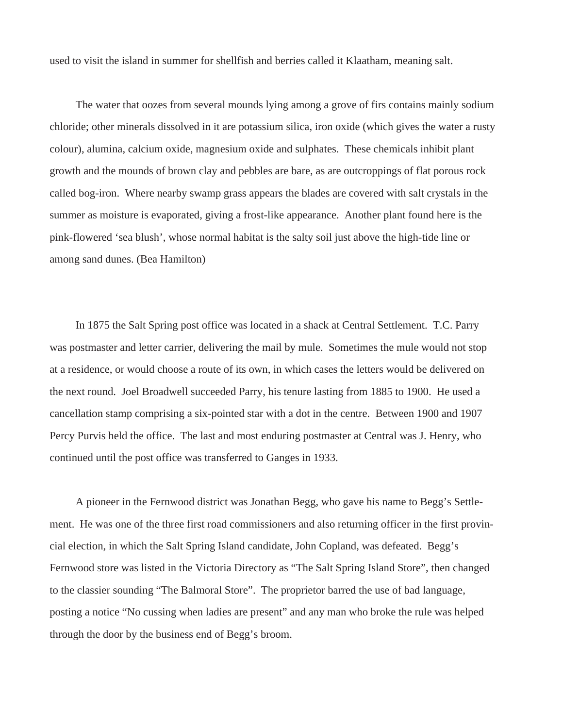used to visit the island in summer for shellfish and berries called it Klaatham, meaning salt.

The water that oozes from several mounds lying among a grove of firs contains mainly sodium chloride; other minerals dissolved in it are potassium silica, iron oxide (which gives the water a rusty colour), alumina, calcium oxide, magnesium oxide and sulphates. These chemicals inhibit plant growth and the mounds of brown clay and pebbles are bare, as are outcroppings of flat porous rock called bog-iron. Where nearby swamp grass appears the blades are covered with salt crystals in the summer as moisture is evaporated, giving a frost-like appearance. Another plant found here is the pink-flowered 'sea blush', whose normal habitat is the salty soil just above the high-tide line or among sand dunes. (Bea Hamilton)

In 1875 the Salt Spring post office was located in a shack at Central Settlement. T.C. Parry was postmaster and letter carrier, delivering the mail by mule. Sometimes the mule would not stop at a residence, or would choose a route of its own, in which cases the letters would be delivered on the next round. Joel Broadwell succeeded Parry, his tenure lasting from 1885 to 1900. He used a cancellation stamp comprising a six-pointed star with a dot in the centre. Between 1900 and 1907 Percy Purvis held the office. The last and most enduring postmaster at Central was J. Henry, who continued until the post office was transferred to Ganges in 1933.

A pioneer in the Fernwood district was Jonathan Begg, who gave his name to Begg's Settlement. He was one of the three first road commissioners and also returning officer in the first provincial election, in which the Salt Spring Island candidate, John Copland, was defeated. Begg's Fernwood store was listed in the Victoria Directory as "The Salt Spring Island Store", then changed to the classier sounding "The Balmoral Store". The proprietor barred the use of bad language, posting a notice "No cussing when ladies are present" and any man who broke the rule was helped through the door by the business end of Begg's broom.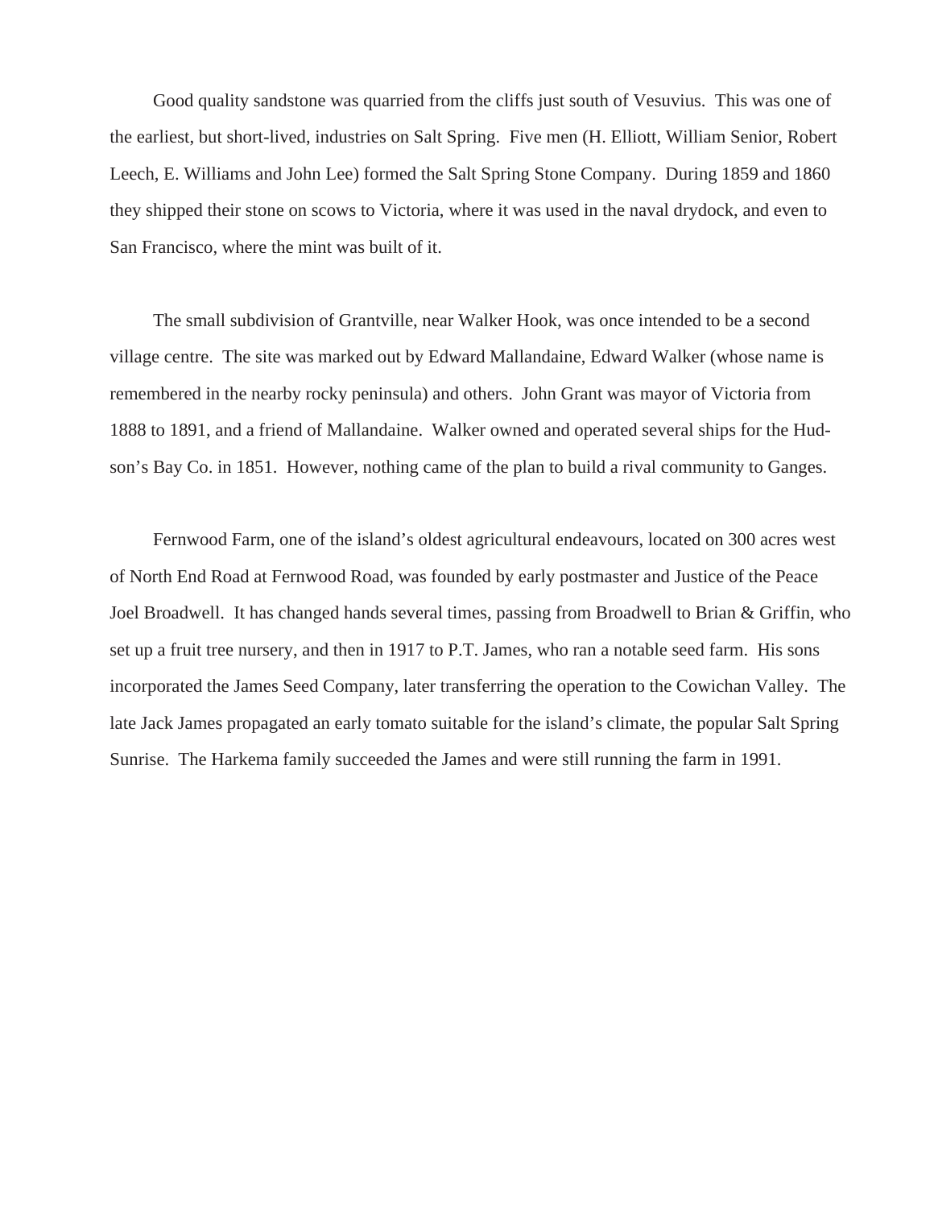Good quality sandstone was quarried from the cliffs just south of Vesuvius. This was one of the earliest, but short-lived, industries on Salt Spring. Five men (H. Elliott, William Senior, Robert Leech, E. Williams and John Lee) formed the Salt Spring Stone Company. During 1859 and 1860 they shipped their stone on scows to Victoria, where it was used in the naval drydock, and even to San Francisco, where the mint was built of it.

The small subdivision of Grantville, near Walker Hook, was once intended to be a second village centre. The site was marked out by Edward Mallandaine, Edward Walker (whose name is remembered in the nearby rocky peninsula) and others. John Grant was mayor of Victoria from 1888 to 1891, and a friend of Mallandaine. Walker owned and operated several ships for the Hudson's Bay Co. in 1851. However, nothing came of the plan to build a rival community to Ganges.

Fernwood Farm, one of the island's oldest agricultural endeavours, located on 300 acres west of North End Road at Fernwood Road, was founded by early postmaster and Justice of the Peace Joel Broadwell. It has changed hands several times, passing from Broadwell to Brian & Griffin, who set up a fruit tree nursery, and then in 1917 to P.T. James, who ran a notable seed farm. His sons incorporated the James Seed Company, later transferring the operation to the Cowichan Valley. The late Jack James propagated an early tomato suitable for the island's climate, the popular Salt Spring Sunrise. The Harkema family succeeded the James and were still running the farm in 1991.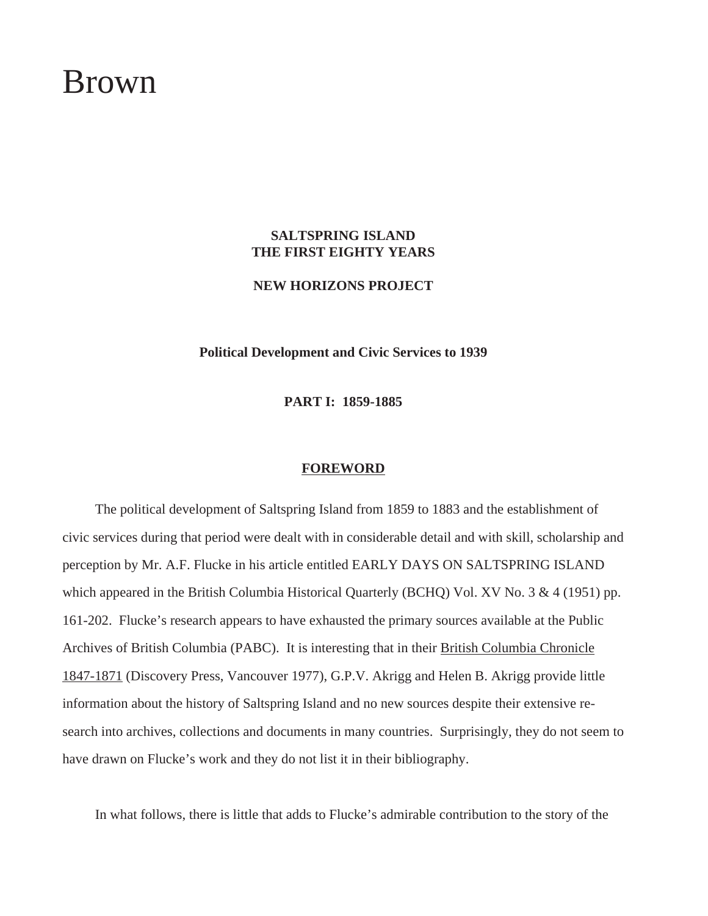**SALTSPRING ISLAND**
**THE FIRST EIGHTY YEARS**

**NEW HORIZONS PROJECT**

**Political Development and Civic Services to 1939**

**PART I: 1859-1885**

## FOREWORD

The political development of Saltspring Island from 1859 to 1883 and the establishment of civic services during that period were dealt with in considerable detail and with skill, scholarship and perception by Mr. A.F. Flucke in his article entitled EARLY DAYS ON SALTSPRING ISLAND which appeared in the British Columbia Historical Quarterly (BCHQ) Vol. XV No. 3 & 4 (1951) pp. 161-202. Flucke's research appears to have exhausted the primary sources available at the Public Archives of British Columbia (PABC). It is interesting that in their British Columbia Chronicle 1847-1871 (Discovery Press, Vancouver 1977), G.P.V. Akrigg and Helen B. Akrigg provide little information about the history of Saltspring Island and no new sources despite their extensive re-search into archives, collections and documents in many countries. Surprisingly, they do not seem to have drawn on Flucke's work and they do not list it in their bibliography.

In what follows, there is little that adds to Flucke's admirable contribution to the story of the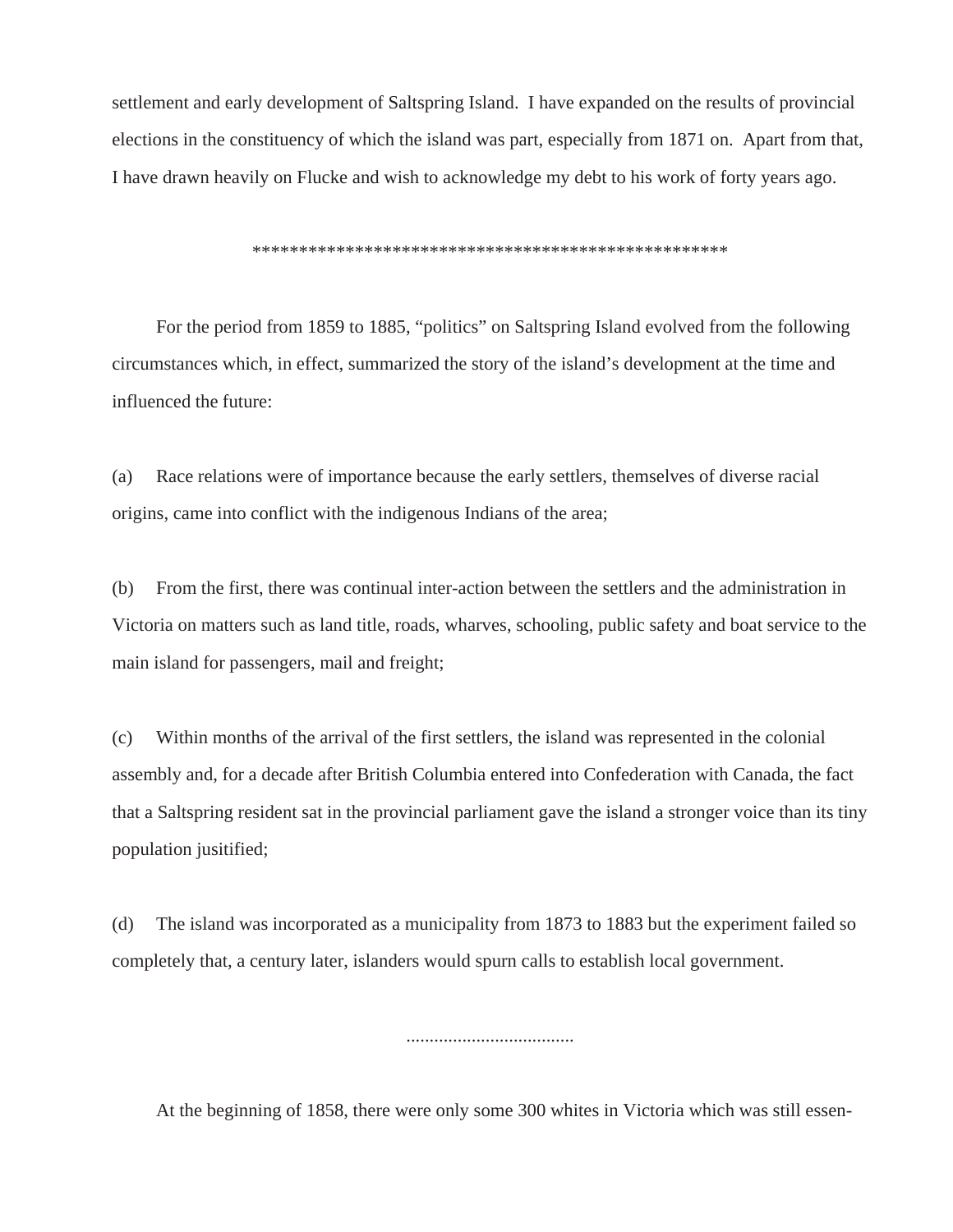settlement and early development of Saltspring Island. I have expanded on the results of provincial elections in the constituency of which the island was part, especially from 1871 on. Apart from that, I have drawn heavily on Flucke and wish to acknowledge my debt to his work of forty years ago.

****************************************************

For the period from 1859 to 1885, "politics" on Saltspring Island evolved from the following circumstances which, in effect, summarized the story of the island's development at the time and influenced the future:

(a) Race relations were of importance because the early settlers, themselves of diverse racial origins, came into conflict with the indigenous Indians of the area;

(b) From the first, there was continual inter-action between the settlers and the administration in Victoria on matters such as land title, roads, wharves, schooling, public safety and boat service to the main island for passengers, mail and freight;

(c) Within months of the arrival of the first settlers, the island was represented in the colonial assembly and, for a decade after British Columbia entered into Confederation with Canada, the fact that a Saltspring resident sat in the provincial parliament gave the island a stronger voice than its tiny population jusitified;

(d) The island was incorporated as a municipality from 1873 to 1883 but the experiment failed so completely that, a century later, islanders would spurn calls to establish local government.

....................................

At the beginning of 1858, there were only some 300 whites in Victoria which was still essen-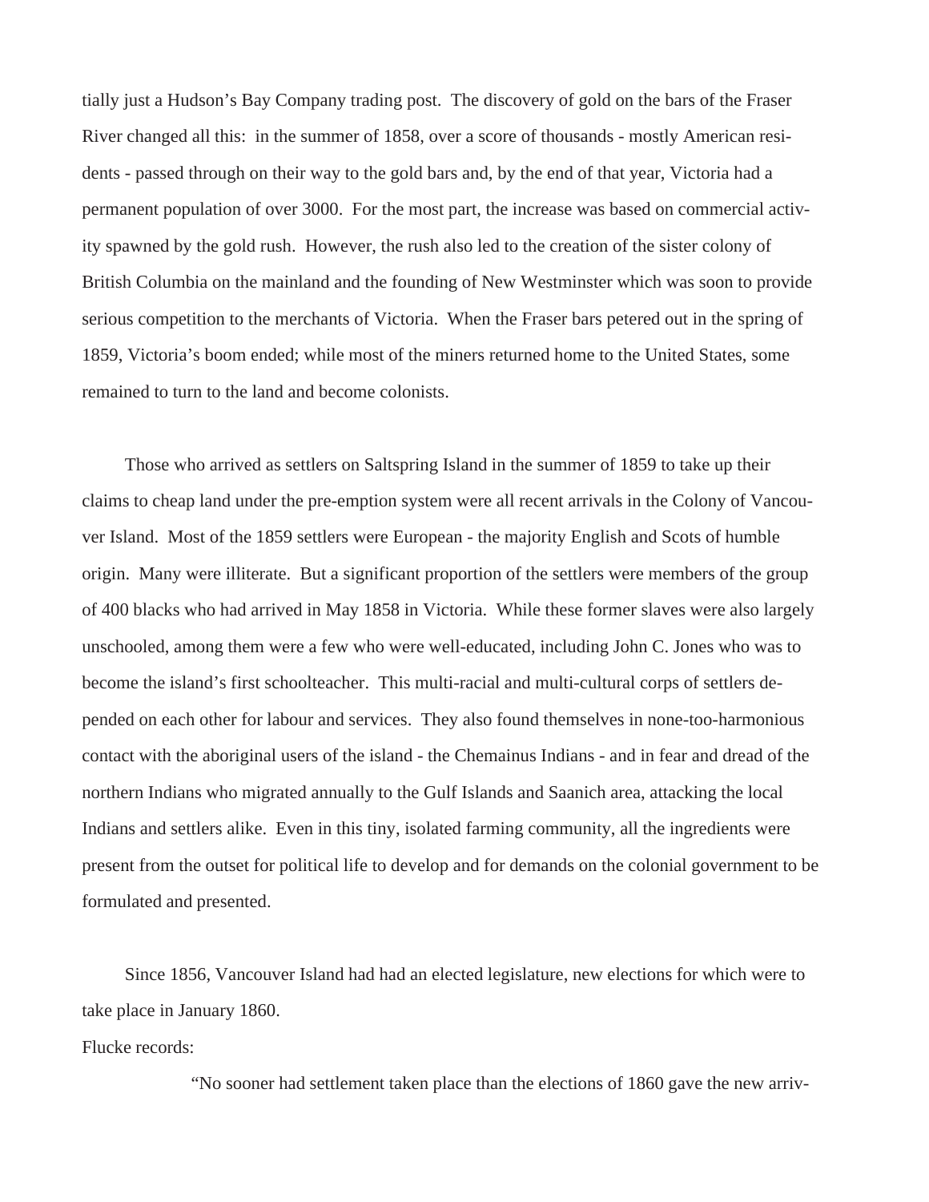tially just a Hudson's Bay Company trading post. The discovery of gold on the bars of the Fraser River changed all this: in the summer of 1858, over a score of thousands - mostly American residents - passed through on their way to the gold bars and, by the end of that year, Victoria had a permanent population of over 3000. For the most part, the increase was based on commercial activity spawned by the gold rush. However, the rush also led to the creation of the sister colony of British Columbia on the mainland and the founding of New Westminster which was soon to provide serious competition to the merchants of Victoria. When the Fraser bars petered out in the spring of 1859, Victoria's boom ended; while most of the miners returned home to the United States, some remained to turn to the land and become colonists.

Those who arrived as settlers on Saltspring Island in the summer of 1859 to take up their claims to cheap land under the pre-emption system were all recent arrivals in the Colony of Vancouver Island. Most of the 1859 settlers were European - the majority English and Scots of humble origin. Many were illiterate. But a significant proportion of the settlers were members of the group of 400 blacks who had arrived in May 1858 in Victoria. While these former slaves were also largely unschooled, among them were a few who were well-educated, including John C. Jones who was to become the island's first schoolteacher. This multi-racial and multi-cultural corps of settlers depended on each other for labour and services. They also found themselves in none-too-harmonious contact with the aboriginal users of the island - the Chemainus Indians - and in fear and dread of the northern Indians who migrated annually to the Gulf Islands and Saanich area, attacking the local Indians and settlers alike. Even in this tiny, isolated farming community, all the ingredients were present from the outset for political life to develop and for demands on the colonial government to be formulated and presented.

Since 1856, Vancouver Island had had an elected legislature, new elections for which were to take place in January 1860.

Flucke records:

> "No sooner had settlement taken place than the elections of 1860 gave the new arriv-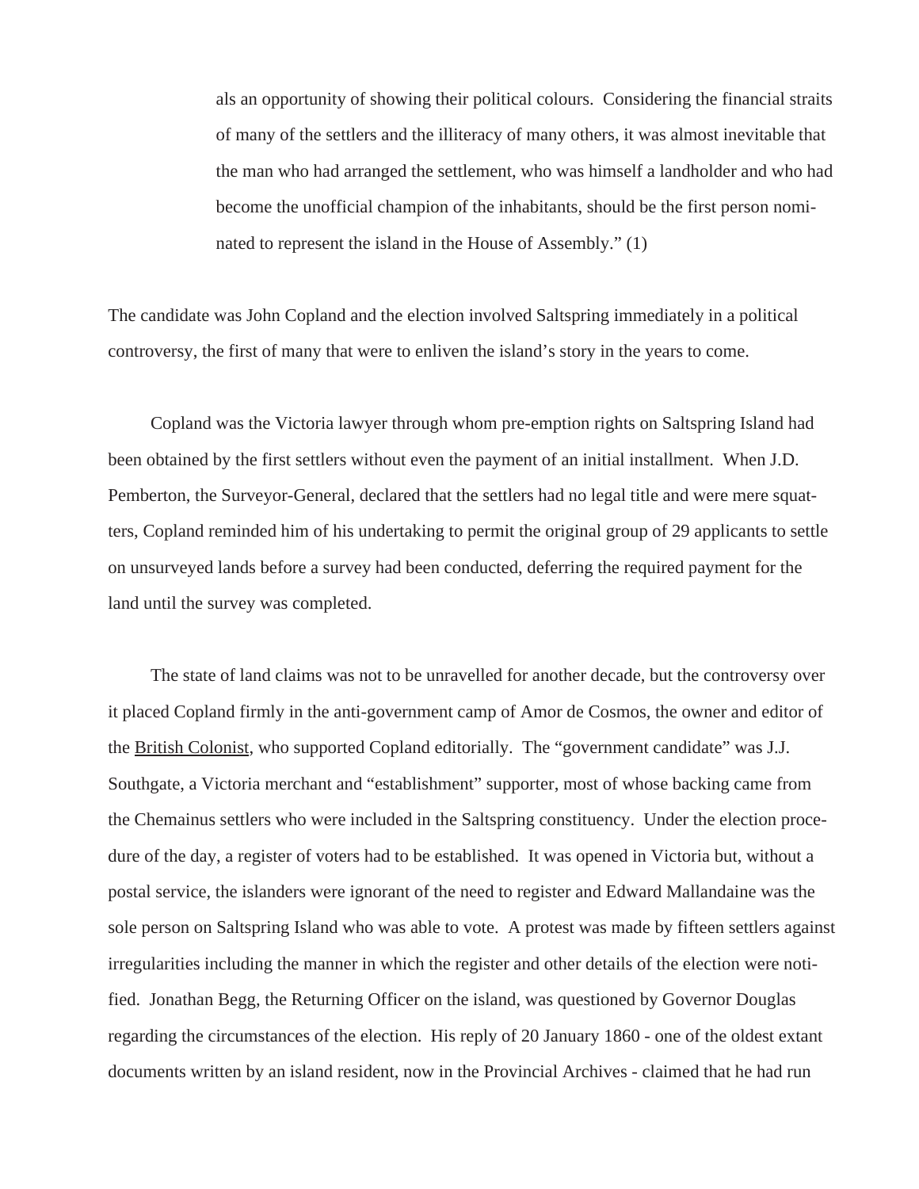als an opportunity of showing their political colours. Considering the financial straits of many of the settlers and the illiteracy of many others, it was almost inevitable that the man who had arranged the settlement, who was himself a landholder and who had become the unofficial champion of the inhabitants, should be the first person nominated to represent the island in the House of Assembly." (1)

The candidate was John Copland and the election involved Saltspring immediately in a political controversy, the first of many that were to enliven the island's story in the years to come.

Copland was the Victoria lawyer through whom pre-emption rights on Saltspring Island had been obtained by the first settlers without even the payment of an initial installment. When J.D. Pemberton, the Surveyor-General, declared that the settlers had no legal title and were mere squatters, Copland reminded him of his undertaking to permit the original group of 29 applicants to settle on unsurveyed lands before a survey had been conducted, deferring the required payment for the land until the survey was completed.

The state of land claims was not to be unravelled for another decade, but the controversy over it placed Copland firmly in the anti-government camp of Amor de Cosmos, the owner and editor of the British Colonist, who supported Copland editorially. The "government candidate" was J.J. Southgate, a Victoria merchant and "establishment" supporter, most of whose backing came from the Chemainus settlers who were included in the Saltspring constituency. Under the election procedure of the day, a register of voters had to be established. It was opened in Victoria but, without a postal service, the islanders were ignorant of the need to register and Edward Mallandaine was the sole person on Saltspring Island who was able to vote. A protest was made by fifteen settlers against irregularities including the manner in which the register and other details of the election were notified. Jonathan Begg, the Returning Officer on the island, was questioned by Governor Douglas regarding the circumstances of the election. His reply of 20 January 1860 - one of the oldest extant documents written by an island resident, now in the Provincial Archives - claimed that he had run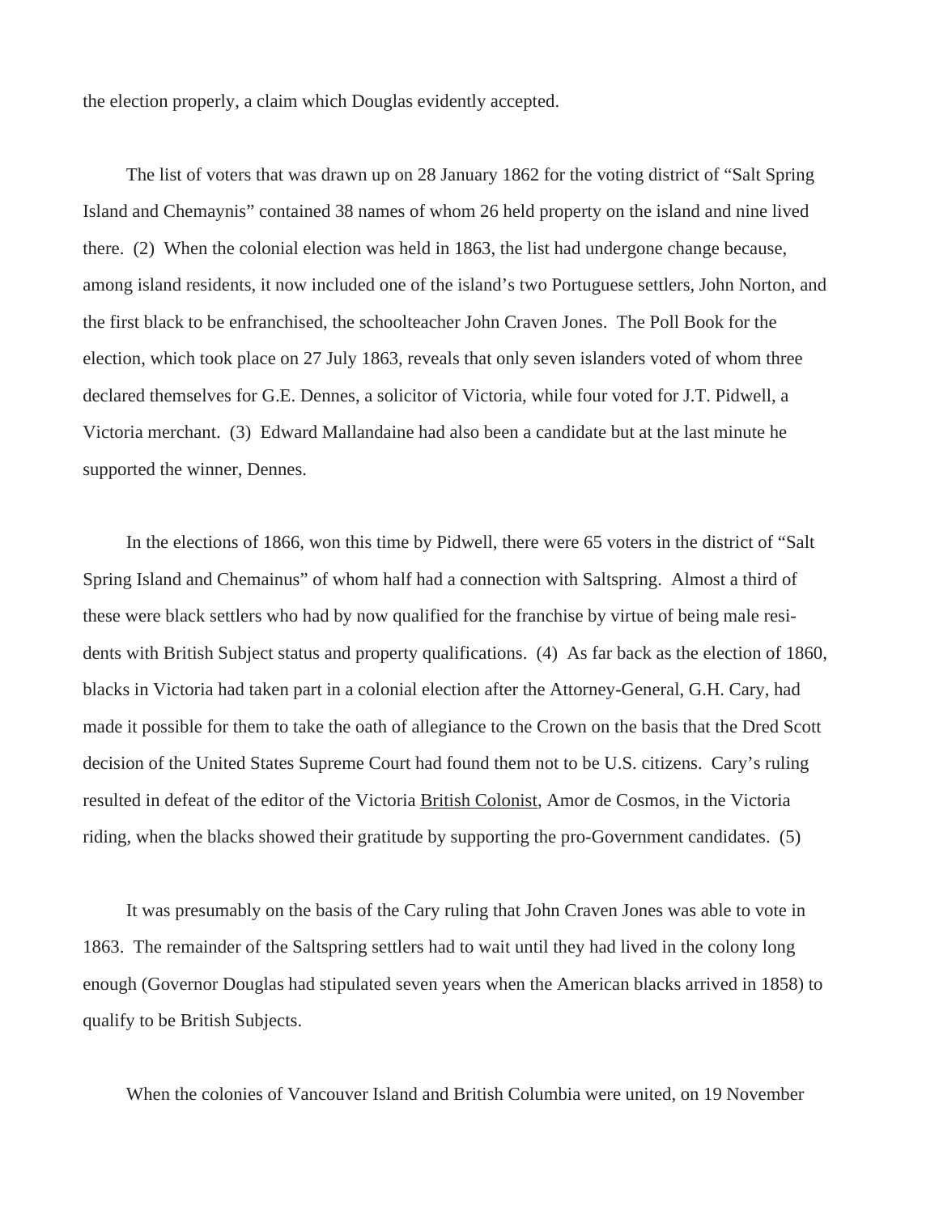the election properly, a claim which Douglas evidently accepted.

The list of voters that was drawn up on 28 January 1862 for the voting district of "Salt Spring Island and Chemaynis" contained 38 names of whom 26 held property on the island and nine lived there. (2) When the colonial election was held in 1863, the list had undergone change because, among island residents, it now included one of the island's two Portuguese settlers, John Norton, and the first black to be enfranchised, the schoolteacher John Craven Jones. The Poll Book for the election, which took place on 27 July 1863, reveals that only seven islanders voted of whom three declared themselves for G.E. Dennes, a solicitor of Victoria, while four voted for J.T. Pidwell, a Victoria merchant. (3) Edward Mallandaine had also been a candidate but at the last minute he supported the winner, Dennes.

In the elections of 1866, won this time by Pidwell, there were 65 voters in the district of "Salt Spring Island and Chemainus" of whom half had a connection with Saltspring. Almost a third of these were black settlers who had by now qualified for the franchise by virtue of being male residents with British Subject status and property qualifications. (4) As far back as the election of 1860, blacks in Victoria had taken part in a colonial election after the Attorney-General, G.H. Cary, had made it possible for them to take the oath of allegiance to the Crown on the basis that the Dred Scott decision of the United States Supreme Court had found them not to be U.S. citizens. Cary's ruling resulted in defeat of the editor of the Victoria British Colonist, Amor de Cosmos, in the Victoria riding, when the blacks showed their gratitude by supporting the pro-Government candidates. (5)

It was presumably on the basis of the Cary ruling that John Craven Jones was able to vote in 1863. The remainder of the Saltspring settlers had to wait until they had lived in the colony long enough (Governor Douglas had stipulated seven years when the American blacks arrived in 1858) to qualify to be British Subjects.

When the colonies of Vancouver Island and British Columbia were united, on 19 November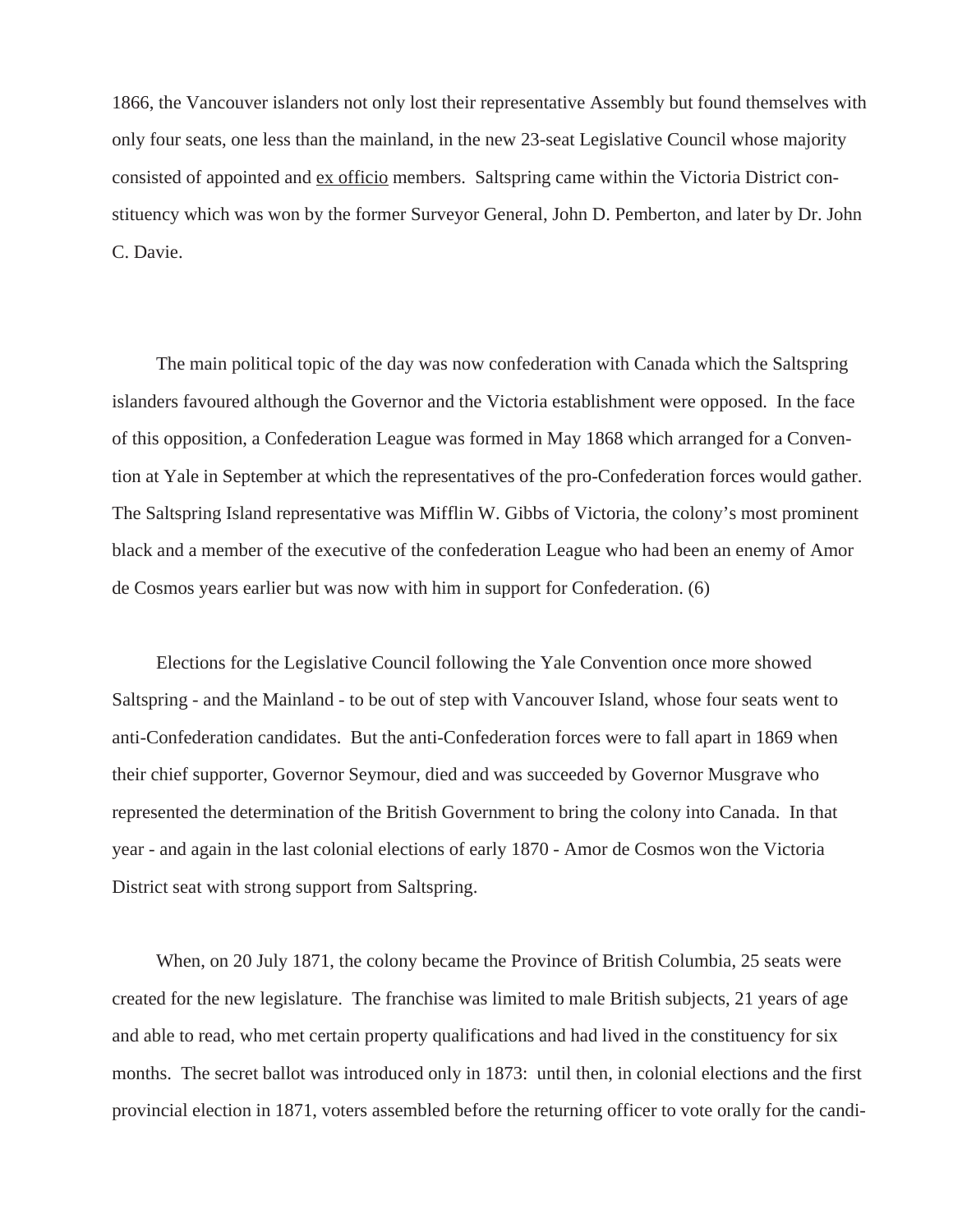1866, the Vancouver islanders not only lost their representative Assembly but found themselves with only four seats, one less than the mainland, in the new 23-seat Legislative Council whose majority consisted of appointed and ex officio members. Saltspring came within the Victoria District constituency which was won by the former Surveyor General, John D. Pemberton, and later by Dr. John C. Davie.

The main political topic of the day was now confederation with Canada which the Saltspring islanders favoured although the Governor and the Victoria establishment were opposed. In the face of this opposition, a Confederation League was formed in May 1868 which arranged for a Convention at Yale in September at which the representatives of the pro-Confederation forces would gather. The Saltspring Island representative was Mifflin W. Gibbs of Victoria, the colony's most prominent black and a member of the executive of the confederation League who had been an enemy of Amor de Cosmos years earlier but was now with him in support for Confederation. (6)

Elections for the Legislative Council following the Yale Convention once more showed Saltspring - and the Mainland - to be out of step with Vancouver Island, whose four seats went to anti-Confederation candidates. But the anti-Confederation forces were to fall apart in 1869 when their chief supporter, Governor Seymour, died and was succeeded by Governor Musgrave who represented the determination of the British Government to bring the colony into Canada. In that year - and again in the last colonial elections of early 1870 - Amor de Cosmos won the Victoria District seat with strong support from Saltspring.

When, on 20 July 1871, the colony became the Province of British Columbia, 25 seats were created for the new legislature. The franchise was limited to male British subjects, 21 years of age and able to read, who met certain property qualifications and had lived in the constituency for six months. The secret ballot was introduced only in 1873: until then, in colonial elections and the first provincial election in 1871, voters assembled before the returning officer to vote orally for the candi-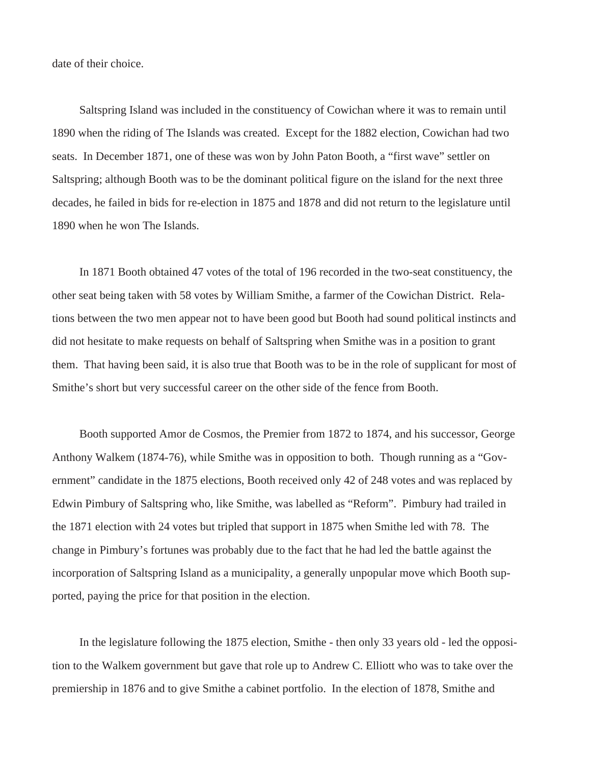date of their choice.

Saltspring Island was included in the constituency of Cowichan where it was to remain until 1890 when the riding of The Islands was created. Except for the 1882 election, Cowichan had two seats. In December 1871, one of these was won by John Paton Booth, a “first wave” settler on Saltspring; although Booth was to be the dominant political figure on the island for the next three decades, he failed in bids for re-election in 1875 and 1878 and did not return to the legislature until 1890 when he won The Islands.

In 1871 Booth obtained 47 votes of the total of 196 recorded in the two-seat constituency, the other seat being taken with 58 votes by William Smithe, a farmer of the Cowichan District. Relations between the two men appear not to have been good but Booth had sound political instincts and did not hesitate to make requests on behalf of Saltspring when Smithe was in a position to grant them. That having been said, it is also true that Booth was to be in the role of supplicant for most of Smithe’s short but very successful career on the other side of the fence from Booth.

Booth supported Amor de Cosmos, the Premier from 1872 to 1874, and his successor, George Anthony Walkem (1874-76), while Smithe was in opposition to both. Though running as a “Government” candidate in the 1875 elections, Booth received only 42 of 248 votes and was replaced by Edwin Pimbury of Saltspring who, like Smithe, was labelled as “Reform”. Pimbury had trailed in the 1871 election with 24 votes but tripled that support in 1875 when Smithe led with 78. The change in Pimbury’s fortunes was probably due to the fact that he had led the battle against the incorporation of Saltspring Island as a municipality, a generally unpopular move which Booth supported, paying the price for that position in the election.

In the legislature following the 1875 election, Smithe - then only 33 years old - led the opposition to the Walkem government but gave that role up to Andrew C. Elliott who was to take over the premiership in 1876 and to give Smithe a cabinet portfolio. In the election of 1878, Smithe and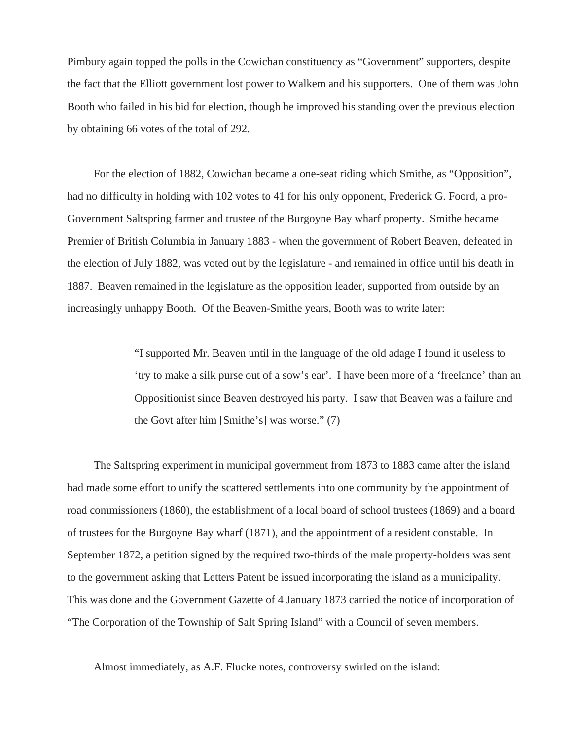Pimbury again topped the polls in the Cowichan constituency as "Government" supporters, despite the fact that the Elliott government lost power to Walkem and his supporters. One of them was John Booth who failed in his bid for election, though he improved his standing over the previous election by obtaining 66 votes of the total of 292.

For the election of 1882, Cowichan became a one-seat riding which Smithe, as "Opposition", had no difficulty in holding with 102 votes to 41 for his only opponent, Frederick G. Foord, a pro-Government Saltspring farmer and trustee of the Burgoyne Bay wharf property. Smithe became Premier of British Columbia in January 1883 - when the government of Robert Beaven, defeated in the election of July 1882, was voted out by the legislature - and remained in office until his death in 1887. Beaven remained in the legislature as the opposition leader, supported from outside by an increasingly unhappy Booth. Of the Beaven-Smithe years, Booth was to write later:

> "I supported Mr. Beaven until in the language of the old adage I found it useless to 'try to make a silk purse out of a sow's ear'. I have been more of a 'freelance' than an Oppositionist since Beaven destroyed his party. I saw that Beaven was a failure and the Govt after him [Smithe's] was worse." (7)

The Saltspring experiment in municipal government from 1873 to 1883 came after the island had made some effort to unify the scattered settlements into one community by the appointment of road commissioners (1860), the establishment of a local board of school trustees (1869) and a board of trustees for the Burgoyne Bay wharf (1871), and the appointment of a resident constable. In September 1872, a petition signed by the required two-thirds of the male property-holders was sent to the government asking that Letters Patent be issued incorporating the island as a municipality. This was done and the Government Gazette of 4 January 1873 carried the notice of incorporation of "The Corporation of the Township of Salt Spring Island" with a Council of seven members.

Almost immediately, as A.F. Flucke notes, controversy swirled on the island: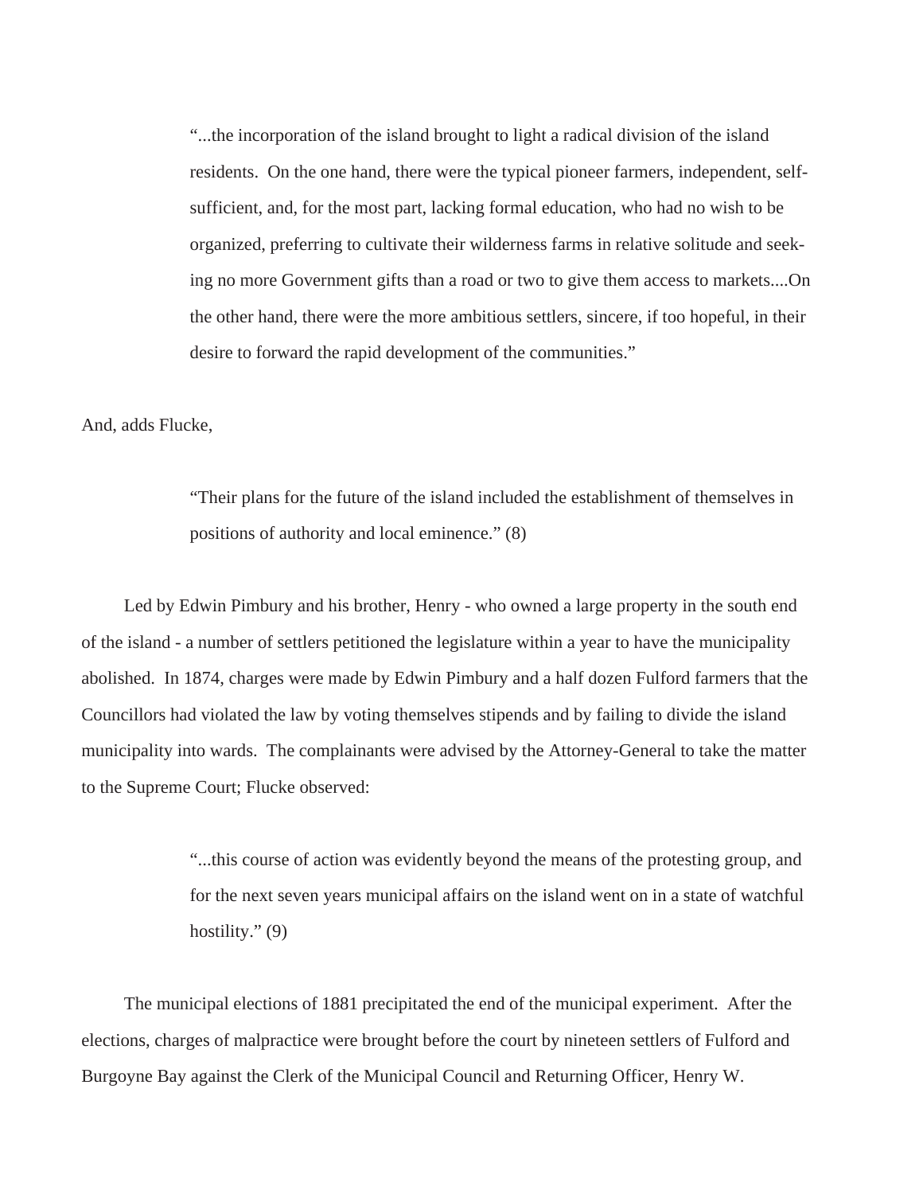> "...the incorporation of the island brought to light a radical division of the island residents. On the one hand, there were the typical pioneer farmers, independent, self-sufficient, and, for the most part, lacking formal education, who had no wish to be organized, preferring to cultivate their wilderness farms in relative solitude and seeking no more Government gifts than a road or two to give them access to markets....On the other hand, there were the more ambitious settlers, sincere, if too hopeful, in their desire to forward the rapid development of the communities."

And, adds Flucke,

> "Their plans for the future of the island included the establishment of themselves in positions of authority and local eminence." (8)

Led by Edwin Pimbury and his brother, Henry - who owned a large property in the south end of the island - a number of settlers petitioned the legislature within a year to have the municipality abolished. In 1874, charges were made by Edwin Pimbury and a half dozen Fulford farmers that the Councillors had violated the law by voting themselves stipends and by failing to divide the island municipality into wards. The complainants were advised by the Attorney-General to take the matter to the Supreme Court; Flucke observed:

> "...this course of action was evidently beyond the means of the protesting group, and for the next seven years municipal affairs on the island went on in a state of watchful hostility." (9)

The municipal elections of 1881 precipitated the end of the municipal experiment. After the elections, charges of malpractice were brought before the court by nineteen settlers of Fulford and Burgoyne Bay against the Clerk of the Municipal Council and Returning Officer, Henry W.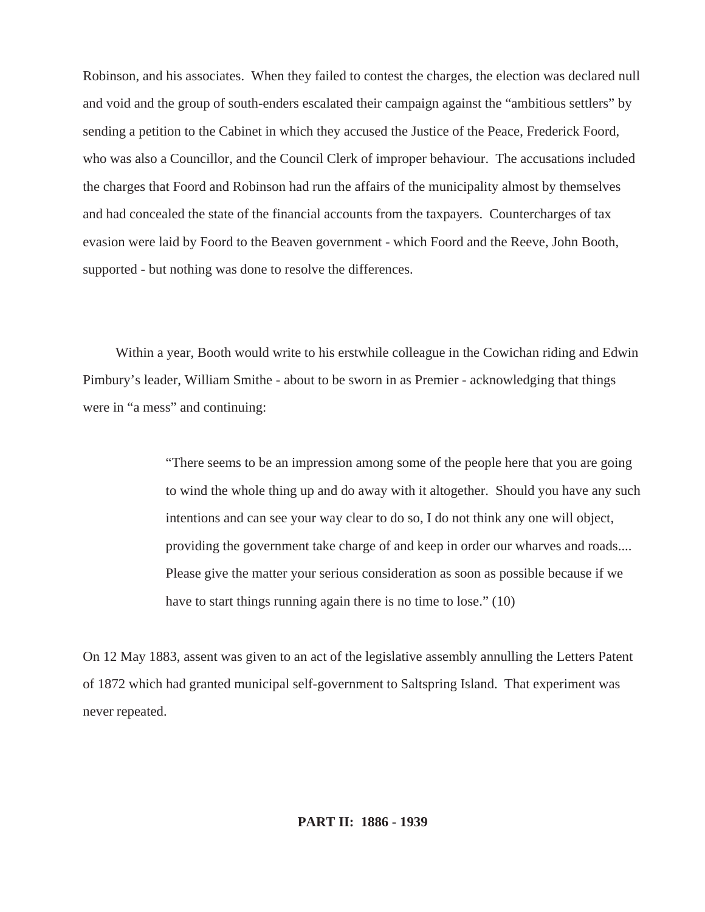Robinson, and his associates. When they failed to contest the charges, the election was declared null and void and the group of south-enders escalated their campaign against the "ambitious settlers" by sending a petition to the Cabinet in which they accused the Justice of the Peace, Frederick Foord, who was also a Councillor, and the Council Clerk of improper behaviour. The accusations included the charges that Foord and Robinson had run the affairs of the municipality almost by themselves and had concealed the state of the financial accounts from the taxpayers. Countercharges of tax evasion were laid by Foord to the Beaven government - which Foord and the Reeve, John Booth, supported - but nothing was done to resolve the differences.

Within a year, Booth would write to his erstwhile colleague in the Cowichan riding and Edwin Pimbury's leader, William Smithe - about to be sworn in as Premier - acknowledging that things were in "a mess" and continuing:

> "There seems to be an impression among some of the people here that you are going to wind the whole thing up and do away with it altogether. Should you have any such intentions and can see your way clear to do so, I do not think any one will object, providing the government take charge of and keep in order our wharves and roads.... Please give the matter your serious consideration as soon as possible because if we have to start things running again there is no time to lose." (10)

On 12 May 1883, assent was given to an act of the legislative assembly annulling the Letters Patent of 1872 which had granted municipal self-government to Saltspring Island. That experiment was never repeated.

## PART II: 1886 - 1939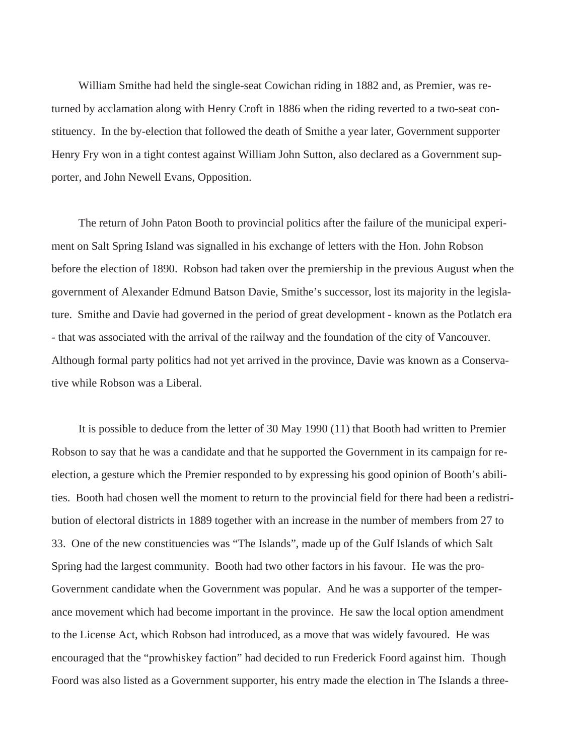William Smithe had held the single-seat Cowichan riding in 1882 and, as Premier, was returned by acclamation along with Henry Croft in 1886 when the riding reverted to a two-seat constituency. In the by-election that followed the death of Smithe a year later, Government supporter Henry Fry won in a tight contest against William John Sutton, also declared as a Government supporter, and John Newell Evans, Opposition.

The return of John Paton Booth to provincial politics after the failure of the municipal experiment on Salt Spring Island was signalled in his exchange of letters with the Hon. John Robson before the election of 1890. Robson had taken over the premiership in the previous August when the government of Alexander Edmund Batson Davie, Smithe's successor, lost its majority in the legislature. Smithe and Davie had governed in the period of great development - known as the Potlatch era - that was associated with the arrival of the railway and the foundation of the city of Vancouver. Although formal party politics had not yet arrived in the province, Davie was known as a Conservative while Robson was a Liberal.

It is possible to deduce from the letter of 30 May 1990 (11) that Booth had written to Premier Robson to say that he was a candidate and that he supported the Government in its campaign for re-election, a gesture which the Premier responded to by expressing his good opinion of Booth's abilities. Booth had chosen well the moment to return to the provincial field for there had been a redistribution of electoral districts in 1889 together with an increase in the number of members from 27 to 33. One of the new constituencies was "The Islands", made up of the Gulf Islands of which Salt Spring had the largest community. Booth had two other factors in his favour. He was the pro-Government candidate when the Government was popular. And he was a supporter of the temperance movement which had become important in the province. He saw the local option amendment to the License Act, which Robson had introduced, as a move that was widely favoured. He was encouraged that the "prowhiskey faction" had decided to run Frederick Foord against him. Though Foord was also listed as a Government supporter, his entry made the election in The Islands a three-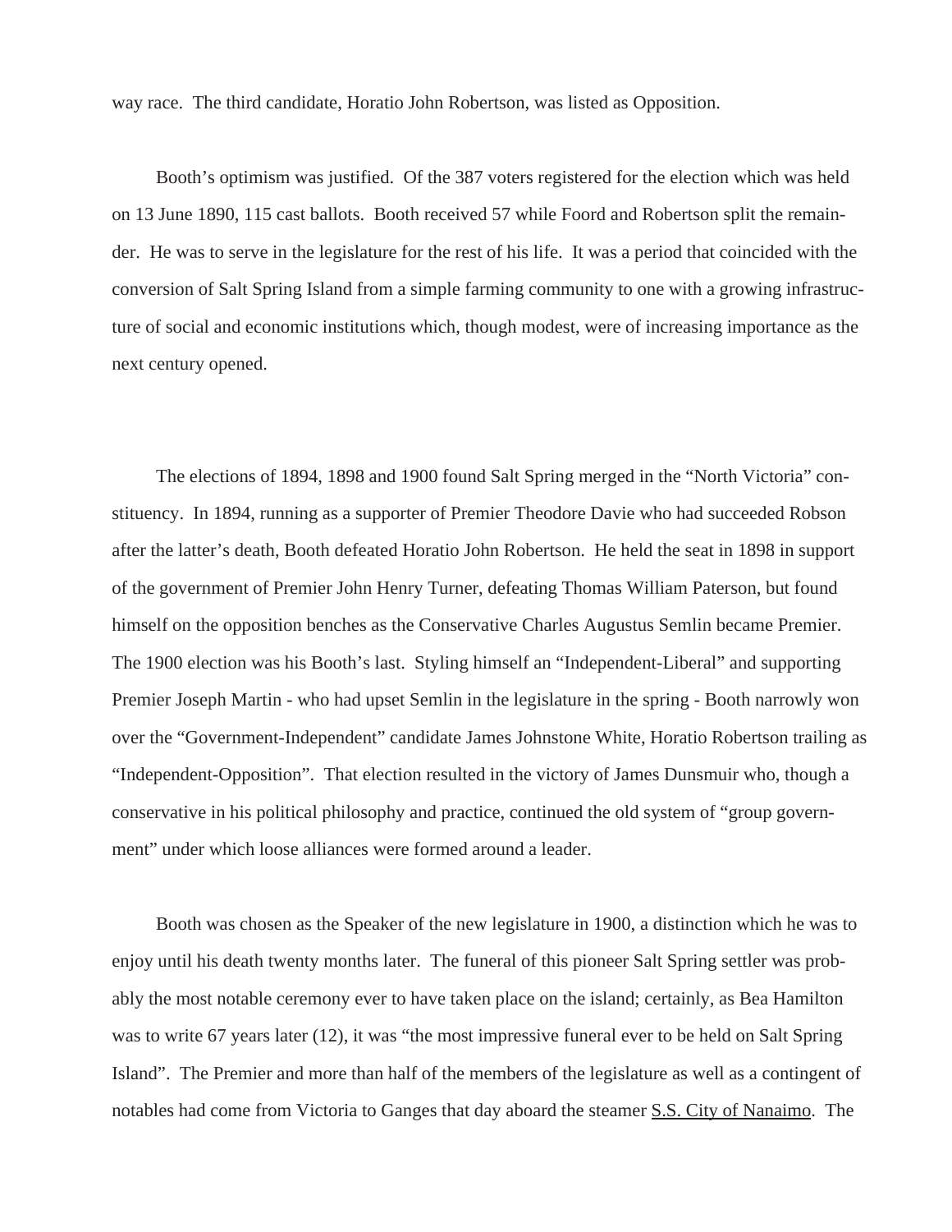way race. The third candidate, Horatio John Robertson, was listed as Opposition.

Booth's optimism was justified. Of the 387 voters registered for the election which was held on 13 June 1890, 115 cast ballots. Booth received 57 while Foord and Robertson split the remainder. He was to serve in the legislature for the rest of his life. It was a period that coincided with the conversion of Salt Spring Island from a simple farming community to one with a growing infrastructure of social and economic institutions which, though modest, were of increasing importance as the next century opened.

The elections of 1894, 1898 and 1900 found Salt Spring merged in the "North Victoria" constituency. In 1894, running as a supporter of Premier Theodore Davie who had succeeded Robson after the latter's death, Booth defeated Horatio John Robertson. He held the seat in 1898 in support of the government of Premier John Henry Turner, defeating Thomas William Paterson, but found himself on the opposition benches as the Conservative Charles Augustus Semlin became Premier. The 1900 election was his Booth's last. Styling himself an "Independent-Liberal" and supporting Premier Joseph Martin - who had upset Semlin in the legislature in the spring - Booth narrowly won over the "Government-Independent" candidate James Johnstone White, Horatio Robertson trailing as "Independent-Opposition". That election resulted in the victory of James Dunsmuir who, though a conservative in his political philosophy and practice, continued the old system of "group government" under which loose alliances were formed around a leader.

Booth was chosen as the Speaker of the new legislature in 1900, a distinction which he was to enjoy until his death twenty months later. The funeral of this pioneer Salt Spring settler was probably the most notable ceremony ever to have taken place on the island; certainly, as Bea Hamilton was to write 67 years later (12), it was "the most impressive funeral ever to be held on Salt Spring Island". The Premier and more than half of the members of the legislature as well as a contingent of notables had come from Victoria to Ganges that day aboard the steamer <u>S.S. City of Nanaimo</u>. The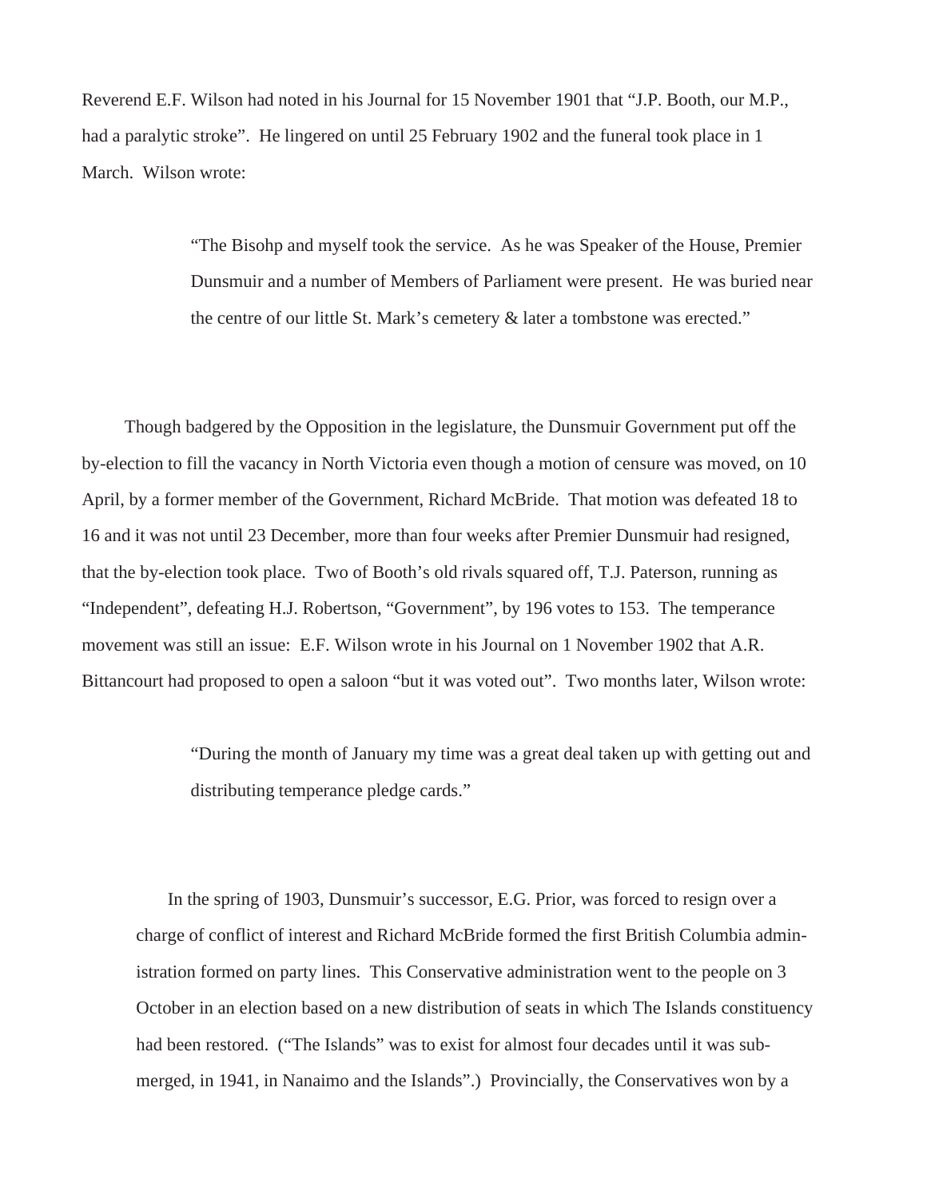Reverend E.F. Wilson had noted in his Journal for 15 November 1901 that “J.P. Booth, our M.P., had a paralytic stroke”. He lingered on until 25 February 1902 and the funeral took place in 1 March. Wilson wrote:

> “The Bisohp and myself took the service. As he was Speaker of the House, Premier Dunsmuir and a number of Members of Parliament were present. He was buried near the centre of our little St. Mark’s cemetery & later a tombstone was erected.”

Though badgered by the Opposition in the legislature, the Dunsmuir Government put off the by-election to fill the vacancy in North Victoria even though a motion of censure was moved, on 10 April, by a former member of the Government, Richard McBride. That motion was defeated 18 to 16 and it was not until 23 December, more than four weeks after Premier Dunsmuir had resigned, that the by-election took place. Two of Booth’s old rivals squared off, T.J. Paterson, running as “Independent”, defeating H.J. Robertson, “Government”, by 196 votes to 153. The temperance movement was still an issue: E.F. Wilson wrote in his Journal on 1 November 1902 that A.R. Bittancourt had proposed to open a saloon “but it was voted out”. Two months later, Wilson wrote:

> “During the month of January my time was a great deal taken up with getting out and distributing temperance pledge cards.”

In the spring of 1903, Dunsmuir’s successor, E.G. Prior, was forced to resign over a charge of conflict of interest and Richard McBride formed the first British Columbia administration formed on party lines. This Conservative administration went to the people on 3 October in an election based on a new distribution of seats in which The Islands constituency had been restored. (“The Islands” was to exist for almost four decades until it was submerged, in 1941, in Nanaimo and the Islands”.) Provincially, the Conservatives won by a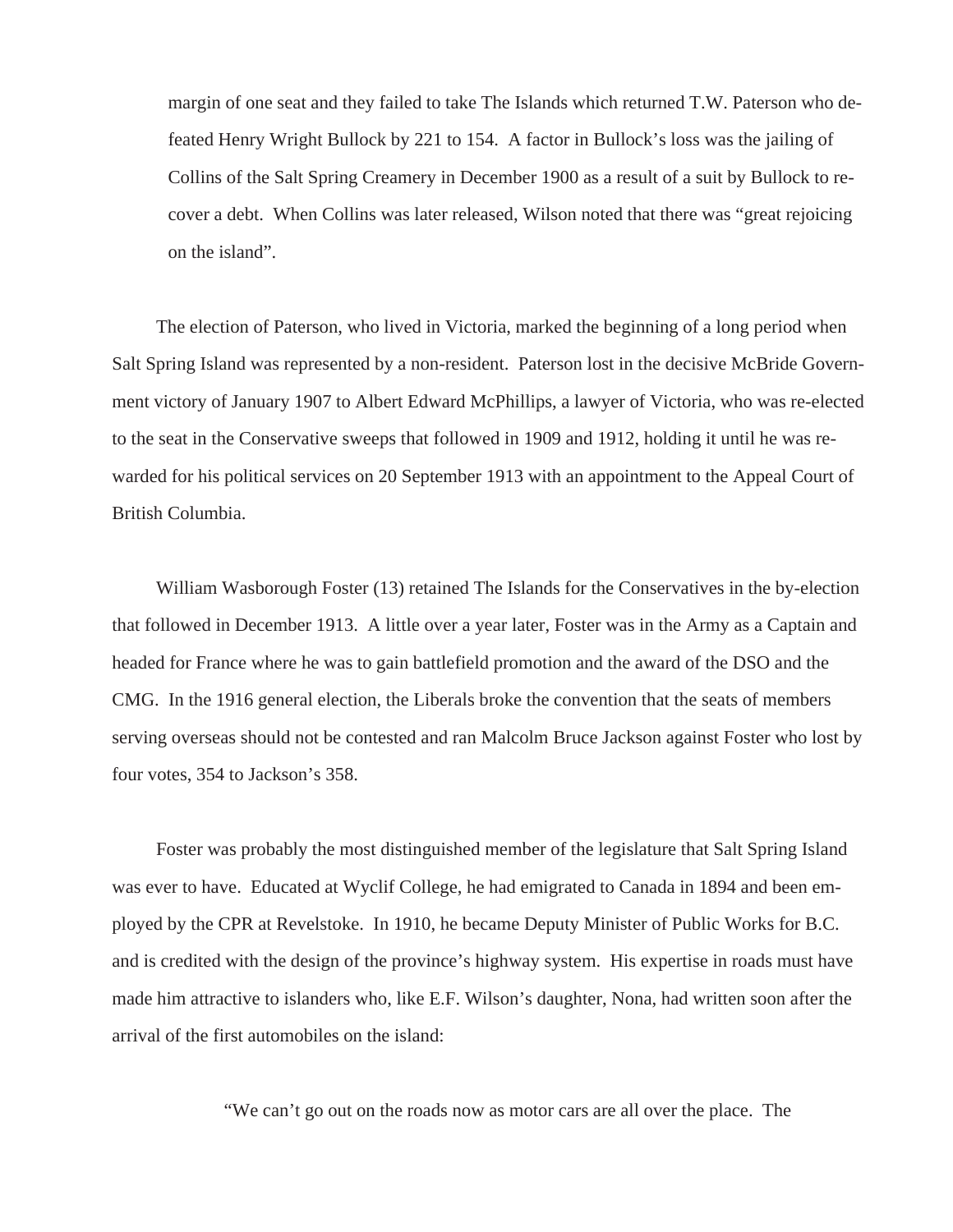> margin of one seat and they failed to take The Islands which returned T.W. Paterson who defeated Henry Wright Bullock by 221 to 154. A factor in Bullock's loss was the jailing of Collins of the Salt Spring Creamery in December 1900 as a result of a suit by Bullock to recover a debt. When Collins was later released, Wilson noted that there was "great rejoicing on the island".

The election of Paterson, who lived in Victoria, marked the beginning of a long period when Salt Spring Island was represented by a non-resident. Paterson lost in the decisive McBride Government victory of January 1907 to Albert Edward McPhillips, a lawyer of Victoria, who was re-elected to the seat in the Conservative sweeps that followed in 1909 and 1912, holding it until he was rewarded for his political services on 20 September 1913 with an appointment to the Appeal Court of British Columbia.

William Wasborough Foster (13) retained The Islands for the Conservatives in the by-election that followed in December 1913. A little over a year later, Foster was in the Army as a Captain and headed for France where he was to gain battlefield promotion and the award of the DSO and the CMG. In the 1916 general election, the Liberals broke the convention that the seats of members serving overseas should not be contested and ran Malcolm Bruce Jackson against Foster who lost by four votes, 354 to Jackson's 358.

Foster was probably the most distinguished member of the legislature that Salt Spring Island was ever to have. Educated at Wyclif College, he had emigrated to Canada in 1894 and been employed by the CPR at Revelstoke. In 1910, he became Deputy Minister of Public Works for B.C. and is credited with the design of the province's highway system. His expertise in roads must have made him attractive to islanders who, like E.F. Wilson's daughter, Nona, had written soon after the arrival of the first automobiles on the island:

> "We can't go out on the roads now as motor cars are all over the place. The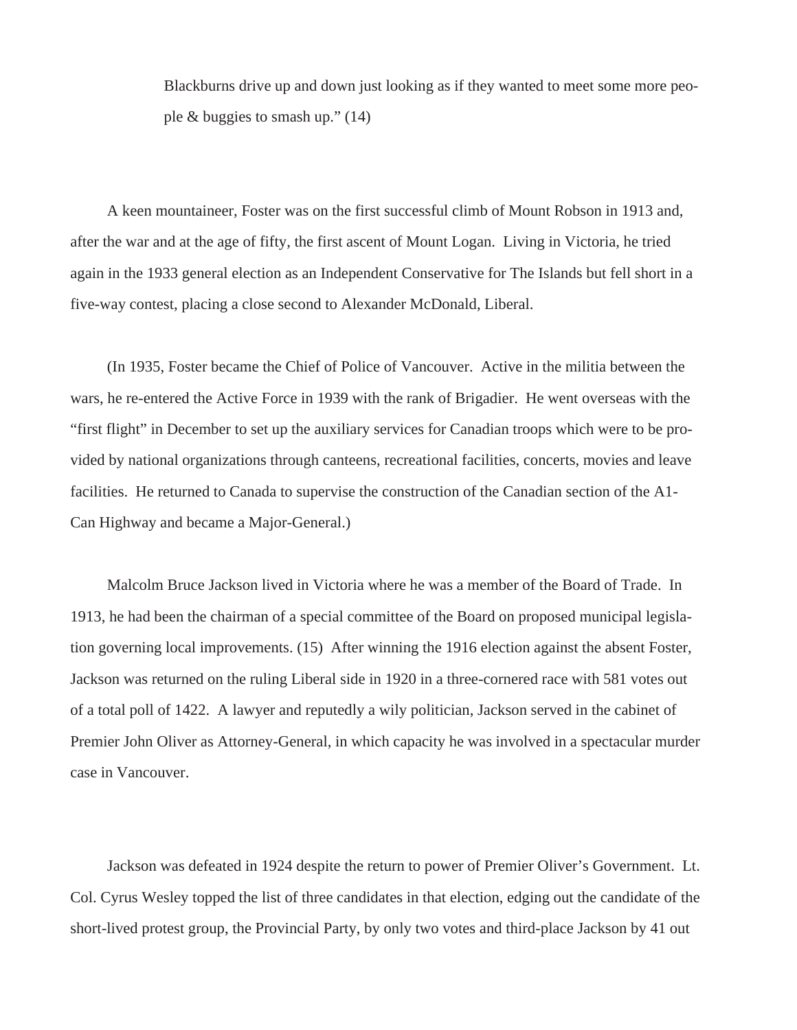> Blackburns drive up and down just looking as if they wanted to meet some more people & buggies to smash up." (14)

A keen mountaineer, Foster was on the first successful climb of Mount Robson in 1913 and, after the war and at the age of fifty, the first ascent of Mount Logan. Living in Victoria, he tried again in the 1933 general election as an Independent Conservative for The Islands but fell short in a five-way contest, placing a close second to Alexander McDonald, Liberal.

(In 1935, Foster became the Chief of Police of Vancouver. Active in the militia between the wars, he re-entered the Active Force in 1939 with the rank of Brigadier. He went overseas with the "first flight" in December to set up the auxiliary services for Canadian troops which were to be provided by national organizations through canteens, recreational facilities, concerts, movies and leave facilities. He returned to Canada to supervise the construction of the Canadian section of the A1-Can Highway and became a Major-General.)

Malcolm Bruce Jackson lived in Victoria where he was a member of the Board of Trade. In 1913, he had been the chairman of a special committee of the Board on proposed municipal legislation governing local improvements. (15) After winning the 1916 election against the absent Foster, Jackson was returned on the ruling Liberal side in 1920 in a three-cornered race with 581 votes out of a total poll of 1422. A lawyer and reputedly a wily politician, Jackson served in the cabinet of Premier John Oliver as Attorney-General, in which capacity he was involved in a spectacular murder case in Vancouver.

Jackson was defeated in 1924 despite the return to power of Premier Oliver's Government. Lt. Col. Cyrus Wesley topped the list of three candidates in that election, edging out the candidate of the short-lived protest group, the Provincial Party, by only two votes and third-place Jackson by 41 out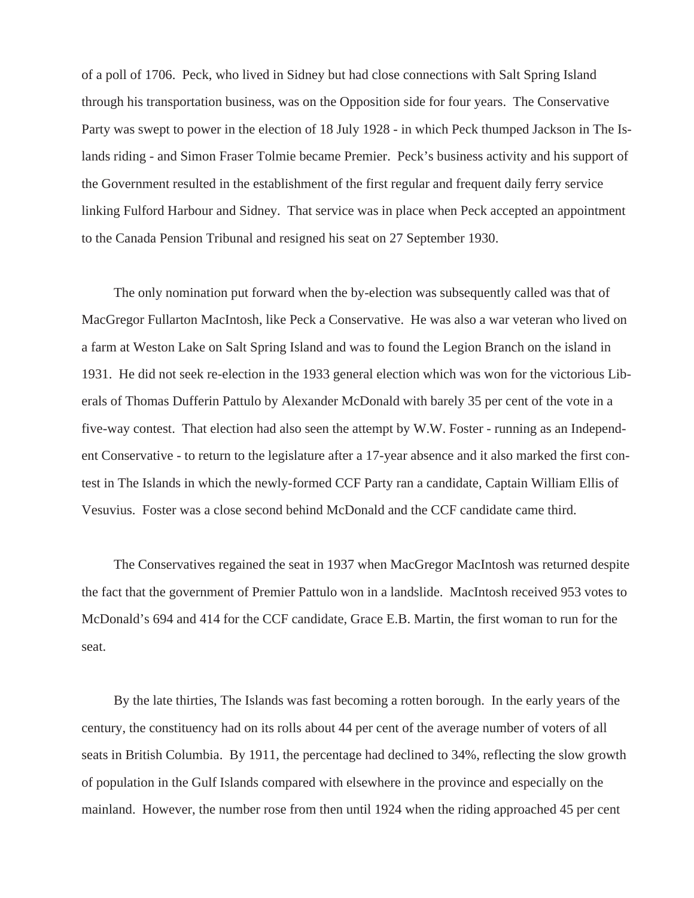of a poll of 1706. Peck, who lived in Sidney but had close connections with Salt Spring Island through his transportation business, was on the Opposition side for four years. The Conservative Party was swept to power in the election of 18 July 1928 - in which Peck thumped Jackson in The Islands riding - and Simon Fraser Tolmie became Premier. Peck's business activity and his support of the Government resulted in the establishment of the first regular and frequent daily ferry service linking Fulford Harbour and Sidney. That service was in place when Peck accepted an appointment to the Canada Pension Tribunal and resigned his seat on 27 September 1930.

The only nomination put forward when the by-election was subsequently called was that of MacGregor Fullarton MacIntosh, like Peck a Conservative. He was also a war veteran who lived on a farm at Weston Lake on Salt Spring Island and was to found the Legion Branch on the island in 1931. He did not seek re-election in the 1933 general election which was won for the victorious Liberals of Thomas Dufferin Pattulo by Alexander McDonald with barely 35 per cent of the vote in a five-way contest. That election had also seen the attempt by W.W. Foster - running as an Independent Conservative - to return to the legislature after a 17-year absence and it also marked the first contest in The Islands in which the newly-formed CCF Party ran a candidate, Captain William Ellis of Vesuvius. Foster was a close second behind McDonald and the CCF candidate came third.

The Conservatives regained the seat in 1937 when MacGregor MacIntosh was returned despite the fact that the government of Premier Pattulo won in a landslide. MacIntosh received 953 votes to McDonald's 694 and 414 for the CCF candidate, Grace E.B. Martin, the first woman to run for the seat.

By the late thirties, The Islands was fast becoming a rotten borough. In the early years of the century, the constituency had on its rolls about 44 per cent of the average number of voters of all seats in British Columbia. By 1911, the percentage had declined to 34%, reflecting the slow growth of population in the Gulf Islands compared with elsewhere in the province and especially on the mainland. However, the number rose from then until 1924 when the riding approached 45 per cent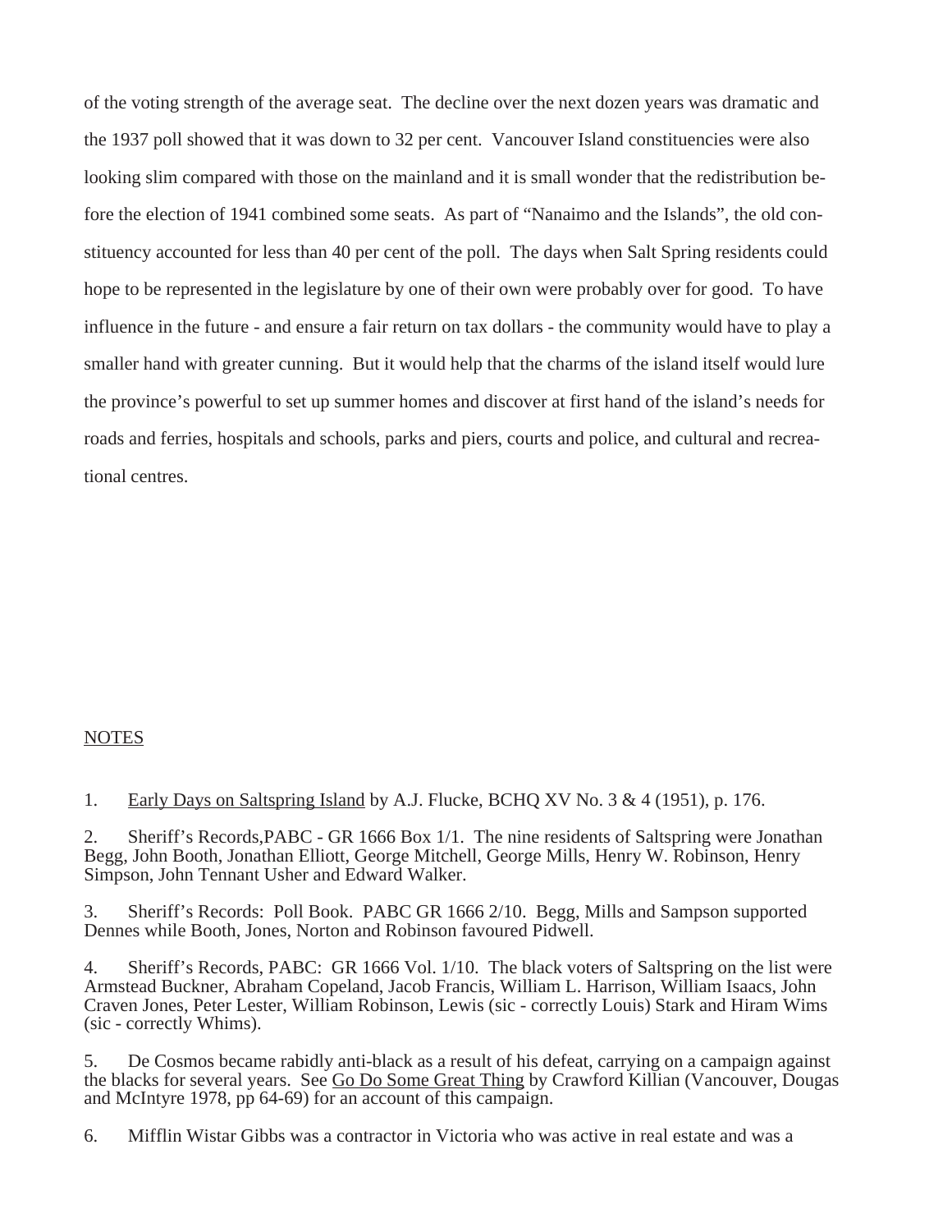of the voting strength of the average seat. The decline over the next dozen years was dramatic and the 1937 poll showed that it was down to 32 per cent. Vancouver Island constituencies were also looking slim compared with those on the mainland and it is small wonder that the redistribution before the election of 1941 combined some seats. As part of "Nanaimo and the Islands", the old constituency accounted for less than 40 per cent of the poll. The days when Salt Spring residents could hope to be represented in the legislature by one of their own were probably over for good. To have influence in the future - and ensure a fair return on tax dollars - the community would have to play a smaller hand with greater cunning. But it would help that the charms of the island itself would lure the province's powerful to set up summer homes and discover at first hand of the island's needs for roads and ferries, hospitals and schools, parks and piers, courts and police, and cultural and recreational centres.

NOTES

1. Early Days on Saltspring Island by A.J. Flucke, BCHQ XV No. 3 & 4 (1951), p. 176.

2. Sheriff's Records,PABC - GR 1666 Box 1/1. The nine residents of Saltspring were Jonathan Begg, John Booth, Jonathan Elliott, George Mitchell, George Mills, Henry W. Robinson, Henry Simpson, John Tennant Usher and Edward Walker.

3. Sheriff's Records: Poll Book. PABC GR 1666 2/10. Begg, Mills and Sampson supported Dennes while Booth, Jones, Norton and Robinson favoured Pidwell.

4. Sheriff's Records, PABC: GR 1666 Vol. 1/10. The black voters of Saltspring on the list were Armstead Buckner, Abraham Copeland, Jacob Francis, William L. Harrison, William Isaacs, John Craven Jones, Peter Lester, William Robinson, Lewis (sic - correctly Louis) Stark and Hiram Wims (sic - correctly Whims).

5. De Cosmos became rabidly anti-black as a result of his defeat, carrying on a campaign against the blacks for several years. See Go Do Some Great Thing by Crawford Killian (Vancouver, Dougas and McIntyre 1978, pp 64-69) for an account of this campaign.

6. Mifflin Wistar Gibbs was a contractor in Victoria who was active in real estate and was a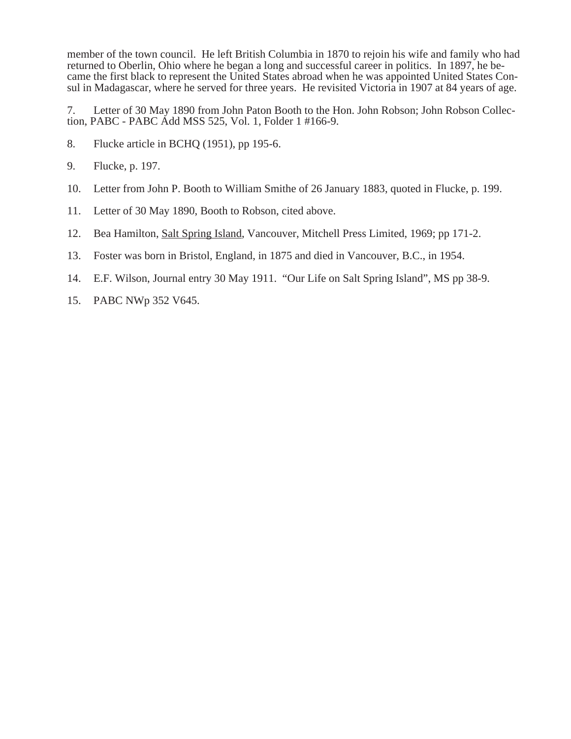member of the town council. He left British Columbia in 1870 to rejoin his wife and family who had returned to Oberlin, Ohio where he began a long and successful career in politics. In 1897, he became the first black to represent the United States abroad when he was appointed United States Consul in Madagascar, where he served for three years. He revisited Victoria in 1907 at 84 years of age.

7. Letter of 30 May 1890 from John Paton Booth to the Hon. John Robson; John Robson Collection, PABC - PABC Add MSS 525, Vol. 1, Folder 1 #166-9.

8. Flucke article in BCHQ (1951), pp 195-6.

9. Flucke, p. 197.

10. Letter from John P. Booth to William Smithe of 26 January 1883, quoted in Flucke, p. 199.

11. Letter of 30 May 1890, Booth to Robson, cited above.

12. Bea Hamilton, Salt Spring Island, Vancouver, Mitchell Press Limited, 1969; pp 171-2.

13. Foster was born in Bristol, England, in 1875 and died in Vancouver, B.C., in 1954.

14. E.F. Wilson, Journal entry 30 May 1911. "Our Life on Salt Spring Island", MS pp 38-9.

15. PABC NWp 352 V645.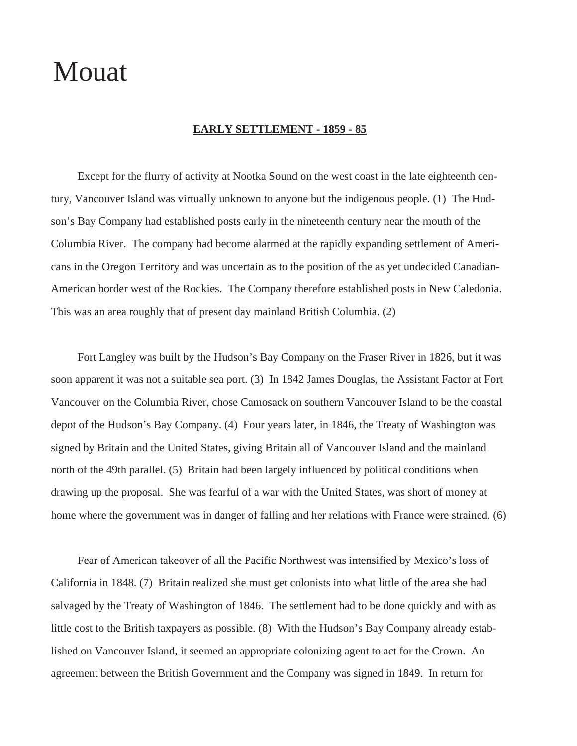## EARLY SETTLEMENT - 1859 - 85

Except for the flurry of activity at Nootka Sound on the west coast in the late eighteenth century, Vancouver Island was virtually unknown to anyone but the indigenous people. (1) The Hudson's Bay Company had established posts early in the nineteenth century near the mouth of the Columbia River. The company had become alarmed at the rapidly expanding settlement of Americans in the Oregon Territory and was uncertain as to the position of the as yet undecided Canadian-American border west of the Rockies. The Company therefore established posts in New Caledonia. This was an area roughly that of present day mainland British Columbia. (2)

Fort Langley was built by the Hudson's Bay Company on the Fraser River in 1826, but it was soon apparent it was not a suitable sea port. (3) In 1842 James Douglas, the Assistant Factor at Fort Vancouver on the Columbia River, chose Camosack on southern Vancouver Island to be the coastal depot of the Hudson's Bay Company. (4) Four years later, in 1846, the Treaty of Washington was signed by Britain and the United States, giving Britain all of Vancouver Island and the mainland north of the 49th parallel. (5) Britain had been largely influenced by political conditions when drawing up the proposal. She was fearful of a war with the United States, was short of money at home where the government was in danger of falling and her relations with France were strained. (6)

Fear of American takeover of all the Pacific Northwest was intensified by Mexico's loss of California in 1848. (7) Britain realized she must get colonists into what little of the area she had salvaged by the Treaty of Washington of 1846. The settlement had to be done quickly and with as little cost to the British taxpayers as possible. (8) With the Hudson's Bay Company already established on Vancouver Island, it seemed an appropriate colonizing agent to act for the Crown. An agreement between the British Government and the Company was signed in 1849. In return for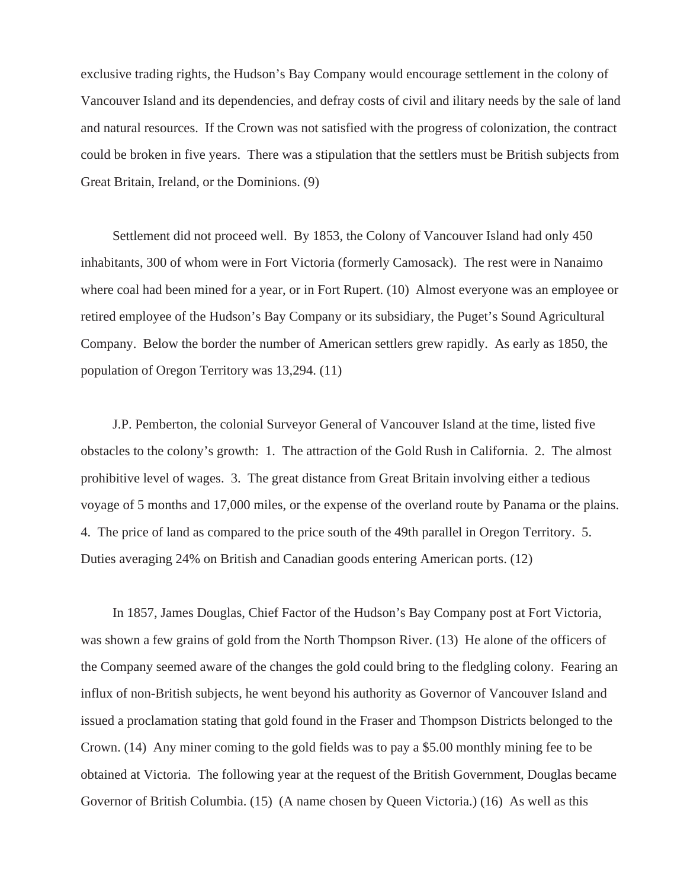exclusive trading rights, the Hudson's Bay Company would encourage settlement in the colony of Vancouver Island and its dependencies, and defray costs of civil and ilitary needs by the sale of land and natural resources. If the Crown was not satisfied with the progress of colonization, the contract could be broken in five years. There was a stipulation that the settlers must be British subjects from Great Britain, Ireland, or the Dominions. (9)

Settlement did not proceed well. By 1853, the Colony of Vancouver Island had only 450 inhabitants, 300 of whom were in Fort Victoria (formerly Camosack). The rest were in Nanaimo where coal had been mined for a year, or in Fort Rupert. (10) Almost everyone was an employee or retired employee of the Hudson's Bay Company or its subsidiary, the Puget's Sound Agricultural Company. Below the border the number of American settlers grew rapidly. As early as 1850, the population of Oregon Territory was 13,294. (11)

J.P. Pemberton, the colonial Surveyor General of Vancouver Island at the time, listed five obstacles to the colony's growth: 1. The attraction of the Gold Rush in California. 2. The almost prohibitive level of wages. 3. The great distance from Great Britain involving either a tedious voyage of 5 months and 17,000 miles, or the expense of the overland route by Panama or the plains. 4. The price of land as compared to the price south of the 49th parallel in Oregon Territory. 5. Duties averaging 24% on British and Canadian goods entering American ports. (12)

In 1857, James Douglas, Chief Factor of the Hudson's Bay Company post at Fort Victoria, was shown a few grains of gold from the North Thompson River. (13) He alone of the officers of the Company seemed aware of the changes the gold could bring to the fledgling colony. Fearing an influx of non-British subjects, he went beyond his authority as Governor of Vancouver Island and issued a proclamation stating that gold found in the Fraser and Thompson Districts belonged to the Crown. (14) Any miner coming to the gold fields was to pay a $5.00 monthly mining fee to be obtained at Victoria. The following year at the request of the British Government, Douglas became Governor of British Columbia. (15) (A name chosen by Queen Victoria.) (16) As well as this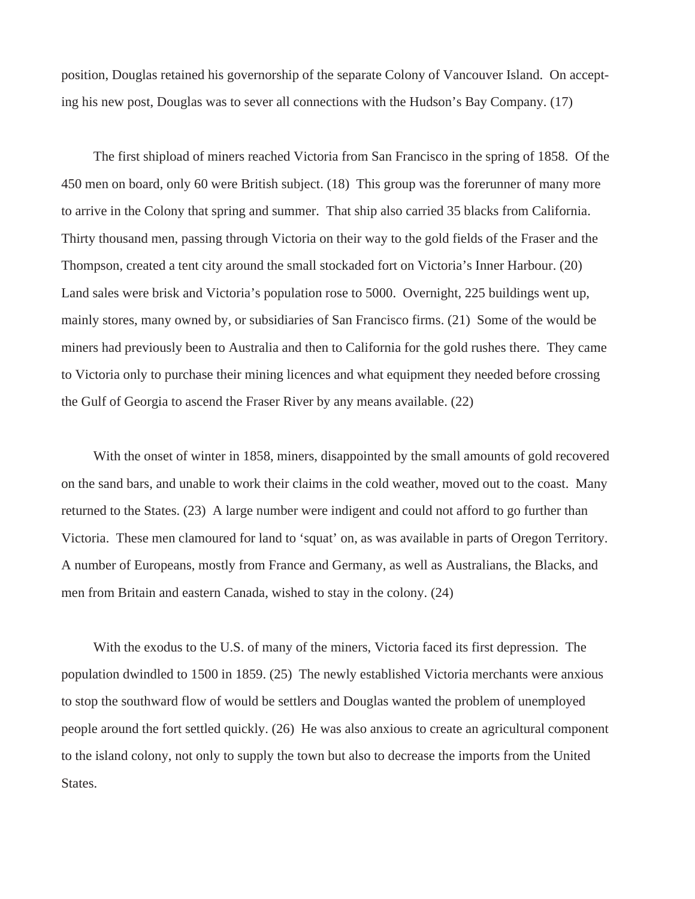position, Douglas retained his governorship of the separate Colony of Vancouver Island. On accepting his new post, Douglas was to sever all connections with the Hudson's Bay Company. (17)

The first shipload of miners reached Victoria from San Francisco in the spring of 1858. Of the 450 men on board, only 60 were British subject. (18) This group was the forerunner of many more to arrive in the Colony that spring and summer. That ship also carried 35 blacks from California. Thirty thousand men, passing through Victoria on their way to the gold fields of the Fraser and the Thompson, created a tent city around the small stockaded fort on Victoria's Inner Harbour. (20) Land sales were brisk and Victoria's population rose to 5000. Overnight, 225 buildings went up, mainly stores, many owned by, or subsidiaries of San Francisco firms. (21) Some of the would be miners had previously been to Australia and then to California for the gold rushes there. They came to Victoria only to purchase their mining licences and what equipment they needed before crossing the Gulf of Georgia to ascend the Fraser River by any means available. (22)

With the onset of winter in 1858, miners, disappointed by the small amounts of gold recovered on the sand bars, and unable to work their claims in the cold weather, moved out to the coast. Many returned to the States. (23) A large number were indigent and could not afford to go further than Victoria. These men clamoured for land to 'squat' on, as was available in parts of Oregon Territory. A number of Europeans, mostly from France and Germany, as well as Australians, the Blacks, and men from Britain and eastern Canada, wished to stay in the colony. (24)

With the exodus to the U.S. of many of the miners, Victoria faced its first depression. The population dwindled to 1500 in 1859. (25) The newly established Victoria merchants were anxious to stop the southward flow of would be settlers and Douglas wanted the problem of unemployed people around the fort settled quickly. (26) He was also anxious to create an agricultural component to the island colony, not only to supply the town but also to decrease the imports from the United States.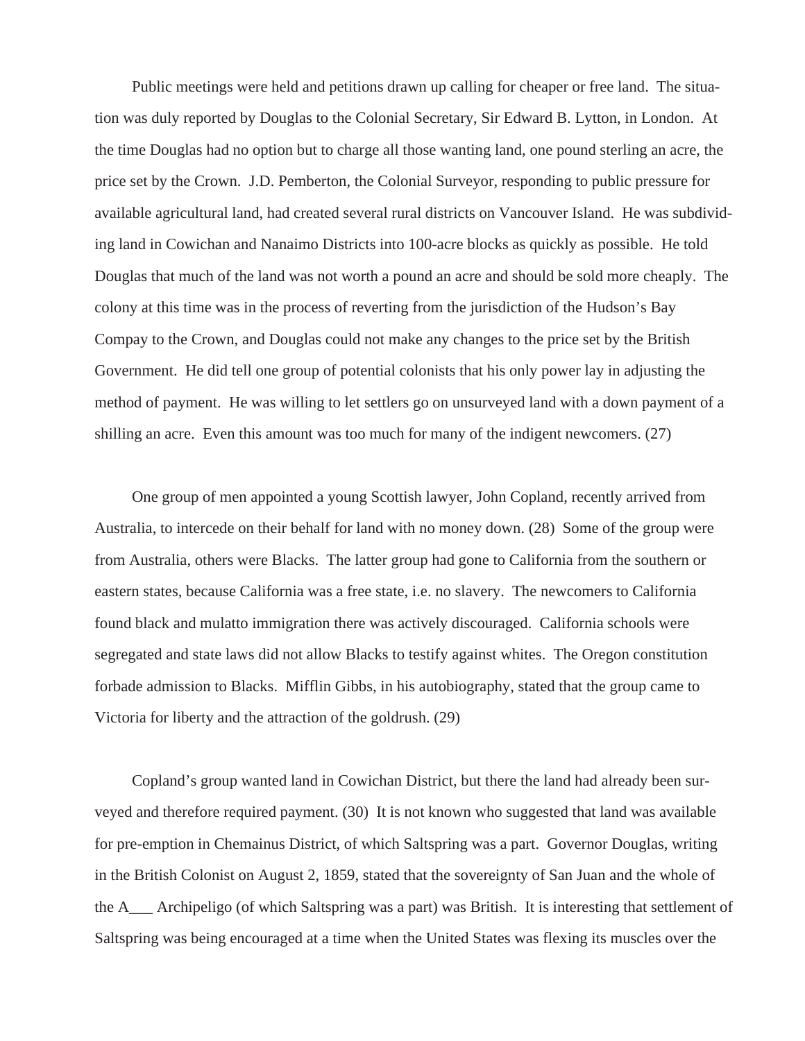Public meetings were held and petitions drawn up calling for cheaper or free land. The situation was duly reported by Douglas to the Colonial Secretary, Sir Edward B. Lytton, in London. At the time Douglas had no option but to charge all those wanting land, one pound sterling an acre, the price set by the Crown. J.D. Pemberton, the Colonial Surveyor, responding to public pressure for available agricultural land, had created several rural districts on Vancouver Island. He was subdividing land in Cowichan and Nanaimo Districts into 100-acre blocks as quickly as possible. He told Douglas that much of the land was not worth a pound an acre and should be sold more cheaply. The colony at this time was in the process of reverting from the jurisdiction of the Hudson's Bay Compay to the Crown, and Douglas could not make any changes to the price set by the British Government. He did tell one group of potential colonists that his only power lay in adjusting the method of payment. He was willing to let settlers go on unsurveyed land with a down payment of a shilling an acre. Even this amount was too much for many of the indigent newcomers. (27)

One group of men appointed a young Scottish lawyer, John Copland, recently arrived from Australia, to intercede on their behalf for land with no money down. (28) Some of the group were from Australia, others were Blacks. The latter group had gone to California from the southern or eastern states, because California was a free state, i.e. no slavery. The newcomers to California found black and mulatto immigration there was actively discouraged. California schools were segregated and state laws did not allow Blacks to testify against whites. The Oregon constitution forbade admission to Blacks. Mifflin Gibbs, in his autobiography, stated that the group came to Victoria for liberty and the attraction of the goldrush. (29)

Copland's group wanted land in Cowichan District, but there the land had already been surveyed and therefore required payment. (30) It is not known who suggested that land was available for pre-emption in Chemainus District, of which Saltspring was a part. Governor Douglas, writing in the British Colonist on August 2, 1859, stated that the sovereignty of San Juan and the whole of the A___ Archipeligo (of which Saltspring was a part) was British. It is interesting that settlement of Saltspring was being encouraged at a time when the United States was flexing its muscles over the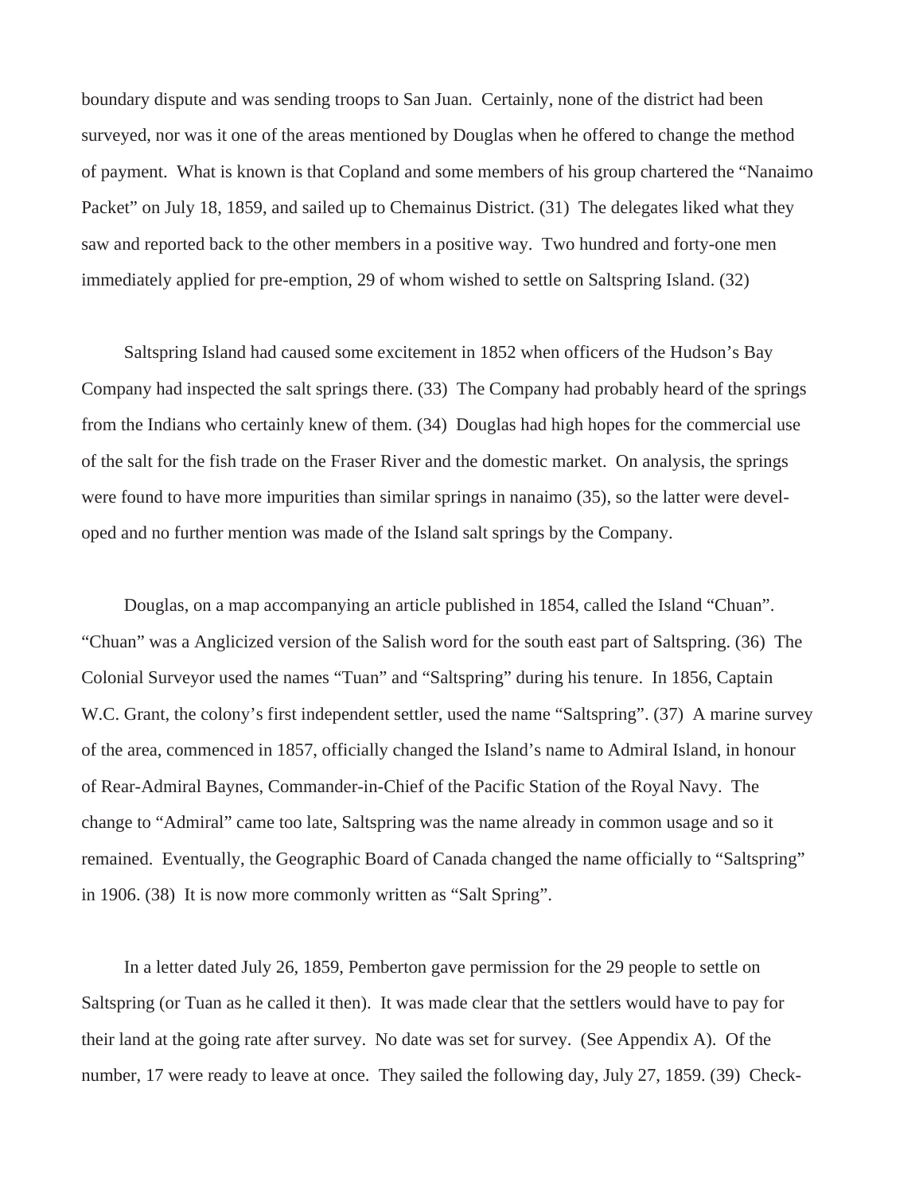boundary dispute and was sending troops to San Juan. Certainly, none of the district had been surveyed, nor was it one of the areas mentioned by Douglas when he offered to change the method of payment. What is known is that Copland and some members of his group chartered the "Nanaimo Packet" on July 18, 1859, and sailed up to Chemainus District. (31) The delegates liked what they saw and reported back to the other members in a positive way. Two hundred and forty-one men immediately applied for pre-emption, 29 of whom wished to settle on Saltspring Island. (32)

Saltspring Island had caused some excitement in 1852 when officers of the Hudson's Bay Company had inspected the salt springs there. (33) The Company had probably heard of the springs from the Indians who certainly knew of them. (34) Douglas had high hopes for the commercial use of the salt for the fish trade on the Fraser River and the domestic market. On analysis, the springs were found to have more impurities than similar springs in nanaimo (35), so the latter were developed and no further mention was made of the Island salt springs by the Company.

Douglas, on a map accompanying an article published in 1854, called the Island "Chuan". "Chuan" was a Anglicized version of the Salish word for the south east part of Saltspring. (36) The Colonial Surveyor used the names "Tuan" and "Saltspring" during his tenure. In 1856, Captain W.C. Grant, the colony's first independent settler, used the name "Saltspring". (37) A marine survey of the area, commenced in 1857, officially changed the Island's name to Admiral Island, in honour of Rear-Admiral Baynes, Commander-in-Chief of the Pacific Station of the Royal Navy. The change to "Admiral" came too late, Saltspring was the name already in common usage and so it remained. Eventually, the Geographic Board of Canada changed the name officially to "Saltspring" in 1906. (38) It is now more commonly written as "Salt Spring".

In a letter dated July 26, 1859, Pemberton gave permission for the 29 people to settle on Saltspring (or Tuan as he called it then). It was made clear that the settlers would have to pay for their land at the going rate after survey. No date was set for survey. (See Appendix A). Of the number, 17 were ready to leave at once. They sailed the following day, July 27, 1859. (39) Check-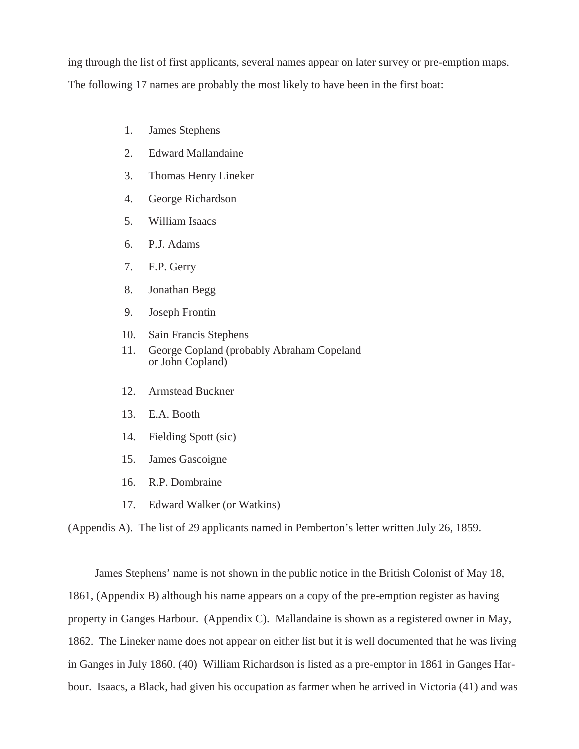ing through the list of first applicants, several names appear on later survey or pre-emption maps. The following 17 names are probably the most likely to have been in the first boat:

1. James Stephens
2. Edward Mallandaine
3. Thomas Henry Lineker
4. George Richardson
5. William Isaacs
6. P.J. Adams
7. F.P. Gerry
8. Jonathan Begg
9. Joseph Frontin
10. Sain Francis Stephens
11. George Copland (probably Abraham Copeland or John Copland)
12. Armstead Buckner
13. E.A. Booth
14. Fielding Spott (sic)
15. James Gascoigne
16. R.P. Dombraine
17. Edward Walker (or Watkins)

(Appendis A). The list of 29 applicants named in Pemberton's letter written July 26, 1859.

James Stephens' name is not shown in the public notice in the British Colonist of May 18, 1861, (Appendix B) although his name appears on a copy of the pre-emption register as having property in Ganges Harbour. (Appendix C). Mallandaine is shown as a registered owner in May, 1862. The Lineker name does not appear on either list but it is well documented that he was living in Ganges in July 1860. (40) William Richardson is listed as a pre-emptor in 1861 in Ganges Harbour. Isaacs, a Black, had given his occupation as farmer when he arrived in Victoria (41) and was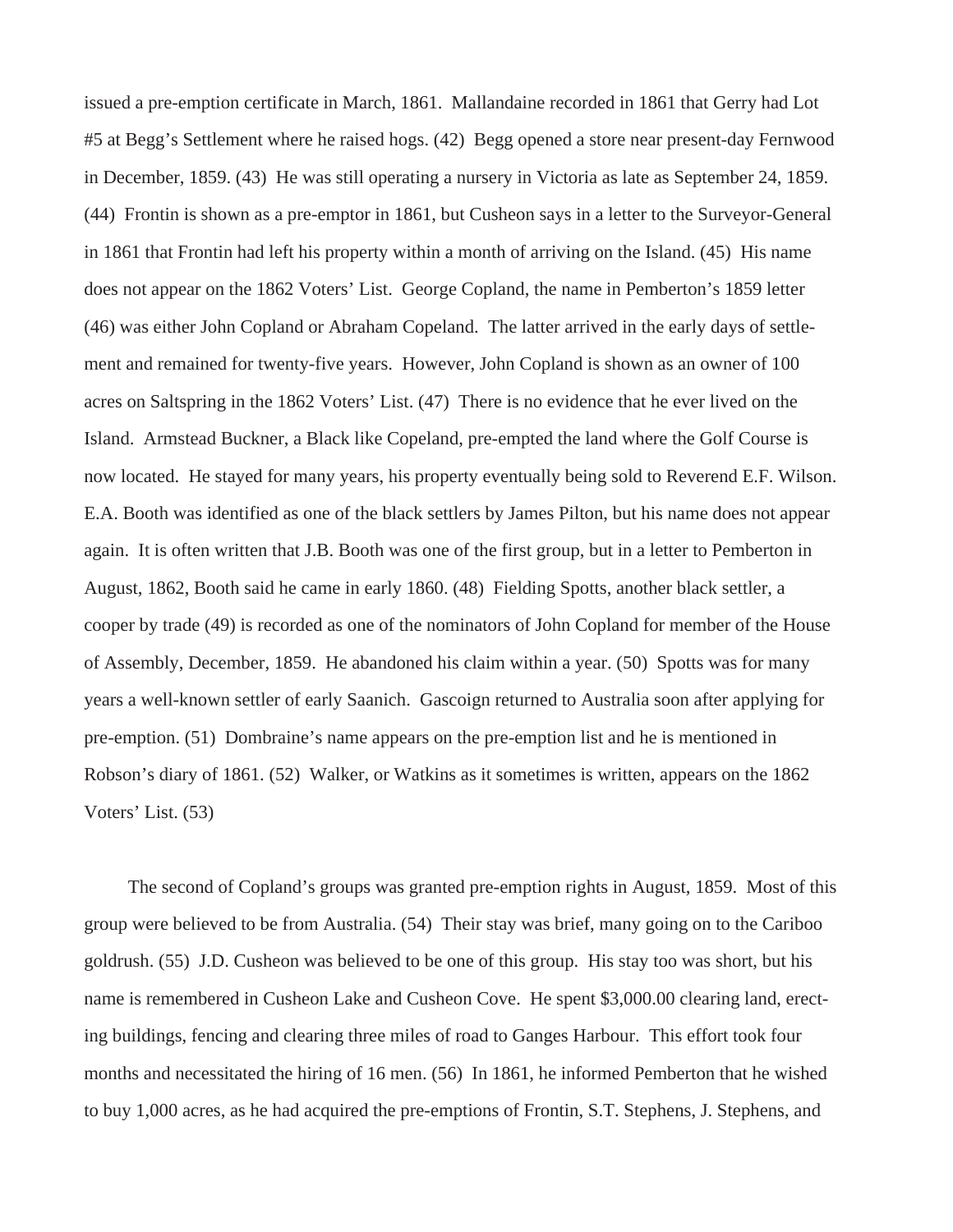issued a pre-emption certificate in March, 1861. Mallandaine recorded in 1861 that Gerry had Lot #5 at Begg's Settlement where he raised hogs. (42) Begg opened a store near present-day Fernwood in December, 1859. (43) He was still operating a nursery in Victoria as late as September 24, 1859. (44) Frontin is shown as a pre-emptor in 1861, but Cusheon says in a letter to the Surveyor-General in 1861 that Frontin had left his property within a month of arriving on the Island. (45) His name does not appear on the 1862 Voters' List. George Copland, the name in Pemberton's 1859 letter (46) was either John Copland or Abraham Copeland. The latter arrived in the early days of settlement and remained for twenty-five years. However, John Copland is shown as an owner of 100 acres on Saltspring in the 1862 Voters' List. (47) There is no evidence that he ever lived on the Island. Armstead Buckner, a Black like Copeland, pre-empted the land where the Golf Course is now located. He stayed for many years, his property eventually being sold to Reverend E.F. Wilson. E.A. Booth was identified as one of the black settlers by James Pilton, but his name does not appear again. It is often written that J.B. Booth was one of the first group, but in a letter to Pemberton in August, 1862, Booth said he came in early 1860. (48) Fielding Spotts, another black settler, a cooper by trade (49) is recorded as one of the nominators of John Copland for member of the House of Assembly, December, 1859. He abandoned his claim within a year. (50) Spotts was for many years a well-known settler of early Saanich. Gascoign returned to Australia soon after applying for pre-emption. (51) Dombraine's name appears on the pre-emption list and he is mentioned in Robson's diary of 1861. (52) Walker, or Watkins as it sometimes is written, appears on the 1862 Voters' List. (53)

The second of Copland's groups was granted pre-emption rights in August, 1859. Most of this group were believed to be from Australia. (54) Their stay was brief, many going on to the Cariboo goldrush. (55) J.D. Cusheon was believed to be one of this group. His stay too was short, but his name is remembered in Cusheon Lake and Cusheon Cove. He spent $3,000.00 clearing land, erecting buildings, fencing and clearing three miles of road to Ganges Harbour. This effort took four months and necessitated the hiring of 16 men. (56) In 1861, he informed Pemberton that he wished to buy 1,000 acres, as he had acquired the pre-emptions of Frontin, S.T. Stephens, J. Stephens, and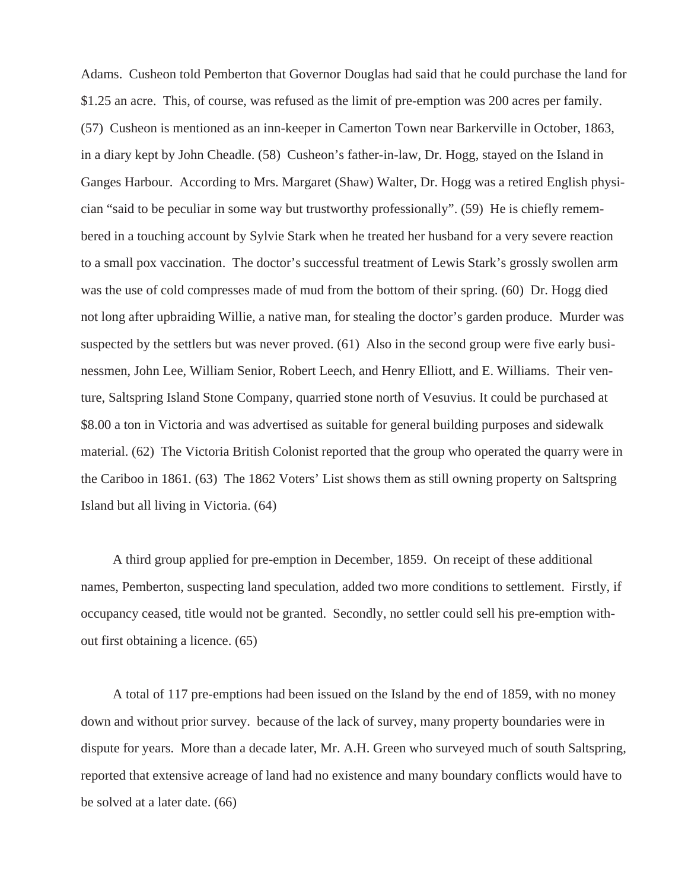Adams. Cusheon told Pemberton that Governor Douglas had said that he could purchase the land for $1.25 an acre. This, of course, was refused as the limit of pre-emption was 200 acres per family. (57) Cusheon is mentioned as an inn-keeper in Camerton Town near Barkerville in October, 1863, in a diary kept by John Cheadle. (58) Cusheon's father-in-law, Dr. Hogg, stayed on the Island in Ganges Harbour. According to Mrs. Margaret (Shaw) Walter, Dr. Hogg was a retired English physician "said to be peculiar in some way but trustworthy professionally". (59) He is chiefly remembered in a touching account by Sylvie Stark when he treated her husband for a very severe reaction to a small pox vaccination. The doctor's successful treatment of Lewis Stark's grossly swollen arm was the use of cold compresses made of mud from the bottom of their spring. (60) Dr. Hogg died not long after upbraiding Willie, a native man, for stealing the doctor's garden produce. Murder was suspected by the settlers but was never proved. (61) Also in the second group were five early businessmen, John Lee, William Senior, Robert Leech, and Henry Elliott, and E. Williams. Their venture, Saltspring Island Stone Company, quarried stone north of Vesuvius. It could be purchased at $8.00 a ton in Victoria and was advertised as suitable for general building purposes and sidewalk material. (62) The Victoria British Colonist reported that the group who operated the quarry were in the Cariboo in 1861. (63) The 1862 Voters' List shows them as still owning property on Saltspring Island but all living in Victoria. (64)

A third group applied for pre-emption in December, 1859. On receipt of these additional names, Pemberton, suspecting land speculation, added two more conditions to settlement. Firstly, if occupancy ceased, title would not be granted. Secondly, no settler could sell his pre-emption without first obtaining a licence. (65)

A total of 117 pre-emptions had been issued on the Island by the end of 1859, with no money down and without prior survey. because of the lack of survey, many property boundaries were in dispute for years. More than a decade later, Mr. A.H. Green who surveyed much of south Saltspring, reported that extensive acreage of land had no existence and many boundary conflicts would have to be solved at a later date. (66)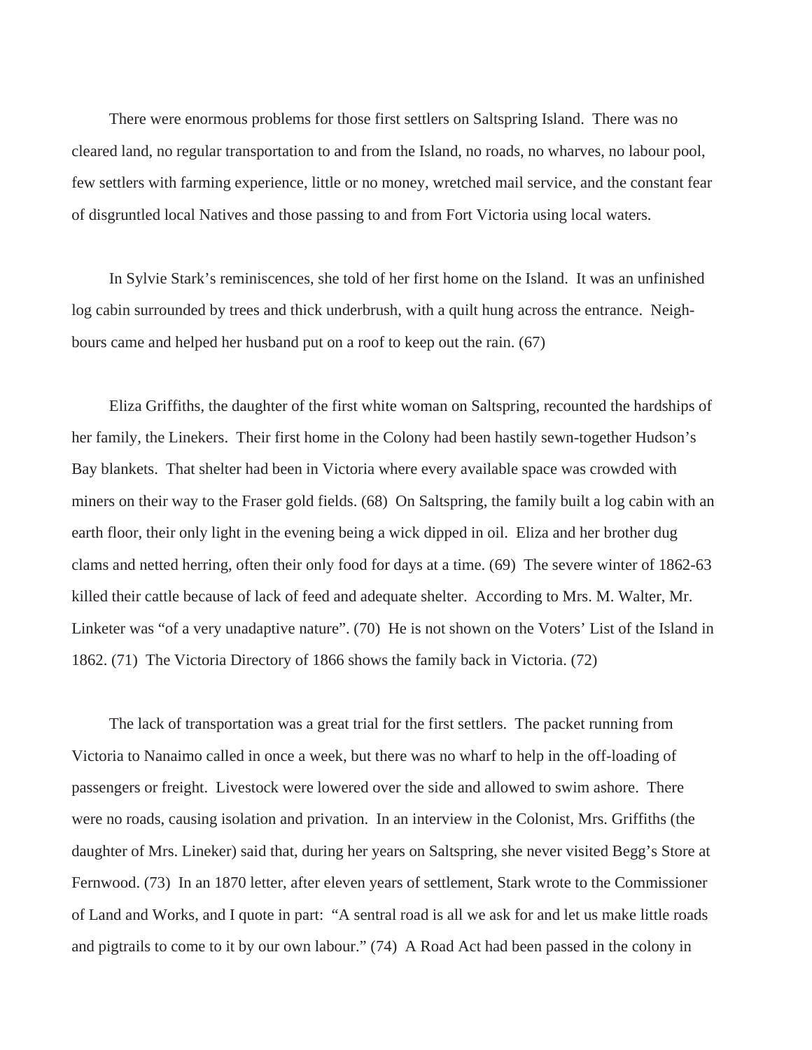There were enormous problems for those first settlers on Saltspring Island. There was no cleared land, no regular transportation to and from the Island, no roads, no wharves, no labour pool, few settlers with farming experience, little or no money, wretched mail service, and the constant fear of disgruntled local Natives and those passing to and from Fort Victoria using local waters.

In Sylvie Stark's reminiscences, she told of her first home on the Island. It was an unfinished log cabin surrounded by trees and thick underbrush, with a quilt hung across the entrance. Neighbours came and helped her husband put on a roof to keep out the rain. (67)

Eliza Griffiths, the daughter of the first white woman on Saltspring, recounted the hardships of her family, the Linekers. Their first home in the Colony had been hastily sewn-together Hudson's Bay blankets. That shelter had been in Victoria where every available space was crowded with miners on their way to the Fraser gold fields. (68) On Saltspring, the family built a log cabin with an earth floor, their only light in the evening being a wick dipped in oil. Eliza and her brother dug clams and netted herring, often their only food for days at a time. (69) The severe winter of 1862-63 killed their cattle because of lack of feed and adequate shelter. According to Mrs. M. Walter, Mr. Linketer was "of a very unadaptive nature". (70) He is not shown on the Voters' List of the Island in 1862. (71) The Victoria Directory of 1866 shows the family back in Victoria. (72)

The lack of transportation was a great trial for the first settlers. The packet running from Victoria to Nanaimo called in once a week, but there was no wharf to help in the off-loading of passengers or freight. Livestock were lowered over the side and allowed to swim ashore. There were no roads, causing isolation and privation. In an interview in the Colonist, Mrs. Griffiths (the daughter of Mrs. Lineker) said that, during her years on Saltspring, she never visited Begg's Store at Fernwood. (73) In an 1870 letter, after eleven years of settlement, Stark wrote to the Commissioner of Land and Works, and I quote in part: "A sentral road is all we ask for and let us make little roads and pigtrails to come to it by our own labour." (74) A Road Act had been passed in the colony in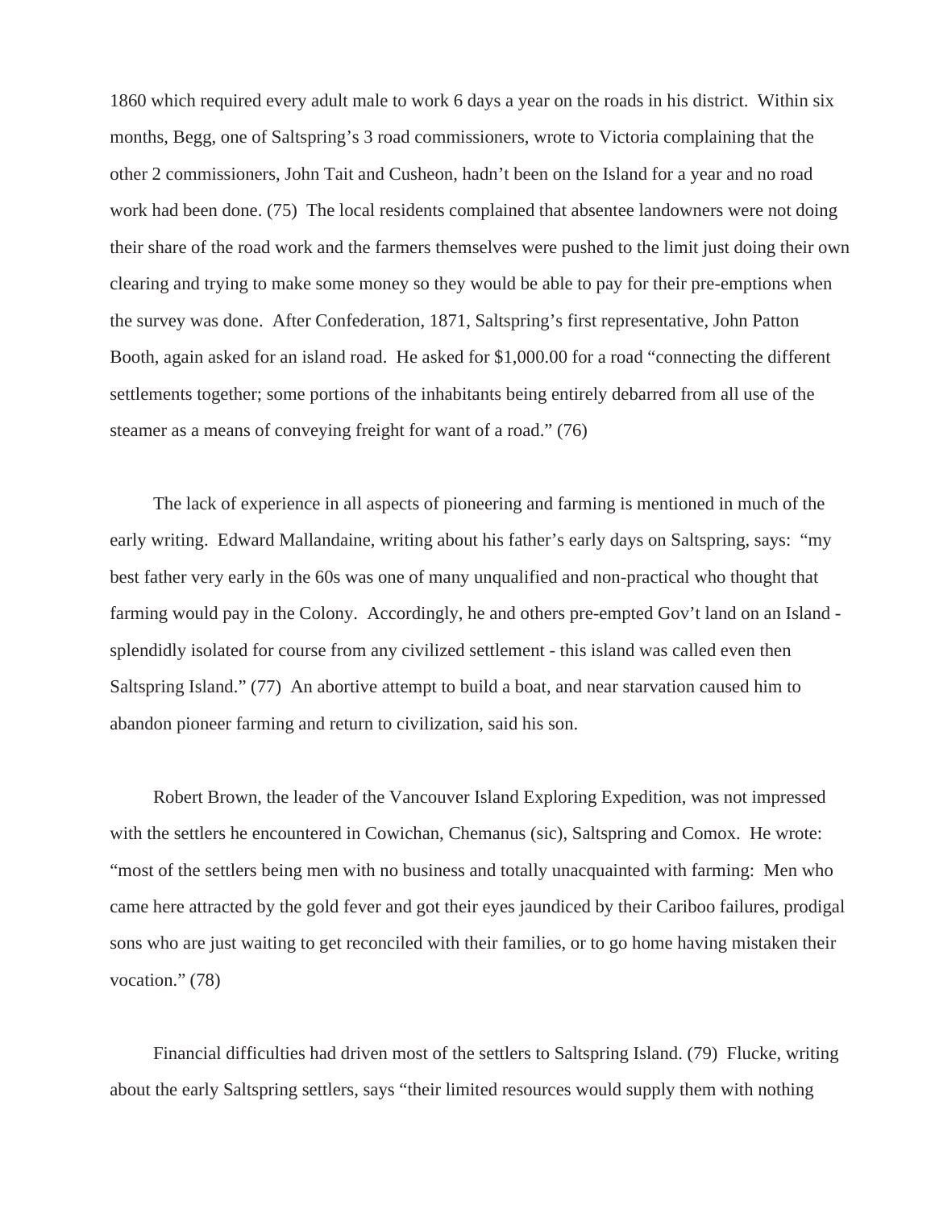1860 which required every adult male to work 6 days a year on the roads in his district. Within six months, Begg, one of Saltspring's 3 road commissioners, wrote to Victoria complaining that the other 2 commissioners, John Tait and Cusheon, hadn't been on the Island for a year and no road work had been done. (75) The local residents complained that absentee landowners were not doing their share of the road work and the farmers themselves were pushed to the limit just doing their own clearing and trying to make some money so they would be able to pay for their pre-emptions when the survey was done. After Confederation, 1871, Saltspring's first representative, John Patton Booth, again asked for an island road. He asked for $1,000.00 for a road "connecting the different settlements together; some portions of the inhabitants being entirely debarred from all use of the steamer as a means of conveying freight for want of a road." (76)

The lack of experience in all aspects of pioneering and farming is mentioned in much of the early writing. Edward Mallandaine, writing about his father's early days on Saltspring, says: "my best father very early in the 60s was one of many unqualified and non-practical who thought that farming would pay in the Colony. Accordingly, he and others pre-empted Gov't land on an Island - splendidly isolated for course from any civilized settlement - this island was called even then Saltspring Island." (77) An abortive attempt to build a boat, and near starvation caused him to abandon pioneer farming and return to civilization, said his son.

Robert Brown, the leader of the Vancouver Island Exploring Expedition, was not impressed with the settlers he encountered in Cowichan, Chemanus (sic), Saltspring and Comox. He wrote: "most of the settlers being men with no business and totally unacquainted with farming: Men who came here attracted by the gold fever and got their eyes jaundiced by their Cariboo failures, prodigal sons who are just waiting to get reconciled with their families, or to go home having mistaken their vocation." (78)

Financial difficulties had driven most of the settlers to Saltspring Island. (79) Flucke, writing about the early Saltspring settlers, says "their limited resources would supply them with nothing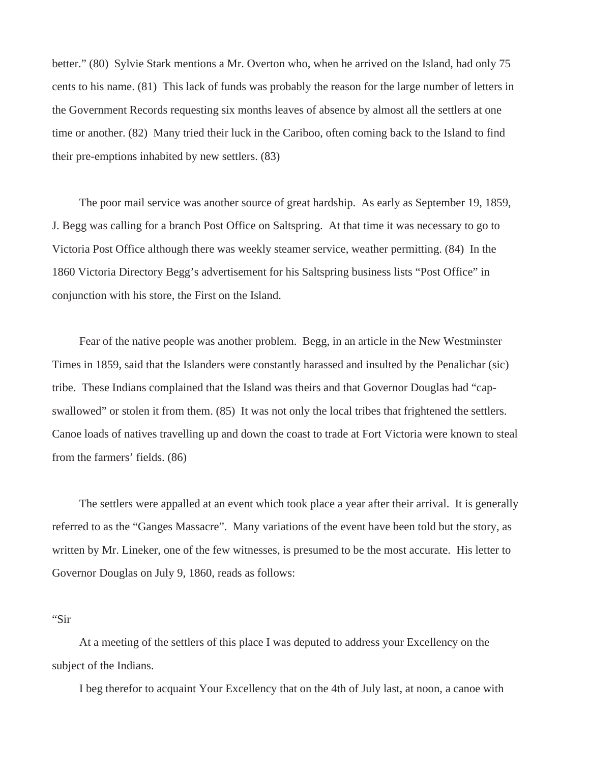better." (80) Sylvie Stark mentions a Mr. Overton who, when he arrived on the Island, had only 75 cents to his name. (81) This lack of funds was probably the reason for the large number of letters in the Government Records requesting six months leaves of absence by almost all the settlers at one time or another. (82) Many tried their luck in the Cariboo, often coming back to the Island to find their pre-emptions inhabited by new settlers. (83)

The poor mail service was another source of great hardship. As early as September 19, 1859, J. Begg was calling for a branch Post Office on Saltspring. At that time it was necessary to go to Victoria Post Office although there was weekly steamer service, weather permitting. (84) In the 1860 Victoria Directory Begg's advertisement for his Saltspring business lists "Post Office" in conjunction with his store, the First on the Island.

Fear of the native people was another problem. Begg, in an article in the New Westminster Times in 1859, said that the Islanders were constantly harassed and insulted by the Penalichar (sic) tribe. These Indians complained that the Island was theirs and that Governor Douglas had "cap-swallowed" or stolen it from them. (85) It was not only the local tribes that frightened the settlers. Canoe loads of natives travelling up and down the coast to trade at Fort Victoria were known to steal from the farmers' fields. (86)

The settlers were appalled at an event which took place a year after their arrival. It is generally referred to as the "Ganges Massacre". Many variations of the event have been told but the story, as written by Mr. Lineker, one of the few witnesses, is presumed to be the most accurate. His letter to Governor Douglas on July 9, 1860, reads as follows:

"Sir

At a meeting of the settlers of this place I was deputed to address your Excellency on the subject of the Indians.

I beg therefor to acquaint Your Excellency that on the 4th of July last, at noon, a canoe with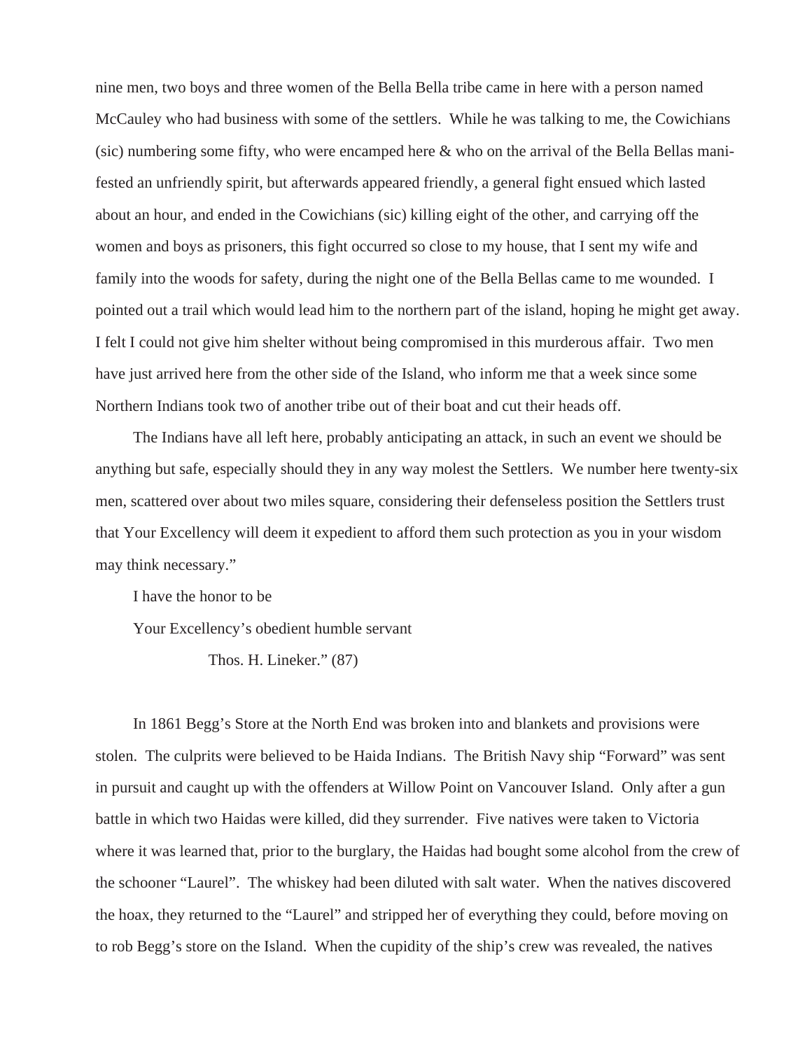nine men, two boys and three women of the Bella Bella tribe came in here with a person named McCauley who had business with some of the settlers. While he was talking to me, the Cowichians (sic) numbering some fifty, who were encamped here & who on the arrival of the Bella Bellas manifested an unfriendly spirit, but afterwards appeared friendly, a general fight ensued which lasted about an hour, and ended in the Cowichians (sic) killing eight of the other, and carrying off the women and boys as prisoners, this fight occurred so close to my house, that I sent my wife and family into the woods for safety, during the night one of the Bella Bellas came to me wounded. I pointed out a trail which would lead him to the northern part of the island, hoping he might get away. I felt I could not give him shelter without being compromised in this murderous affair. Two men have just arrived here from the other side of the Island, who inform me that a week since some Northern Indians took two of another tribe out of their boat and cut their heads off.

The Indians have all left here, probably anticipating an attack, in such an event we should be anything but safe, especially should they in any way molest the Settlers. We number here twenty-six men, scattered over about two miles square, considering their defenseless position the Settlers trust that Your Excellency will deem it expedient to afford them such protection as you in your wisdom may think necessary."

I have the honor to be

Your Excellency's obedient humble servant

Thos. H. Lineker." (87)

In 1861 Begg's Store at the North End was broken into and blankets and provisions were stolen. The culprits were believed to be Haida Indians. The British Navy ship "Forward" was sent in pursuit and caught up with the offenders at Willow Point on Vancouver Island. Only after a gun battle in which two Haidas were killed, did they surrender. Five natives were taken to Victoria where it was learned that, prior to the burglary, the Haidas had bought some alcohol from the crew of the schooner "Laurel". The whiskey had been diluted with salt water. When the natives discovered the hoax, they returned to the "Laurel" and stripped her of everything they could, before moving on to rob Begg's store on the Island. When the cupidity of the ship's crew was revealed, the natives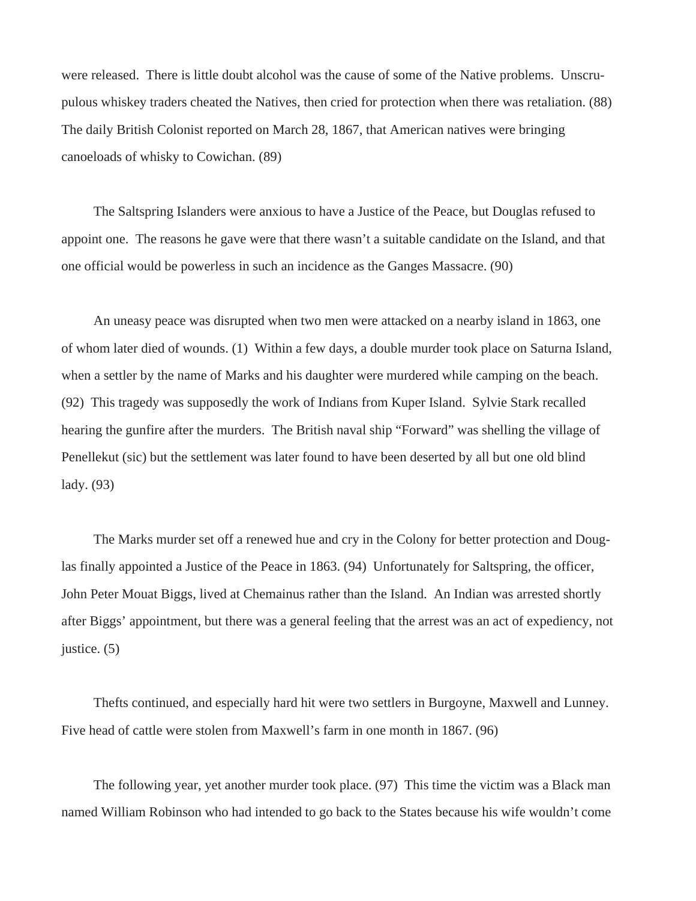were released.  There is little doubt alcohol was the cause of some of the Native problems.  Unscrupulous whiskey traders cheated the Natives, then cried for protection when there was retaliation. (88) The daily British Colonist reported on March 28, 1867, that American natives were bringing canoeloads of whisky to Cowichan. (89)

The Saltspring Islanders were anxious to have a Justice of the Peace, but Douglas refused to appoint one.  The reasons he gave were that there wasn't a suitable candidate on the Island, and that one official would be powerless in such an incidence as the Ganges Massacre. (90)

An uneasy peace was disrupted when two men were attacked on a nearby island in 1863, one of whom later died of wounds. (1)  Within a few days, a double murder took place on Saturna Island, when a settler by the name of Marks and his daughter were murdered while camping on the beach. (92)  This tragedy was supposedly the work of Indians from Kuper Island.  Sylvie Stark recalled hearing the gunfire after the murders.  The British naval ship "Forward" was shelling the village of Penellekut (sic) but the settlement was later found to have been deserted by all but one old blind lady. (93)

The Marks murder set off a renewed hue and cry in the Colony for better protection and Douglas finally appointed a Justice of the Peace in 1863. (94)  Unfortunately for Saltspring, the officer, John Peter Mouat Biggs, lived at Chemainus rather than the Island.  An Indian was arrested shortly after Biggs' appointment, but there was a general feeling that the arrest was an act of expediency, not justice. (5)

Thefts continued, and especially hard hit were two settlers in Burgoyne, Maxwell and Lunney. Five head of cattle were stolen from Maxwell's farm in one month in 1867. (96)

The following year, yet another murder took place. (97)  This time the victim was a Black man named William Robinson who had intended to go back to the States because his wife wouldn't come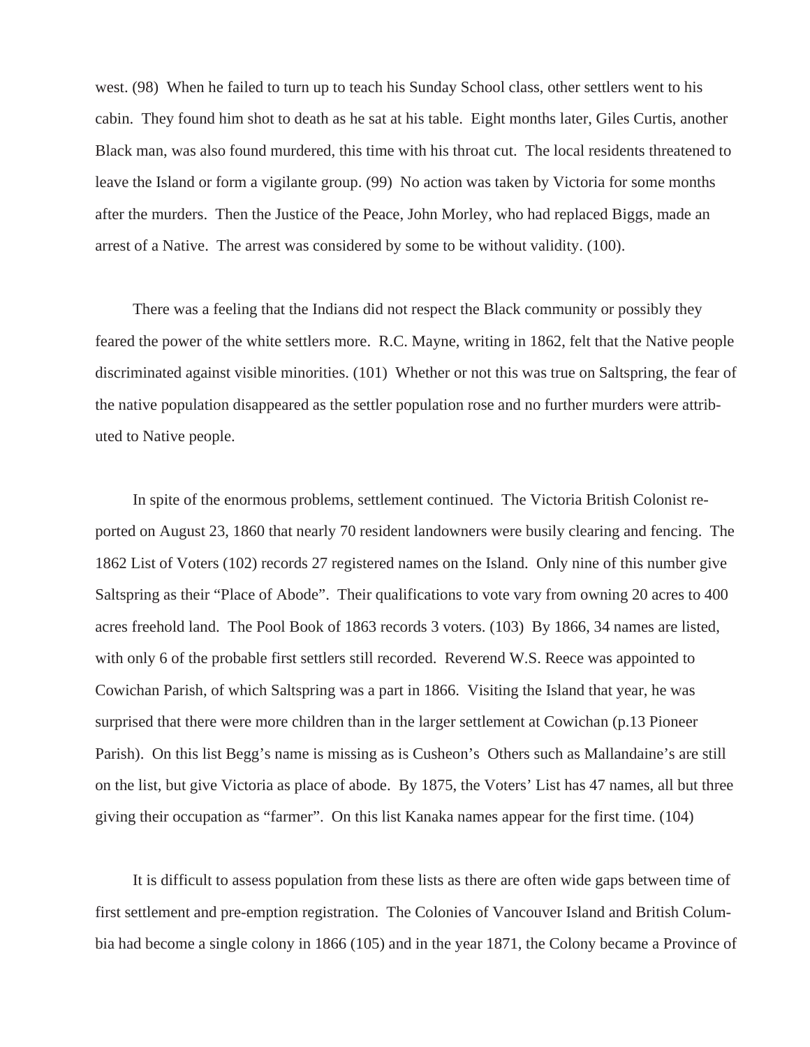west. (98) When he failed to turn up to teach his Sunday School class, other settlers went to his cabin. They found him shot to death as he sat at his table. Eight months later, Giles Curtis, another Black man, was also found murdered, this time with his throat cut. The local residents threatened to leave the Island or form a vigilante group. (99) No action was taken by Victoria for some months after the murders. Then the Justice of the Peace, John Morley, who had replaced Biggs, made an arrest of a Native. The arrest was considered by some to be without validity. (100).

There was a feeling that the Indians did not respect the Black community or possibly they feared the power of the white settlers more. R.C. Mayne, writing in 1862, felt that the Native people discriminated against visible minorities. (101) Whether or not this was true on Saltspring, the fear of the native population disappeared as the settler population rose and no further murders were attributed to Native people.

In spite of the enormous problems, settlement continued. The Victoria British Colonist reported on August 23, 1860 that nearly 70 resident landowners were busily clearing and fencing. The 1862 List of Voters (102) records 27 registered names on the Island. Only nine of this number give Saltspring as their "Place of Abode". Their qualifications to vote vary from owning 20 acres to 400 acres freehold land. The Pool Book of 1863 records 3 voters. (103) By 1866, 34 names are listed, with only 6 of the probable first settlers still recorded. Reverend W.S. Reece was appointed to Cowichan Parish, of which Saltspring was a part in 1866. Visiting the Island that year, he was surprised that there were more children than in the larger settlement at Cowichan (p.13 Pioneer Parish). On this list Begg's name is missing as is Cusheon's Others such as Mallandaine's are still on the list, but give Victoria as place of abode. By 1875, the Voters' List has 47 names, all but three giving their occupation as "farmer". On this list Kanaka names appear for the first time. (104)

It is difficult to assess population from these lists as there are often wide gaps between time of first settlement and pre-emption registration. The Colonies of Vancouver Island and British Columbia had become a single colony in 1866 (105) and in the year 1871, the Colony became a Province of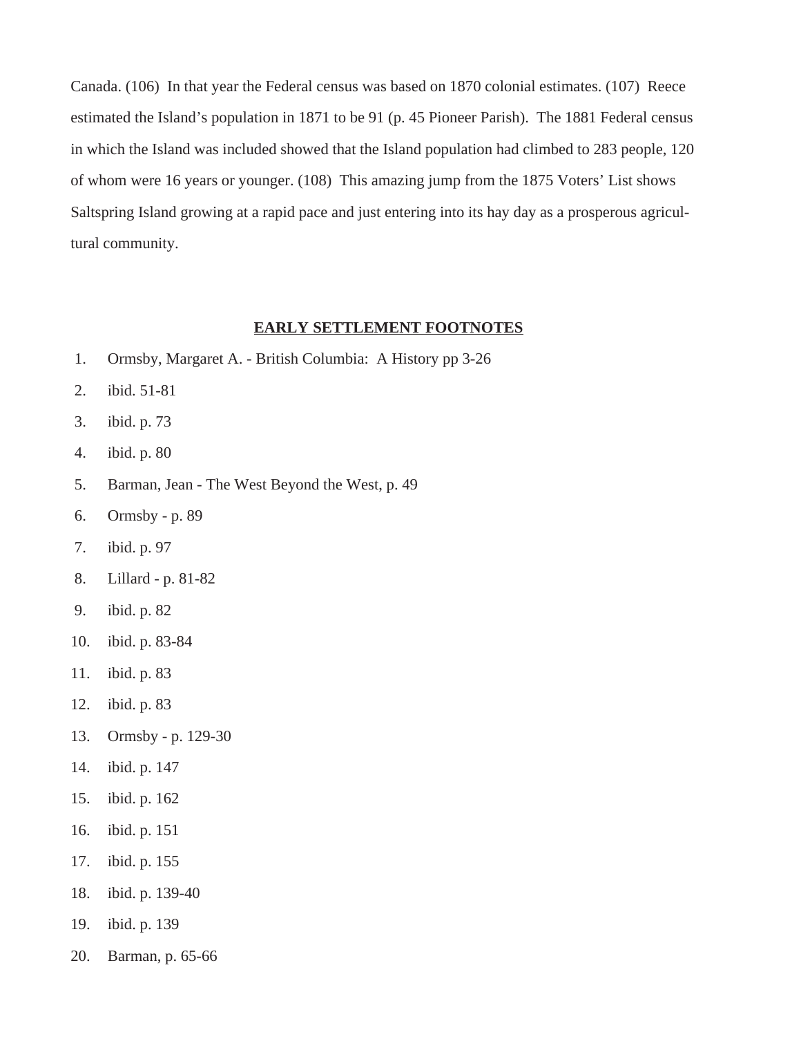Canada. (106) In that year the Federal census was based on 1870 colonial estimates. (107) Reece estimated the Island's population in 1871 to be 91 (p. 45 Pioneer Parish). The 1881 Federal census in which the Island was included showed that the Island population had climbed to 283 people, 120 of whom were 16 years or younger. (108) This amazing jump from the 1875 Voters' List shows Saltspring Island growing at a rapid pace and just entering into its hay day as a prosperous agricultural community.

## EARLY SETTLEMENT FOOTNOTES

1. Ormsby, Margaret A. - British Columbia: A History pp 3-26
2. ibid. 51-81
3. ibid. p. 73
4. ibid. p. 80
5. Barman, Jean - The West Beyond the West, p. 49
6. Ormsby - p. 89
7. ibid. p. 97
8. Lillard - p. 81-82
9. ibid. p. 82
10. ibid. p. 83-84
11. ibid. p. 83
12. ibid. p. 83
13. Ormsby - p. 129-30
14. ibid. p. 147
15. ibid. p. 162
16. ibid. p. 151
17. ibid. p. 155
18. ibid. p. 139-40
19. ibid. p. 139
20. Barman, p. 65-66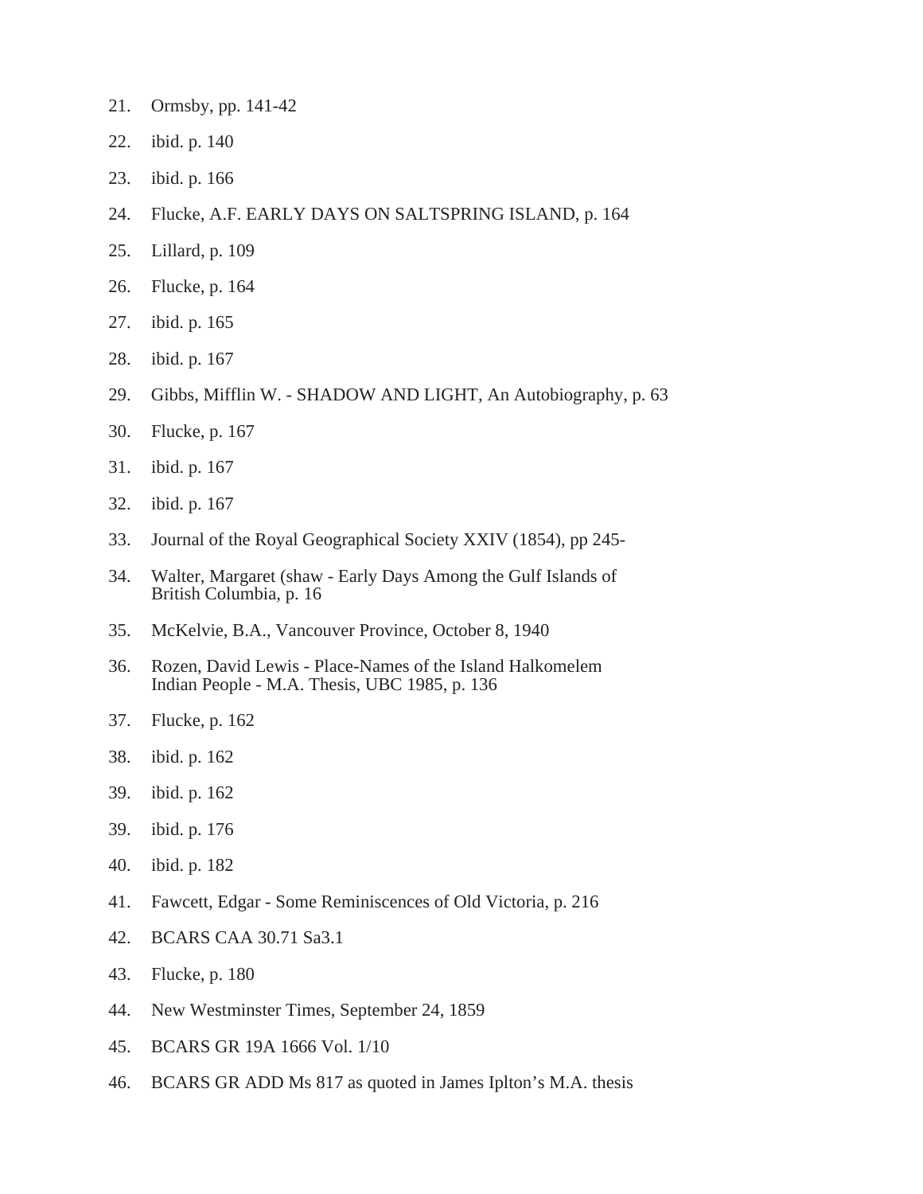21. Ormsby, pp. 141-42

22. ibid. p. 140

23. ibid. p. 166

24. Flucke, A.F. EARLY DAYS ON SALTSPRING ISLAND, p. 164

25. Lillard, p. 109

26. Flucke, p. 164

27. ibid. p. 165

28. ibid. p. 167

29. Gibbs, Mifflin W. - SHADOW AND LIGHT, An Autobiography, p. 63

30. Flucke, p. 167

31. ibid. p. 167

32. ibid. p. 167

33. Journal of the Royal Geographical Society XXIV (1854), pp 245-

34. Walter, Margaret (shaw - Early Days Among the Gulf Islands of British Columbia, p. 16

35. McKelvie, B.A., Vancouver Province, October 8, 1940

36. Rozen, David Lewis - Place-Names of the Island Halkomelem Indian People - M.A. Thesis, UBC 1985, p. 136

37. Flucke, p. 162

38. ibid. p. 162

39. ibid. p. 162

39. ibid. p. 176

40. ibid. p. 182

41. Fawcett, Edgar - Some Reminiscences of Old Victoria, p. 216

42. BCARS CAA 30.71 Sa3.1

43. Flucke, p. 180

44. New Westminster Times, September 24, 1859

45. BCARS GR 19A 1666 Vol. 1/10

46. BCARS GR ADD Ms 817 as quoted in James Iplton's M.A. thesis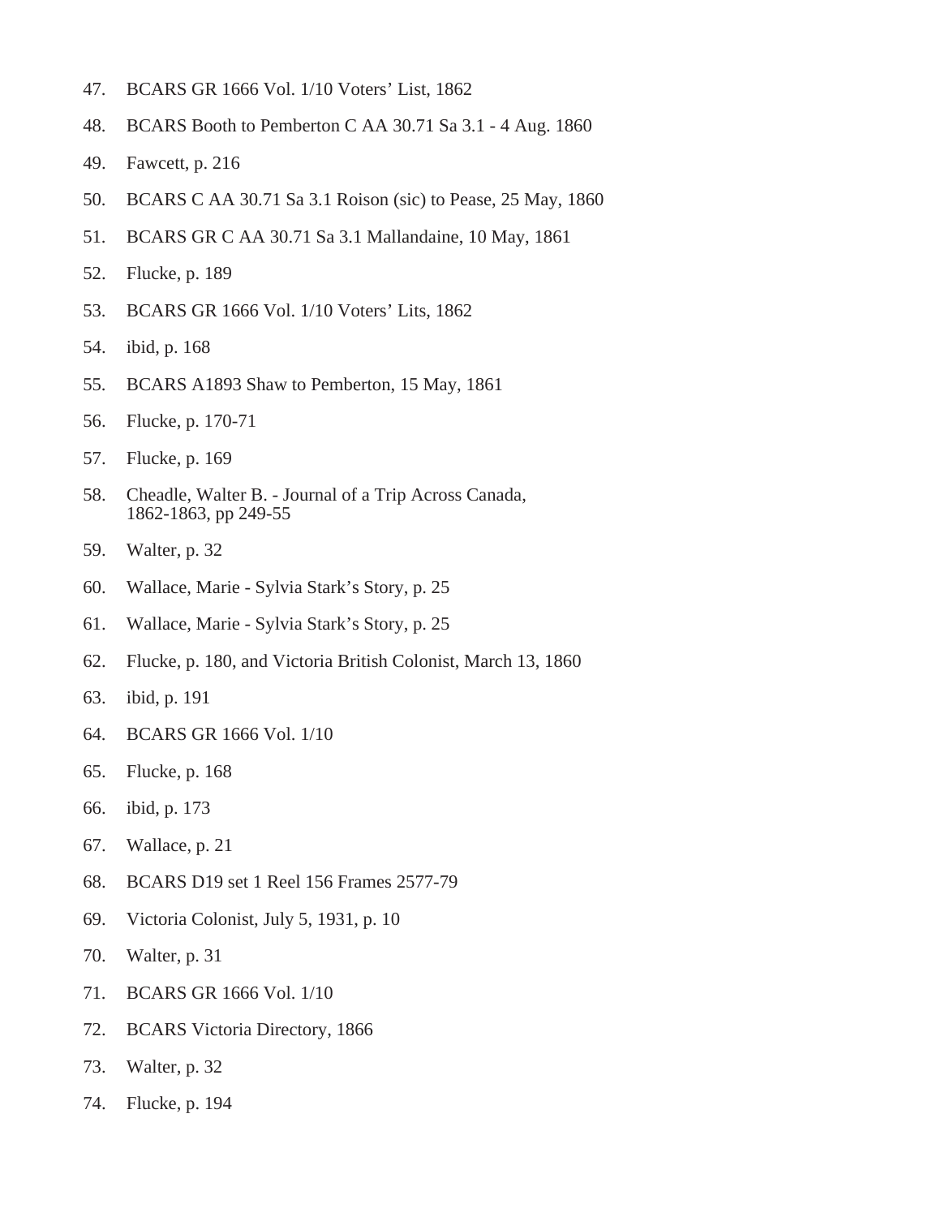47. BCARS GR 1666 Vol. 1/10 Voters' List, 1862
48. BCARS Booth to Pemberton C AA 30.71 Sa 3.1 - 4 Aug. 1860
49. Fawcett, p. 216
50. BCARS C AA 30.71 Sa 3.1 Roison (sic) to Pease, 25 May, 1860
51. BCARS GR C AA 30.71 Sa 3.1 Mallandaine, 10 May, 1861
52. Flucke, p. 189
53. BCARS GR 1666 Vol. 1/10 Voters' Lits, 1862
54. ibid, p. 168
55. BCARS A1893 Shaw to Pemberton, 15 May, 1861
56. Flucke, p. 170-71
57. Flucke, p. 169
58. Cheadle, Walter B. - Journal of a Trip Across Canada, 1862-1863, pp 249-55
59. Walter, p. 32
60. Wallace, Marie - Sylvia Stark's Story, p. 25
61. Wallace, Marie - Sylvia Stark's Story, p. 25
62. Flucke, p. 180, and Victoria British Colonist, March 13, 1860
63. ibid, p. 191
64. BCARS GR 1666 Vol. 1/10
65. Flucke, p. 168
66. ibid, p. 173
67. Wallace, p. 21
68. BCARS D19 set 1 Reel 156 Frames 2577-79
69. Victoria Colonist, July 5, 1931, p. 10
70. Walter, p. 31
71. BCARS GR 1666 Vol. 1/10
72. BCARS Victoria Directory, 1866
73. Walter, p. 32
74. Flucke, p. 194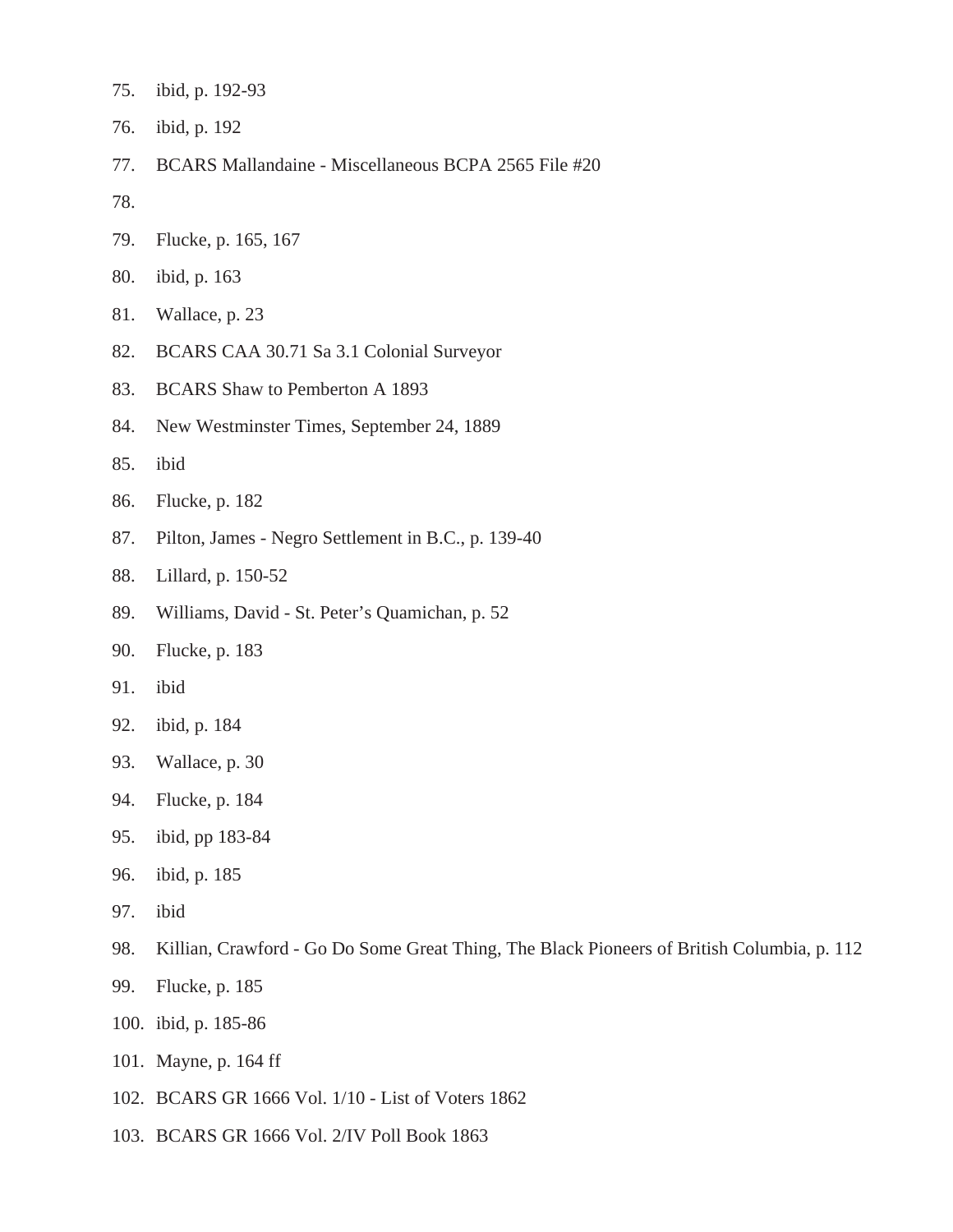75. ibid, p. 192-93
76. ibid, p. 192
77. BCARS Mallandaine - Miscellaneous BCPA 2565 File #20
78. 
79. Flucke, p. 165, 167
80. ibid, p. 163
81. Wallace, p. 23
82. BCARS CAA 30.71 Sa 3.1 Colonial Surveyor
83. BCARS Shaw to Pemberton A 1893
84. New Westminster Times, September 24, 1889
85. ibid
86. Flucke, p. 182
87. Pilton, James - Negro Settlement in B.C., p. 139-40
88. Lillard, p. 150-52
89. Williams, David - St. Peter's Quamichan, p. 52
90. Flucke, p. 183
91. ibid
92. ibid, p. 184
93. Wallace, p. 30
94. Flucke, p. 184
95. ibid, pp 183-84
96. ibid, p. 185
97. ibid
98. Killian, Crawford - Go Do Some Great Thing, The Black Pioneers of British Columbia, p. 112
99. Flucke, p. 185
100. ibid, p. 185-86
101. Mayne, p. 164 ff
102. BCARS GR 1666 Vol. 1/10 - List of Voters 1862
103. BCARS GR 1666 Vol. 2/IV Poll Book 1863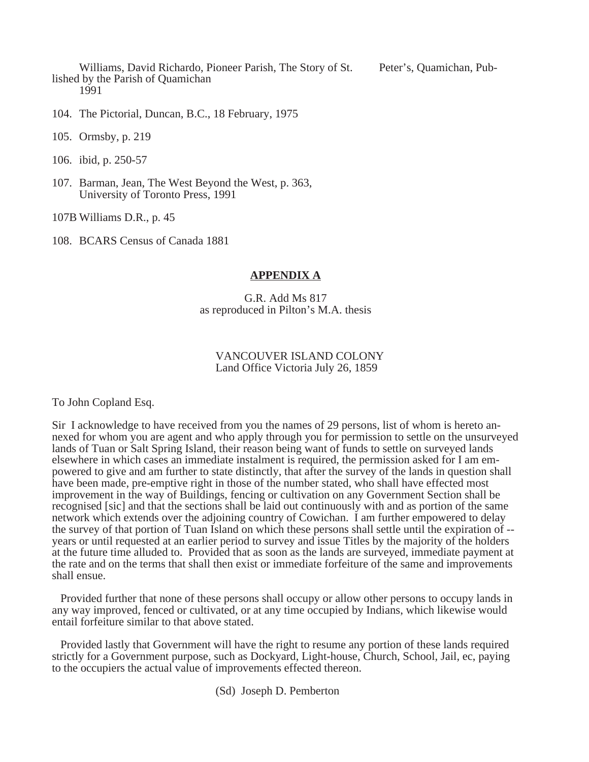Williams, David Richardo, Pioneer Parish, The Story of St. Peter's, Quamichan, Published by the Parish of Quamichan 1991

104. The Pictorial, Duncan, B.C., 18 February, 1975

105. Ormsby, p. 219

106. ibid, p. 250-57

107. Barman, Jean, The West Beyond the West, p. 363, University of Toronto Press, 1991

107B Williams D.R., p. 45

108. BCARS Census of Canada 1881

## APPENDIX A

G.R. Add Ms 817
as reproduced in Pilton's M.A. thesis

VANCOUVER ISLAND COLONY
Land Office Victoria July 26, 1859

To John Copland Esq.

Sir I acknowledge to have received from you the names of 29 persons, list of whom is hereto annexed for whom you are agent and who apply through you for permission to settle on the unsurveyed lands of Tuan or Salt Spring Island, their reason being want of funds to settle on surveyed lands elsewhere in which cases an immediate instalment is required, the permission asked for I am empowered to give and am further to state distinctly, that after the survey of the lands in question shall have been made, pre-emptive right in those of the number stated, who shall have effected most improvement in the way of Buildings, fencing or cultivation on any Government Section shall be recognised [sic] and that the sections shall be laid out continuously with and as portion of the same network which extends over the adjoining country of Cowichan. I am further empowered to delay the survey of that portion of Tuan Island on which these persons shall settle until the expiration of -- years or until requested at an earlier period to survey and issue Titles by the majority of the holders at the future time alluded to. Provided that as soon as the lands are surveyed, immediate payment at the rate and on the terms that shall then exist or immediate forfeiture of the same and improvements shall ensue.

Provided further that none of these persons shall occupy or allow other persons to occupy lands in any way improved, fenced or cultivated, or at any time occupied by Indians, which likewise would entail forfeiture similar to that above stated.

Provided lastly that Government will have the right to resume any portion of these lands required strictly for a Government purpose, such as Dockyard, Light-house, Church, School, Jail, ec, paying to the occupiers the actual value of improvements effected thereon.

(Sd) Joseph D. Pemberton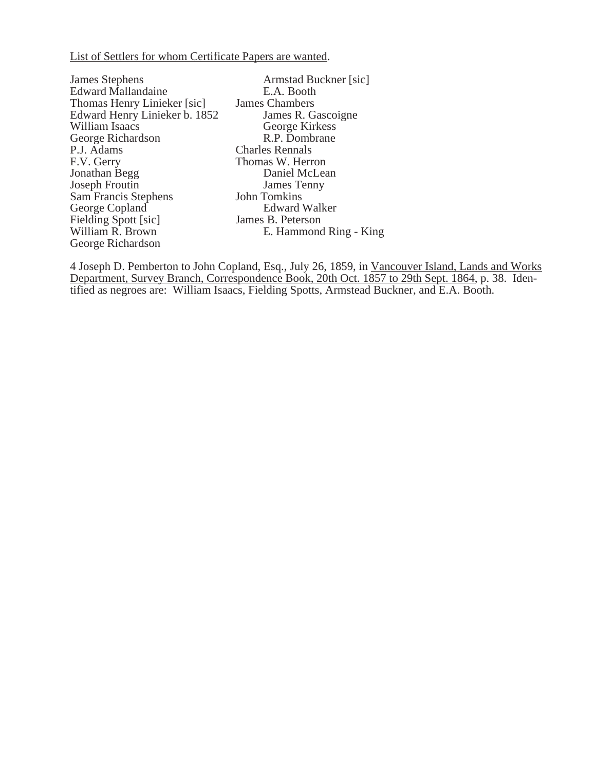<u>List of Settlers for whom Certificate Papers are wanted</u>.

James Stephens
Edward Mallandaine
Thomas Henry Linieker [sic]
Edward Henry Linieker b. 1852
William Isaacs
George Richardson
P.J. Adams
F.V. Gerry
Jonathan Begg
Joseph Froutin
Sam Francis Stephens
George Copland
Fielding Spott [sic]
William R. Brown
George Richardson
Armstad Buckner [sic]
E.A. Booth
James Chambers
James R. Gascoigne
George Kirkess
R.P. Dombrane
Charles Rennals
Thomas W. Herron
Daniel McLean
James Tenny
John Tomkins
Edward Walker
James B. Peterson
E. Hammond Ring - King

4 Joseph D. Pemberton to John Copland, Esq., July 26, 1859, in <u>Vancouver Island, Lands and Works Department, Survey Branch, Correspondence Book, 20th Oct. 1857 to 29th Sept. 1864</u>, p. 38. Identified as negroes are: William Isaacs, Fielding Spotts, Armstead Buckner, and E.A. Booth.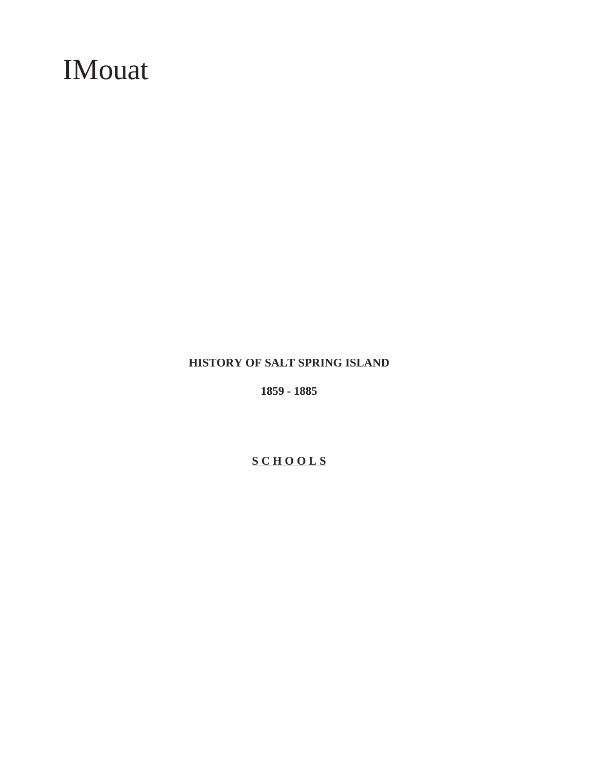IMouat

**HISTORY OF SALT SPRING ISLAND**

**1859 - 1885**

## S C H O O L S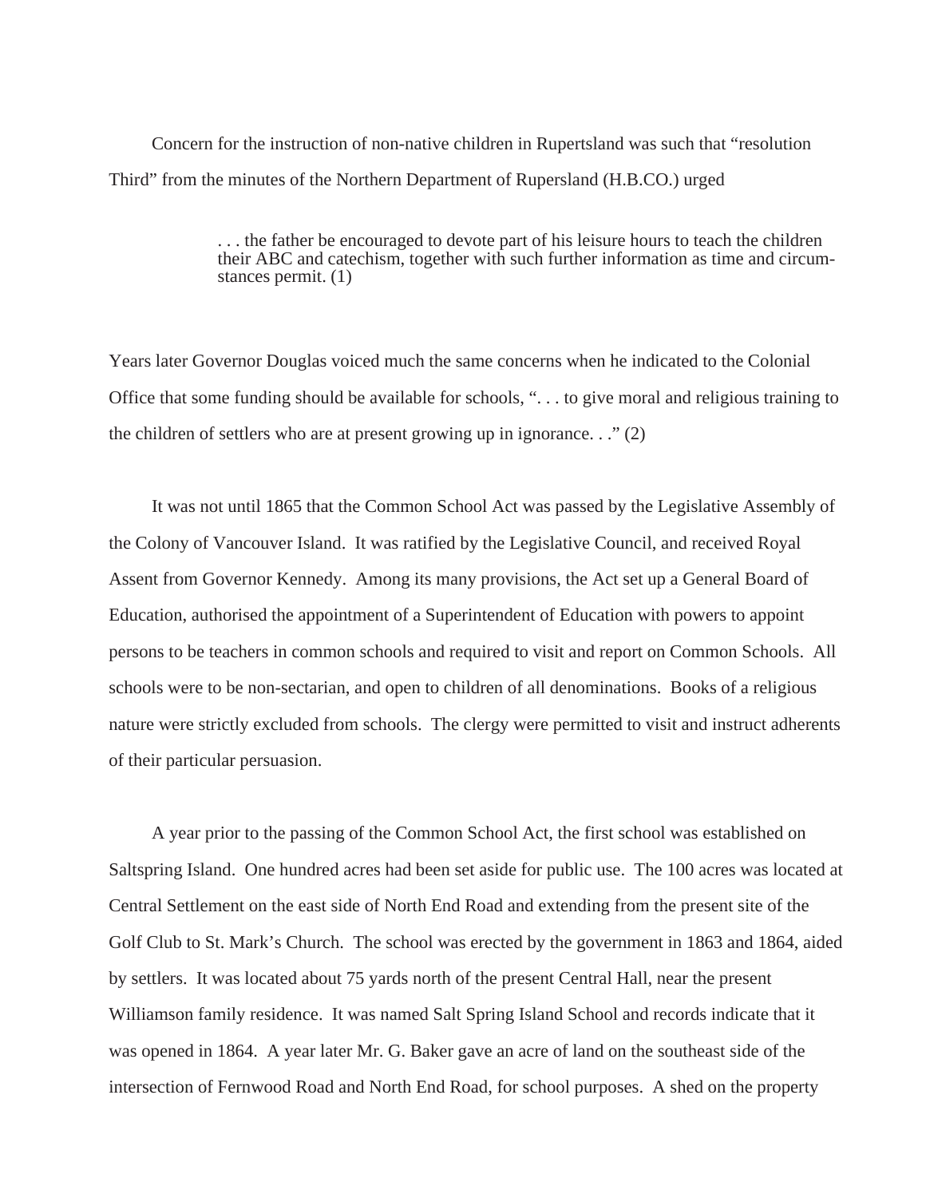Concern for the instruction of non-native children in Rupertsland was such that "resolution Third" from the minutes of the Northern Department of Rupersland (H.B.CO.) urged

> . . . the father be encouraged to devote part of his leisure hours to teach the children their ABC and catechism, together with such further information as time and circumstances permit. (1)

Years later Governor Douglas voiced much the same concerns when he indicated to the Colonial Office that some funding should be available for schools, ". . . to give moral and religious training to the children of settlers who are at present growing up in ignorance. . ." (2)

It was not until 1865 that the Common School Act was passed by the Legislative Assembly of the Colony of Vancouver Island. It was ratified by the Legislative Council, and received Royal Assent from Governor Kennedy. Among its many provisions, the Act set up a General Board of Education, authorised the appointment of a Superintendent of Education with powers to appoint persons to be teachers in common schools and required to visit and report on Common Schools. All schools were to be non-sectarian, and open to children of all denominations. Books of a religious nature were strictly excluded from schools. The clergy were permitted to visit and instruct adherents of their particular persuasion.

A year prior to the passing of the Common School Act, the first school was established on Saltspring Island. One hundred acres had been set aside for public use. The 100 acres was located at Central Settlement on the east side of North End Road and extending from the present site of the Golf Club to St. Mark's Church. The school was erected by the government in 1863 and 1864, aided by settlers. It was located about 75 yards north of the present Central Hall, near the present Williamson family residence. It was named Salt Spring Island School and records indicate that it was opened in 1864. A year later Mr. G. Baker gave an acre of land on the southeast side of the intersection of Fernwood Road and North End Road, for school purposes. A shed on the property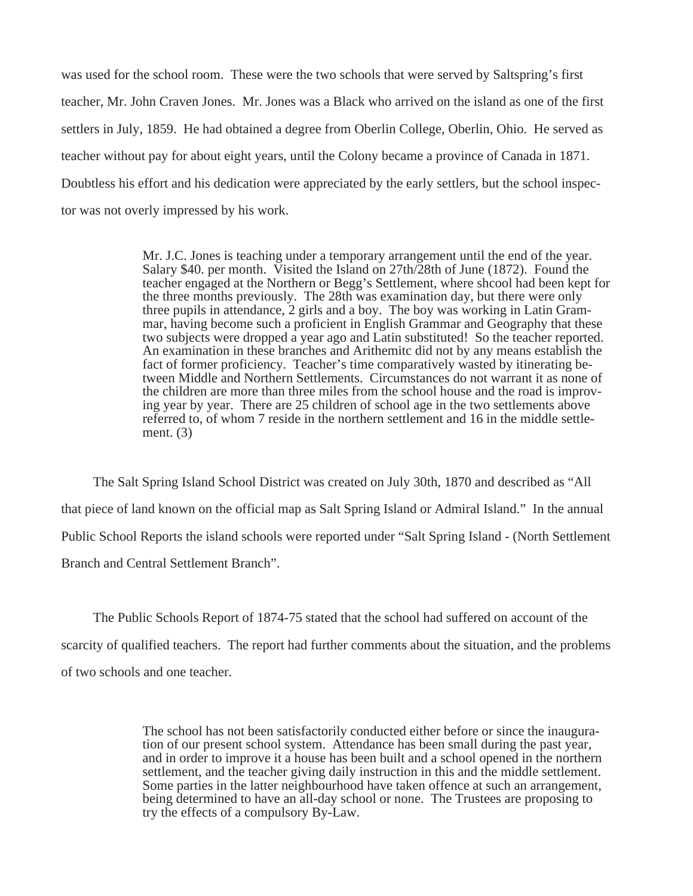was used for the school room. These were the two schools that were served by Saltspring's first teacher, Mr. John Craven Jones. Mr. Jones was a Black who arrived on the island as one of the first settlers in July, 1859. He had obtained a degree from Oberlin College, Oberlin, Ohio. He served as teacher without pay for about eight years, until the Colony became a province of Canada in 1871. Doubtless his effort and his dedication were appreciated by the early settlers, but the school inspector was not overly impressed by his work.

> Mr. J.C. Jones is teaching under a temporary arrangement until the end of the year. Salary $40. per month. Visited the Island on 27th/28th of June (1872). Found the teacher engaged at the Northern or Begg's Settlement, where shcool had been kept for the three months previously. The 28th was examination day, but there were only three pupils in attendance, 2 girls and a boy. The boy was working in Latin Grammar, having become such a proficient in English Grammar and Geography that these two subjects were dropped a year ago and Latin substituted! So the teacher reported. An examination in these branches and Arithemitc did not by any means establish the fact of former proficiency. Teacher's time comparatively wasted by itinerating between Middle and Northern Settlements. Circumstances do not warrant it as none of the children are more than three miles from the school house and the road is improving year by year. There are 25 children of school age in the two settlements above referred to, of whom 7 reside in the northern settlement and 16 in the middle settlement. (3)

The Salt Spring Island School District was created on July 30th, 1870 and described as "All that piece of land known on the official map as Salt Spring Island or Admiral Island." In the annual Public School Reports the island schools were reported under "Salt Spring Island - (North Settlement Branch and Central Settlement Branch".

The Public Schools Report of 1874-75 stated that the school had suffered on account of the scarcity of qualified teachers. The report had further comments about the situation, and the problems of two schools and one teacher.

> The school has not been satisfactorily conducted either before or since the inauguration of our present school system. Attendance has been small during the past year, and in order to improve it a house has been built and a school opened in the northern settlement, and the teacher giving daily instruction in this and the middle settlement. Some parties in the latter neighbourhood have taken offence at such an arrangement, being determined to have an all-day school or none. The Trustees are proposing to try the effects of a compulsory By-Law.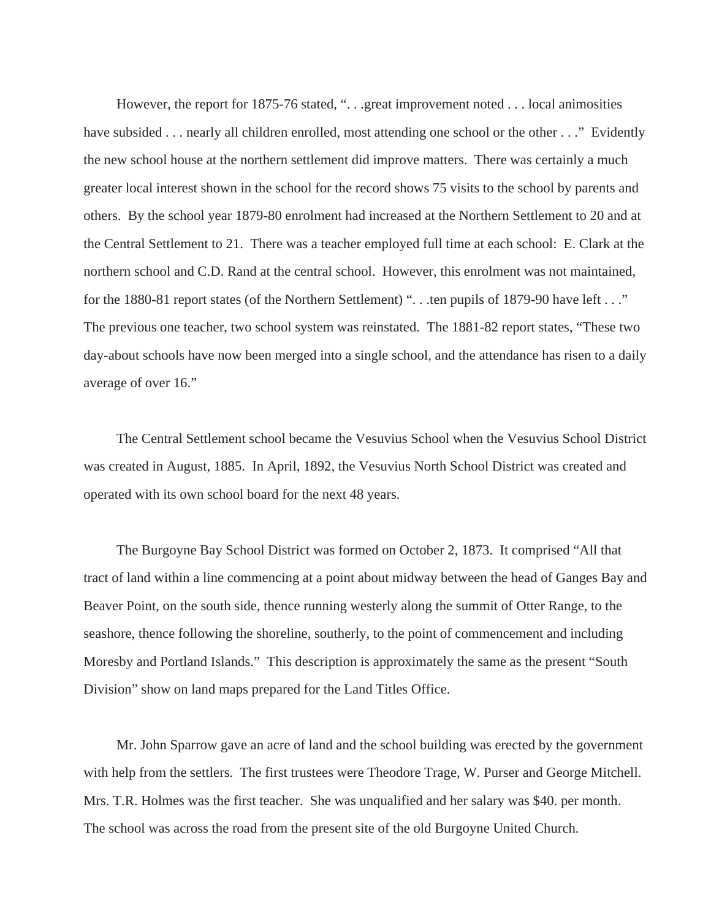However, the report for 1875-76 stated, “. . .great improvement noted . . . local animosities have subsided . . . nearly all children enrolled, most attending one school or the other . . .” Evidently the new school house at the northern settlement did improve matters. There was certainly a much greater local interest shown in the school for the record shows 75 visits to the school by parents and others. By the school year 1879-80 enrolment had increased at the Northern Settlement to 20 and at the Central Settlement to 21. There was a teacher employed full time at each school: E. Clark at the northern school and C.D. Rand at the central school. However, this enrolment was not maintained, for the 1880-81 report states (of the Northern Settlement) “. . .ten pupils of 1879-90 have left . . .” The previous one teacher, two school system was reinstated. The 1881-82 report states, “These two day-about schools have now been merged into a single school, and the attendance has risen to a daily average of over 16.”

The Central Settlement school became the Vesuvius School when the Vesuvius School District was created in August, 1885. In April, 1892, the Vesuvius North School District was created and operated with its own school board for the next 48 years.

The Burgoyne Bay School District was formed on October 2, 1873. It comprised “All that tract of land within a line commencing at a point about midway between the head of Ganges Bay and Beaver Point, on the south side, thence running westerly along the summit of Otter Range, to the seashore, thence following the shoreline, southerly, to the point of commencement and including Moresby and Portland Islands.” This description is approximately the same as the present “South Division” show on land maps prepared for the Land Titles Office.

Mr. John Sparrow gave an acre of land and the school building was erected by the government with help from the settlers. The first trustees were Theodore Trage, W. Purser and George Mitchell. Mrs. T.R. Holmes was the first teacher. She was unqualified and her salary was $40. per month. The school was across the road from the present site of the old Burgoyne United Church.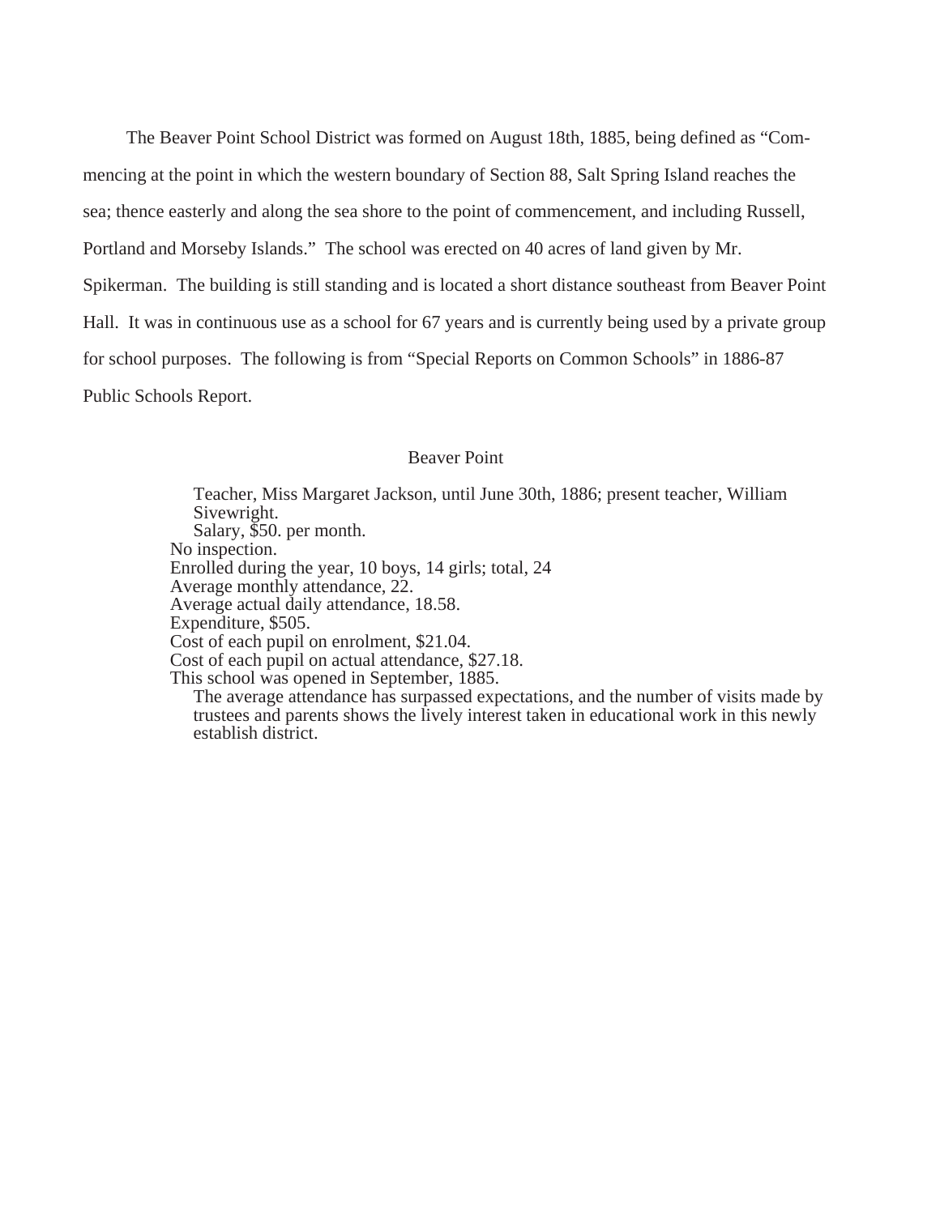The Beaver Point School District was formed on August 18th, 1885, being defined as "Commencing at the point in which the western boundary of Section 88, Salt Spring Island reaches the sea; thence easterly and along the sea shore to the point of commencement, and including Russell, Portland and Morseby Islands." The school was erected on 40 acres of land given by Mr. Spikerman. The building is still standing and is located a short distance southeast from Beaver Point Hall. It was in continuous use as a school for 67 years and is currently being used by a private group for school purposes. The following is from "Special Reports on Common Schools" in 1886-87 Public Schools Report.

Beaver Point

Teacher, Miss Margaret Jackson, until June 30th, 1886; present teacher, William Sivewright.
Salary, $50. per month.
No inspection.
Enrolled during the year, 10 boys, 14 girls; total, 24
Average monthly attendance, 22.
Average actual daily attendance, 18.58.
Expenditure, $505.
Cost of each pupil on enrolment, $21.04.
Cost of each pupil on actual attendance, $27.18.
This school was opened in September, 1885.
The average attendance has surpassed expectations, and the number of visits made by trustees and parents shows the lively interest taken in educational work in this newly establish district.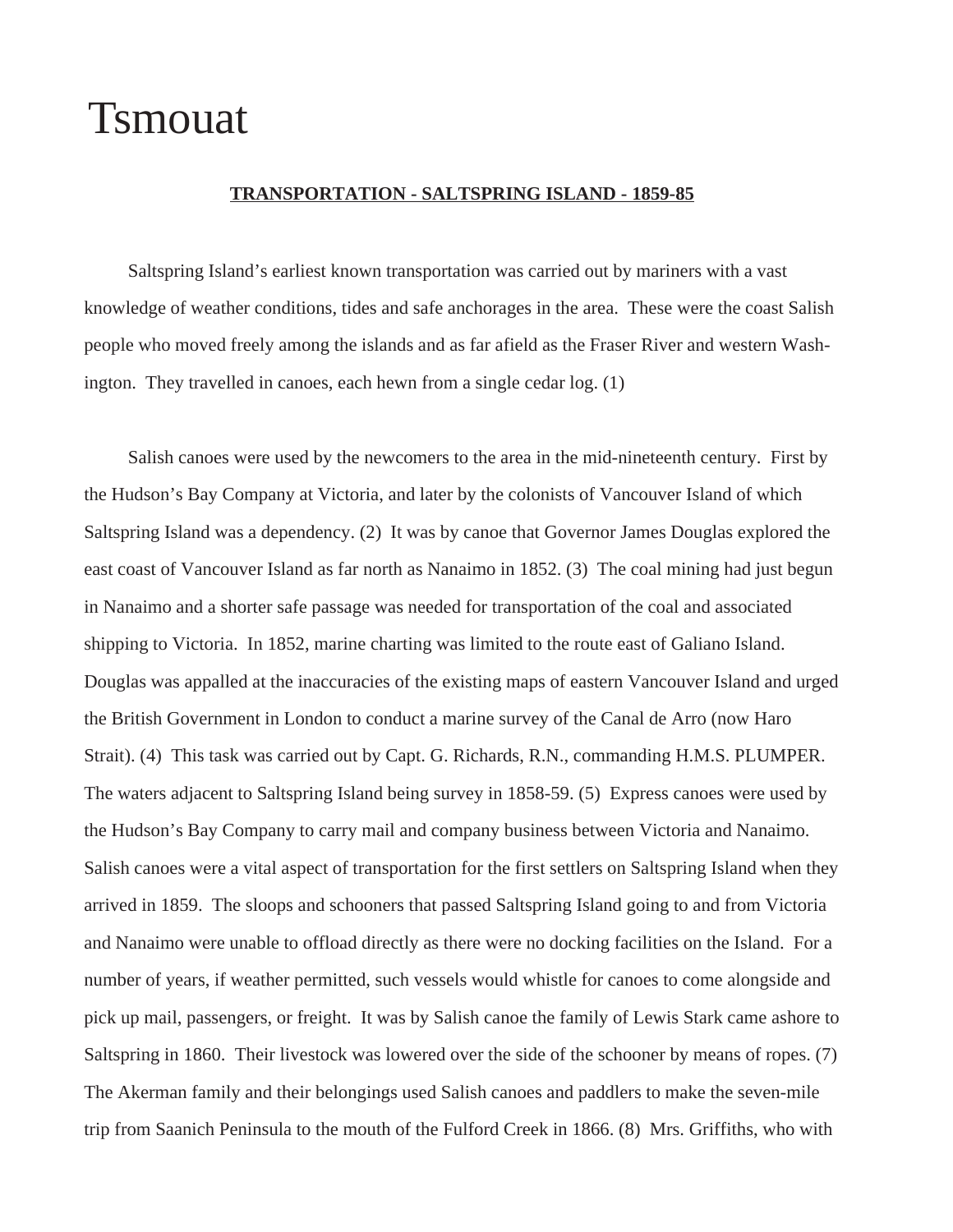# Tsmouat

**TRANSPORTATION - SALTSPRING ISLAND - 1859-85**

Saltspring Island's earliest known transportation was carried out by mariners with a vast knowledge of weather conditions, tides and safe anchorages in the area. These were the coast Salish people who moved freely among the islands and as far afield as the Fraser River and western Washington. They travelled in canoes, each hewn from a single cedar log. (1)

Salish canoes were used by the newcomers to the area in the mid-nineteenth century. First by the Hudson's Bay Company at Victoria, and later by the colonists of Vancouver Island of which Saltspring Island was a dependency. (2) It was by canoe that Governor James Douglas explored the east coast of Vancouver Island as far north as Nanaimo in 1852. (3) The coal mining had just begun in Nanaimo and a shorter safe passage was needed for transportation of the coal and associated shipping to Victoria. In 1852, marine charting was limited to the route east of Galiano Island. Douglas was appalled at the inaccuracies of the existing maps of eastern Vancouver Island and urged the British Government in London to conduct a marine survey of the Canal de Arro (now Haro Strait). (4) This task was carried out by Capt. G. Richards, R.N., commanding H.M.S. PLUMPER. The waters adjacent to Saltspring Island being survey in 1858-59. (5) Express canoes were used by the Hudson's Bay Company to carry mail and company business between Victoria and Nanaimo. Salish canoes were a vital aspect of transportation for the first settlers on Saltspring Island when they arrived in 1859. The sloops and schooners that passed Saltspring Island going to and from Victoria and Nanaimo were unable to offload directly as there were no docking facilities on the Island. For a number of years, if weather permitted, such vessels would whistle for canoes to come alongside and pick up mail, passengers, or freight. It was by Salish canoe the family of Lewis Stark came ashore to Saltspring in 1860. Their livestock was lowered over the side of the schooner by means of ropes. (7) The Akerman family and their belongings used Salish canoes and paddlers to make the seven-mile trip from Saanich Peninsula to the mouth of the Fulford Creek in 1866. (8) Mrs. Griffiths, who with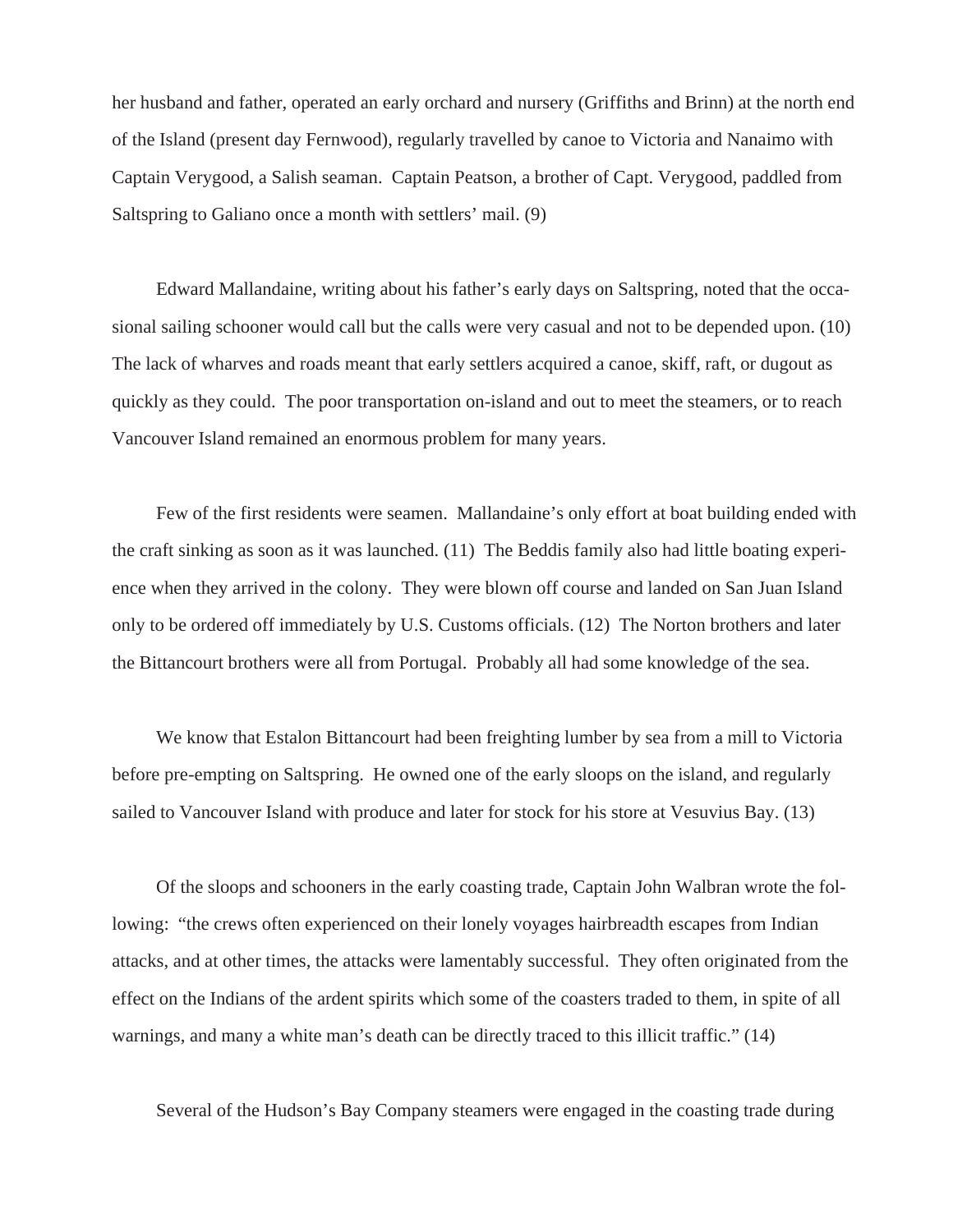her husband and father, operated an early orchard and nursery (Griffiths and Brinn) at the north end of the Island (present day Fernwood), regularly travelled by canoe to Victoria and Nanaimo with Captain Verygood, a Salish seaman. Captain Peatson, a brother of Capt. Verygood, paddled from Saltspring to Galiano once a month with settlers' mail. (9)

Edward Mallandaine, writing about his father's early days on Saltspring, noted that the occasional sailing schooner would call but the calls were very casual and not to be depended upon. (10) The lack of wharves and roads meant that early settlers acquired a canoe, skiff, raft, or dugout as quickly as they could. The poor transportation on-island and out to meet the steamers, or to reach Vancouver Island remained an enormous problem for many years.

Few of the first residents were seamen. Mallandaine's only effort at boat building ended with the craft sinking as soon as it was launched. (11) The Beddis family also had little boating experience when they arrived in the colony. They were blown off course and landed on San Juan Island only to be ordered off immediately by U.S. Customs officials. (12) The Norton brothers and later the Bittancourt brothers were all from Portugal. Probably all had some knowledge of the sea.

We know that Estalon Bittancourt had been freighting lumber by sea from a mill to Victoria before pre-empting on Saltspring. He owned one of the early sloops on the island, and regularly sailed to Vancouver Island with produce and later for stock for his store at Vesuvius Bay. (13)

Of the sloops and schooners in the early coasting trade, Captain John Walbran wrote the following: "the crews often experienced on their lonely voyages hairbreadth escapes from Indian attacks, and at other times, the attacks were lamentably successful. They often originated from the effect on the Indians of the ardent spirits which some of the coasters traded to them, in spite of all warnings, and many a white man's death can be directly traced to this illicit traffic." (14)

Several of the Hudson's Bay Company steamers were engaged in the coasting trade during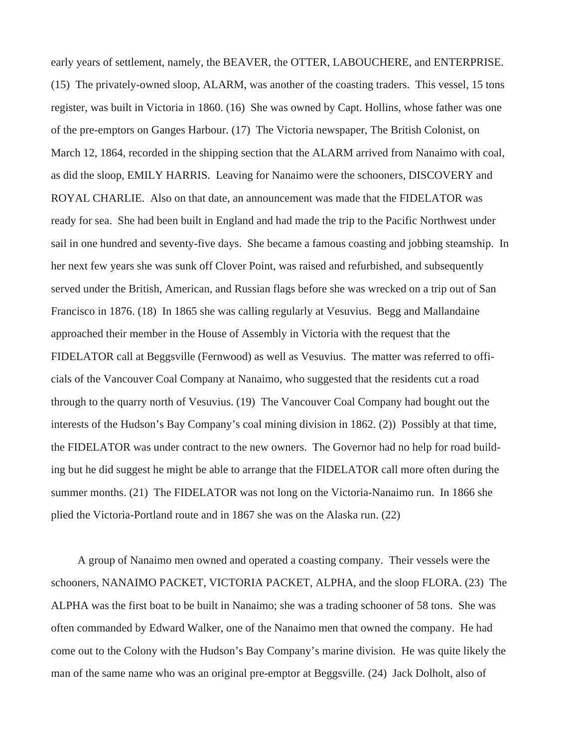early years of settlement, namely, the BEAVER, the OTTER, LABOUCHERE, and ENTERPRISE. (15) The privately-owned sloop, ALARM, was another of the coasting traders. This vessel, 15 tons register, was built in Victoria in 1860. (16) She was owned by Capt. Hollins, whose father was one of the pre-emptors on Ganges Harbour. (17) The Victoria newspaper, The British Colonist, on March 12, 1864, recorded in the shipping section that the ALARM arrived from Nanaimo with coal, as did the sloop, EMILY HARRIS. Leaving for Nanaimo were the schooners, DISCOVERY and ROYAL CHARLIE. Also on that date, an announcement was made that the FIDELATOR was ready for sea. She had been built in England and had made the trip to the Pacific Northwest under sail in one hundred and seventy-five days. She became a famous coasting and jobbing steamship. In her next few years she was sunk off Clover Point, was raised and refurbished, and subsequently served under the British, American, and Russian flags before she was wrecked on a trip out of San Francisco in 1876. (18) In 1865 she was calling regularly at Vesuvius. Begg and Mallandaine approached their member in the House of Assembly in Victoria with the request that the FIDELATOR call at Beggsville (Fernwood) as well as Vesuvius. The matter was referred to officials of the Vancouver Coal Company at Nanaimo, who suggested that the residents cut a road through to the quarry north of Vesuvius. (19) The Vancouver Coal Company had bought out the interests of the Hudson's Bay Company's coal mining division in 1862. (2)) Possibly at that time, the FIDELATOR was under contract to the new owners. The Governor had no help for road building but he did suggest he might be able to arrange that the FIDELATOR call more often during the summer months. (21) The FIDELATOR was not long on the Victoria-Nanaimo run. In 1866 she plied the Victoria-Portland route and in 1867 she was on the Alaska run. (22)

A group of Nanaimo men owned and operated a coasting company. Their vessels were the schooners, NANAIMO PACKET, VICTORIA PACKET, ALPHA, and the sloop FLORA. (23) The ALPHA was the first boat to be built in Nanaimo; she was a trading schooner of 58 tons. She was often commanded by Edward Walker, one of the Nanaimo men that owned the company. He had come out to the Colony with the Hudson's Bay Company's marine division. He was quite likely the man of the same name who was an original pre-emptor at Beggsville. (24) Jack Dolholt, also of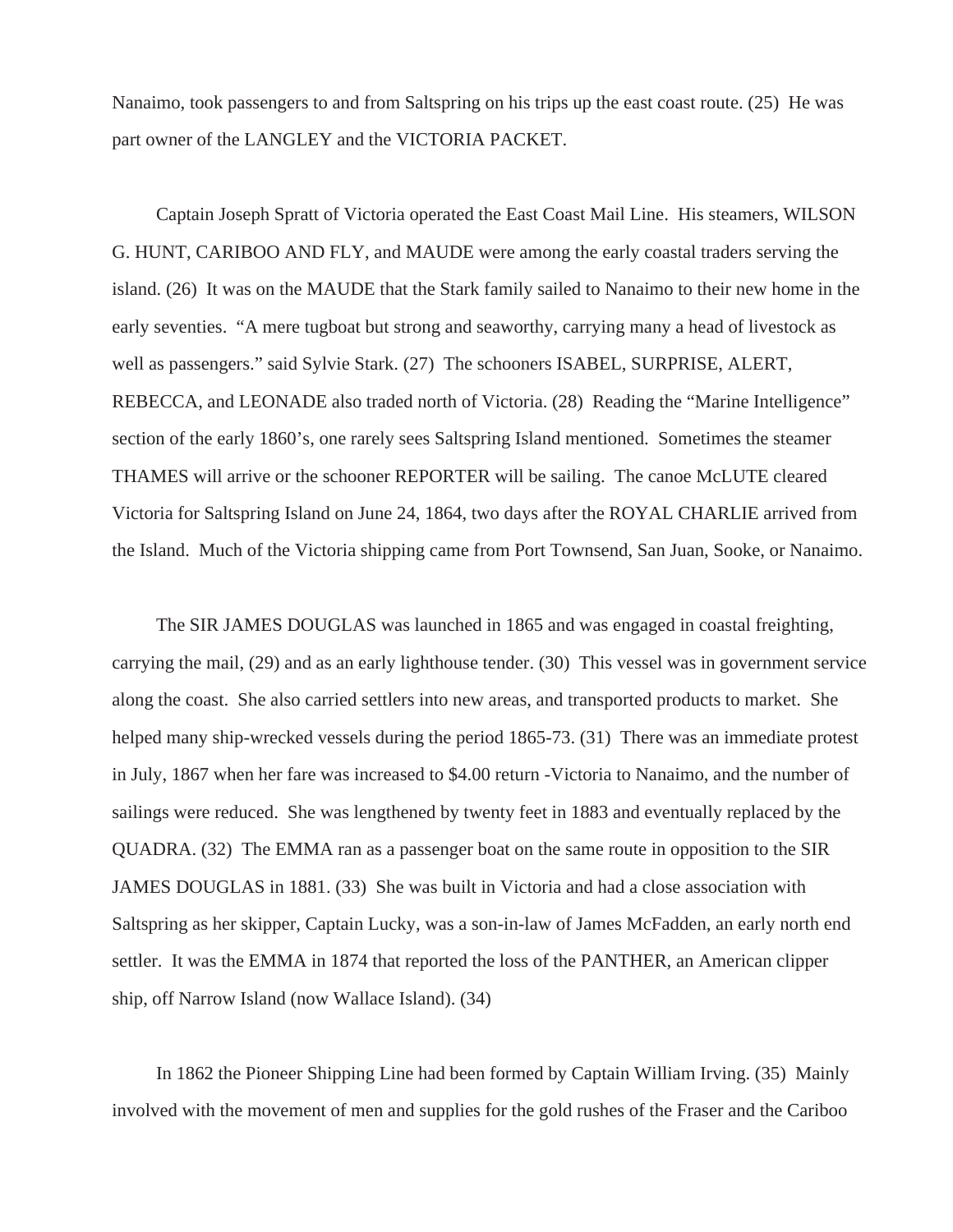Nanaimo, took passengers to and from Saltspring on his trips up the east coast route. (25) He was part owner of the LANGLEY and the VICTORIA PACKET.

Captain Joseph Spratt of Victoria operated the East Coast Mail Line. His steamers, WILSON G. HUNT, CARIBOO AND FLY, and MAUDE were among the early coastal traders serving the island. (26) It was on the MAUDE that the Stark family sailed to Nanaimo to their new home in the early seventies. "A mere tugboat but strong and seaworthy, carrying many a head of livestock as well as passengers." said Sylvie Stark. (27) The schooners ISABEL, SURPRISE, ALERT, REBECCA, and LEONADE also traded north of Victoria. (28) Reading the "Marine Intelligence" section of the early 1860's, one rarely sees Saltspring Island mentioned. Sometimes the steamer THAMES will arrive or the schooner REPORTER will be sailing. The canoe McLUTE cleared Victoria for Saltspring Island on June 24, 1864, two days after the ROYAL CHARLIE arrived from the Island. Much of the Victoria shipping came from Port Townsend, San Juan, Sooke, or Nanaimo.

The SIR JAMES DOUGLAS was launched in 1865 and was engaged in coastal freighting, carrying the mail, (29) and as an early lighthouse tender. (30) This vessel was in government service along the coast. She also carried settlers into new areas, and transported products to market. She helped many ship-wrecked vessels during the period 1865-73. (31) There was an immediate protest in July, 1867 when her fare was increased to $4.00 return -Victoria to Nanaimo, and the number of sailings were reduced. She was lengthened by twenty feet in 1883 and eventually replaced by the QUADRA. (32) The EMMA ran as a passenger boat on the same route in opposition to the SIR JAMES DOUGLAS in 1881. (33) She was built in Victoria and had a close association with Saltspring as her skipper, Captain Lucky, was a son-in-law of James McFadden, an early north end settler. It was the EMMA in 1874 that reported the loss of the PANTHER, an American clipper ship, off Narrow Island (now Wallace Island). (34)

In 1862 the Pioneer Shipping Line had been formed by Captain William Irving. (35) Mainly involved with the movement of men and supplies for the gold rushes of the Fraser and the Cariboo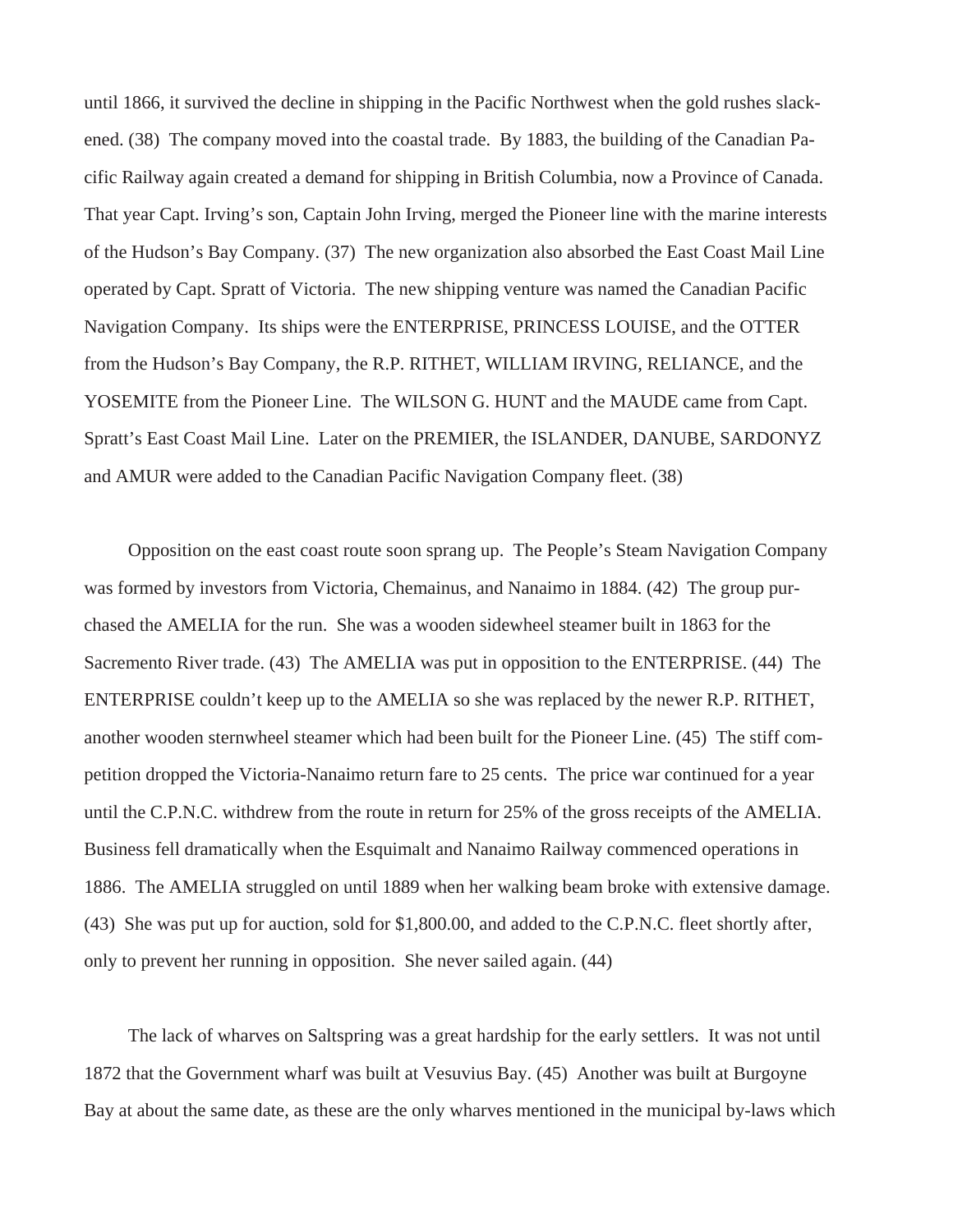until 1866, it survived the decline in shipping in the Pacific Northwest when the gold rushes slackened. (38) The company moved into the coastal trade. By 1883, the building of the Canadian Pacific Railway again created a demand for shipping in British Columbia, now a Province of Canada. That year Capt. Irving's son, Captain John Irving, merged the Pioneer line with the marine interests of the Hudson's Bay Company. (37) The new organization also absorbed the East Coast Mail Line operated by Capt. Spratt of Victoria. The new shipping venture was named the Canadian Pacific Navigation Company. Its ships were the ENTERPRISE, PRINCESS LOUISE, and the OTTER from the Hudson's Bay Company, the R.P. RITHET, WILLIAM IRVING, RELIANCE, and the YOSEMITE from the Pioneer Line. The WILSON G. HUNT and the MAUDE came from Capt. Spratt's East Coast Mail Line. Later on the PREMIER, the ISLANDER, DANUBE, SARDONYZ and AMUR were added to the Canadian Pacific Navigation Company fleet. (38)

Opposition on the east coast route soon sprang up. The People's Steam Navigation Company was formed by investors from Victoria, Chemainus, and Nanaimo in 1884. (42) The group purchased the AMELIA for the run. She was a wooden sidewheel steamer built in 1863 for the Sacremento River trade. (43) The AMELIA was put in opposition to the ENTERPRISE. (44) The ENTERPRISE couldn't keep up to the AMELIA so she was replaced by the newer R.P. RITHET, another wooden sternwheel steamer which had been built for the Pioneer Line. (45) The stiff competition dropped the Victoria-Nanaimo return fare to 25 cents. The price war continued for a year until the C.P.N.C. withdrew from the route in return for 25% of the gross receipts of the AMELIA. Business fell dramatically when the Esquimalt and Nanaimo Railway commenced operations in 1886. The AMELIA struggled on until 1889 when her walking beam broke with extensive damage. (43) She was put up for auction, sold for $1,800.00, and added to the C.P.N.C. fleet shortly after, only to prevent her running in opposition. She never sailed again. (44)

The lack of wharves on Saltspring was a great hardship for the early settlers. It was not until 1872 that the Government wharf was built at Vesuvius Bay. (45) Another was built at Burgoyne Bay at about the same date, as these are the only wharves mentioned in the municipal by-laws which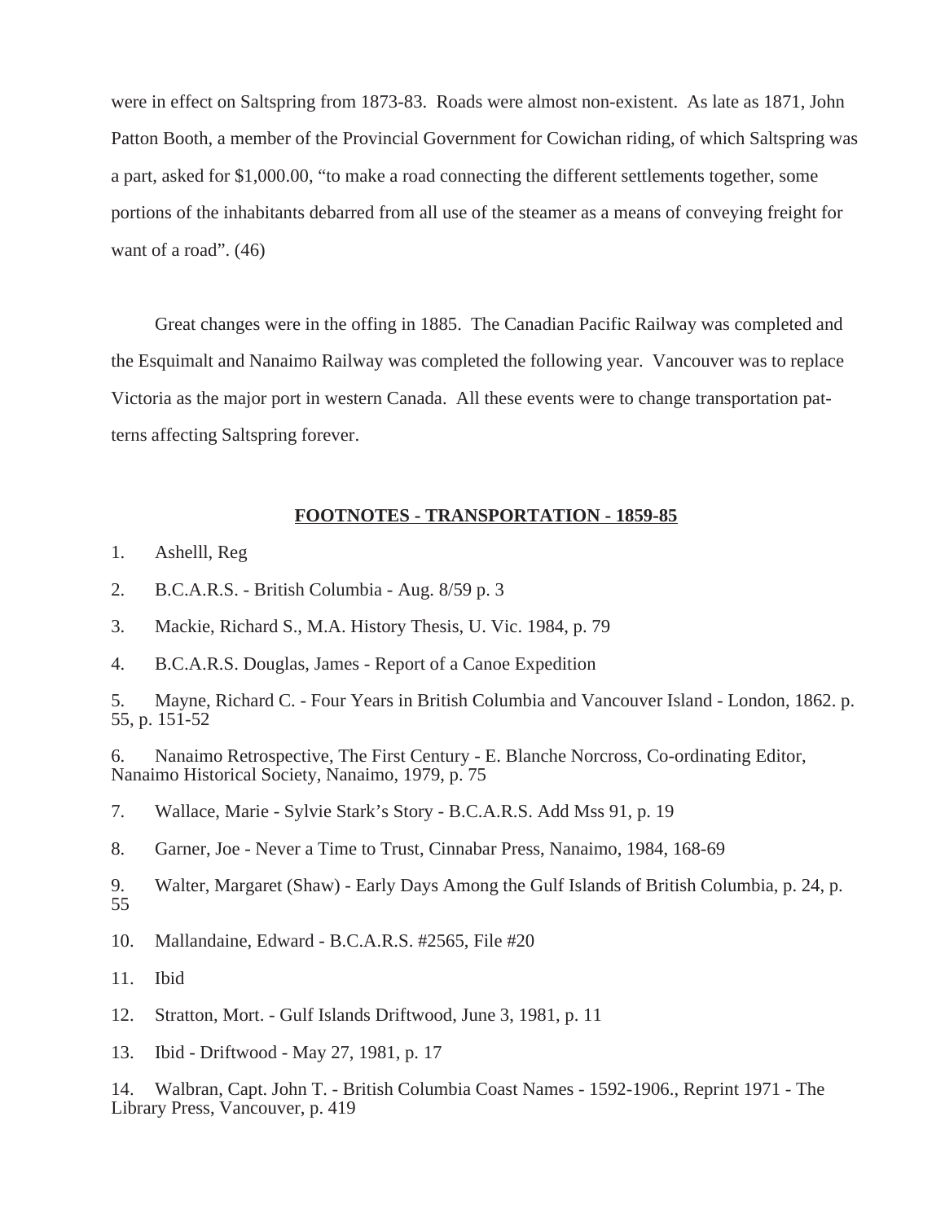were in effect on Saltspring from 1873-83. Roads were almost non-existent. As late as 1871, John Patton Booth, a member of the Provincial Government for Cowichan riding, of which Saltspring was a part, asked for $1,000.00, "to make a road connecting the different settlements together, some portions of the inhabitants debarred from all use of the steamer as a means of conveying freight for want of a road". (46)

Great changes were in the offing in 1885. The Canadian Pacific Railway was completed and the Esquimalt and Nanaimo Railway was completed the following year. Vancouver was to replace Victoria as the major port in western Canada. All these events were to change transportation patterns affecting Saltspring forever.

## FOOTNOTES - TRANSPORTATION - 1859-85

1. Ashelll, Reg
2. B.C.A.R.S. - British Columbia - Aug. 8/59 p. 3
3. Mackie, Richard S., M.A. History Thesis, U. Vic. 1984, p. 79
4. B.C.A.R.S. Douglas, James - Report of a Canoe Expedition
5. Mayne, Richard C. - Four Years in British Columbia and Vancouver Island - London, 1862. p. 55, p. 151-52
6. Nanaimo Retrospective, The First Century - E. Blanche Norcross, Co-ordinating Editor, Nanaimo Historical Society, Nanaimo, 1979, p. 75
7. Wallace, Marie - Sylvie Stark's Story - B.C.A.R.S. Add Mss 91, p. 19
8. Garner, Joe - Never a Time to Trust, Cinnabar Press, Nanaimo, 1984, 168-69
9. Walter, Margaret (Shaw) - Early Days Among the Gulf Islands of British Columbia, p. 24, p. 55
10. Mallandaine, Edward - B.C.A.R.S. #2565, File #20
11. Ibid
12. Stratton, Mort. - Gulf Islands Driftwood, June 3, 1981, p. 11
13. Ibid - Driftwood - May 27, 1981, p. 17
14. Walbran, Capt. John T. - British Columbia Coast Names - 1592-1906., Reprint 1971 - The Library Press, Vancouver, p. 419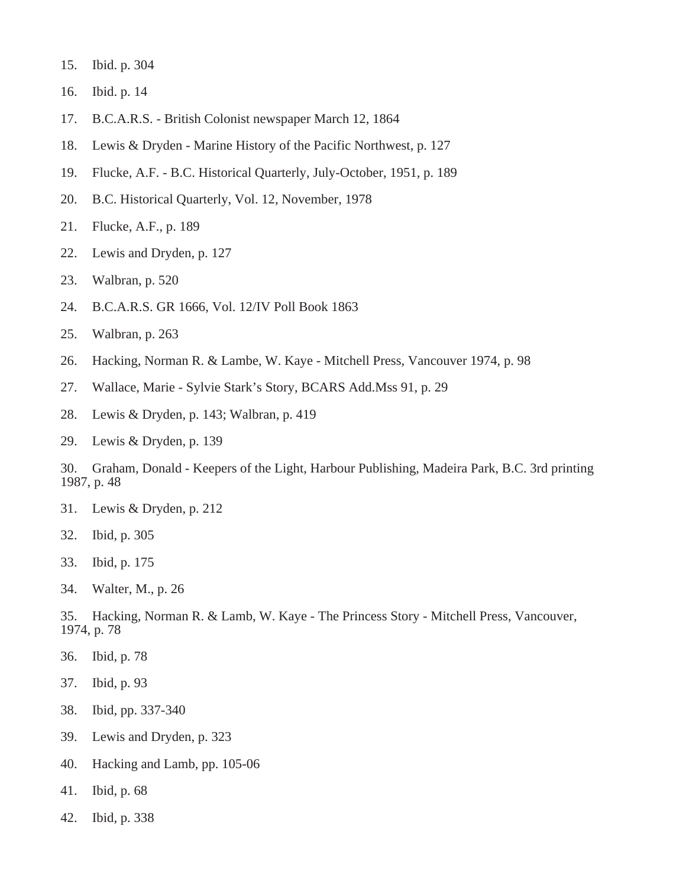15. Ibid. p. 304

16. Ibid. p. 14

17. B.C.A.R.S. - British Colonist newspaper March 12, 1864

18. Lewis & Dryden - Marine History of the Pacific Northwest, p. 127

19. Flucke, A.F. - B.C. Historical Quarterly, July-October, 1951, p. 189

20. B.C. Historical Quarterly, Vol. 12, November, 1978

21. Flucke, A.F., p. 189

22. Lewis and Dryden, p. 127

23. Walbran, p. 520

24. B.C.A.R.S. GR 1666, Vol. 12/IV Poll Book 1863

25. Walbran, p. 263

26. Hacking, Norman R. & Lambe, W. Kaye - Mitchell Press, Vancouver 1974, p. 98

27. Wallace, Marie - Sylvie Stark's Story, BCARS Add.Mss 91, p. 29

28. Lewis & Dryden, p. 143; Walbran, p. 419

29. Lewis & Dryden, p. 139

30. Graham, Donald - Keepers of the Light, Harbour Publishing, Madeira Park, B.C. 3rd printing 1987, p. 48

31. Lewis & Dryden, p. 212

32. Ibid, p. 305

33. Ibid, p. 175

34. Walter, M., p. 26

35. Hacking, Norman R. & Lamb, W. Kaye - The Princess Story - Mitchell Press, Vancouver, 1974, p. 78

36. Ibid, p. 78

37. Ibid, p. 93

38. Ibid, pp. 337-340

39. Lewis and Dryden, p. 323

40. Hacking and Lamb, pp. 105-06

41. Ibid, p. 68

42. Ibid, p. 338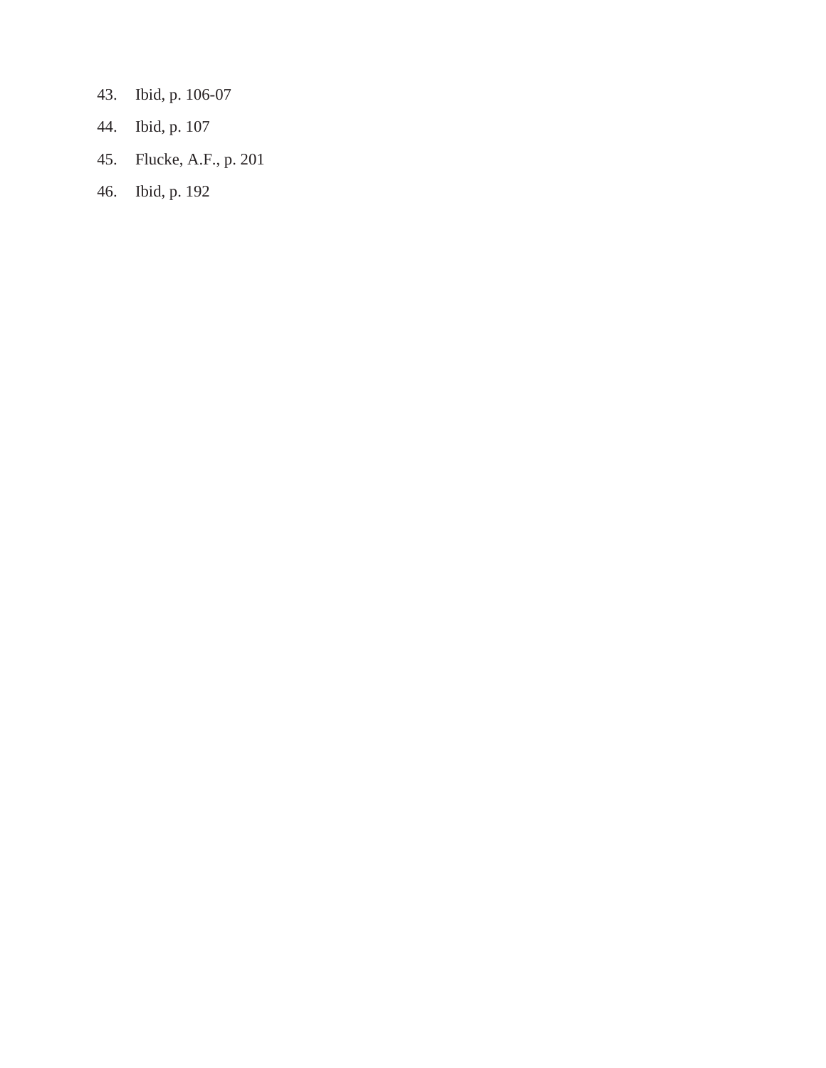43. Ibid, p. 106-07
44. Ibid, p. 107
45. Flucke, A.F., p. 201
46. Ibid, p. 192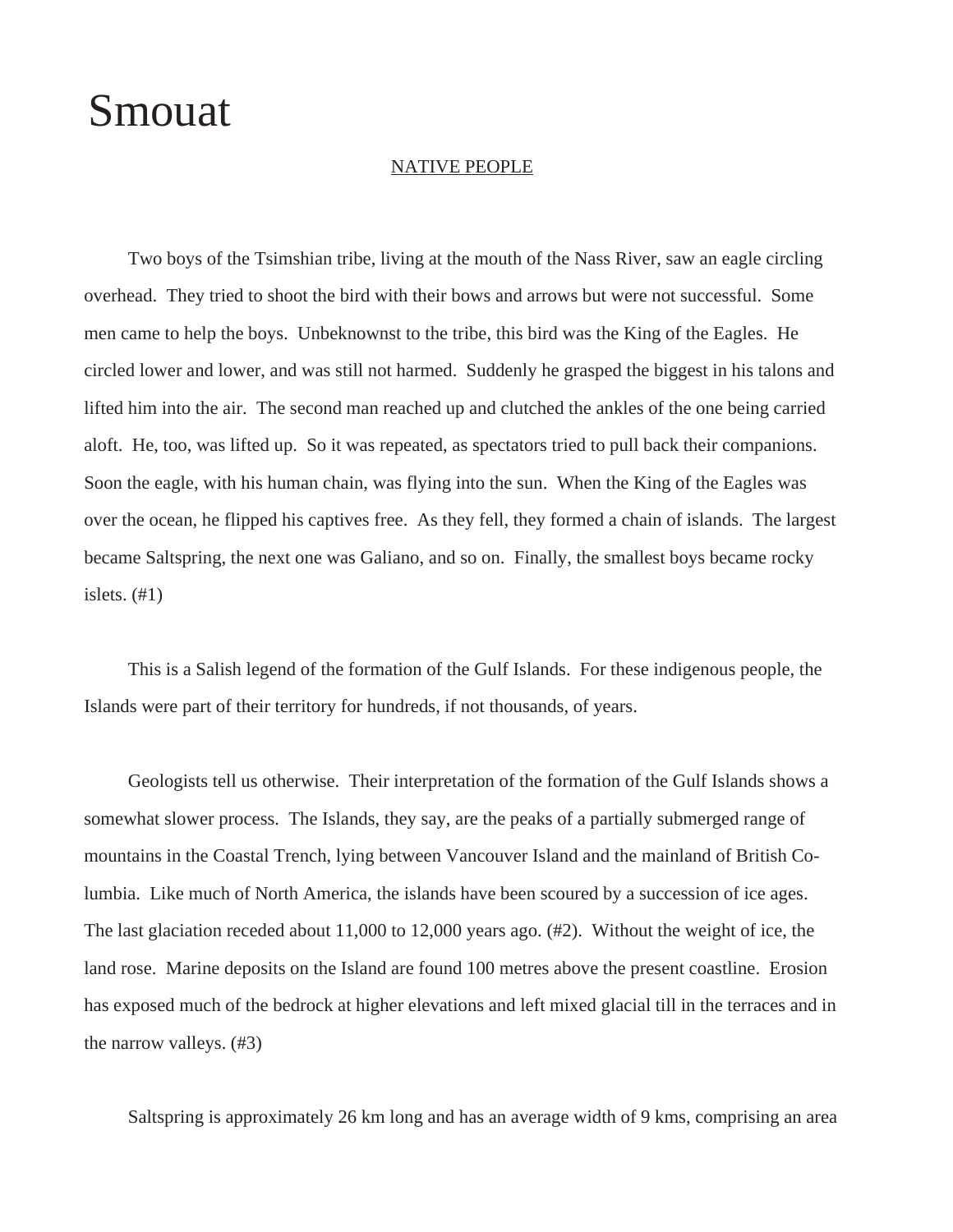# Smouat

## NATIVE PEOPLE

Two boys of the Tsimshian tribe, living at the mouth of the Nass River, saw an eagle circling overhead. They tried to shoot the bird with their bows and arrows but were not successful. Some men came to help the boys. Unbeknownst to the tribe, this bird was the King of the Eagles. He circled lower and lower, and was still not harmed. Suddenly he grasped the biggest in his talons and lifted him into the air. The second man reached up and clutched the ankles of the one being carried aloft. He, too, was lifted up. So it was repeated, as spectators tried to pull back their companions. Soon the eagle, with his human chain, was flying into the sun. When the King of the Eagles was over the ocean, he flipped his captives free. As they fell, they formed a chain of islands. The largest became Saltspring, the next one was Galiano, and so on. Finally, the smallest boys became rocky islets. (#1)

This is a Salish legend of the formation of the Gulf Islands. For these indigenous people, the Islands were part of their territory for hundreds, if not thousands, of years.

Geologists tell us otherwise. Their interpretation of the formation of the Gulf Islands shows a somewhat slower process. The Islands, they say, are the peaks of a partially submerged range of mountains in the Coastal Trench, lying between Vancouver Island and the mainland of British Columbia. Like much of North America, the islands have been scoured by a succession of ice ages. The last glaciation receded about 11,000 to 12,000 years ago. (#2). Without the weight of ice, the land rose. Marine deposits on the Island are found 100 metres above the present coastline. Erosion has exposed much of the bedrock at higher elevations and left mixed glacial till in the terraces and in the narrow valleys. (#3)

Saltspring is approximately 26 km long and has an average width of 9 kms, comprising an area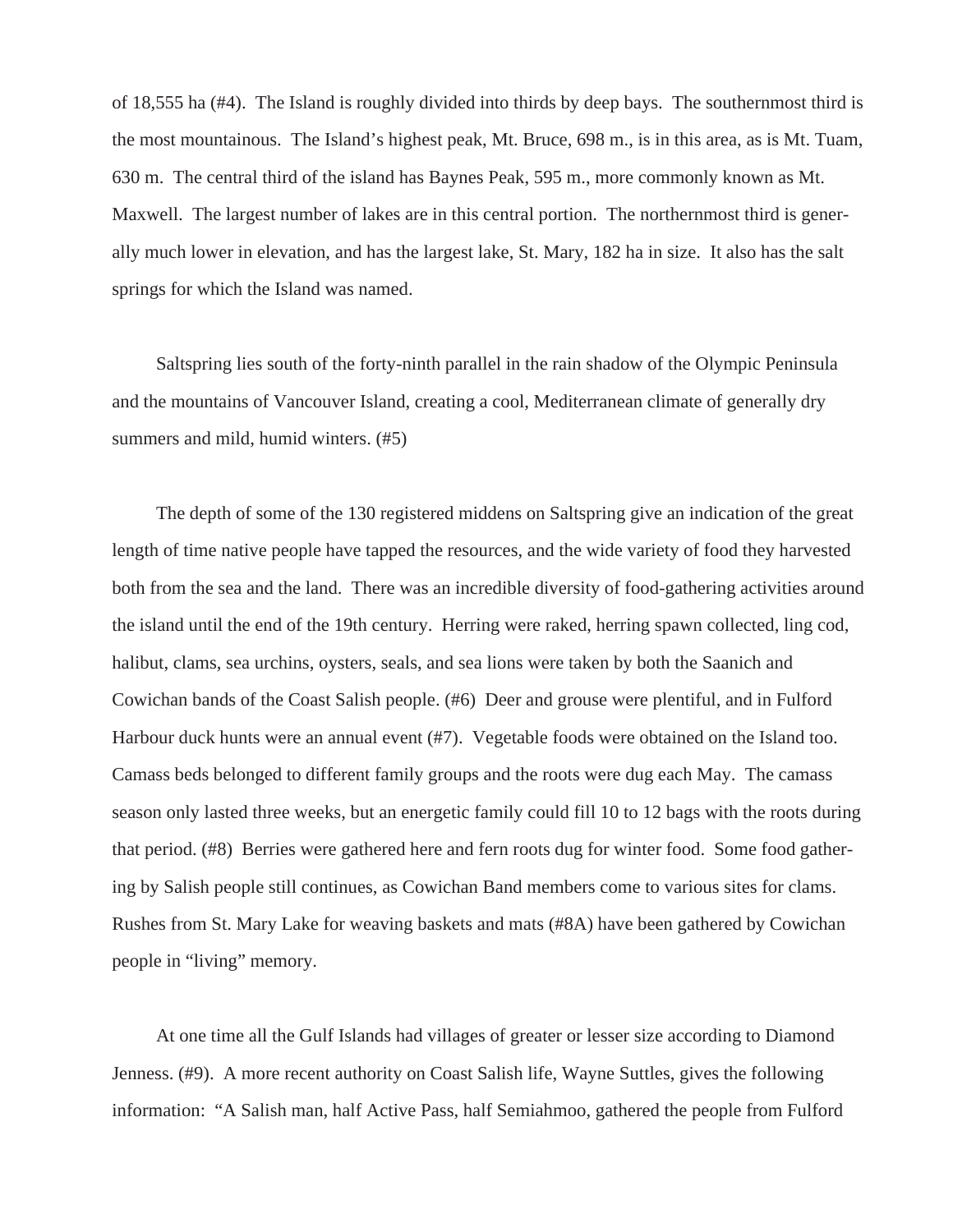of 18,555 ha (#4). The Island is roughly divided into thirds by deep bays. The southernmost third is the most mountainous. The Island's highest peak, Mt. Bruce, 698 m., is in this area, as is Mt. Tuam, 630 m. The central third of the island has Baynes Peak, 595 m., more commonly known as Mt. Maxwell. The largest number of lakes are in this central portion. The northernmost third is generally much lower in elevation, and has the largest lake, St. Mary, 182 ha in size. It also has the salt springs for which the Island was named.

Saltspring lies south of the forty-ninth parallel in the rain shadow of the Olympic Peninsula and the mountains of Vancouver Island, creating a cool, Mediterranean climate of generally dry summers and mild, humid winters. (#5)

The depth of some of the 130 registered middens on Saltspring give an indication of the great length of time native people have tapped the resources, and the wide variety of food they harvested both from the sea and the land. There was an incredible diversity of food-gathering activities around the island until the end of the 19th century. Herring were raked, herring spawn collected, ling cod, halibut, clams, sea urchins, oysters, seals, and sea lions were taken by both the Saanich and Cowichan bands of the Coast Salish people. (#6) Deer and grouse were plentiful, and in Fulford Harbour duck hunts were an annual event (#7). Vegetable foods were obtained on the Island too. Camass beds belonged to different family groups and the roots were dug each May. The camass season only lasted three weeks, but an energetic family could fill 10 to 12 bags with the roots during that period. (#8) Berries were gathered here and fern roots dug for winter food. Some food gathering by Salish people still continues, as Cowichan Band members come to various sites for clams. Rushes from St. Mary Lake for weaving baskets and mats (#8A) have been gathered by Cowichan people in "living" memory.

At one time all the Gulf Islands had villages of greater or lesser size according to Diamond Jenness. (#9). A more recent authority on Coast Salish life, Wayne Suttles, gives the following information: "A Salish man, half Active Pass, half Semiahmoo, gathered the people from Fulford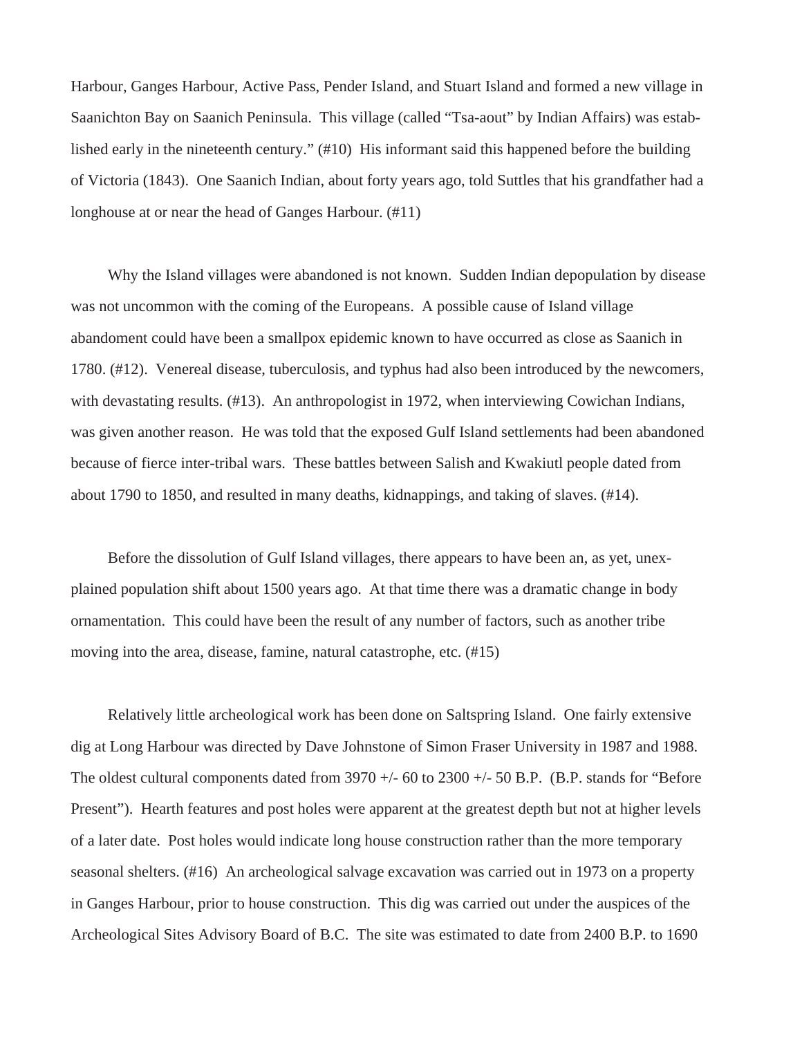Harbour, Ganges Harbour, Active Pass, Pender Island, and Stuart Island and formed a new village in Saanichton Bay on Saanich Peninsula. This village (called "Tsa-aout" by Indian Affairs) was established early in the nineteenth century." (#10) His informant said this happened before the building of Victoria (1843). One Saanich Indian, about forty years ago, told Suttles that his grandfather had a longhouse at or near the head of Ganges Harbour. (#11)

Why the Island villages were abandoned is not known. Sudden Indian depopulation by disease was not uncommon with the coming of the Europeans. A possible cause of Island village abandoment could have been a smallpox epidemic known to have occurred as close as Saanich in 1780. (#12). Venereal disease, tuberculosis, and typhus had also been introduced by the newcomers, with devastating results. (#13). An anthropologist in 1972, when interviewing Cowichan Indians, was given another reason. He was told that the exposed Gulf Island settlements had been abandoned because of fierce inter-tribal wars. These battles between Salish and Kwakiutl people dated from about 1790 to 1850, and resulted in many deaths, kidnappings, and taking of slaves. (#14).

Before the dissolution of Gulf Island villages, there appears to have been an, as yet, unexplained population shift about 1500 years ago. At that time there was a dramatic change in body ornamentation. This could have been the result of any number of factors, such as another tribe moving into the area, disease, famine, natural catastrophe, etc. (#15)

Relatively little archeological work has been done on Saltspring Island. One fairly extensive dig at Long Harbour was directed by Dave Johnstone of Simon Fraser University in 1987 and 1988. The oldest cultural components dated from 3970 +/- 60 to 2300 +/- 50 B.P. (B.P. stands for "Before Present"). Hearth features and post holes were apparent at the greatest depth but not at higher levels of a later date. Post holes would indicate long house construction rather than the more temporary seasonal shelters. (#16) An archeological salvage excavation was carried out in 1973 on a property in Ganges Harbour, prior to house construction. This dig was carried out under the auspices of the Archeological Sites Advisory Board of B.C. The site was estimated to date from 2400 B.P. to 1690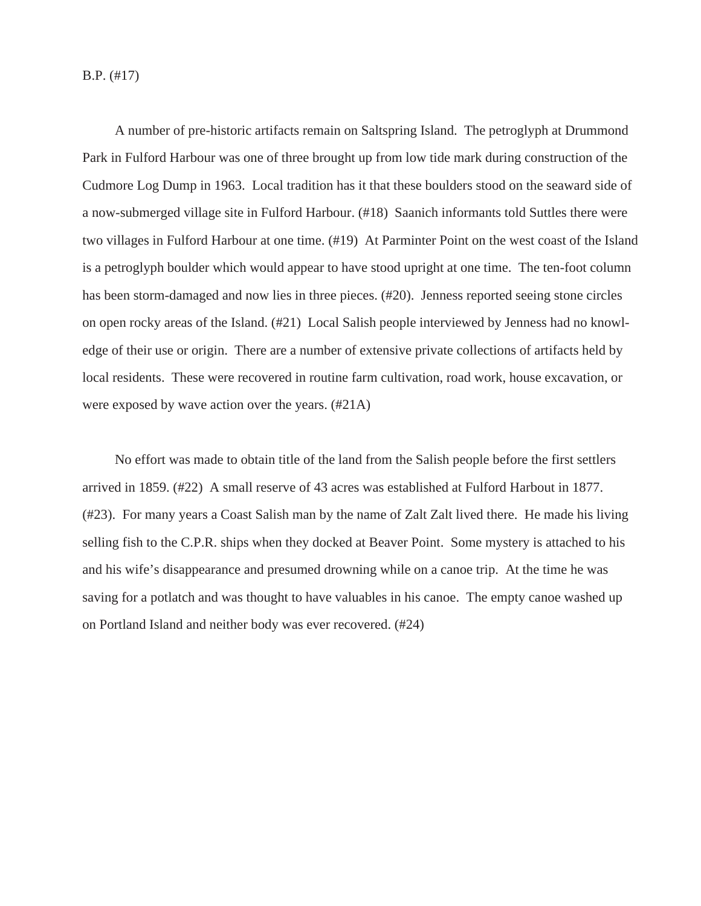B.P. (#17)

A number of pre-historic artifacts remain on Saltspring Island. The petroglyph at Drummond Park in Fulford Harbour was one of three brought up from low tide mark during construction of the Cudmore Log Dump in 1963. Local tradition has it that these boulders stood on the seaward side of a now-submerged village site in Fulford Harbour. (#18) Saanich informants told Suttles there were two villages in Fulford Harbour at one time. (#19) At Parminter Point on the west coast of the Island is a petroglyph boulder which would appear to have stood upright at one time. The ten-foot column has been storm-damaged and now lies in three pieces. (#20). Jenness reported seeing stone circles on open rocky areas of the Island. (#21) Local Salish people interviewed by Jenness had no knowledge of their use or origin. There are a number of extensive private collections of artifacts held by local residents. These were recovered in routine farm cultivation, road work, house excavation, or were exposed by wave action over the years. (#21A)

No effort was made to obtain title of the land from the Salish people before the first settlers arrived in 1859. (#22) A small reserve of 43 acres was established at Fulford Harbout in 1877. (#23). For many years a Coast Salish man by the name of Zalt Zalt lived there. He made his living selling fish to the C.P.R. ships when they docked at Beaver Point. Some mystery is attached to his and his wife's disappearance and presumed drowning while on a canoe trip. At the time he was saving for a potlatch and was thought to have valuables in his canoe. The empty canoe washed up on Portland Island and neither body was ever recovered. (#24)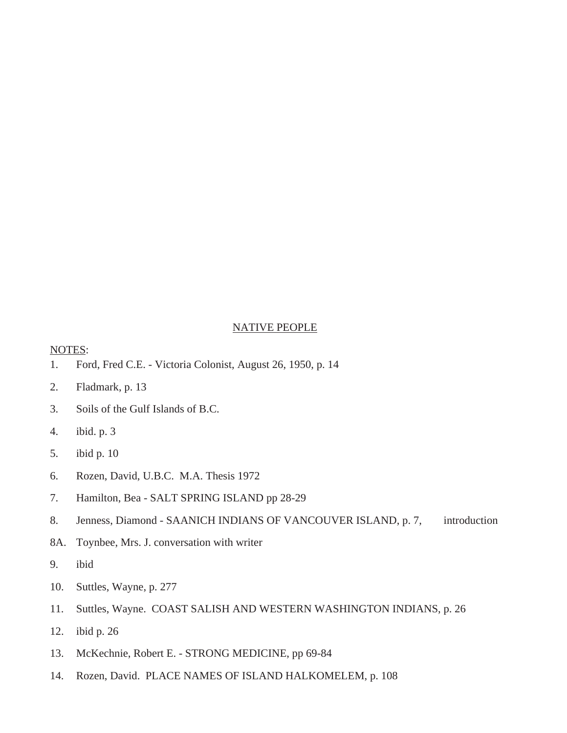## NATIVE PEOPLE

NOTES:

1. Ford, Fred C.E. - Victoria Colonist, August 26, 1950, p. 14
2. Fladmark, p. 13
3. Soils of the Gulf Islands of B.C.
4. ibid. p. 3
5. ibid p. 10
6. Rozen, David, U.B.C. M.A. Thesis 1972
7. Hamilton, Bea - SALT SPRING ISLAND pp 28-29
8. Jenness, Diamond - SAANICH INDIANS OF VANCOUVER ISLAND, p. 7, introduction

8A. Toynbee, Mrs. J. conversation with writer

9. ibid
10. Suttles, Wayne, p. 277
11. Suttles, Wayne. COAST SALISH AND WESTERN WASHINGTON INDIANS, p. 26
12. ibid p. 26
13. McKechnie, Robert E. - STRONG MEDICINE, pp 69-84
14. Rozen, David. PLACE NAMES OF ISLAND HALKOMELEM, p. 108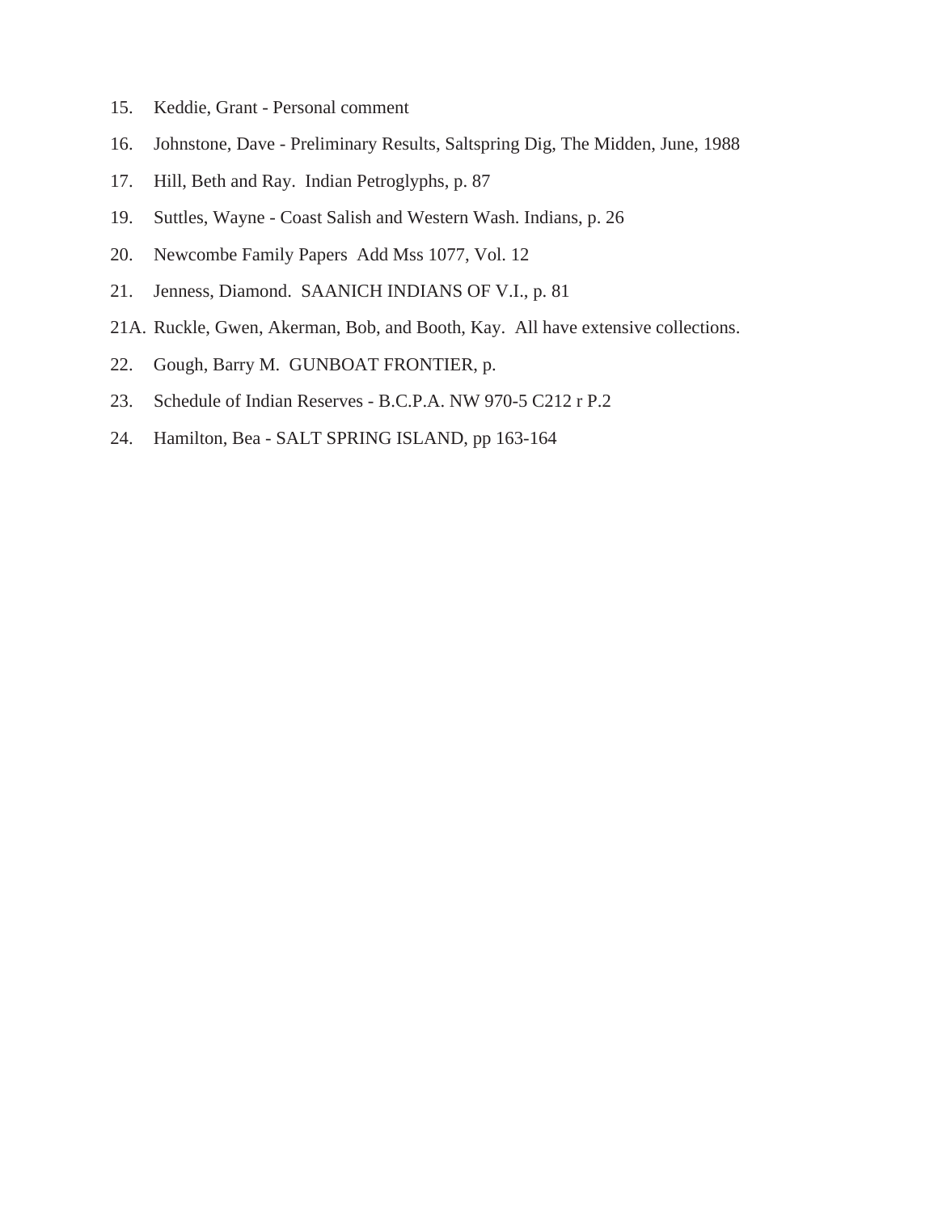15. Keddie, Grant - Personal comment

16. Johnstone, Dave - Preliminary Results, Saltspring Dig, The Midden, June, 1988

17. Hill, Beth and Ray. Indian Petroglyphs, p. 87

19. Suttles, Wayne - Coast Salish and Western Wash. Indians, p. 26

20. Newcombe Family Papers Add Mss 1077, Vol. 12

21. Jenness, Diamond. SAANICH INDIANS OF V.I., p. 81

21A. Ruckle, Gwen, Akerman, Bob, and Booth, Kay. All have extensive collections.

22. Gough, Barry M. GUNBOAT FRONTIER, p.

23. Schedule of Indian Reserves - B.C.P.A. NW 970-5 C212 r P.2

24. Hamilton, Bea - SALT SPRING ISLAND, pp 163-164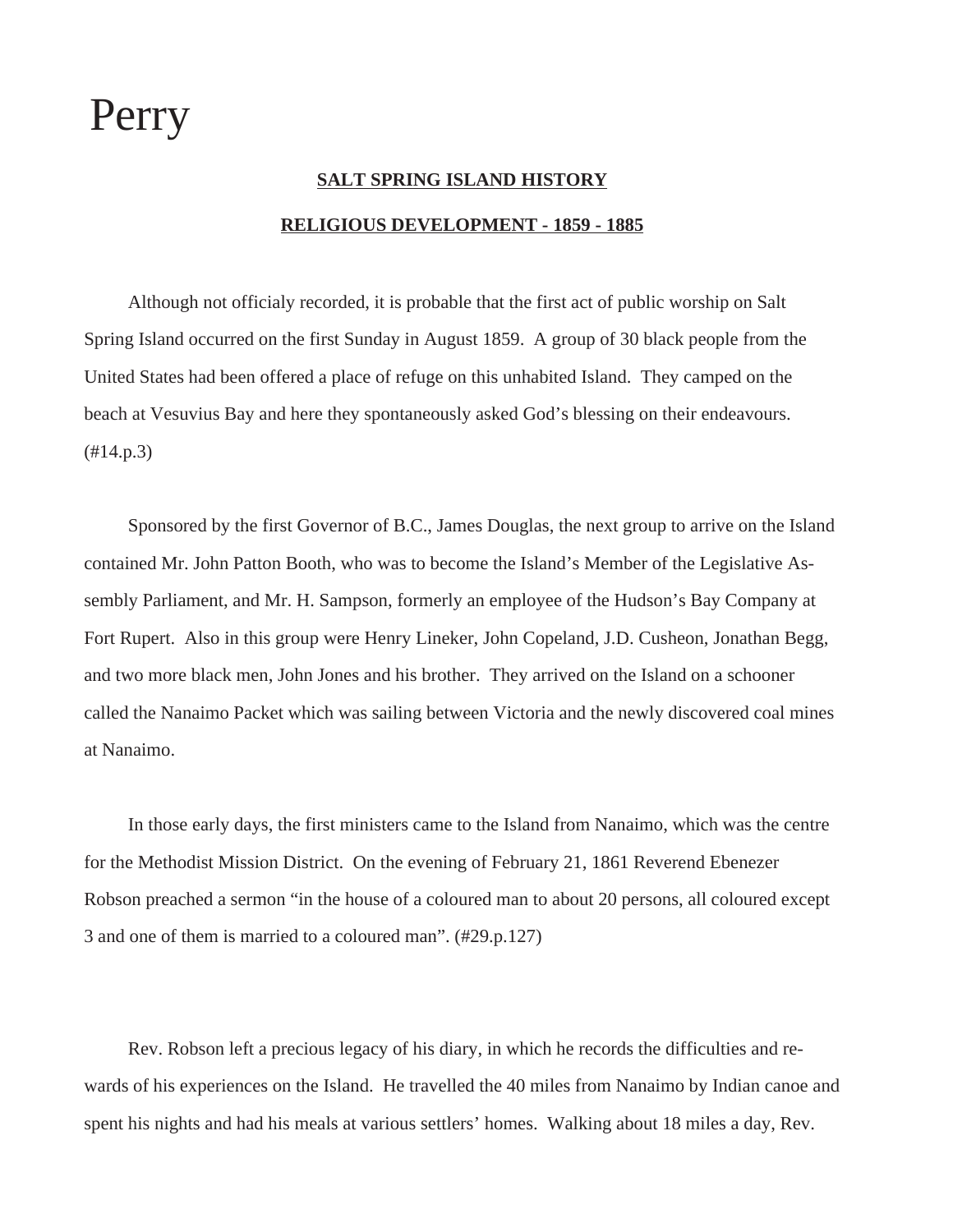# Perry

## SALT SPRING ISLAND HISTORY

## RELIGIOUS DEVELOPMENT - 1859 - 1885

Although not officialy recorded, it is probable that the first act of public worship on Salt Spring Island occurred on the first Sunday in August 1859. A group of 30 black people from the United States had been offered a place of refuge on this unhabited Island. They camped on the beach at Vesuvius Bay and here they spontaneously asked God's blessing on their endeavours. (#14.p.3)

Sponsored by the first Governor of B.C., James Douglas, the next group to arrive on the Island contained Mr. John Patton Booth, who was to become the Island's Member of the Legislative Assembly Parliament, and Mr. H. Sampson, formerly an employee of the Hudson's Bay Company at Fort Rupert. Also in this group were Henry Lineker, John Copeland, J.D. Cusheon, Jonathan Begg, and two more black men, John Jones and his brother. They arrived on the Island on a schooner called the Nanaimo Packet which was sailing between Victoria and the newly discovered coal mines at Nanaimo.

In those early days, the first ministers came to the Island from Nanaimo, which was the centre for the Methodist Mission District. On the evening of February 21, 1861 Reverend Ebenezer Robson preached a sermon "in the house of a coloured man to about 20 persons, all coloured except 3 and one of them is married to a coloured man". (#29.p.127)

Rev. Robson left a precious legacy of his diary, in which he records the difficulties and rewards of his experiences on the Island. He travelled the 40 miles from Nanaimo by Indian canoe and spent his nights and had his meals at various settlers' homes. Walking about 18 miles a day, Rev.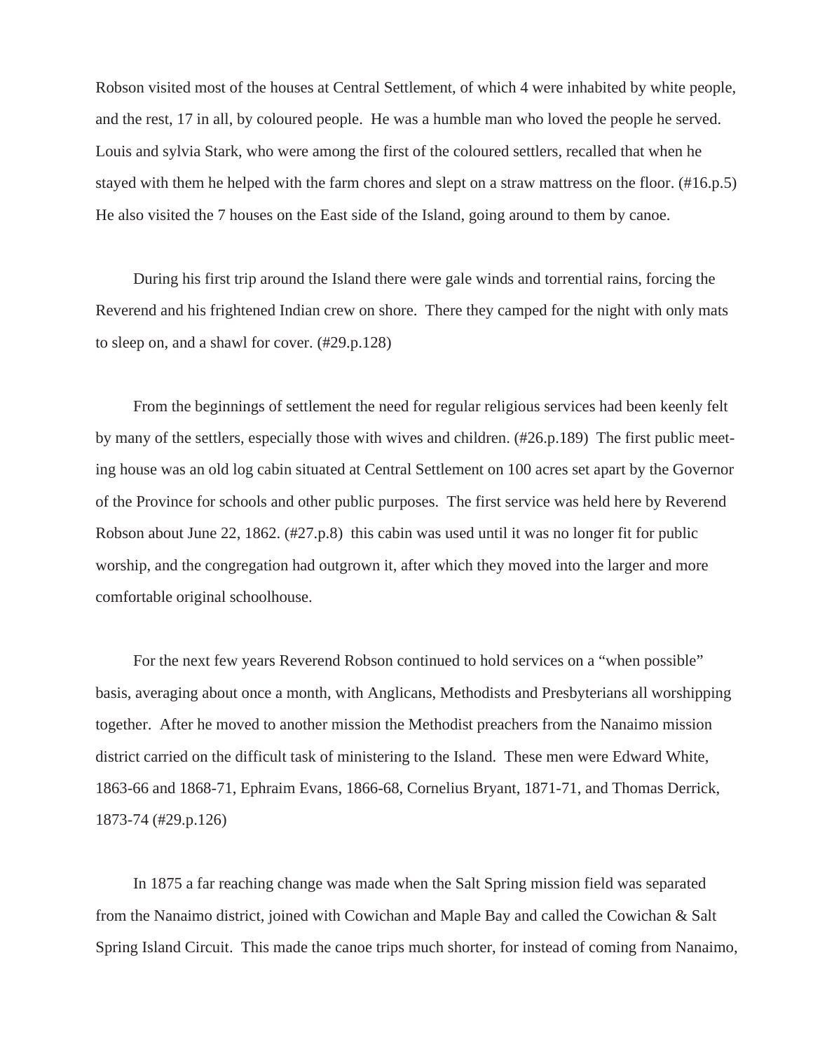Robson visited most of the houses at Central Settlement, of which 4 were inhabited by white people, and the rest, 17 in all, by coloured people. He was a humble man who loved the people he served. Louis and sylvia Stark, who were among the first of the coloured settlers, recalled that when he stayed with them he helped with the farm chores and slept on a straw mattress on the floor. (#16.p.5) He also visited the 7 houses on the East side of the Island, going around to them by canoe.

During his first trip around the Island there were gale winds and torrential rains, forcing the Reverend and his frightened Indian crew on shore. There they camped for the night with only mats to sleep on, and a shawl for cover. (#29.p.128)

From the beginnings of settlement the need for regular religious services had been keenly felt by many of the settlers, especially those with wives and children. (#26.p.189) The first public meeting house was an old log cabin situated at Central Settlement on 100 acres set apart by the Governor of the Province for schools and other public purposes. The first service was held here by Reverend Robson about June 22, 1862. (#27.p.8) this cabin was used until it was no longer fit for public worship, and the congregation had outgrown it, after which they moved into the larger and more comfortable original schoolhouse.

For the next few years Reverend Robson continued to hold services on a "when possible" basis, averaging about once a month, with Anglicans, Methodists and Presbyterians all worshipping together. After he moved to another mission the Methodist preachers from the Nanaimo mission district carried on the difficult task of ministering to the Island. These men were Edward White, 1863-66 and 1868-71, Ephraim Evans, 1866-68, Cornelius Bryant, 1871-71, and Thomas Derrick, 1873-74 (#29.p.126)

In 1875 a far reaching change was made when the Salt Spring mission field was separated from the Nanaimo district, joined with Cowichan and Maple Bay and called the Cowichan & Salt Spring Island Circuit. This made the canoe trips much shorter, for instead of coming from Nanaimo,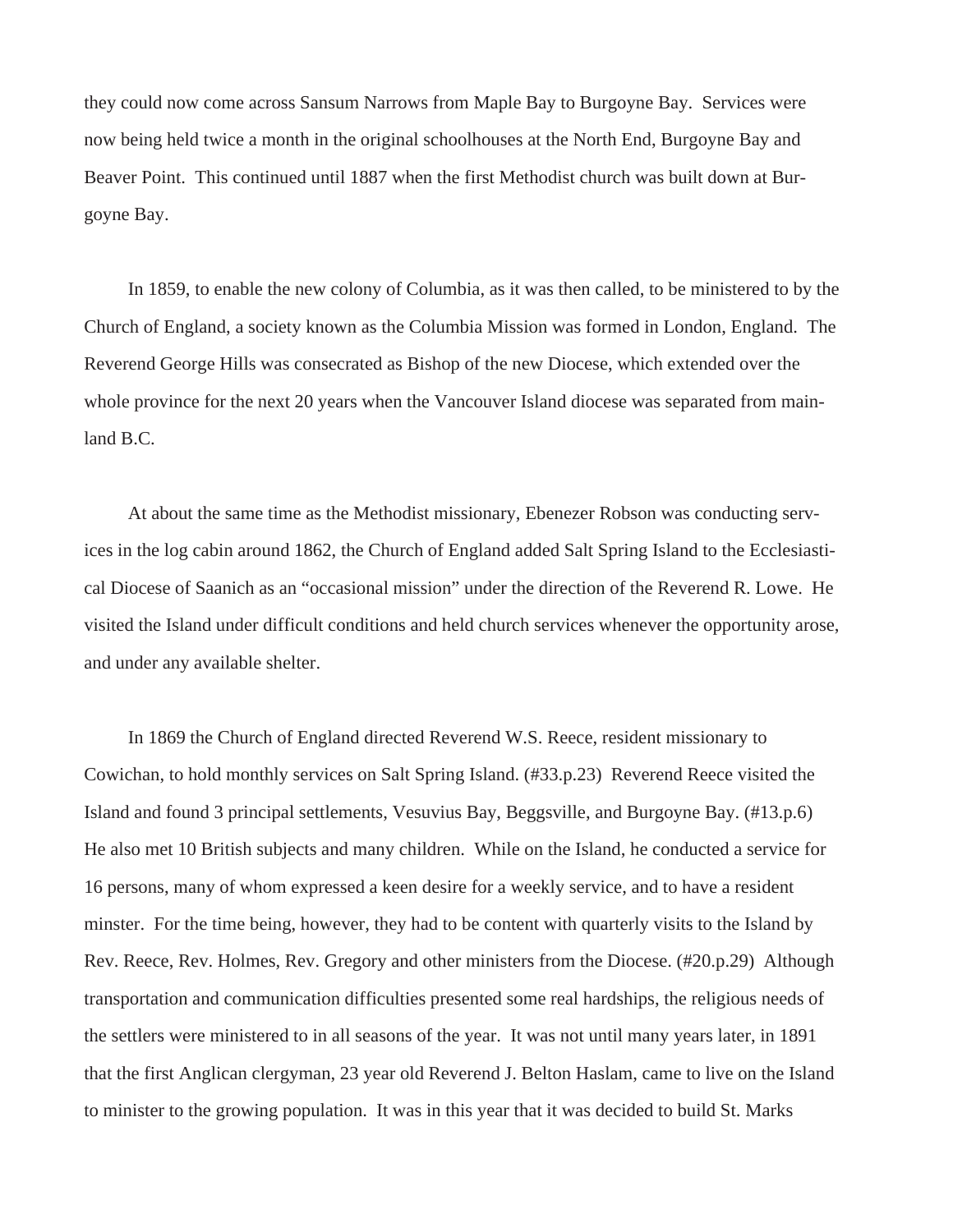they could now come across Sansum Narrows from Maple Bay to Burgoyne Bay. Services were now being held twice a month in the original schoolhouses at the North End, Burgoyne Bay and Beaver Point. This continued until 1887 when the first Methodist church was built down at Burgoyne Bay.

In 1859, to enable the new colony of Columbia, as it was then called, to be ministered to by the Church of England, a society known as the Columbia Mission was formed in London, England. The Reverend George Hills was consecrated as Bishop of the new Diocese, which extended over the whole province for the next 20 years when the Vancouver Island diocese was separated from mainland B.C.

At about the same time as the Methodist missionary, Ebenezer Robson was conducting services in the log cabin around 1862, the Church of England added Salt Spring Island to the Ecclesiastical Diocese of Saanich as an "occasional mission" under the direction of the Reverend R. Lowe. He visited the Island under difficult conditions and held church services whenever the opportunity arose, and under any available shelter.

In 1869 the Church of England directed Reverend W.S. Reece, resident missionary to Cowichan, to hold monthly services on Salt Spring Island. (#33.p.23) Reverend Reece visited the Island and found 3 principal settlements, Vesuvius Bay, Beggsville, and Burgoyne Bay. (#13.p.6) He also met 10 British subjects and many children. While on the Island, he conducted a service for 16 persons, many of whom expressed a keen desire for a weekly service, and to have a resident minster. For the time being, however, they had to be content with quarterly visits to the Island by Rev. Reece, Rev. Holmes, Rev. Gregory and other ministers from the Diocese. (#20.p.29) Although transportation and communication difficulties presented some real hardships, the religious needs of the settlers were ministered to in all seasons of the year. It was not until many years later, in 1891 that the first Anglican clergyman, 23 year old Reverend J. Belton Haslam, came to live on the Island to minister to the growing population. It was in this year that it was decided to build St. Marks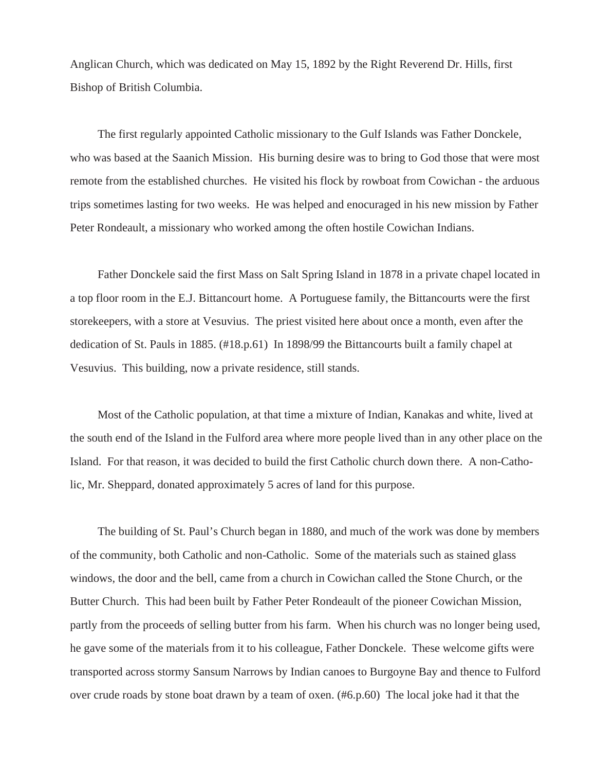Anglican Church, which was dedicated on May 15, 1892 by the Right Reverend Dr. Hills, first Bishop of British Columbia.

The first regularly appointed Catholic missionary to the Gulf Islands was Father Donckele, who was based at the Saanich Mission. His burning desire was to bring to God those that were most remote from the established churches. He visited his flock by rowboat from Cowichan - the arduous trips sometimes lasting for two weeks. He was helped and enocuraged in his new mission by Father Peter Rondeault, a missionary who worked among the often hostile Cowichan Indians.

Father Donckele said the first Mass on Salt Spring Island in 1878 in a private chapel located in a top floor room in the E.J. Bittancourt home. A Portuguese family, the Bittancourts were the first storekeepers, with a store at Vesuvius. The priest visited here about once a month, even after the dedication of St. Pauls in 1885. (#18.p.61) In 1898/99 the Bittancourts built a family chapel at Vesuvius. This building, now a private residence, still stands.

Most of the Catholic population, at that time a mixture of Indian, Kanakas and white, lived at the south end of the Island in the Fulford area where more people lived than in any other place on the Island. For that reason, it was decided to build the first Catholic church down there. A non-Catholic, Mr. Sheppard, donated approximately 5 acres of land for this purpose.

The building of St. Paul's Church began in 1880, and much of the work was done by members of the community, both Catholic and non-Catholic. Some of the materials such as stained glass windows, the door and the bell, came from a church in Cowichan called the Stone Church, or the Butter Church. This had been built by Father Peter Rondeault of the pioneer Cowichan Mission, partly from the proceeds of selling butter from his farm. When his church was no longer being used, he gave some of the materials from it to his colleague, Father Donckele. These welcome gifts were transported across stormy Sansum Narrows by Indian canoes to Burgoyne Bay and thence to Fulford over crude roads by stone boat drawn by a team of oxen. (#6.p.60) The local joke had it that the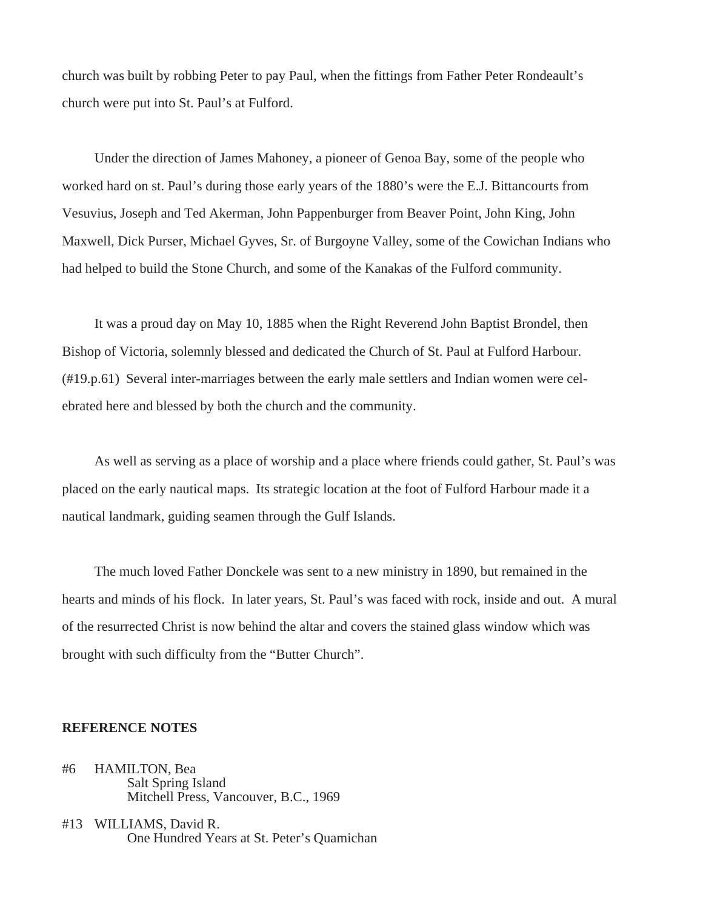church was built by robbing Peter to pay Paul, when the fittings from Father Peter Rondeault's church were put into St. Paul's at Fulford.

Under the direction of James Mahoney, a pioneer of Genoa Bay, some of the people who worked hard on st. Paul's during those early years of the 1880's were the E.J. Bittancourts from Vesuvius, Joseph and Ted Akerman, John Pappenburger from Beaver Point, John King, John Maxwell, Dick Purser, Michael Gyves, Sr. of Burgoyne Valley, some of the Cowichan Indians who had helped to build the Stone Church, and some of the Kanakas of the Fulford community.

It was a proud day on May 10, 1885 when the Right Reverend John Baptist Brondel, then Bishop of Victoria, solemnly blessed and dedicated the Church of St. Paul at Fulford Harbour. (#19.p.61) Several inter-marriages between the early male settlers and Indian women were celebrated here and blessed by both the church and the community.

As well as serving as a place of worship and a place where friends could gather, St. Paul's was placed on the early nautical maps. Its strategic location at the foot of Fulford Harbour made it a nautical landmark, guiding seamen through the Gulf Islands.

The much loved Father Donckele was sent to a new ministry in 1890, but remained in the hearts and minds of his flock. In later years, St. Paul's was faced with rock, inside and out. A mural of the resurrected Christ is now behind the altar and covers the stained glass window which was brought with such difficulty from the "Butter Church".

**REFERENCE NOTES**

#6 HAMILTON, Bea
Salt Spring Island
Mitchell Press, Vancouver, B.C., 1969

#13 WILLIAMS, David R.
One Hundred Years at St. Peter's Quamichan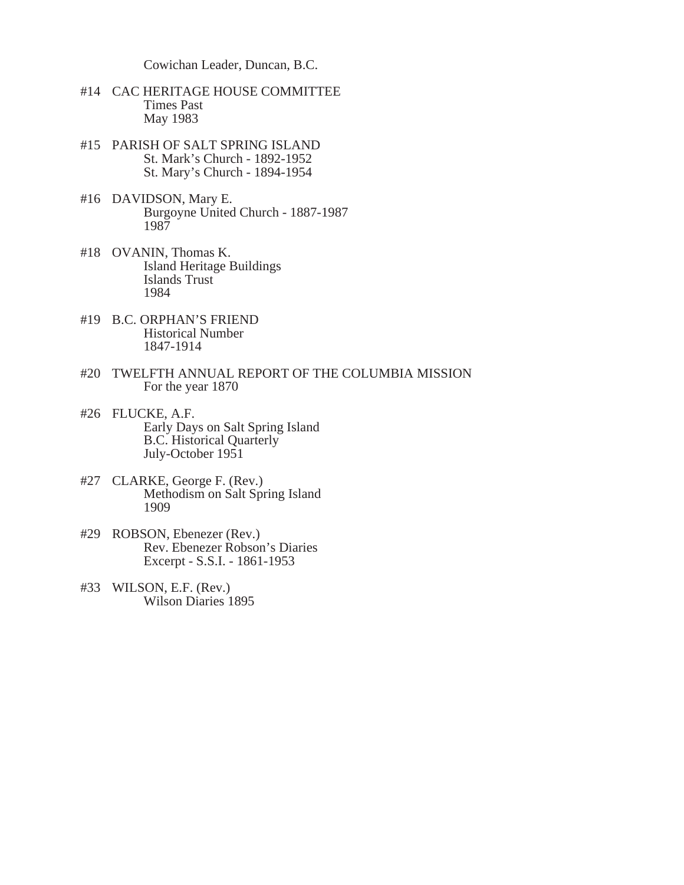Cowichan Leader, Duncan, B.C.

#14 CAC HERITAGE HOUSE COMMITTEE
Times Past
May 1983

#15 PARISH OF SALT SPRING ISLAND
St. Mark's Church - 1892-1952
St. Mary's Church - 1894-1954

#16 DAVIDSON, Mary E.
Burgoyne United Church - 1887-1987
1987

#18 OVANIN, Thomas K.
Island Heritage Buildings
Islands Trust
1984

#19 B.C. ORPHAN'S FRIEND
Historical Number
1847-1914

#20 TWELFTH ANNUAL REPORT OF THE COLUMBIA MISSION
For the year 1870

#26 FLUCKE, A.F.
Early Days on Salt Spring Island
B.C. Historical Quarterly
July-October 1951

#27 CLARKE, George F. (Rev.)
Methodism on Salt Spring Island
1909

#29 ROBSON, Ebenezer (Rev.)
Rev. Ebenezer Robson's Diaries
Excerpt - S.S.I. - 1861-1953

#33 WILSON, E.F. (Rev.)
Wilson Diaries 1895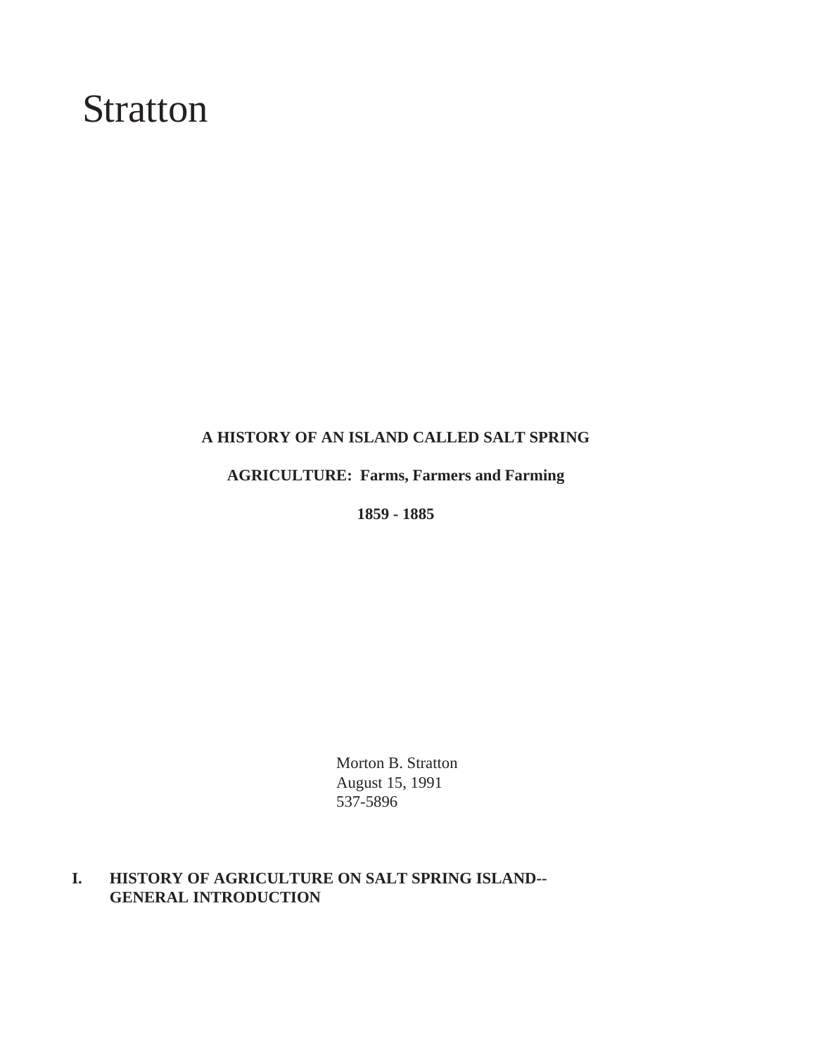# Stratton

**A HISTORY OF AN ISLAND CALLED SALT SPRING**

**AGRICULTURE: Farms, Farmers and Farming**

**1859 - 1885**

Morton B. Stratton
August 15, 1991
537-5896

## I. HISTORY OF AGRICULTURE ON SALT SPRING ISLAND--GENERAL INTRODUCTION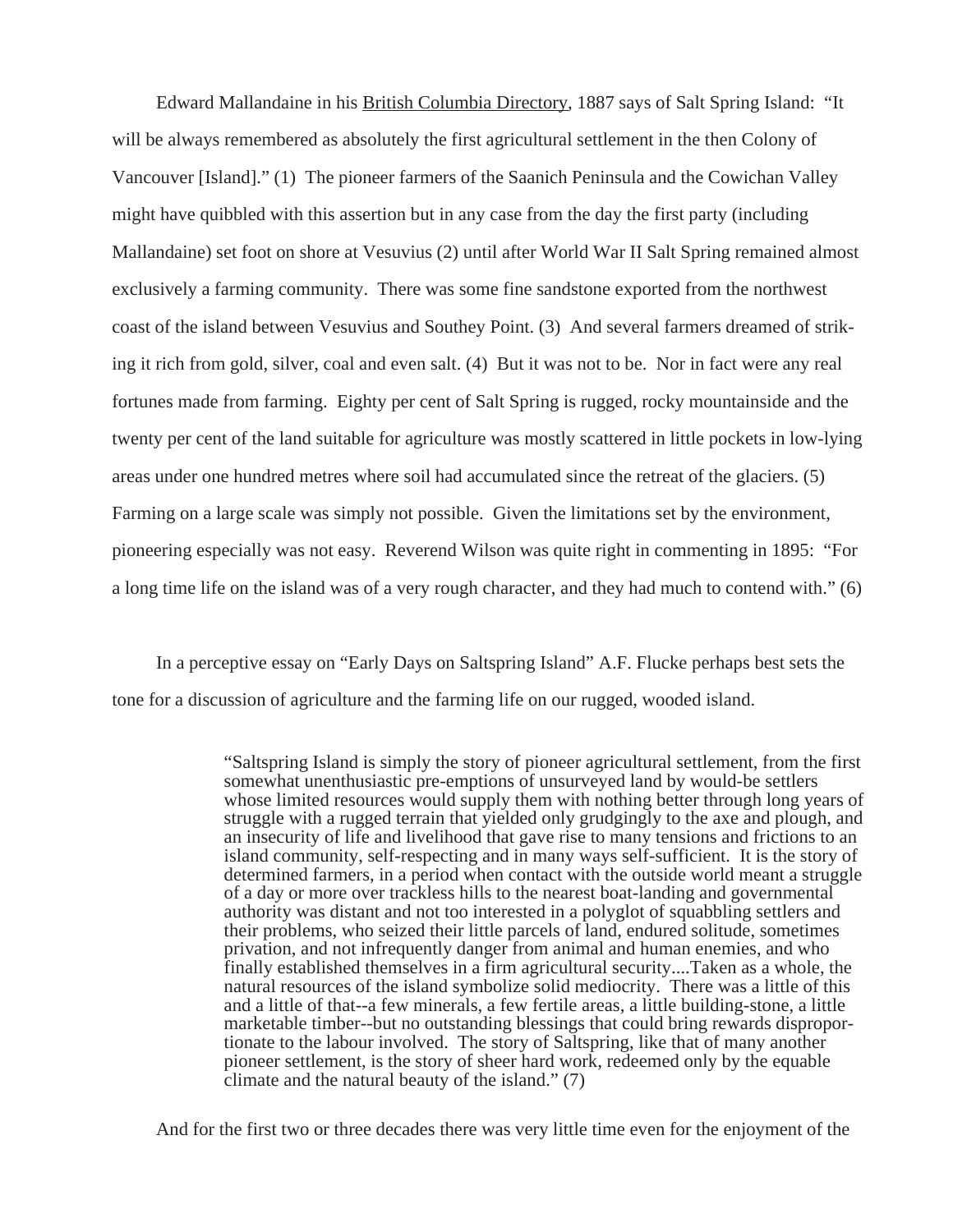Edward Mallandaine in his British Columbia Directory, 1887 says of Salt Spring Island: "It will be always remembered as absolutely the first agricultural settlement in the then Colony of Vancouver [Island]." (1) The pioneer farmers of the Saanich Peninsula and the Cowichan Valley might have quibbled with this assertion but in any case from the day the first party (including Mallandaine) set foot on shore at Vesuvius (2) until after World War II Salt Spring remained almost exclusively a farming community. There was some fine sandstone exported from the northwest coast of the island between Vesuvius and Southey Point. (3) And several farmers dreamed of striking it rich from gold, silver, coal and even salt. (4) But it was not to be. Nor in fact were any real fortunes made from farming. Eighty per cent of Salt Spring is rugged, rocky mountainside and the twenty per cent of the land suitable for agriculture was mostly scattered in little pockets in low-lying areas under one hundred metres where soil had accumulated since the retreat of the glaciers. (5) Farming on a large scale was simply not possible. Given the limitations set by the environment, pioneering especially was not easy. Reverend Wilson was quite right in commenting in 1895: "For a long time life on the island was of a very rough character, and they had much to contend with." (6)

In a perceptive essay on "Early Days on Saltspring Island" A.F. Flucke perhaps best sets the tone for a discussion of agriculture and the farming life on our rugged, wooded island.

> "Saltspring Island is simply the story of pioneer agricultural settlement, from the first somewhat unenthusiastic pre-emptions of unsurveyed land by would-be settlers whose limited resources would supply them with nothing better through long years of struggle with a rugged terrain that yielded only grudgingly to the axe and plough, and an insecurity of life and livelihood that gave rise to many tensions and frictions to an island community, self-respecting and in many ways self-sufficient. It is the story of determined farmers, in a period when contact with the outside world meant a struggle of a day or more over trackless hills to the nearest boat-landing and governmental authority was distant and not too interested in a polyglot of squabbling settlers and their problems, who seized their little parcels of land, endured solitude, sometimes privation, and not infrequently danger from animal and human enemies, and who finally established themselves in a firm agricultural security....Taken as a whole, the natural resources of the island symbolize solid mediocrity. There was a little of this and a little of that--a few minerals, a few fertile areas, a little building-stone, a little marketable timber--but no outstanding blessings that could bring rewards disproportionate to the labour involved. The story of Saltspring, like that of many another pioneer settlement, is the story of sheer hard work, redeemed only by the equable climate and the natural beauty of the island." (7)

And for the first two or three decades there was very little time even for the enjoyment of the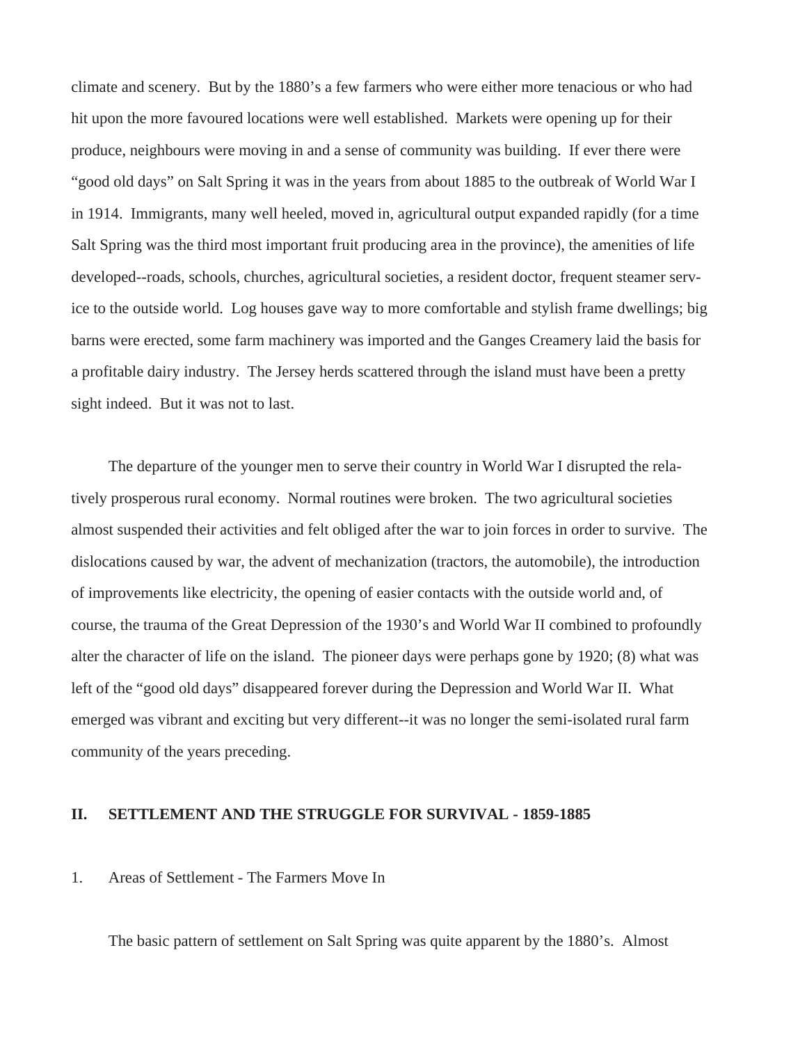climate and scenery. But by the 1880's a few farmers who were either more tenacious or who had hit upon the more favoured locations were well established. Markets were opening up for their produce, neighbours were moving in and a sense of community was building. If ever there were "good old days" on Salt Spring it was in the years from about 1885 to the outbreak of World War I in 1914. Immigrants, many well heeled, moved in, agricultural output expanded rapidly (for a time Salt Spring was the third most important fruit producing area in the province), the amenities of life developed--roads, schools, churches, agricultural societies, a resident doctor, frequent steamer service to the outside world. Log houses gave way to more comfortable and stylish frame dwellings; big barns were erected, some farm machinery was imported and the Ganges Creamery laid the basis for a profitable dairy industry. The Jersey herds scattered through the island must have been a pretty sight indeed. But it was not to last.

The departure of the younger men to serve their country in World War I disrupted the relatively prosperous rural economy. Normal routines were broken. The two agricultural societies almost suspended their activities and felt obliged after the war to join forces in order to survive. The dislocations caused by war, the advent of mechanization (tractors, the automobile), the introduction of improvements like electricity, the opening of easier contacts with the outside world and, of course, the trauma of the Great Depression of the 1930's and World War II combined to profoundly alter the character of life on the island. The pioneer days were perhaps gone by 1920; (8) what was left of the "good old days" disappeared forever during the Depression and World War II. What emerged was vibrant and exciting but very different--it was no longer the semi-isolated rural farm community of the years preceding.

## II. SETTLEMENT AND THE STRUGGLE FOR SURVIVAL - 1859-1885

### 1. Areas of Settlement - The Farmers Move In

The basic pattern of settlement on Salt Spring was quite apparent by the 1880's. Almost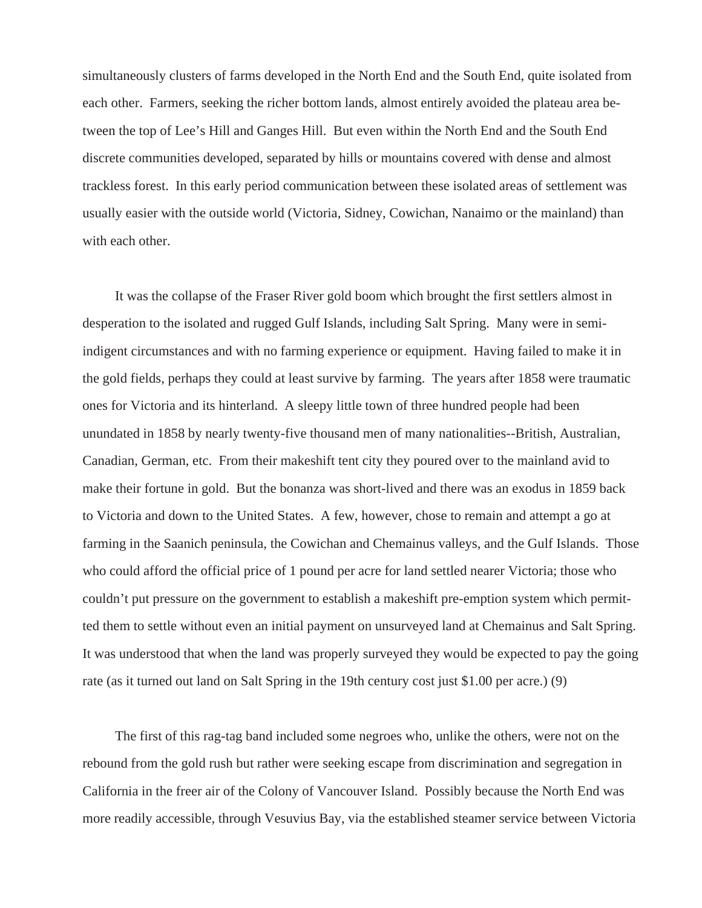simultaneously clusters of farms developed in the North End and the South End, quite isolated from each other. Farmers, seeking the richer bottom lands, almost entirely avoided the plateau area between the top of Lee's Hill and Ganges Hill. But even within the North End and the South End discrete communities developed, separated by hills or mountains covered with dense and almost trackless forest. In this early period communication between these isolated areas of settlement was usually easier with the outside world (Victoria, Sidney, Cowichan, Nanaimo or the mainland) than with each other.

It was the collapse of the Fraser River gold boom which brought the first settlers almost in desperation to the isolated and rugged Gulf Islands, including Salt Spring. Many were in semi-indigent circumstances and with no farming experience or equipment. Having failed to make it in the gold fields, perhaps they could at least survive by farming. The years after 1858 were traumatic ones for Victoria and its hinterland. A sleepy little town of three hundred people had been unundated in 1858 by nearly twenty-five thousand men of many nationalities--British, Australian, Canadian, German, etc. From their makeshift tent city they poured over to the mainland avid to make their fortune in gold. But the bonanza was short-lived and there was an exodus in 1859 back to Victoria and down to the United States. A few, however, chose to remain and attempt a go at farming in the Saanich peninsula, the Cowichan and Chemainus valleys, and the Gulf Islands. Those who could afford the official price of 1 pound per acre for land settled nearer Victoria; those who couldn't put pressure on the government to establish a makeshift pre-emption system which permitted them to settle without even an initial payment on unsurveyed land at Chemainus and Salt Spring. It was understood that when the land was properly surveyed they would be expected to pay the going rate (as it turned out land on Salt Spring in the 19th century cost just $1.00 per acre.) (9)

The first of this rag-tag band included some negroes who, unlike the others, were not on the rebound from the gold rush but rather were seeking escape from discrimination and segregation in California in the freer air of the Colony of Vancouver Island. Possibly because the North End was more readily accessible, through Vesuvius Bay, via the established steamer service between Victoria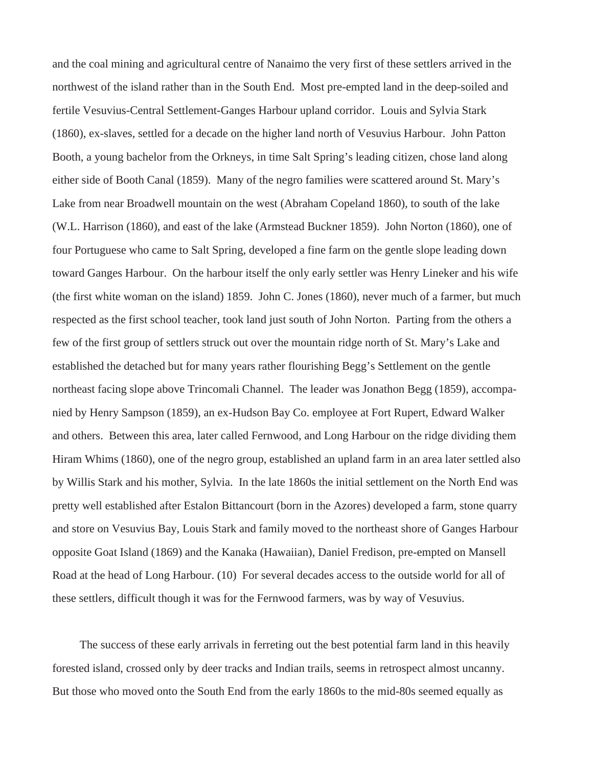and the coal mining and agricultural centre of Nanaimo the very first of these settlers arrived in the northwest of the island rather than in the South End.  Most pre-empted land in the deep-soiled and fertile Vesuvius-Central Settlement-Ganges Harbour upland corridor.  Louis and Sylvia Stark (1860), ex-slaves, settled for a decade on the higher land north of Vesuvius Harbour.  John Patton Booth, a young bachelor from the Orkneys, in time Salt Spring's leading citizen, chose land along either side of Booth Canal (1859).  Many of the negro families were scattered around St. Mary's Lake from near Broadwell mountain on the west (Abraham Copeland 1860), to south of the lake (W.L. Harrison (1860), and east of the lake (Armstead Buckner 1859).  John Norton (1860), one of four Portuguese who came to Salt Spring, developed a fine farm on the gentle slope leading down toward Ganges Harbour.  On the harbour itself the only early settler was Henry Lineker and his wife (the first white woman on the island) 1859.  John C. Jones (1860), never much of a farmer, but much respected as the first school teacher, took land just south of John Norton.  Parting from the others a few of the first group of settlers struck out over the mountain ridge north of St. Mary's Lake and established the detached but for many years rather flourishing Begg's Settlement on the gentle northeast facing slope above Trincomali Channel.  The leader was Jonathon Begg (1859), accompanied by Henry Sampson (1859), an ex-Hudson Bay Co. employee at Fort Rupert, Edward Walker and others.  Between this area, later called Fernwood, and Long Harbour on the ridge dividing them Hiram Whims (1860), one of the negro group, established an upland farm in an area later settled also by Willis Stark and his mother, Sylvia.  In the late 1860s the initial settlement on the North End was pretty well established after Estalon Bittancourt (born in the Azores) developed a farm, stone quarry and store on Vesuvius Bay, Louis Stark and family moved to the northeast shore of Ganges Harbour opposite Goat Island (1869) and the Kanaka (Hawaiian), Daniel Fredison, pre-empted on Mansell Road at the head of Long Harbour. (10)  For several decades access to the outside world for all of these settlers, difficult though it was for the Fernwood farmers, was by way of Vesuvius.

The success of these early arrivals in ferreting out the best potential farm land in this heavily forested island, crossed only by deer tracks and Indian trails, seems in retrospect almost uncanny. But those who moved onto the South End from the early 1860s to the mid-80s seemed equally as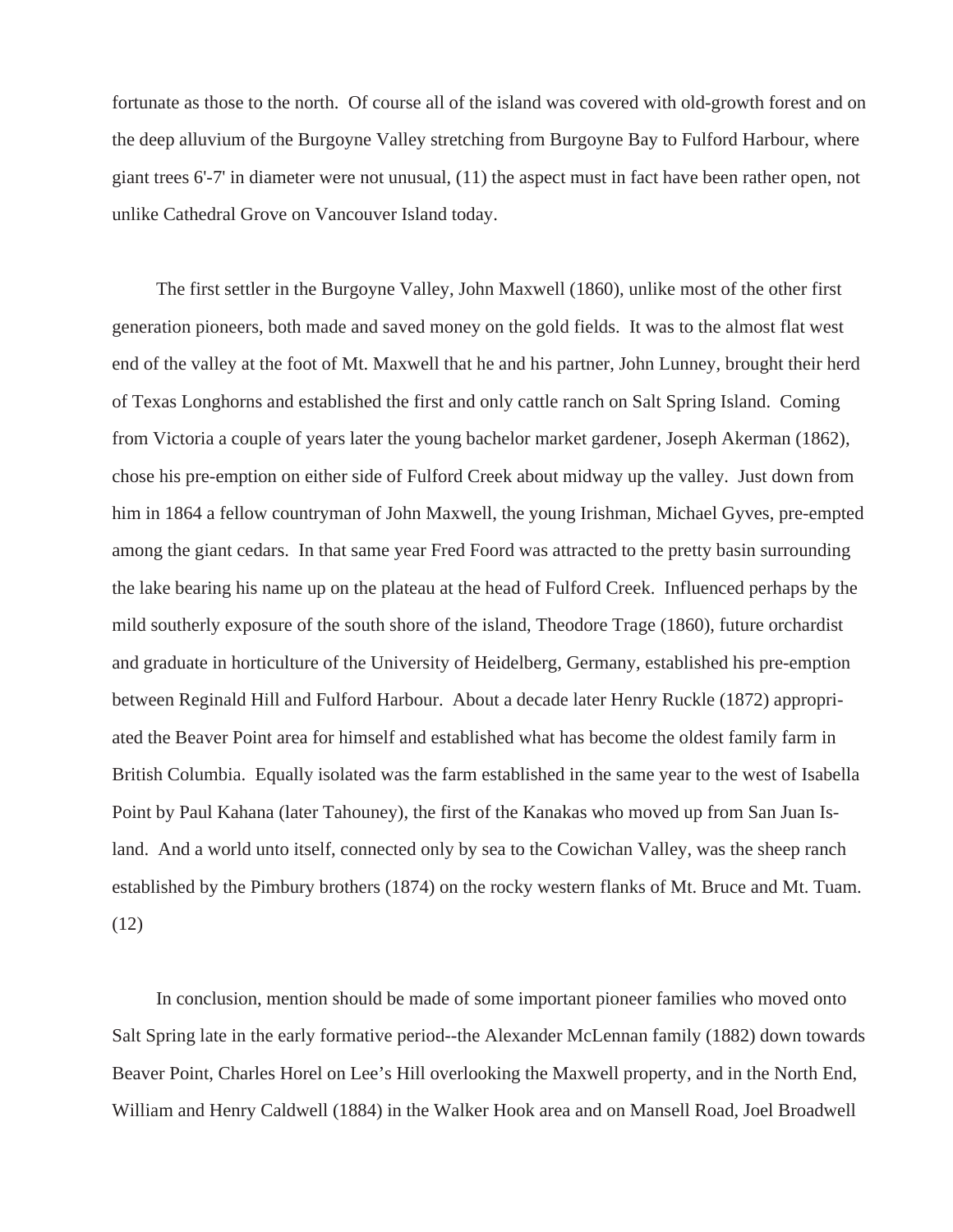fortunate as those to the north.  Of course all of the island was covered with old-growth forest and on the deep alluvium of the Burgoyne Valley stretching from Burgoyne Bay to Fulford Harbour, where giant trees 6'-7' in diameter were not unusual, (11) the aspect must in fact have been rather open, not unlike Cathedral Grove on Vancouver Island today.

The first settler in the Burgoyne Valley, John Maxwell (1860), unlike most of the other first generation pioneers, both made and saved money on the gold fields.  It was to the almost flat west end of the valley at the foot of Mt. Maxwell that he and his partner, John Lunney, brought their herd of Texas Longhorns and established the first and only cattle ranch on Salt Spring Island.  Coming from Victoria a couple of years later the young bachelor market gardener, Joseph Akerman (1862), chose his pre-emption on either side of Fulford Creek about midway up the valley.  Just down from him in 1864 a fellow countryman of John Maxwell, the young Irishman, Michael Gyves, pre-empted among the giant cedars.  In that same year Fred Foord was attracted to the pretty basin surrounding the lake bearing his name up on the plateau at the head of Fulford Creek.  Influenced perhaps by the mild southerly exposure of the south shore of the island, Theodore Trage (1860), future orchardist and graduate in horticulture of the University of Heidelberg, Germany, established his pre-emption between Reginald Hill and Fulford Harbour.  About a decade later Henry Ruckle (1872) appropriated the Beaver Point area for himself and established what has become the oldest family farm in British Columbia.  Equally isolated was the farm established in the same year to the west of Isabella Point by Paul Kahana (later Tahouney), the first of the Kanakas who moved up from San Juan Island.  And a world unto itself, connected only by sea to the Cowichan Valley, was the sheep ranch established by the Pimbury brothers (1874) on the rocky western flanks of Mt. Bruce and Mt. Tuam. (12)

In conclusion, mention should be made of some important pioneer families who moved onto Salt Spring late in the early formative period--the Alexander McLennan family (1882) down towards Beaver Point, Charles Horel on Lee's Hill overlooking the Maxwell property, and in the North End, William and Henry Caldwell (1884) in the Walker Hook area and on Mansell Road, Joel Broadwell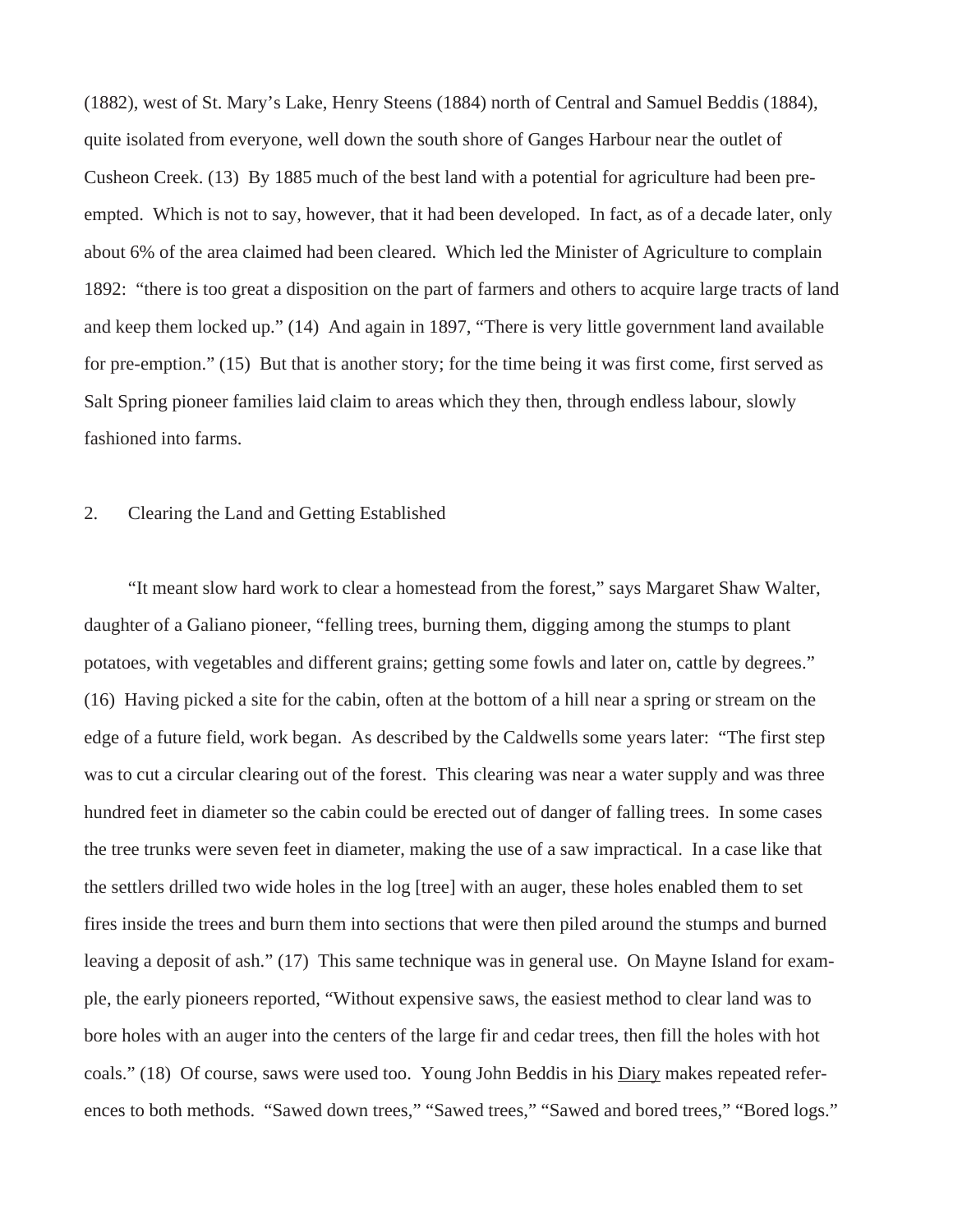(1882), west of St. Mary's Lake, Henry Steens (1884) north of Central and Samuel Beddis (1884), quite isolated from everyone, well down the south shore of Ganges Harbour near the outlet of Cusheon Creek. (13) By 1885 much of the best land with a potential for agriculture had been pre-empted. Which is not to say, however, that it had been developed. In fact, as of a decade later, only about 6% of the area claimed had been cleared. Which led the Minister of Agriculture to complain 1892: "there is too great a disposition on the part of farmers and others to acquire large tracts of land and keep them locked up." (14) And again in 1897, "There is very little government land available for pre-emption." (15) But that is another story; for the time being it was first come, first served as Salt Spring pioneer families laid claim to areas which they then, through endless labour, slowly fashioned into farms.

## 2. Clearing the Land and Getting Established

"It meant slow hard work to clear a homestead from the forest," says Margaret Shaw Walter, daughter of a Galiano pioneer, "felling trees, burning them, digging among the stumps to plant potatoes, with vegetables and different grains; getting some fowls and later on, cattle by degrees." (16) Having picked a site for the cabin, often at the bottom of a hill near a spring or stream on the edge of a future field, work began. As described by the Caldwells some years later: "The first step was to cut a circular clearing out of the forest. This clearing was near a water supply and was three hundred feet in diameter so the cabin could be erected out of danger of falling trees. In some cases the tree trunks were seven feet in diameter, making the use of a saw impractical. In a case like that the settlers drilled two wide holes in the log [tree] with an auger, these holes enabled them to set fires inside the trees and burn them into sections that were then piled around the stumps and burned leaving a deposit of ash." (17) This same technique was in general use. On Mayne Island for example, the early pioneers reported, "Without expensive saws, the easiest method to clear land was to bore holes with an auger into the centers of the large fir and cedar trees, then fill the holes with hot coals." (18) Of course, saws were used too. Young John Beddis in his <u>Diary</u> makes repeated references to both methods. "Sawed down trees," "Sawed trees," "Sawed and bored trees," "Bored logs."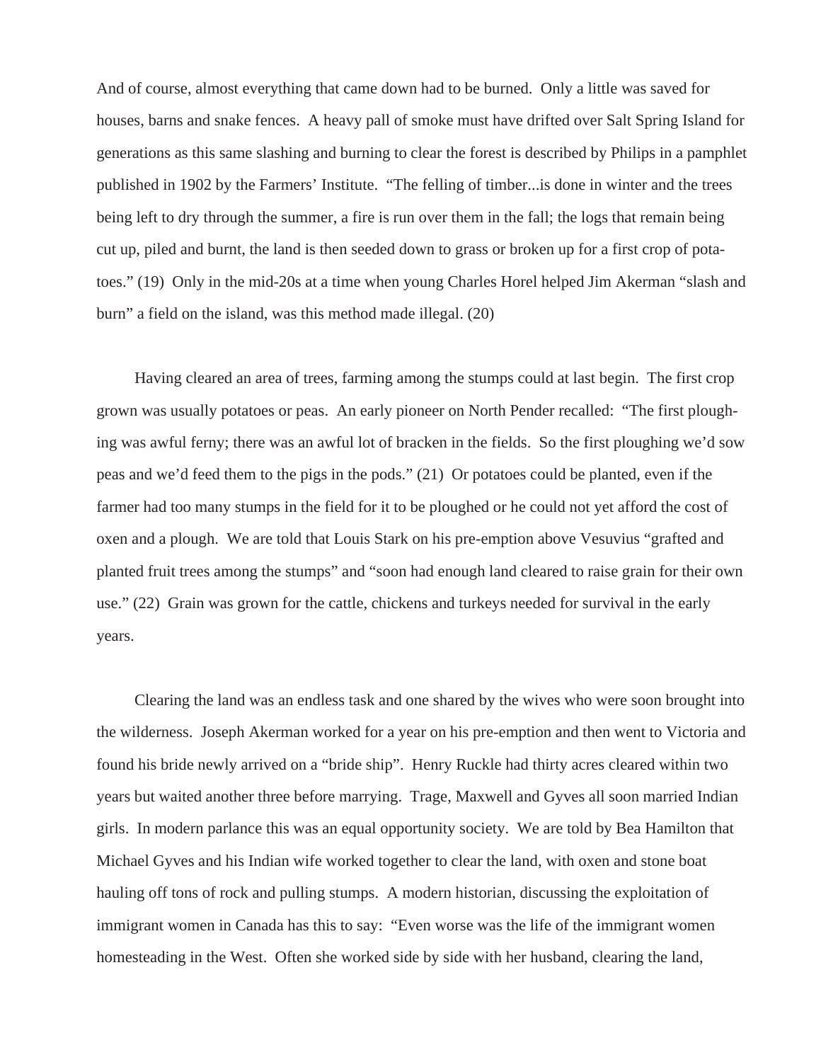And of course, almost everything that came down had to be burned. Only a little was saved for houses, barns and snake fences. A heavy pall of smoke must have drifted over Salt Spring Island for generations as this same slashing and burning to clear the forest is described by Philips in a pamphlet published in 1902 by the Farmers' Institute. "The felling of timber...is done in winter and the trees being left to dry through the summer, a fire is run over them in the fall; the logs that remain being cut up, piled and burnt, the land is then seeded down to grass or broken up for a first crop of potatoes." (19) Only in the mid-20s at a time when young Charles Horel helped Jim Akerman "slash and burn" a field on the island, was this method made illegal. (20)

Having cleared an area of trees, farming among the stumps could at last begin. The first crop grown was usually potatoes or peas. An early pioneer on North Pender recalled: "The first ploughing was awful ferny; there was an awful lot of bracken in the fields. So the first ploughing we'd sow peas and we'd feed them to the pigs in the pods." (21) Or potatoes could be planted, even if the farmer had too many stumps in the field for it to be ploughed or he could not yet afford the cost of oxen and a plough. We are told that Louis Stark on his pre-emption above Vesuvius "grafted and planted fruit trees among the stumps" and "soon had enough land cleared to raise grain for their own use." (22) Grain was grown for the cattle, chickens and turkeys needed for survival in the early years.

Clearing the land was an endless task and one shared by the wives who were soon brought into the wilderness. Joseph Akerman worked for a year on his pre-emption and then went to Victoria and found his bride newly arrived on a "bride ship". Henry Ruckle had thirty acres cleared within two years but waited another three before marrying. Trage, Maxwell and Gyves all soon married Indian girls. In modern parlance this was an equal opportunity society. We are told by Bea Hamilton that Michael Gyves and his Indian wife worked together to clear the land, with oxen and stone boat hauling off tons of rock and pulling stumps. A modern historian, discussing the exploitation of immigrant women in Canada has this to say: "Even worse was the life of the immigrant women homesteading in the West. Often she worked side by side with her husband, clearing the land,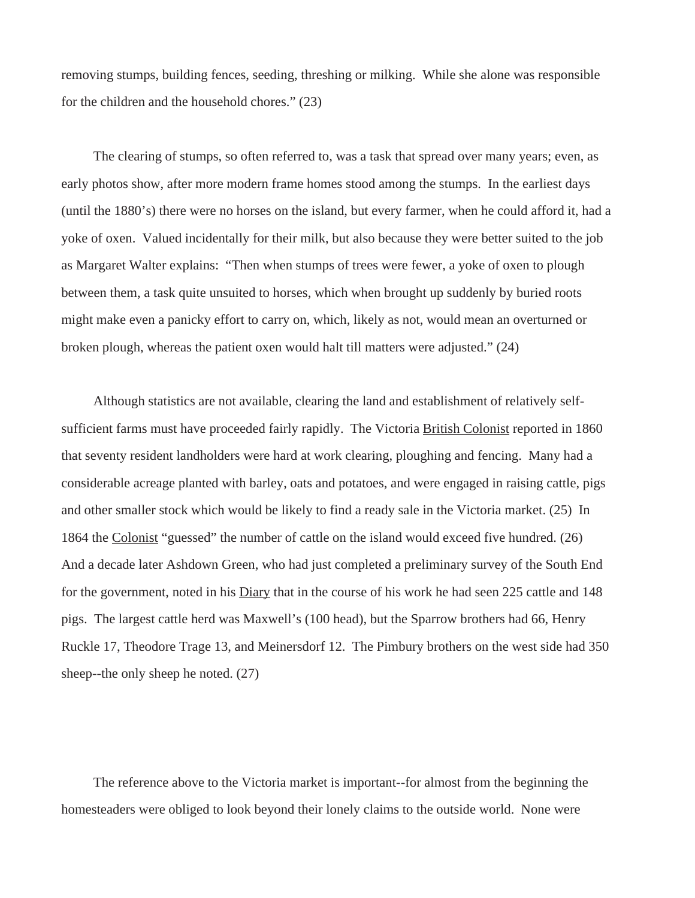removing stumps, building fences, seeding, threshing or milking. While she alone was responsible for the children and the household chores." (23)

The clearing of stumps, so often referred to, was a task that spread over many years; even, as early photos show, after more modern frame homes stood among the stumps. In the earliest days (until the 1880's) there were no horses on the island, but every farmer, when he could afford it, had a yoke of oxen. Valued incidentally for their milk, but also because they were better suited to the job as Margaret Walter explains: "Then when stumps of trees were fewer, a yoke of oxen to plough between them, a task quite unsuited to horses, which when brought up suddenly by buried roots might make even a panicky effort to carry on, which, likely as not, would mean an overturned or broken plough, whereas the patient oxen would halt till matters were adjusted." (24)

Although statistics are not available, clearing the land and establishment of relatively self-sufficient farms must have proceeded fairly rapidly. The Victoria British Colonist reported in 1860 that seventy resident landholders were hard at work clearing, ploughing and fencing. Many had a considerable acreage planted with barley, oats and potatoes, and were engaged in raising cattle, pigs and other smaller stock which would be likely to find a ready sale in the Victoria market. (25) In 1864 the Colonist "guessed" the number of cattle on the island would exceed five hundred. (26) And a decade later Ashdown Green, who had just completed a preliminary survey of the South End for the government, noted in his Diary that in the course of his work he had seen 225 cattle and 148 pigs. The largest cattle herd was Maxwell's (100 head), but the Sparrow brothers had 66, Henry Ruckle 17, Theodore Trage 13, and Meinersdorf 12. The Pimbury brothers on the west side had 350 sheep--the only sheep he noted. (27)

The reference above to the Victoria market is important--for almost from the beginning the homesteaders were obliged to look beyond their lonely claims to the outside world. None were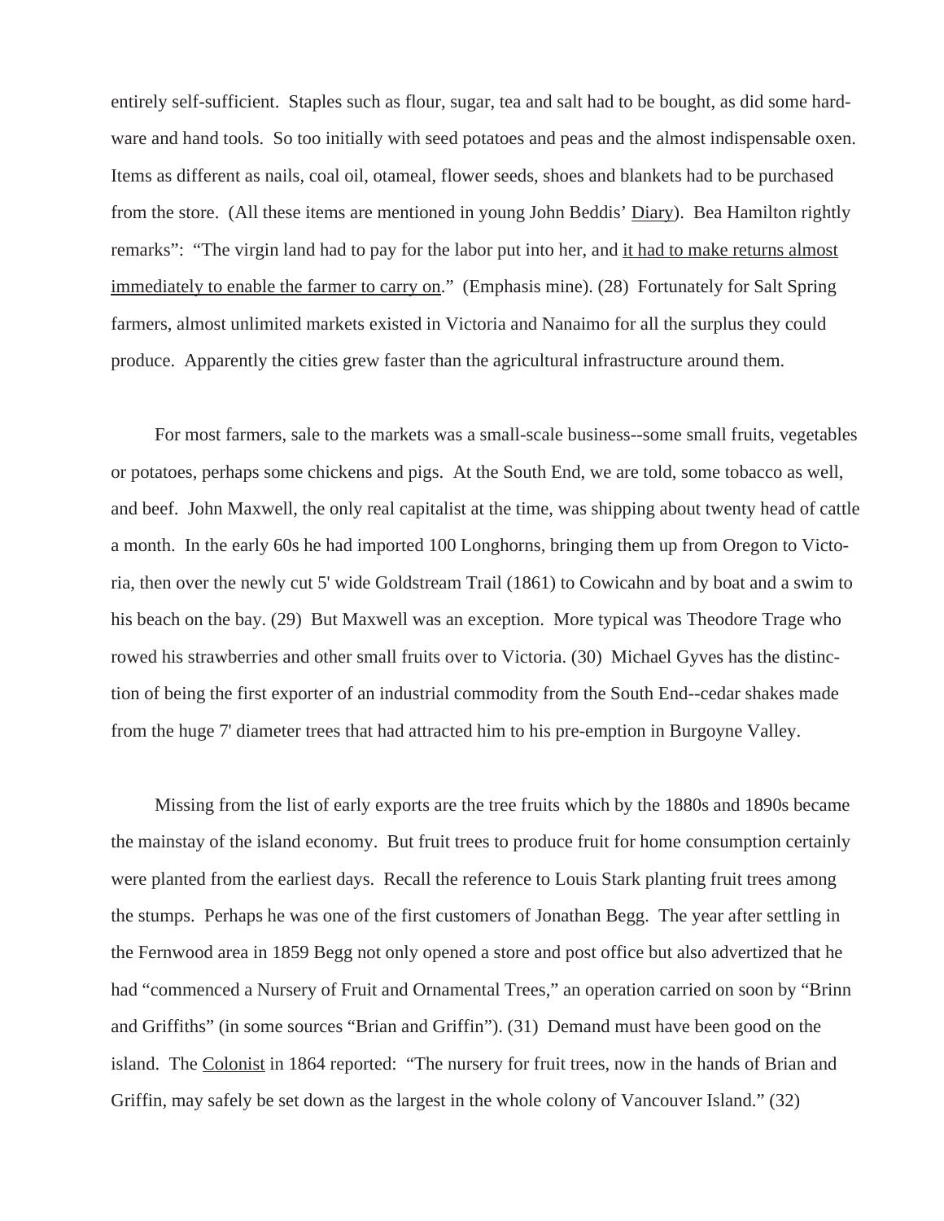entirely self-sufficient. Staples such as flour, sugar, tea and salt had to be bought, as did some hardware and hand tools. So too initially with seed potatoes and peas and the almost indispensable oxen. Items as different as nails, coal oil, otameal, flower seeds, shoes and blankets had to be purchased from the store. (All these items are mentioned in young John Beddis' <u>Diary</u>). Bea Hamilton rightly remarks": "The virgin land had to pay for the labor put into her, and <u>it had to make returns almost immediately to enable the farmer to carry on</u>." (Emphasis mine). (28) Fortunately for Salt Spring farmers, almost unlimited markets existed in Victoria and Nanaimo for all the surplus they could produce. Apparently the cities grew faster than the agricultural infrastructure around them.

For most farmers, sale to the markets was a small-scale business--some small fruits, vegetables or potatoes, perhaps some chickens and pigs. At the South End, we are told, some tobacco as well, and beef. John Maxwell, the only real capitalist at the time, was shipping about twenty head of cattle a month. In the early 60s he had imported 100 Longhorns, bringing them up from Oregon to Victoria, then over the newly cut 5' wide Goldstream Trail (1861) to Cowicahn and by boat and a swim to his beach on the bay. (29) But Maxwell was an exception. More typical was Theodore Trage who rowed his strawberries and other small fruits over to Victoria. (30) Michael Gyves has the distinction of being the first exporter of an industrial commodity from the South End--cedar shakes made from the huge 7' diameter trees that had attracted him to his pre-emption in Burgoyne Valley.

Missing from the list of early exports are the tree fruits which by the 1880s and 1890s became the mainstay of the island economy. But fruit trees to produce fruit for home consumption certainly were planted from the earliest days. Recall the reference to Louis Stark planting fruit trees among the stumps. Perhaps he was one of the first customers of Jonathan Begg. The year after settling in the Fernwood area in 1859 Begg not only opened a store and post office but also advertized that he had "commenced a Nursery of Fruit and Ornamental Trees," an operation carried on soon by "Brinn and Griffiths" (in some sources "Brian and Griffin"). (31) Demand must have been good on the island. The <u>Colonist</u> in 1864 reported: "The nursery for fruit trees, now in the hands of Brian and Griffin, may safely be set down as the largest in the whole colony of Vancouver Island." (32)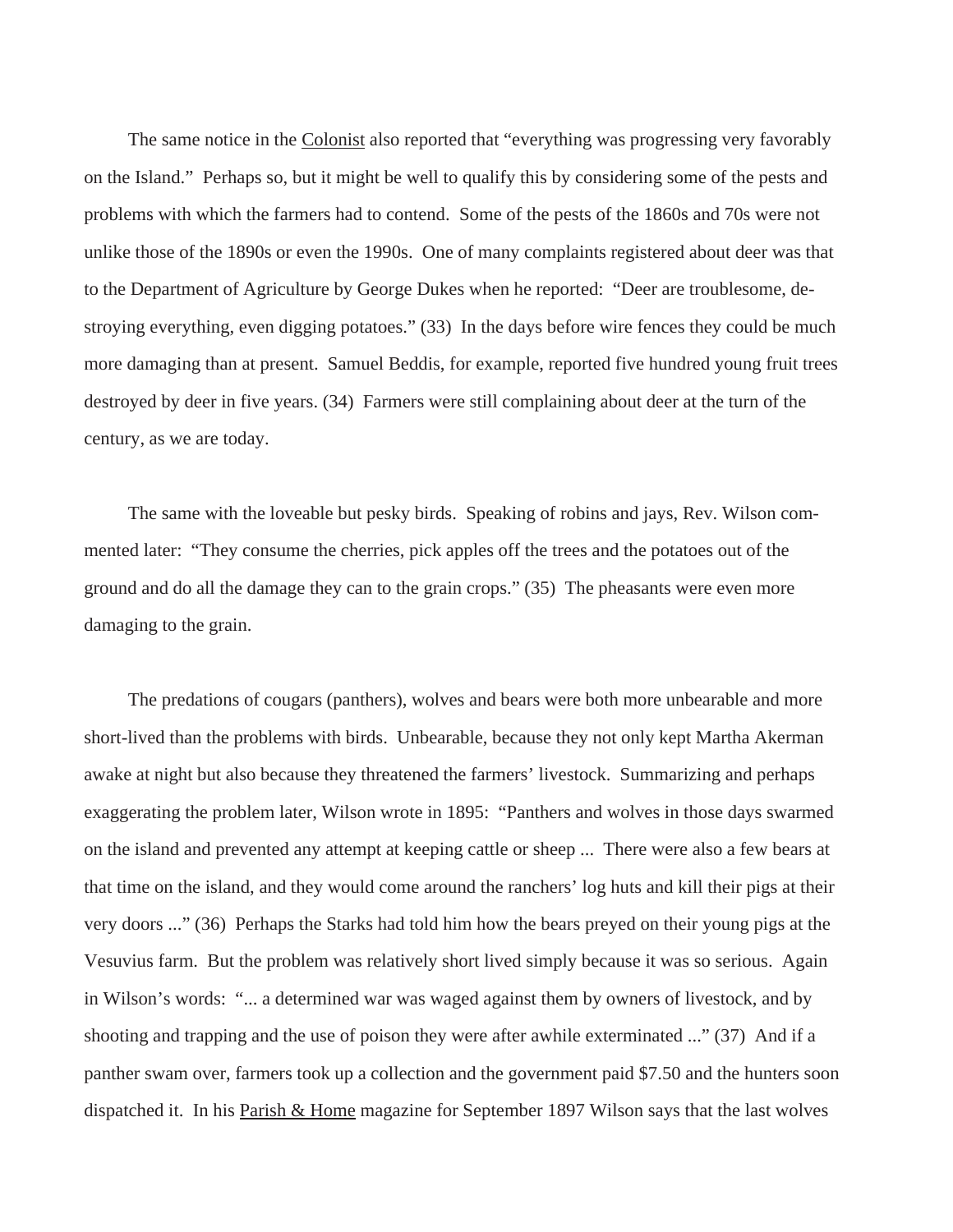The same notice in the Colonist also reported that "everything was progressing very favorably on the Island." Perhaps so, but it might be well to qualify this by considering some of the pests and problems with which the farmers had to contend. Some of the pests of the 1860s and 70s were not unlike those of the 1890s or even the 1990s. One of many complaints registered about deer was that to the Department of Agriculture by George Dukes when he reported: "Deer are troublesome, destroying everything, even digging potatoes." (33) In the days before wire fences they could be much more damaging than at present. Samuel Beddis, for example, reported five hundred young fruit trees destroyed by deer in five years. (34) Farmers were still complaining about deer at the turn of the century, as we are today.

The same with the loveable but pesky birds. Speaking of robins and jays, Rev. Wilson commented later: "They consume the cherries, pick apples off the trees and the potatoes out of the ground and do all the damage they can to the grain crops." (35) The pheasants were even more damaging to the grain.

The predations of cougars (panthers), wolves and bears were both more unbearable and more short-lived than the problems with birds. Unbearable, because they not only kept Martha Akerman awake at night but also because they threatened the farmers' livestock. Summarizing and perhaps exaggerating the problem later, Wilson wrote in 1895: "Panthers and wolves in those days swarmed on the island and prevented any attempt at keeping cattle or sheep ... There were also a few bears at that time on the island, and they would come around the ranchers' log huts and kill their pigs at their very doors ..." (36) Perhaps the Starks had told him how the bears preyed on their young pigs at the Vesuvius farm. But the problem was relatively short lived simply because it was so serious. Again in Wilson's words: "... a determined war was waged against them by owners of livestock, and by shooting and trapping and the use of poison they were after awhile exterminated ..." (37) And if a panther swam over, farmers took up a collection and the government paid $7.50 and the hunters soon dispatched it. In his Parish & Home magazine for September 1897 Wilson says that the last wolves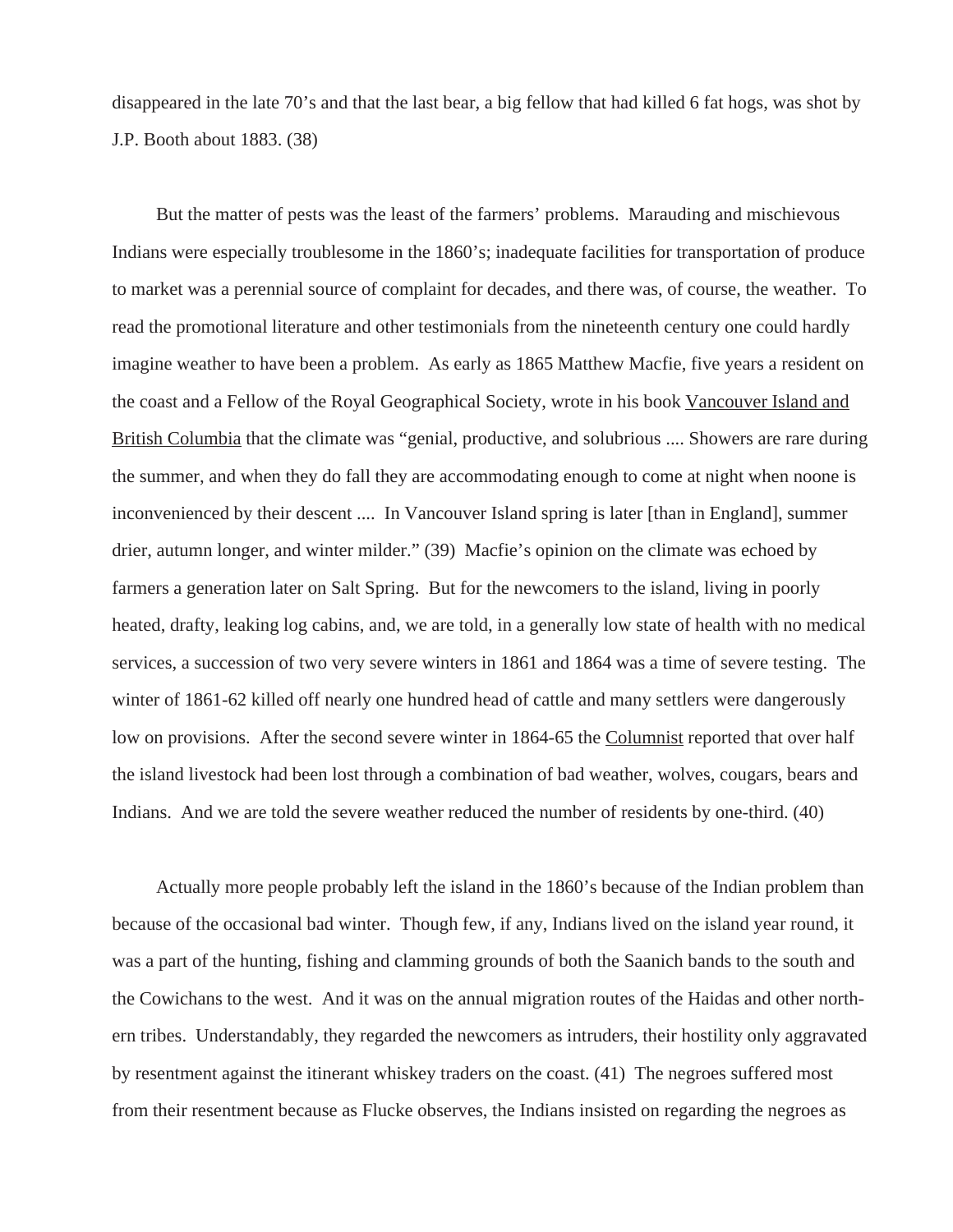disappeared in the late 70's and that the last bear, a big fellow that had killed 6 fat hogs, was shot by J.P. Booth about 1883. (38)

But the matter of pests was the least of the farmers' problems. Marauding and mischievous Indians were especially troublesome in the 1860's; inadequate facilities for transportation of produce to market was a perennial source of complaint for decades, and there was, of course, the weather. To read the promotional literature and other testimonials from the nineteenth century one could hardly imagine weather to have been a problem. As early as 1865 Matthew Macfie, five years a resident on the coast and a Fellow of the Royal Geographical Society, wrote in his book <u>Vancouver Island and British Columbia</u> that the climate was "genial, productive, and solubrious .... Showers are rare during the summer, and when they do fall they are accommodating enough to come at night when noone is inconvenienced by their descent .... In Vancouver Island spring is later [than in England], summer drier, autumn longer, and winter milder." (39) Macfie's opinion on the climate was echoed by farmers a generation later on Salt Spring. But for the newcomers to the island, living in poorly heated, drafty, leaking log cabins, and, we are told, in a generally low state of health with no medical services, a succession of two very severe winters in 1861 and 1864 was a time of severe testing. The winter of 1861-62 killed off nearly one hundred head of cattle and many settlers were dangerously low on provisions. After the second severe winter in 1864-65 the <u>Columnist</u> reported that over half the island livestock had been lost through a combination of bad weather, wolves, cougars, bears and Indians. And we are told the severe weather reduced the number of residents by one-third. (40)

Actually more people probably left the island in the 1860's because of the Indian problem than because of the occasional bad winter. Though few, if any, Indians lived on the island year round, it was a part of the hunting, fishing and clamming grounds of both the Saanich bands to the south and the Cowichans to the west. And it was on the annual migration routes of the Haidas and other northern tribes. Understandably, they regarded the newcomers as intruders, their hostility only aggravated by resentment against the itinerant whiskey traders on the coast. (41) The negroes suffered most from their resentment because as Flucke observes, the Indians insisted on regarding the negroes as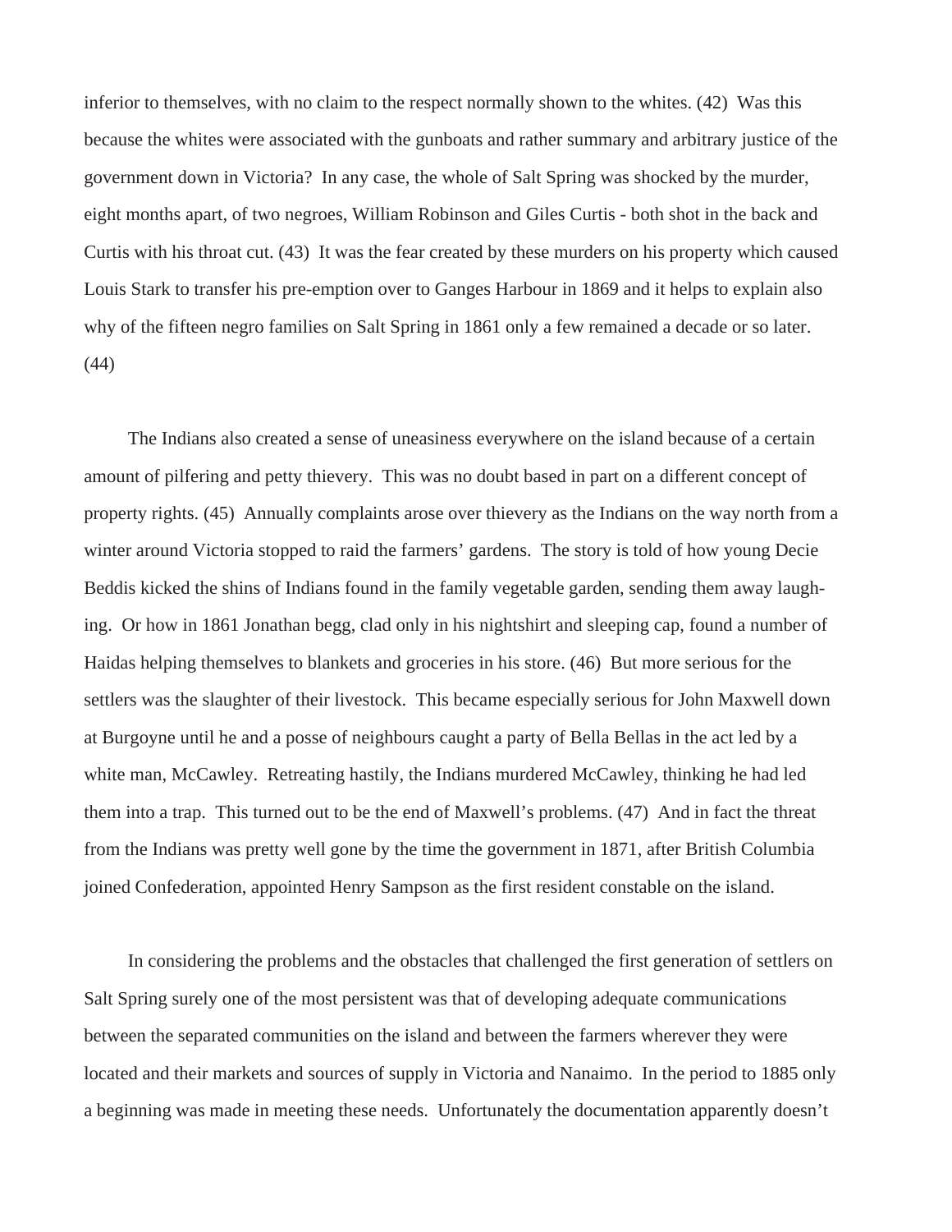inferior to themselves, with no claim to the respect normally shown to the whites. (42) Was this because the whites were associated with the gunboats and rather summary and arbitrary justice of the government down in Victoria? In any case, the whole of Salt Spring was shocked by the murder, eight months apart, of two negroes, William Robinson and Giles Curtis - both shot in the back and Curtis with his throat cut. (43) It was the fear created by these murders on his property which caused Louis Stark to transfer his pre-emption over to Ganges Harbour in 1869 and it helps to explain also why of the fifteen negro families on Salt Spring in 1861 only a few remained a decade or so later. (44)

The Indians also created a sense of uneasiness everywhere on the island because of a certain amount of pilfering and petty thievery. This was no doubt based in part on a different concept of property rights. (45) Annually complaints arose over thievery as the Indians on the way north from a winter around Victoria stopped to raid the farmers' gardens. The story is told of how young Decie Beddis kicked the shins of Indians found in the family vegetable garden, sending them away laughing. Or how in 1861 Jonathan begg, clad only in his nightshirt and sleeping cap, found a number of Haidas helping themselves to blankets and groceries in his store. (46) But more serious for the settlers was the slaughter of their livestock. This became especially serious for John Maxwell down at Burgoyne until he and a posse of neighbours caught a party of Bella Bellas in the act led by a white man, McCawley. Retreating hastily, the Indians murdered McCawley, thinking he had led them into a trap. This turned out to be the end of Maxwell's problems. (47) And in fact the threat from the Indians was pretty well gone by the time the government in 1871, after British Columbia joined Confederation, appointed Henry Sampson as the first resident constable on the island.

In considering the problems and the obstacles that challenged the first generation of settlers on Salt Spring surely one of the most persistent was that of developing adequate communications between the separated communities on the island and between the farmers wherever they were located and their markets and sources of supply in Victoria and Nanaimo. In the period to 1885 only a beginning was made in meeting these needs. Unfortunately the documentation apparently doesn't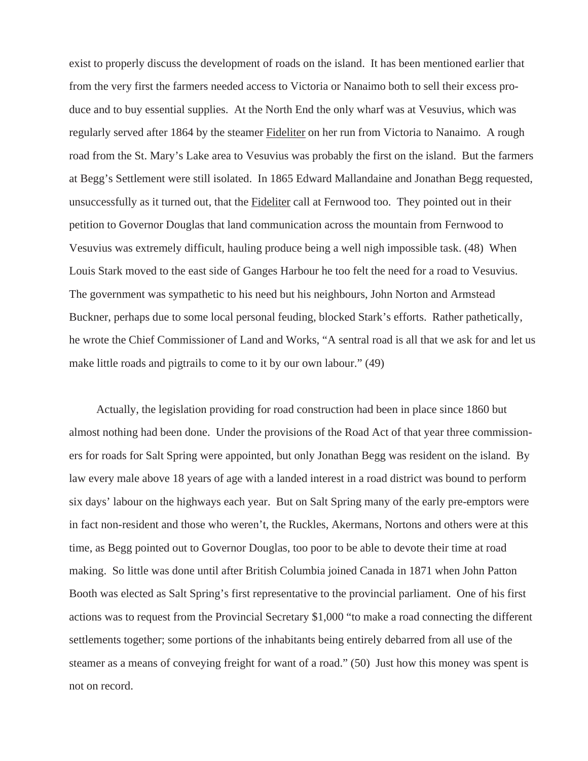exist to properly discuss the development of roads on the island. It has been mentioned earlier that from the very first the farmers needed access to Victoria or Nanaimo both to sell their excess produce and to buy essential supplies. At the North End the only wharf was at Vesuvius, which was regularly served after 1864 by the steamer Fideliter on her run from Victoria to Nanaimo. A rough road from the St. Mary's Lake area to Vesuvius was probably the first on the island. But the farmers at Begg's Settlement were still isolated. In 1865 Edward Mallandaine and Jonathan Begg requested, unsuccessfully as it turned out, that the Fideliter call at Fernwood too. They pointed out in their petition to Governor Douglas that land communication across the mountain from Fernwood to Vesuvius was extremely difficult, hauling produce being a well nigh impossible task. (48) When Louis Stark moved to the east side of Ganges Harbour he too felt the need for a road to Vesuvius. The government was sympathetic to his need but his neighbours, John Norton and Armstead Buckner, perhaps due to some local personal feuding, blocked Stark's efforts. Rather pathetically, he wrote the Chief Commissioner of Land and Works, "A sentral road is all that we ask for and let us make little roads and pigtrails to come to it by our own labour." (49)

Actually, the legislation providing for road construction had been in place since 1860 but almost nothing had been done. Under the provisions of the Road Act of that year three commissioners for roads for Salt Spring were appointed, but only Jonathan Begg was resident on the island. By law every male above 18 years of age with a landed interest in a road district was bound to perform six days' labour on the highways each year. But on Salt Spring many of the early pre-emptors were in fact non-resident and those who weren't, the Ruckles, Akermans, Nortons and others were at this time, as Begg pointed out to Governor Douglas, too poor to be able to devote their time at road making. So little was done until after British Columbia joined Canada in 1871 when John Patton Booth was elected as Salt Spring's first representative to the provincial parliament. One of his first actions was to request from the Provincial Secretary $1,000 "to make a road connecting the different settlements together; some portions of the inhabitants being entirely debarred from all use of the steamer as a means of conveying freight for want of a road." (50) Just how this money was spent is not on record.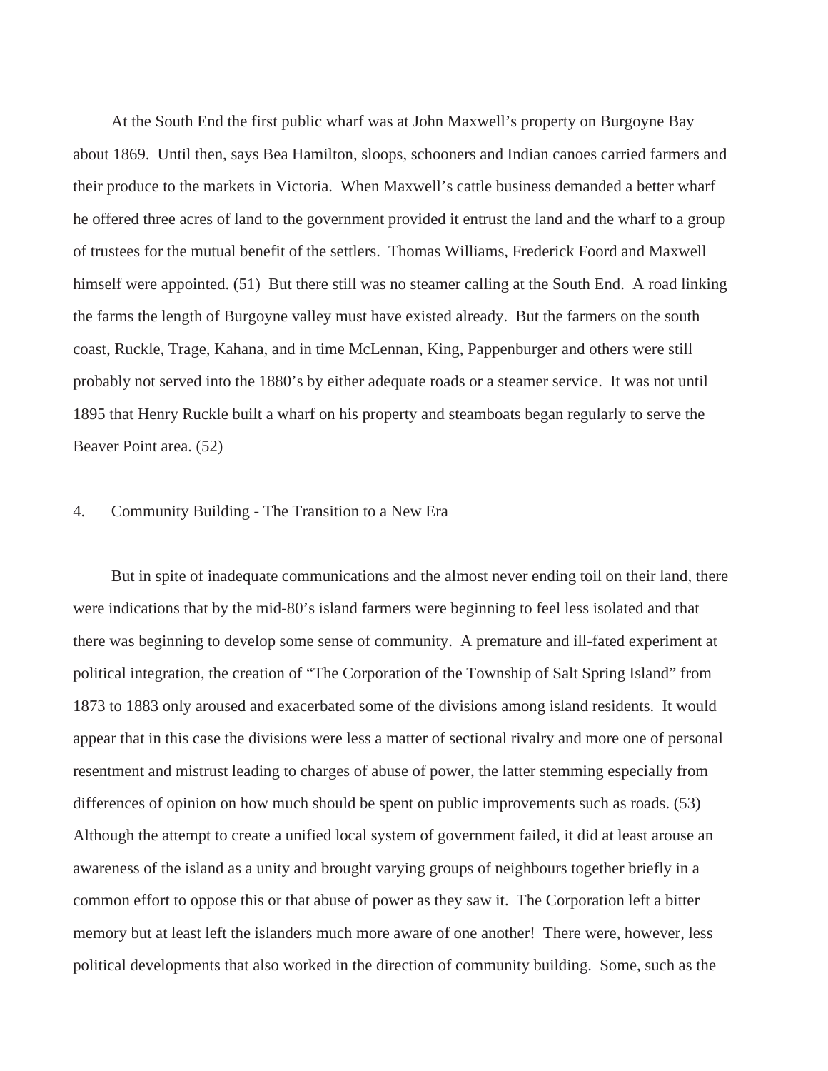At the South End the first public wharf was at John Maxwell's property on Burgoyne Bay about 1869. Until then, says Bea Hamilton, sloops, schooners and Indian canoes carried farmers and their produce to the markets in Victoria. When Maxwell's cattle business demanded a better wharf he offered three acres of land to the government provided it entrust the land and the wharf to a group of trustees for the mutual benefit of the settlers. Thomas Williams, Frederick Foord and Maxwell himself were appointed. (51) But there still was no steamer calling at the South End. A road linking the farms the length of Burgoyne valley must have existed already. But the farmers on the south coast, Ruckle, Trage, Kahana, and in time McLennan, King, Pappenburger and others were still probably not served into the 1880's by either adequate roads or a steamer service. It was not until 1895 that Henry Ruckle built a wharf on his property and steamboats began regularly to serve the Beaver Point area. (52)

## 4. Community Building - The Transition to a New Era

But in spite of inadequate communications and the almost never ending toil on their land, there were indications that by the mid-80's island farmers were beginning to feel less isolated and that there was beginning to develop some sense of community. A premature and ill-fated experiment at political integration, the creation of "The Corporation of the Township of Salt Spring Island" from 1873 to 1883 only aroused and exacerbated some of the divisions among island residents. It would appear that in this case the divisions were less a matter of sectional rivalry and more one of personal resentment and mistrust leading to charges of abuse of power, the latter stemming especially from differences of opinion on how much should be spent on public improvements such as roads. (53) Although the attempt to create a unified local system of government failed, it did at least arouse an awareness of the island as a unity and brought varying groups of neighbours together briefly in a common effort to oppose this or that abuse of power as they saw it. The Corporation left a bitter memory but at least left the islanders much more aware of one another! There were, however, less political developments that also worked in the direction of community building. Some, such as the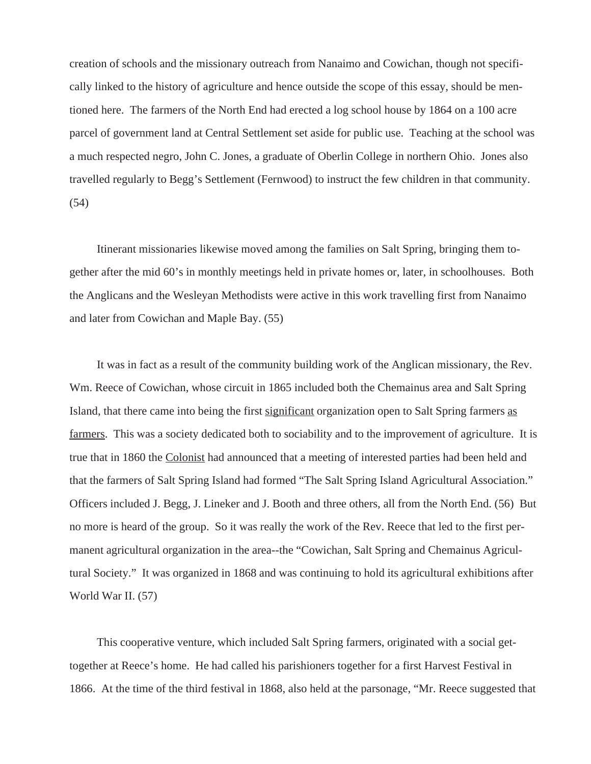creation of schools and the missionary outreach from Nanaimo and Cowichan, though not specifically linked to the history of agriculture and hence outside the scope of this essay, should be mentioned here. The farmers of the North End had erected a log school house by 1864 on a 100 acre parcel of government land at Central Settlement set aside for public use. Teaching at the school was a much respected negro, John C. Jones, a graduate of Oberlin College in northern Ohio. Jones also travelled regularly to Begg's Settlement (Fernwood) to instruct the few children in that community. (54)

Itinerant missionaries likewise moved among the families on Salt Spring, bringing them together after the mid 60's in monthly meetings held in private homes or, later, in schoolhouses. Both the Anglicans and the Wesleyan Methodists were active in this work travelling first from Nanaimo and later from Cowichan and Maple Bay. (55)

It was in fact as a result of the community building work of the Anglican missionary, the Rev. Wm. Reece of Cowichan, whose circuit in 1865 included both the Chemainus area and Salt Spring Island, that there came into being the first <u>significant</u> organization open to Salt Spring farmers <u>as farmers</u>. This was a society dedicated both to sociability and to the improvement of agriculture. It is true that in 1860 the <u>Colonist</u> had announced that a meeting of interested parties had been held and that the farmers of Salt Spring Island had formed "The Salt Spring Island Agricultural Association." Officers included J. Begg, J. Lineker and J. Booth and three others, all from the North End. (56) But no more is heard of the group. So it was really the work of the Rev. Reece that led to the first permanent agricultural organization in the area--the "Cowichan, Salt Spring and Chemainus Agricultural Society." It was organized in 1868 and was continuing to hold its agricultural exhibitions after World War II. (57)

This cooperative venture, which included Salt Spring farmers, originated with a social get-together at Reece's home. He had called his parishioners together for a first Harvest Festival in 1866. At the time of the third festival in 1868, also held at the parsonage, "Mr. Reece suggested that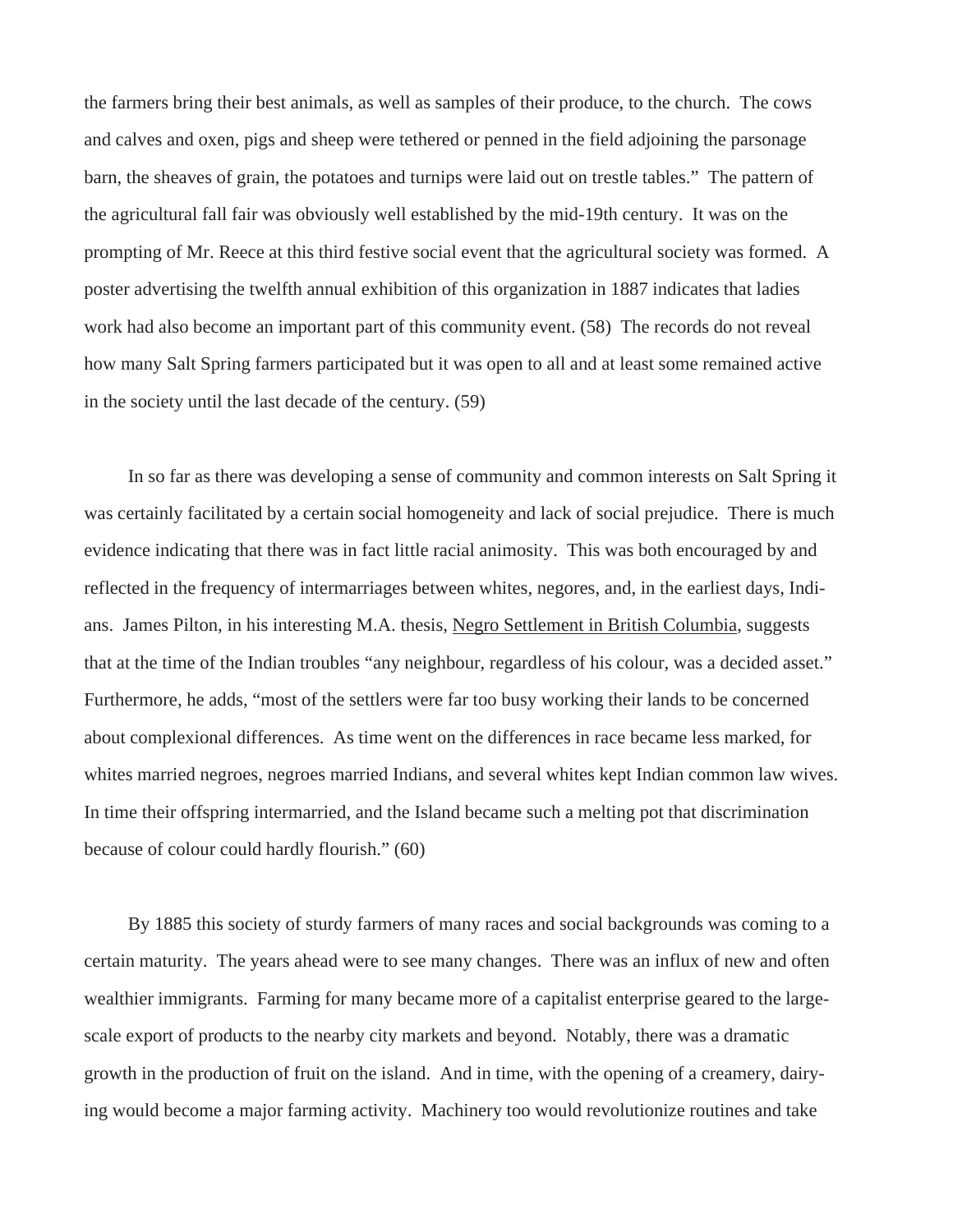the farmers bring their best animals, as well as samples of their produce, to the church. The cows and calves and oxen, pigs and sheep were tethered or penned in the field adjoining the parsonage barn, the sheaves of grain, the potatoes and turnips were laid out on trestle tables." The pattern of the agricultural fall fair was obviously well established by the mid-19th century. It was on the prompting of Mr. Reece at this third festive social event that the agricultural society was formed. A poster advertising the twelfth annual exhibition of this organization in 1887 indicates that ladies work had also become an important part of this community event. (58) The records do not reveal how many Salt Spring farmers participated but it was open to all and at least some remained active in the society until the last decade of the century. (59)

In so far as there was developing a sense of community and common interests on Salt Spring it was certainly facilitated by a certain social homogeneity and lack of social prejudice. There is much evidence indicating that there was in fact little racial animosity. This was both encouraged by and reflected in the frequency of intermarriages between whites, negores, and, in the earliest days, Indians. James Pilton, in his interesting M.A. thesis, Negro Settlement in British Columbia, suggests that at the time of the Indian troubles "any neighbour, regardless of his colour, was a decided asset." Furthermore, he adds, "most of the settlers were far too busy working their lands to be concerned about complexional differences. As time went on the differences in race became less marked, for whites married negroes, negroes married Indians, and several whites kept Indian common law wives. In time their offspring intermarried, and the Island became such a melting pot that discrimination because of colour could hardly flourish." (60)

By 1885 this society of sturdy farmers of many races and social backgrounds was coming to a certain maturity. The years ahead were to see many changes. There was an influx of new and often wealthier immigrants. Farming for many became more of a capitalist enterprise geared to the large-scale export of products to the nearby city markets and beyond. Notably, there was a dramatic growth in the production of fruit on the island. And in time, with the opening of a creamery, dairying would become a major farming activity. Machinery too would revolutionize routines and take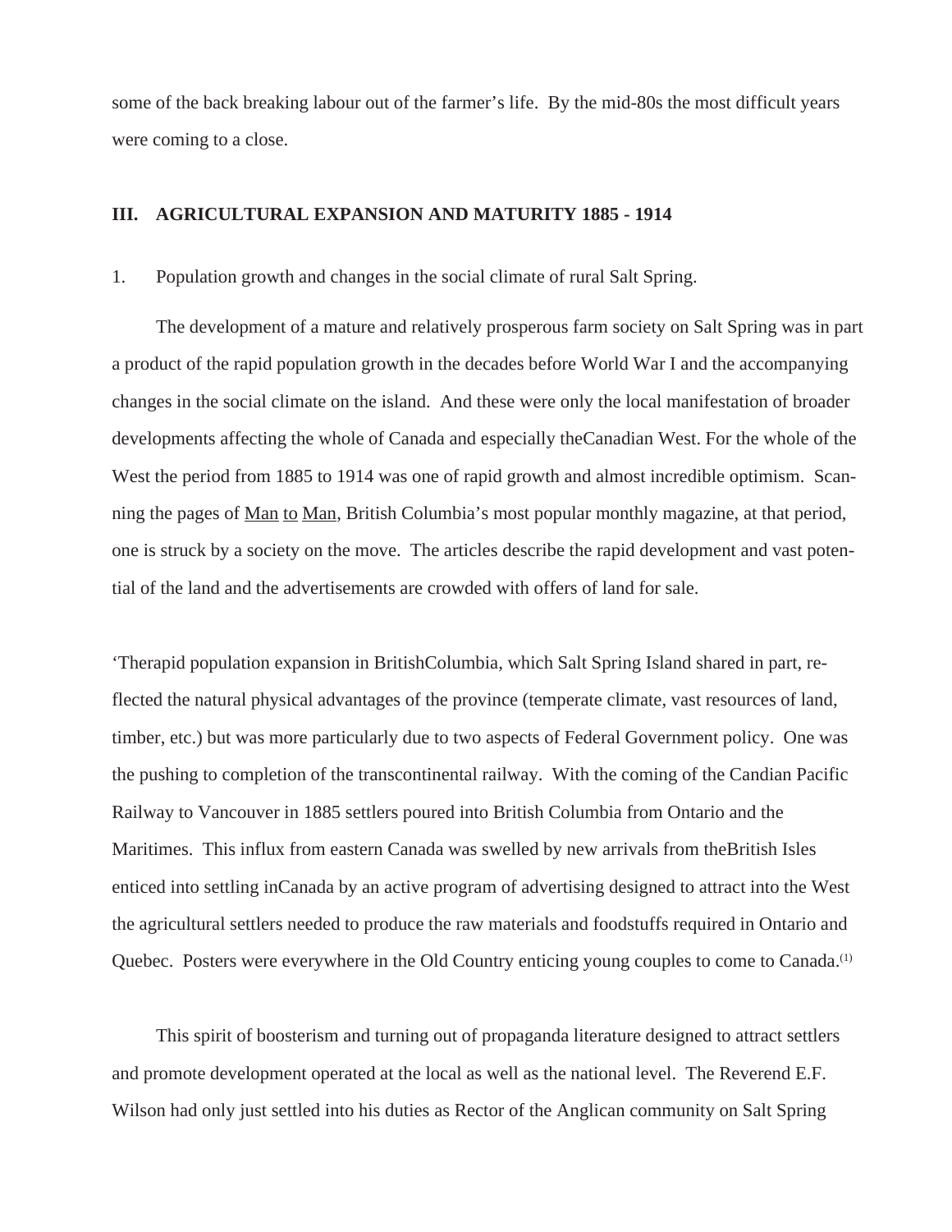some of the back breaking labour out of the farmer's life. By the mid-80s the most difficult years were coming to a close.

## III. AGRICULTURAL EXPANSION AND MATURITY 1885 - 1914

1. Population growth and changes in the social climate of rural Salt Spring.

The development of a mature and relatively prosperous farm society on Salt Spring was in part a product of the rapid population growth in the decades before World War I and the accompanying changes in the social climate on the island. And these were only the local manifestation of broader developments affecting the whole of Canada and especially theCanadian West. For the whole of the West the period from 1885 to 1914 was one of rapid growth and almost incredible optimism. Scanning the pages of Man to Man, British Columbia's most popular monthly magazine, at that period, one is struck by a society on the move. The articles describe the rapid development and vast potential of the land and the advertisements are crowded with offers of land for sale.

'Therapid population expansion in BritishColumbia, which Salt Spring Island shared in part, reflected the natural physical advantages of the province (temperate climate, vast resources of land, timber, etc.) but was more particularly due to two aspects of Federal Government policy. One was the pushing to completion of the transcontinental railway. With the coming of the Candian Pacific Railway to Vancouver in 1885 settlers poured into British Columbia from Ontario and the Maritimes. This influx from eastern Canada was swelled by new arrivals from theBritish Isles enticed into settling inCanada by an active program of advertising designed to attract into the West the agricultural settlers needed to produce the raw materials and foodstuffs required in Ontario and Quebec. Posters were everywhere in the Old Country enticing young couples to come to Canada.[(1)]

This spirit of boosterism and turning out of propaganda literature designed to attract settlers and promote development operated at the local as well as the national level. The Reverend E.F. Wilson had only just settled into his duties as Rector of the Anglican community on Salt Spring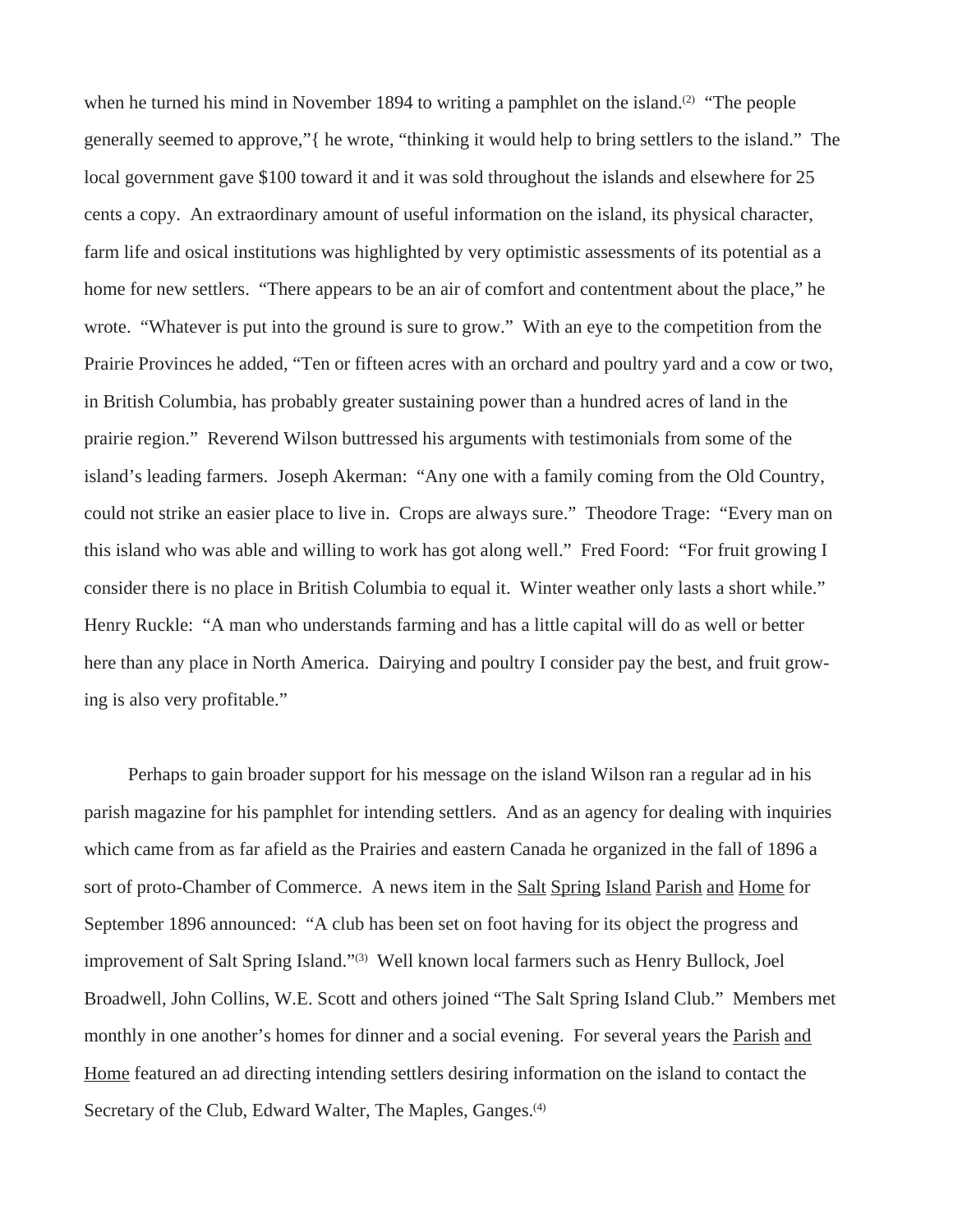when he turned his mind in November 1894 to writing a pamphlet on the island.[2] "The people generally seemed to approve,"{ he wrote, "thinking it would help to bring settlers to the island." The local government gave $100 toward it and it was sold throughout the islands and elsewhere for 25 cents a copy. An extraordinary amount of useful information on the island, its physical character, farm life and osical institutions was highlighted by very optimistic assessments of its potential as a home for new settlers. "There appears to be an air of comfort and contentment about the place," he wrote. "Whatever is put into the ground is sure to grow." With an eye to the competition from the Prairie Provinces he added, "Ten or fifteen acres with an orchard and poultry yard and a cow or two, in British Columbia, has probably greater sustaining power than a hundred acres of land in the prairie region." Reverend Wilson buttressed his arguments with testimonials from some of the island's leading farmers. Joseph Akerman: "Any one with a family coming from the Old Country, could not strike an easier place to live in. Crops are always sure." Theodore Trage: "Every man on this island who was able and willing to work has got along well." Fred Foord: "For fruit growing I consider there is no place in British Columbia to equal it. Winter weather only lasts a short while." Henry Ruckle: "A man who understands farming and has a little capital will do as well or better here than any place in North America. Dairying and poultry I consider pay the best, and fruit growing is also very profitable."

Perhaps to gain broader support for his message on the island Wilson ran a regular ad in his parish magazine for his pamphlet for intending settlers. And as an agency for dealing with inquiries which came from as far afield as the Prairies and eastern Canada he organized in the fall of 1896 a sort of proto-Chamber of Commerce. A news item in the Salt Spring Island Parish and Home for September 1896 announced: "A club has been set on foot having for its object the progress and improvement of Salt Spring Island."[3] Well known local farmers such as Henry Bullock, Joel Broadwell, John Collins, W.E. Scott and others joined "The Salt Spring Island Club." Members met monthly in one another's homes for dinner and a social evening. For several years the Parish and Home featured an ad directing intending settlers desiring information on the island to contact the Secretary of the Club, Edward Walter, The Maples, Ganges.[4]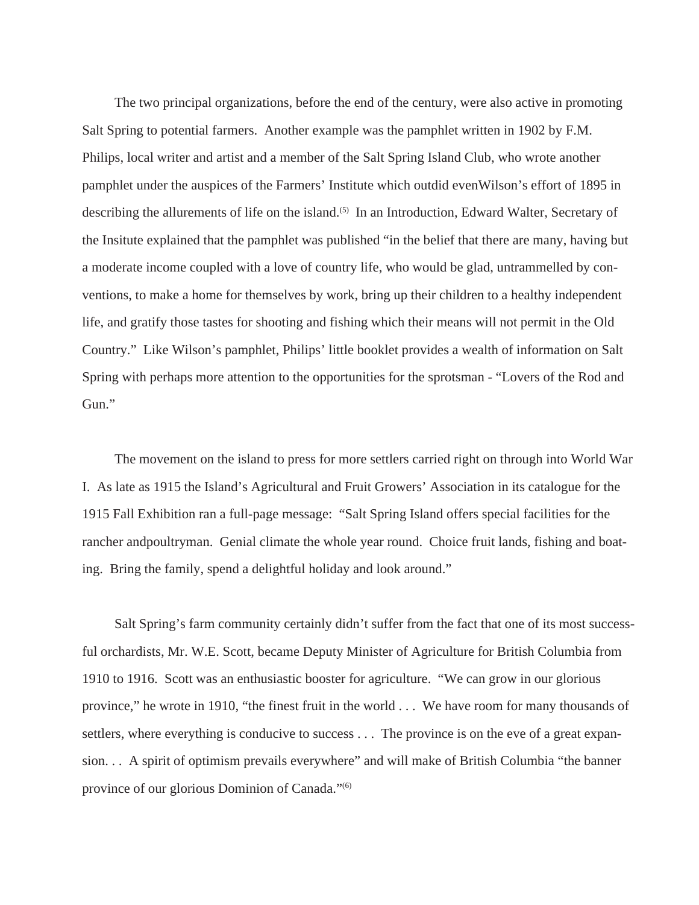The two principal organizations, before the end of the century, were also active in promoting Salt Spring to potential farmers. Another example was the pamphlet written in 1902 by F.M. Philips, local writer and artist and a member of the Salt Spring Island Club, who wrote another pamphlet under the auspices of the Farmers' Institute which outdid evenWilson's effort of 1895 in describing the allurements of life on the island.(5) In an Introduction, Edward Walter, Secretary of the Insitute explained that the pamphlet was published "in the belief that there are many, having but a moderate income coupled with a love of country life, who would be glad, untrammelled by conventions, to make a home for themselves by work, bring up their children to a healthy independent life, and gratify those tastes for shooting and fishing which their means will not permit in the Old Country." Like Wilson's pamphlet, Philips' little booklet provides a wealth of information on Salt Spring with perhaps more attention to the opportunities for the sprotsman - "Lovers of the Rod and Gun."

The movement on the island to press for more settlers carried right on through into World War I. As late as 1915 the Island's Agricultural and Fruit Growers' Association in its catalogue for the 1915 Fall Exhibition ran a full-page message: "Salt Spring Island offers special facilities for the rancher andpoultryman. Genial climate the whole year round. Choice fruit lands, fishing and boating. Bring the family, spend a delightful holiday and look around."

Salt Spring's farm community certainly didn't suffer from the fact that one of its most successful orchardists, Mr. W.E. Scott, became Deputy Minister of Agriculture for British Columbia from 1910 to 1916. Scott was an enthusiastic booster for agriculture. "We can grow in our glorious province," he wrote in 1910, "the finest fruit in the world . . . We have room for many thousands of settlers, where everything is conducive to success . . . The province is on the eve of a great expansion. . . A spirit of optimism prevails everywhere" and will make of British Columbia "the banner province of our glorious Dominion of Canada."(6)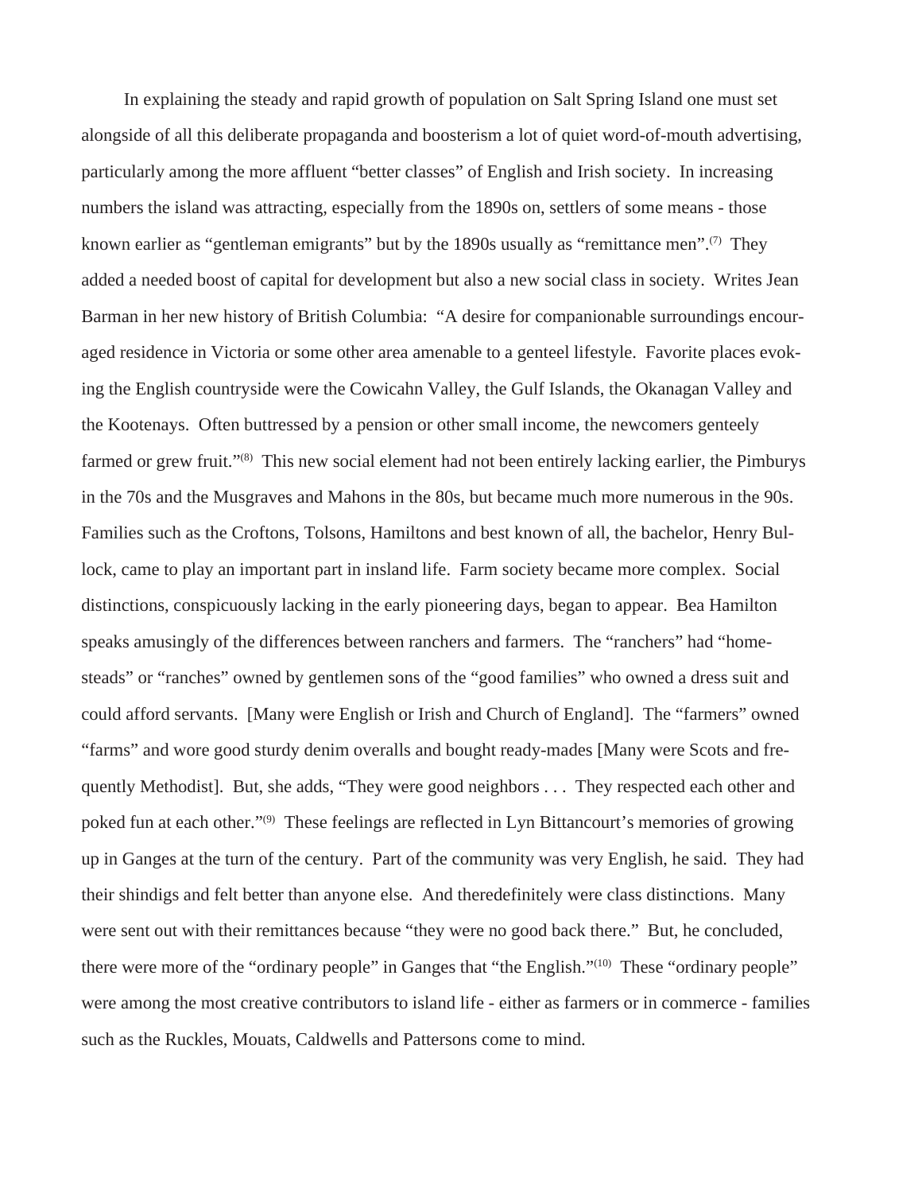In explaining the steady and rapid growth of population on Salt Spring Island one must set alongside of all this deliberate propaganda and boosterism a lot of quiet word-of-mouth advertising, particularly among the more affluent "better classes" of English and Irish society. In increasing numbers the island was attracting, especially from the 1890s on, settlers of some means - those known earlier as "gentleman emigrants" but by the 1890s usually as "remittance men".[7] They added a needed boost of capital for development but also a new social class in society. Writes Jean Barman in her new history of British Columbia: "A desire for companionable surroundings encouraged residence in Victoria or some other area amenable to a genteel lifestyle. Favorite places evoking the English countryside were the Cowicahn Valley, the Gulf Islands, the Okanagan Valley and the Kootenays. Often buttressed by a pension or other small income, the newcomers genteely farmed or grew fruit."[8] This new social element had not been entirely lacking earlier, the Pimburys in the 70s and the Musgraves and Mahons in the 80s, but became much more numerous in the 90s. Families such as the Croftons, Tolsons, Hamiltons and best known of all, the bachelor, Henry Bullock, came to play an important part in insland life. Farm society became more complex. Social distinctions, conspicuously lacking in the early pioneering days, began to appear. Bea Hamilton speaks amusingly of the differences between ranchers and farmers. The "ranchers" had "homesteads" or "ranches" owned by gentlemen sons of the "good families" who owned a dress suit and could afford servants. [Many were English or Irish and Church of England]. The "farmers" owned "farms" and wore good sturdy denim overalls and bought ready-mades [Many were Scots and frequently Methodist]. But, she adds, "They were good neighbors . . . They respected each other and poked fun at each other."[9] These feelings are reflected in Lyn Bittancourt's memories of growing up in Ganges at the turn of the century. Part of the community was very English, he said. They had their shindigs and felt better than anyone else. And theredefinitely were class distinctions. Many were sent out with their remittances because "they were no good back there." But, he concluded, there were more of the "ordinary people" in Ganges that "the English."[10] These "ordinary people" were among the most creative contributors to island life - either as farmers or in commerce - families such as the Ruckles, Mouats, Caldwells and Pattersons come to mind.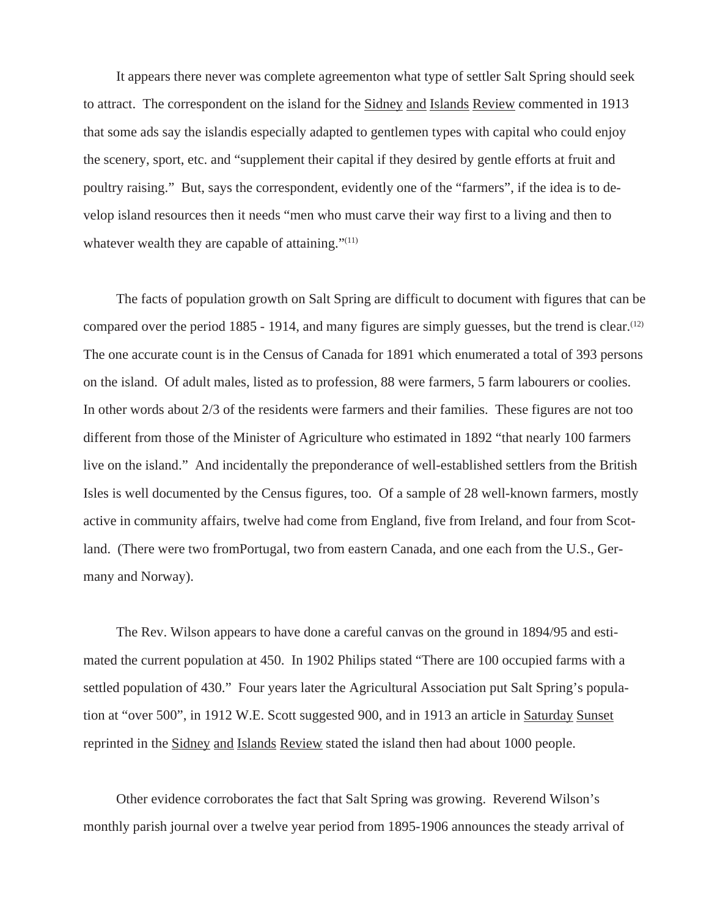It appears there never was complete agreementon what type of settler Salt Spring should seek to attract. The correspondent on the island for the Sidney and Islands Review commented in 1913 that some ads say the islandis especially adapted to gentlemen types with capital who could enjoy the scenery, sport, etc. and "supplement their capital if they desired by gentle efforts at fruit and poultry raising." But, says the correspondent, evidently one of the "farmers", if the idea is to develop island resources then it needs "men who must carve their way first to a living and then to whatever wealth they are capable of attaining."[11]

The facts of population growth on Salt Spring are difficult to document with figures that can be compared over the period 1885 - 1914, and many figures are simply guesses, but the trend is clear.[12] The one accurate count is in the Census of Canada for 1891 which enumerated a total of 393 persons on the island. Of adult males, listed as to profession, 88 were farmers, 5 farm labourers or coolies. In other words about 2/3 of the residents were farmers and their families. These figures are not too different from those of the Minister of Agriculture who estimated in 1892 "that nearly 100 farmers live on the island." And incidentally the preponderance of well-established settlers from the British Isles is well documented by the Census figures, too. Of a sample of 28 well-known farmers, mostly active in community affairs, twelve had come from England, five from Ireland, and four from Scotland. (There were two fromPortugal, two from eastern Canada, and one each from the U.S., Germany and Norway).

The Rev. Wilson appears to have done a careful canvas on the ground in 1894/95 and estimated the current population at 450. In 1902 Philips stated "There are 100 occupied farms with a settled population of 430." Four years later the Agricultural Association put Salt Spring's population at "over 500", in 1912 W.E. Scott suggested 900, and in 1913 an article in Saturday Sunset reprinted in the Sidney and Islands Review stated the island then had about 1000 people.

Other evidence corroborates the fact that Salt Spring was growing. Reverend Wilson's monthly parish journal over a twelve year period from 1895-1906 announces the steady arrival of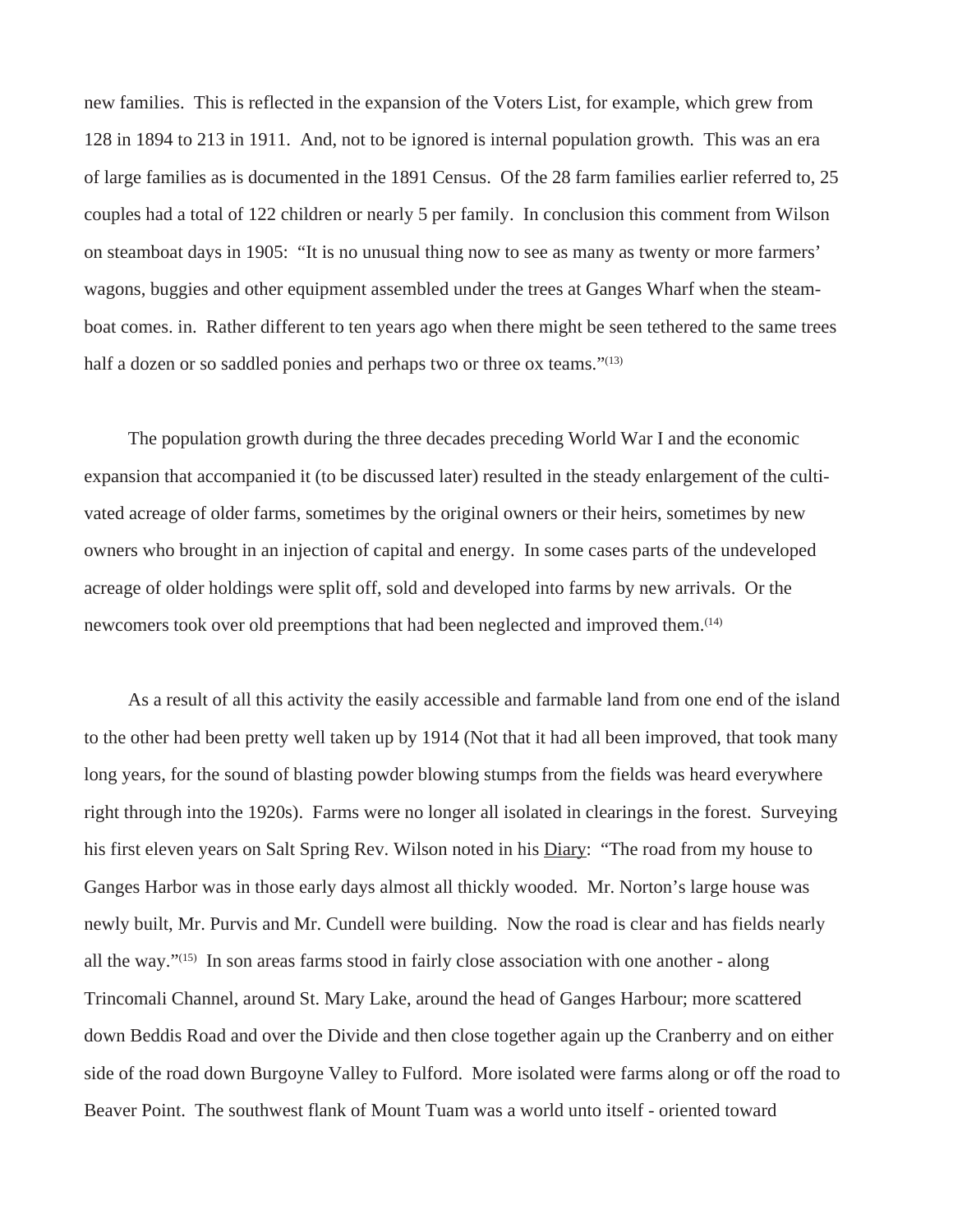new families. This is reflected in the expansion of the Voters List, for example, which grew from 128 in 1894 to 213 in 1911. And, not to be ignored is internal population growth. This was an era of large families as is documented in the 1891 Census. Of the 28 farm families earlier referred to, 25 couples had a total of 122 children or nearly 5 per family. In conclusion this comment from Wilson on steamboat days in 1905: "It is no unusual thing now to see as many as twenty or more farmers' wagons, buggies and other equipment assembled under the trees at Ganges Wharf when the steamboat comes. in. Rather different to ten years ago when there might be seen tethered to the same trees half a dozen or so saddled ponies and perhaps two or three ox teams."(13)

The population growth during the three decades preceding World War I and the economic expansion that accompanied it (to be discussed later) resulted in the steady enlargement of the cultivated acreage of older farms, sometimes by the original owners or their heirs, sometimes by new owners who brought in an injection of capital and energy. In some cases parts of the undeveloped acreage of older holdings were split off, sold and developed into farms by new arrivals. Or the newcomers took over old preemptions that had been neglected and improved them.(14)

As a result of all this activity the easily accessible and farmable land from one end of the island to the other had been pretty well taken up by 1914 (Not that it had all been improved, that took many long years, for the sound of blasting powder blowing stumps from the fields was heard everywhere right through into the 1920s). Farms were no longer all isolated in clearings in the forest. Surveying his first eleven years on Salt Spring Rev. Wilson noted in his Diary: "The road from my house to Ganges Harbor was in those early days almost all thickly wooded. Mr. Norton's large house was newly built, Mr. Purvis and Mr. Cundell were building. Now the road is clear and has fields nearly all the way."(15) In son areas farms stood in fairly close association with one another - along Trincomali Channel, around St. Mary Lake, around the head of Ganges Harbour; more scattered down Beddis Road and over the Divide and then close together again up the Cranberry and on either side of the road down Burgoyne Valley to Fulford. More isolated were farms along or off the road to Beaver Point. The southwest flank of Mount Tuam was a world unto itself - oriented toward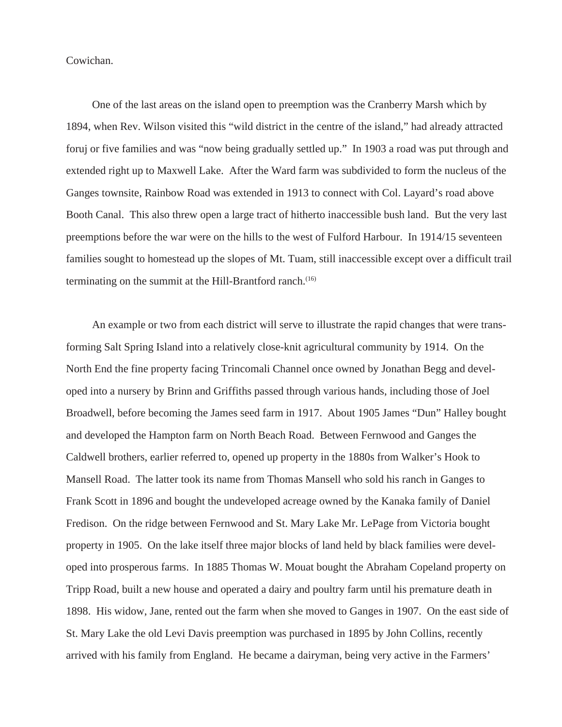Cowichan.

One of the last areas on the island open to preemption was the Cranberry Marsh which by 1894, when Rev. Wilson visited this "wild district in the centre of the island," had already attracted foruj or five families and was "now being gradually settled up." In 1903 a road was put through and extended right up to Maxwell Lake. After the Ward farm was subdivided to form the nucleus of the Ganges townsite, Rainbow Road was extended in 1913 to connect with Col. Layard's road above Booth Canal. This also threw open a large tract of hitherto inaccessible bush land. But the very last preemptions before the war were on the hills to the west of Fulford Harbour. In 1914/15 seventeen families sought to homestead up the slopes of Mt. Tuam, still inaccessible except over a difficult trail terminating on the summit at the Hill-Brantford ranch.[16]

An example or two from each district will serve to illustrate the rapid changes that were transforming Salt Spring Island into a relatively close-knit agricultural community by 1914. On the North End the fine property facing Trincomali Channel once owned by Jonathan Begg and developed into a nursery by Brinn and Griffiths passed through various hands, including those of Joel Broadwell, before becoming the James seed farm in 1917. About 1905 James "Dun" Halley bought and developed the Hampton farm on North Beach Road. Between Fernwood and Ganges the Caldwell brothers, earlier referred to, opened up property in the 1880s from Walker's Hook to Mansell Road. The latter took its name from Thomas Mansell who sold his ranch in Ganges to Frank Scott in 1896 and bought the undeveloped acreage owned by the Kanaka family of Daniel Fredison. On the ridge between Fernwood and St. Mary Lake Mr. LePage from Victoria bought property in 1905. On the lake itself three major blocks of land held by black families were developed into prosperous farms. In 1885 Thomas W. Mouat bought the Abraham Copeland property on Tripp Road, built a new house and operated a dairy and poultry farm until his premature death in 1898. His widow, Jane, rented out the farm when she moved to Ganges in 1907. On the east side of St. Mary Lake the old Levi Davis preemption was purchased in 1895 by John Collins, recently arrived with his family from England. He became a dairyman, being very active in the Farmers'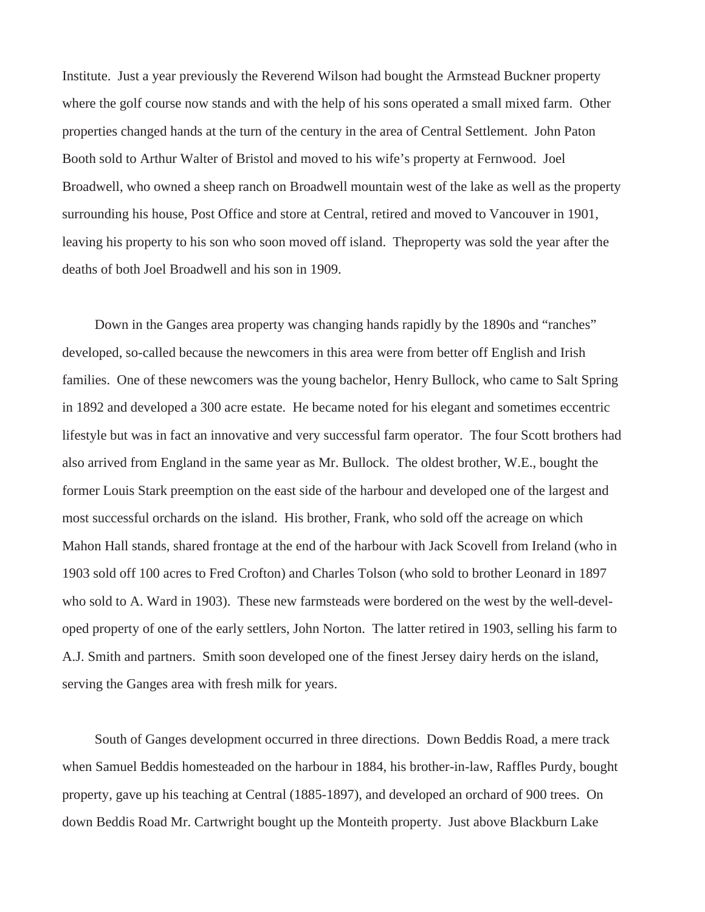Institute. Just a year previously the Reverend Wilson had bought the Armstead Buckner property where the golf course now stands and with the help of his sons operated a small mixed farm. Other properties changed hands at the turn of the century in the area of Central Settlement. John Paton Booth sold to Arthur Walter of Bristol and moved to his wife's property at Fernwood. Joel Broadwell, who owned a sheep ranch on Broadwell mountain west of the lake as well as the property surrounding his house, Post Office and store at Central, retired and moved to Vancouver in 1901, leaving his property to his son who soon moved off island. Theproperty was sold the year after the deaths of both Joel Broadwell and his son in 1909.

Down in the Ganges area property was changing hands rapidly by the 1890s and "ranches" developed, so-called because the newcomers in this area were from better off English and Irish families. One of these newcomers was the young bachelor, Henry Bullock, who came to Salt Spring in 1892 and developed a 300 acre estate. He became noted for his elegant and sometimes eccentric lifestyle but was in fact an innovative and very successful farm operator. The four Scott brothers had also arrived from England in the same year as Mr. Bullock. The oldest brother, W.E., bought the former Louis Stark preemption on the east side of the harbour and developed one of the largest and most successful orchards on the island. His brother, Frank, who sold off the acreage on which Mahon Hall stands, shared frontage at the end of the harbour with Jack Scovell from Ireland (who in 1903 sold off 100 acres to Fred Crofton) and Charles Tolson (who sold to brother Leonard in 1897 who sold to A. Ward in 1903). These new farmsteads were bordered on the west by the well-developed property of one of the early settlers, John Norton. The latter retired in 1903, selling his farm to A.J. Smith and partners. Smith soon developed one of the finest Jersey dairy herds on the island, serving the Ganges area with fresh milk for years.

South of Ganges development occurred in three directions. Down Beddis Road, a mere track when Samuel Beddis homesteaded on the harbour in 1884, his brother-in-law, Raffles Purdy, bought property, gave up his teaching at Central (1885-1897), and developed an orchard of 900 trees. On down Beddis Road Mr. Cartwright bought up the Monteith property. Just above Blackburn Lake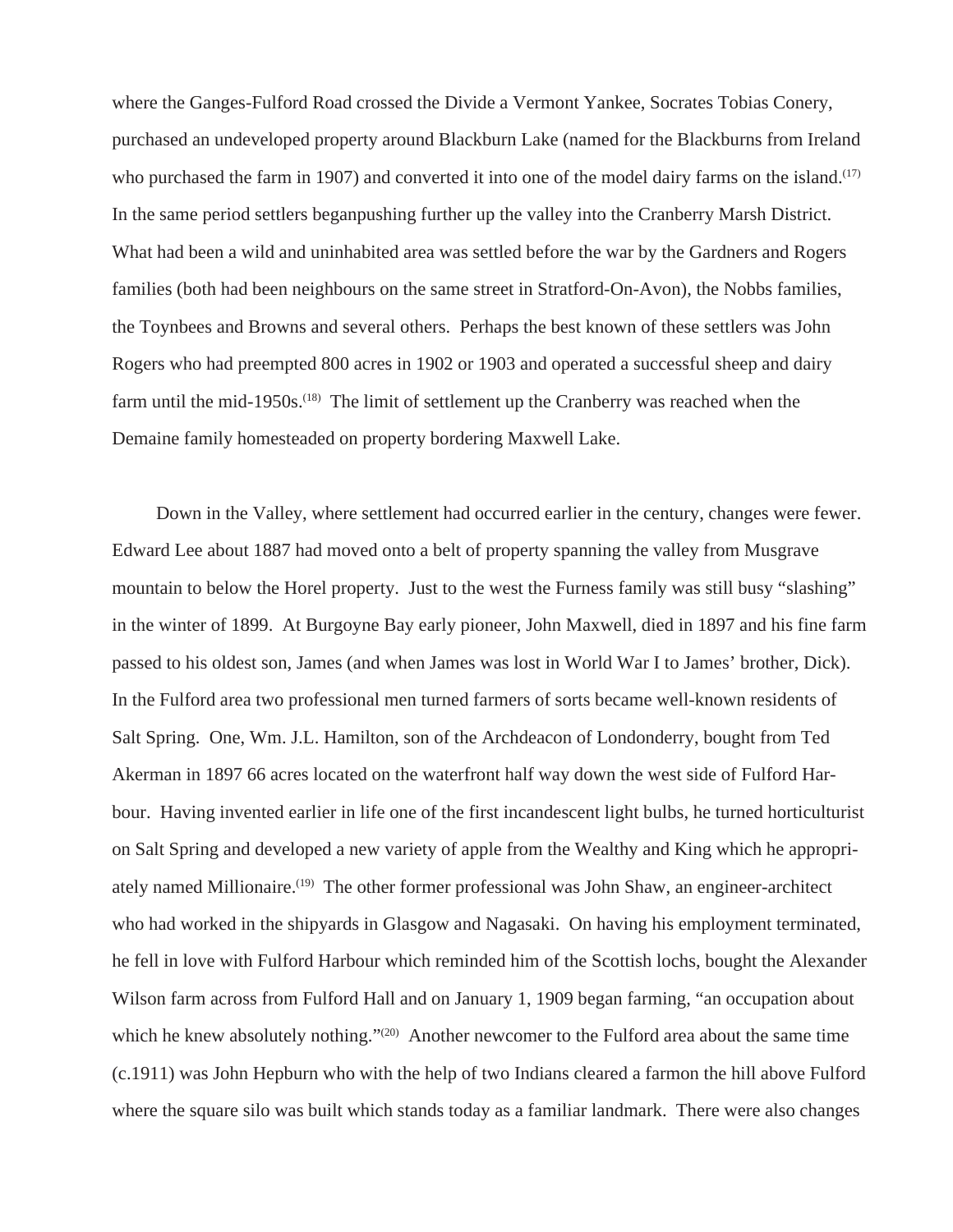where the Ganges-Fulford Road crossed the Divide a Vermont Yankee, Socrates Tobias Conery, purchased an undeveloped property around Blackburn Lake (named for the Blackburns from Ireland who purchased the farm in 1907) and converted it into one of the model dairy farms on the island.[17] In the same period settlers beganpushing further up the valley into the Cranberry Marsh District. What had been a wild and uninhabited area was settled before the war by the Gardners and Rogers families (both had been neighbours on the same street in Stratford-On-Avon), the Nobbs families, the Toynbees and Browns and several others. Perhaps the best known of these settlers was John Rogers who had preempted 800 acres in 1902 or 1903 and operated a successful sheep and dairy farm until the mid-1950s.[18] The limit of settlement up the Cranberry was reached when the Demaine family homesteaded on property bordering Maxwell Lake.

Down in the Valley, where settlement had occurred earlier in the century, changes were fewer. Edward Lee about 1887 had moved onto a belt of property spanning the valley from Musgrave mountain to below the Horel property. Just to the west the Furness family was still busy "slashing" in the winter of 1899. At Burgoyne Bay early pioneer, John Maxwell, died in 1897 and his fine farm passed to his oldest son, James (and when James was lost in World War I to James' brother, Dick). In the Fulford area two professional men turned farmers of sorts became well-known residents of Salt Spring. One, Wm. J.L. Hamilton, son of the Archdeacon of Londonderry, bought from Ted Akerman in 1897 66 acres located on the waterfront half way down the west side of Fulford Harbour. Having invented earlier in life one of the first incandescent light bulbs, he turned horticulturist on Salt Spring and developed a new variety of apple from the Wealthy and King which he appropriately named Millionaire.[19] The other former professional was John Shaw, an engineer-architect who had worked in the shipyards in Glasgow and Nagasaki. On having his employment terminated, he fell in love with Fulford Harbour which reminded him of the Scottish lochs, bought the Alexander Wilson farm across from Fulford Hall and on January 1, 1909 began farming, "an occupation about which he knew absolutely nothing."[20] Another newcomer to the Fulford area about the same time (c.1911) was John Hepburn who with the help of two Indians cleared a farmon the hill above Fulford where the square silo was built which stands today as a familiar landmark. There were also changes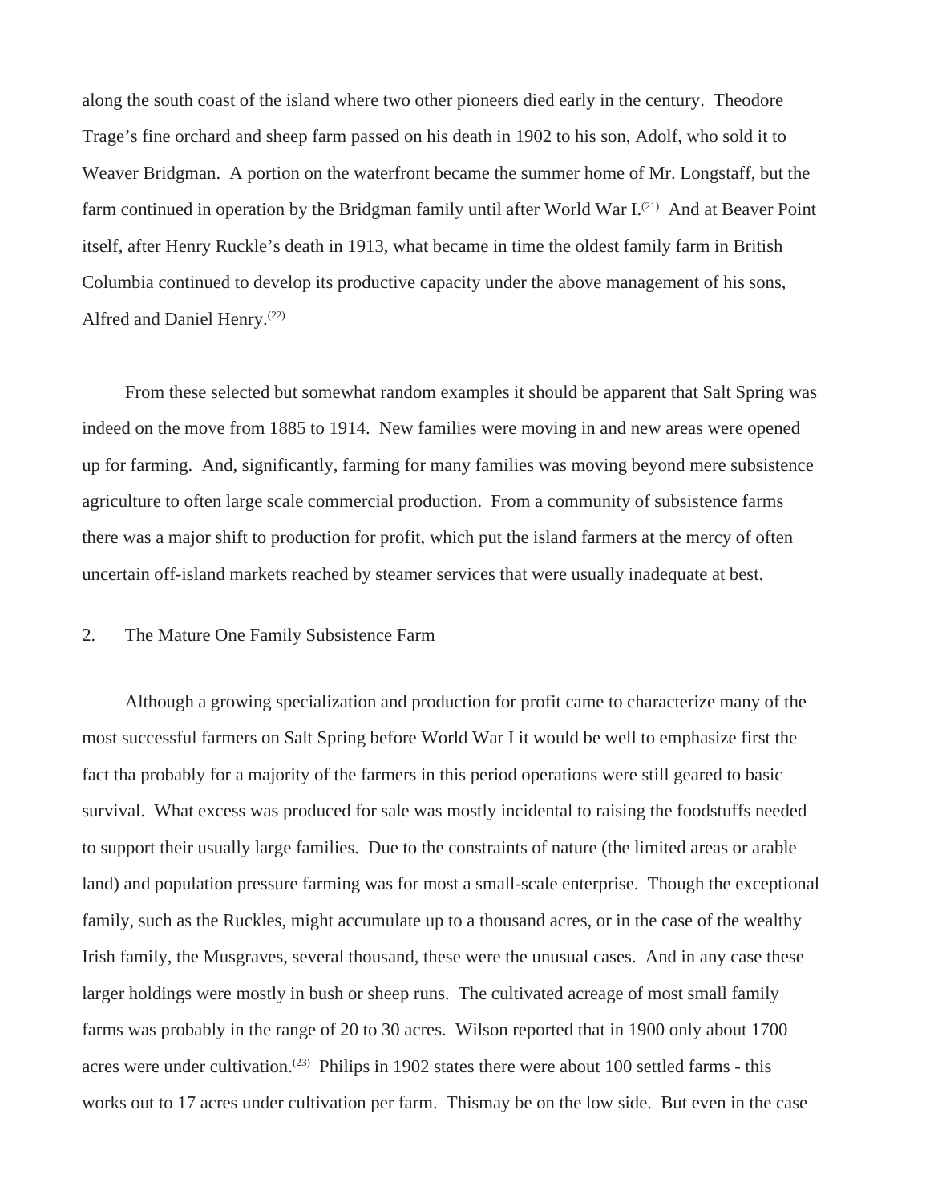along the south coast of the island where two other pioneers died early in the century. Theodore Trage's fine orchard and sheep farm passed on his death in 1902 to his son, Adolf, who sold it to Weaver Bridgman. A portion on the waterfront became the summer home of Mr. Longstaff, but the farm continued in operation by the Bridgman family until after World War I.[21] And at Beaver Point itself, after Henry Ruckle's death in 1913, what became in time the oldest family farm in British Columbia continued to develop its productive capacity under the above management of his sons, Alfred and Daniel Henry.[22]

From these selected but somewhat random examples it should be apparent that Salt Spring was indeed on the move from 1885 to 1914. New families were moving in and new areas were opened up for farming. And, significantly, farming for many families was moving beyond mere subsistence agriculture to often large scale commercial production. From a community of subsistence farms there was a major shift to production for profit, which put the island farmers at the mercy of often uncertain off-island markets reached by steamer services that were usually inadequate at best.

## 2. The Mature One Family Subsistence Farm

Although a growing specialization and production for profit came to characterize many of the most successful farmers on Salt Spring before World War I it would be well to emphasize first the fact tha probably for a majority of the farmers in this period operations were still geared to basic survival. What excess was produced for sale was mostly incidental to raising the foodstuffs needed to support their usually large families. Due to the constraints of nature (the limited areas or arable land) and population pressure farming was for most a small-scale enterprise. Though the exceptional family, such as the Ruckles, might accumulate up to a thousand acres, or in the case of the wealthy Irish family, the Musgraves, several thousand, these were the unusual cases. And in any case these larger holdings were mostly in bush or sheep runs. The cultivated acreage of most small family farms was probably in the range of 20 to 30 acres. Wilson reported that in 1900 only about 1700 acres were under cultivation.[23] Philips in 1902 states there were about 100 settled farms - this works out to 17 acres under cultivation per farm. Thismay be on the low side. But even in the case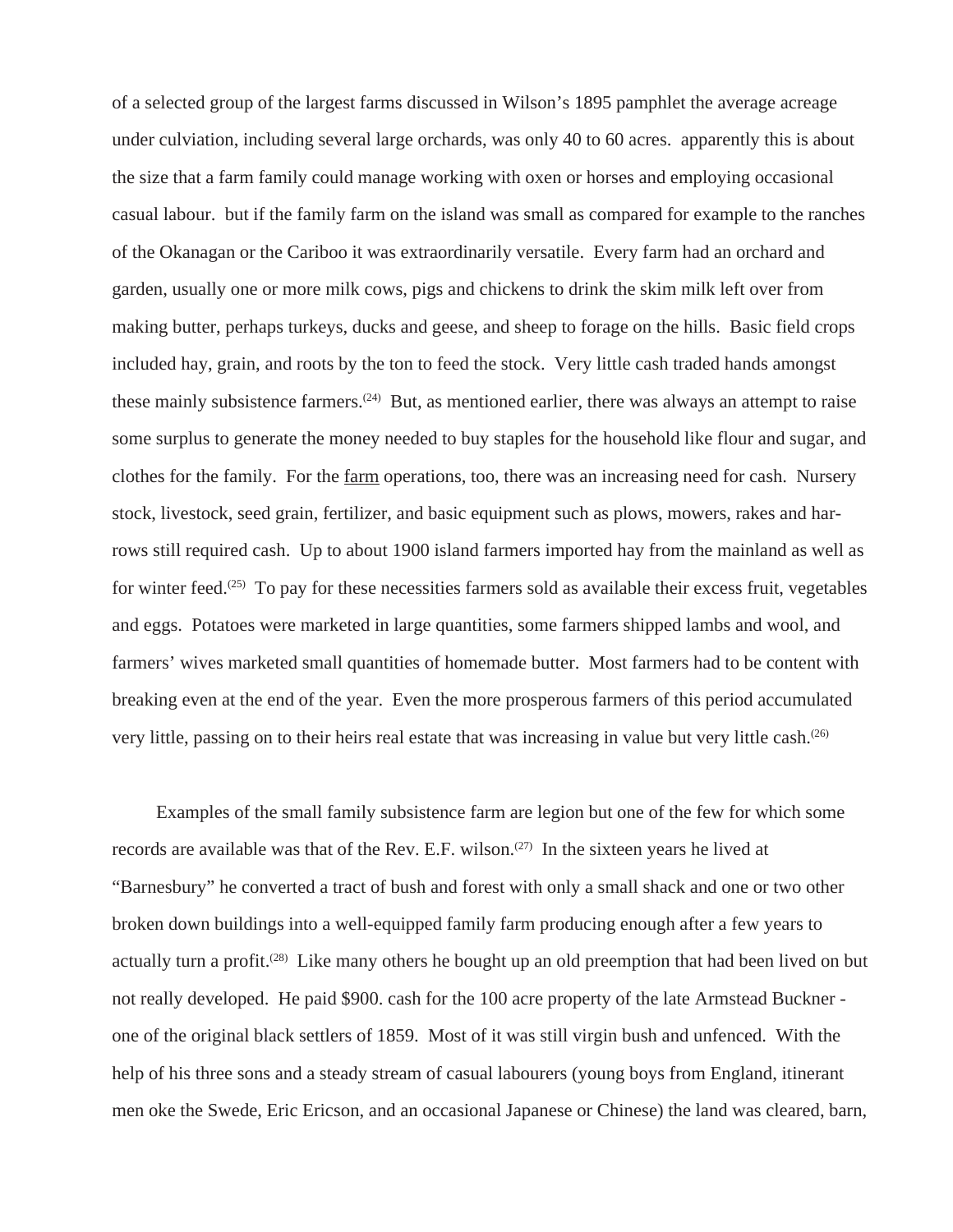of a selected group of the largest farms discussed in Wilson's 1895 pamphlet the average acreage under culviation, including several large orchards, was only 40 to 60 acres. apparently this is about the size that a farm family could manage working with oxen or horses and employing occasional casual labour. but if the family farm on the island was small as compared for example to the ranches of the Okanagan or the Cariboo it was extraordinarily versatile. Every farm had an orchard and garden, usually one or more milk cows, pigs and chickens to drink the skim milk left over from making butter, perhaps turkeys, ducks and geese, and sheep to forage on the hills. Basic field crops included hay, grain, and roots by the ton to feed the stock. Very little cash traded hands amongst these mainly subsistence farmers.(24) But, as mentioned earlier, there was always an attempt to raise some surplus to generate the money needed to buy staples for the household like flour and sugar, and clothes for the family. For the farm operations, too, there was an increasing need for cash. Nursery stock, livestock, seed grain, fertilizer, and basic equipment such as plows, mowers, rakes and harrows still required cash. Up to about 1900 island farmers imported hay from the mainland as well as for winter feed.(25) To pay for these necessities farmers sold as available their excess fruit, vegetables and eggs. Potatoes were marketed in large quantities, some farmers shipped lambs and wool, and farmers' wives marketed small quantities of homemade butter. Most farmers had to be content with breaking even at the end of the year. Even the more prosperous farmers of this period accumulated very little, passing on to their heirs real estate that was increasing in value but very little cash.(26)

Examples of the small family subsistence farm are legion but one of the few for which some records are available was that of the Rev. E.F. wilson.(27) In the sixteen years he lived at "Barnesbury" he converted a tract of bush and forest with only a small shack and one or two other broken down buildings into a well-equipped family farm producing enough after a few years to actually turn a profit.(28) Like many others he bought up an old preemption that had been lived on but not really developed. He paid $900. cash for the 100 acre property of the late Armstead Buckner - one of the original black settlers of 1859. Most of it was still virgin bush and unfenced. With the help of his three sons and a steady stream of casual labourers (young boys from England, itinerant men oke the Swede, Eric Ericson, and an occasional Japanese or Chinese) the land was cleared, barn,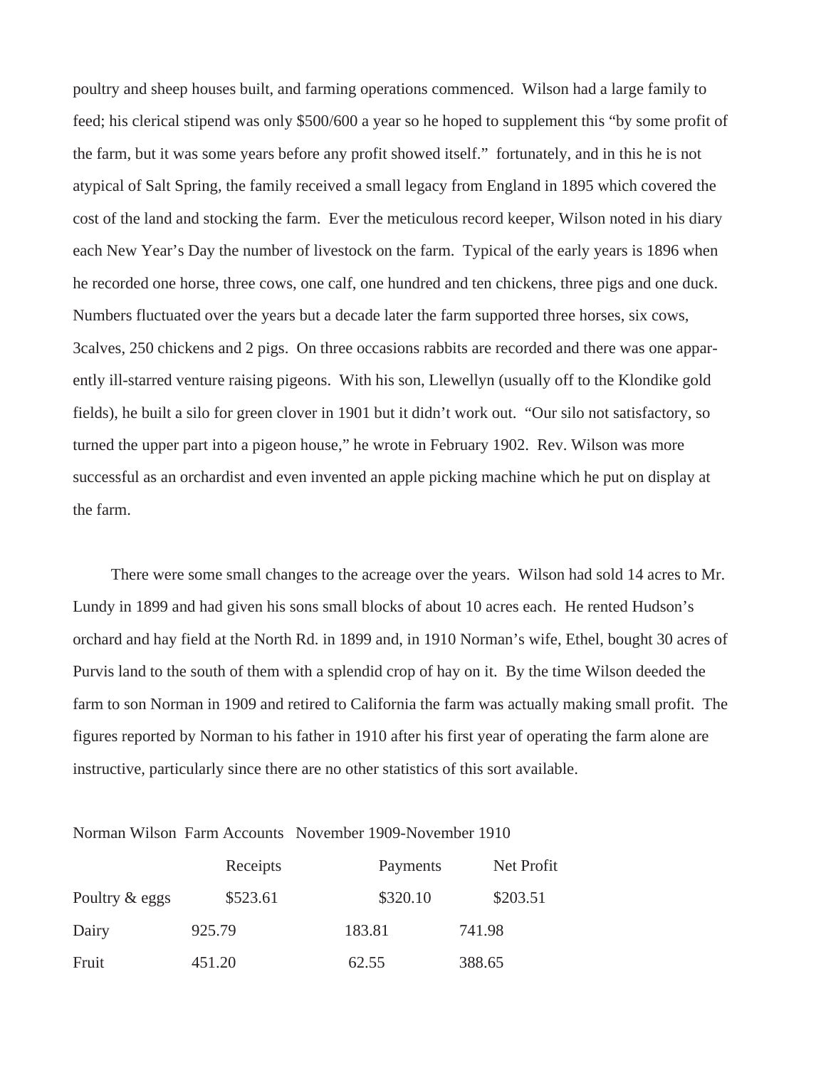poultry and sheep houses built, and farming operations commenced. Wilson had a large family to feed; his clerical stipend was only $500/600 a year so he hoped to supplement this "by some profit of the farm, but it was some years before any profit showed itself." fortunately, and in this he is not atypical of Salt Spring, the family received a small legacy from England in 1895 which covered the cost of the land and stocking the farm. Ever the meticulous record keeper, Wilson noted in his diary each New Year's Day the number of livestock on the farm. Typical of the early years is 1896 when he recorded one horse, three cows, one calf, one hundred and ten chickens, three pigs and one duck. Numbers fluctuated over the years but a decade later the farm supported three horses, six cows, 3calves, 250 chickens and 2 pigs. On three occasions rabbits are recorded and there was one apparently ill-starred venture raising pigeons. With his son, Llewellyn (usually off to the Klondike gold fields), he built a silo for green clover in 1901 but it didn't work out. "Our silo not satisfactory, so turned the upper part into a pigeon house," he wrote in February 1902. Rev. Wilson was more successful as an orchardist and even invented an apple picking machine which he put on display at the farm.

There were some small changes to the acreage over the years. Wilson had sold 14 acres to Mr. Lundy in 1899 and had given his sons small blocks of about 10 acres each. He rented Hudson's orchard and hay field at the North Rd. in 1899 and, in 1910 Norman's wife, Ethel, bought 30 acres of Purvis land to the south of them with a splendid crop of hay on it. By the time Wilson deeded the farm to son Norman in 1909 and retired to California the farm was actually making small profit. The figures reported by Norman to his father in 1910 after his first year of operating the farm alone are instructive, particularly since there are no other statistics of this sort available.

Norman Wilson Farm Accounts November 1909-November 1910

| | Receipts | Payments | Net Profit |
|---|---|---|---|
| Poultry & eggs | $523.61 | $320.10 | $203.51 |
| Dairy | 925.79 | 183.81 | 741.98 |
| Fruit | 451.20 | 62.55 | 388.65 |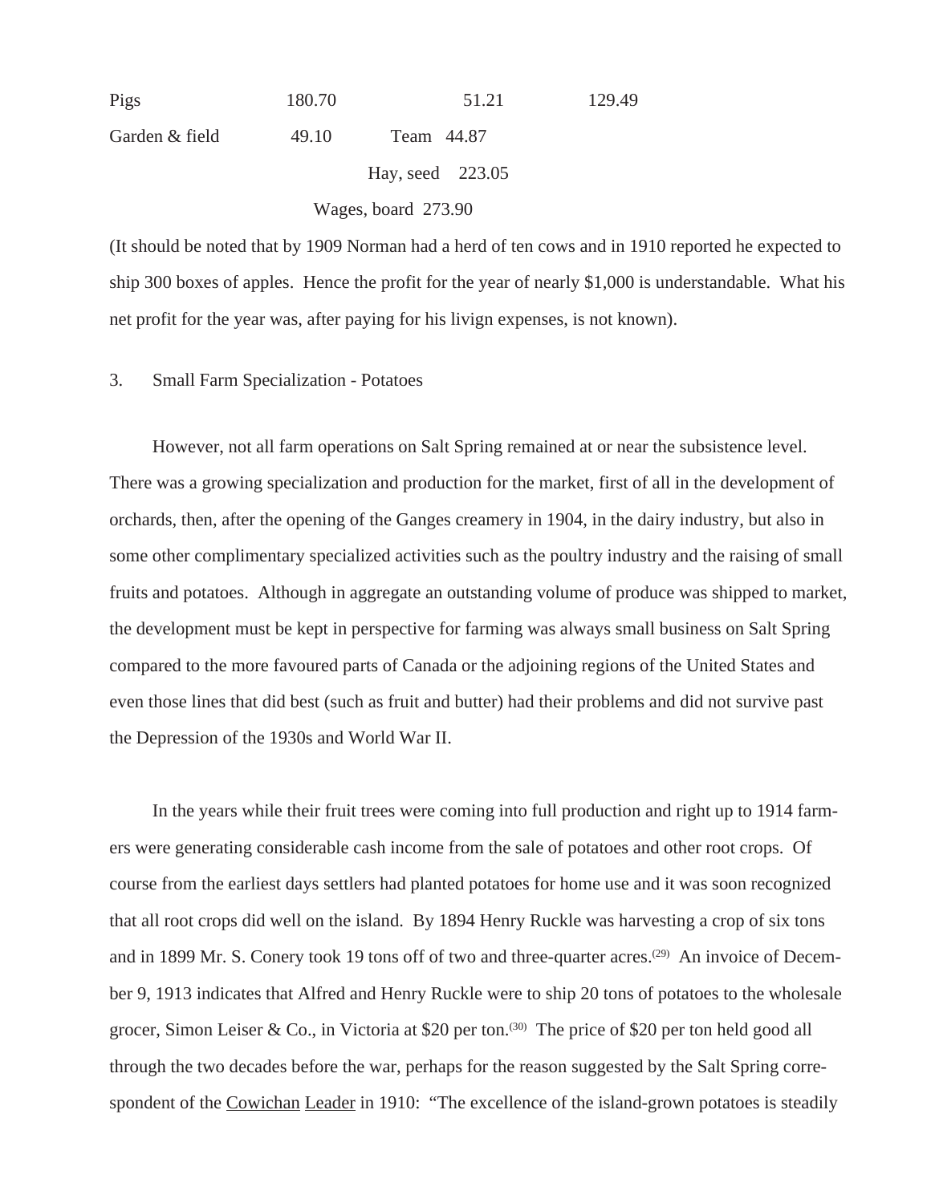| | | | |
|---|---|---|---|
| Pigs | 180.70 | 51.21 | 129.49 |
| Garden & field | 49.10 | Team 44.87 | |
| | | Hay, seed 223.05 | |
| | | Wages, board 273.90 | |

(It should be noted that by 1909 Norman had a herd of ten cows and in 1910 reported he expected to ship 300 boxes of apples. Hence the profit for the year of nearly $1,000 is understandable. What his net profit for the year was, after paying for his livign expenses, is not known).

3. Small Farm Specialization - Potatoes

However, not all farm operations on Salt Spring remained at or near the subsistence level. There was a growing specialization and production for the market, first of all in the development of orchards, then, after the opening of the Ganges creamery in 1904, in the dairy industry, but also in some other complimentary specialized activities such as the poultry industry and the raising of small fruits and potatoes. Although in aggregate an outstanding volume of produce was shipped to market, the development must be kept in perspective for farming was always small business on Salt Spring compared to the more favoured parts of Canada or the adjoining regions of the United States and even those lines that did best (such as fruit and butter) had their problems and did not survive past the Depression of the 1930s and World War II.

In the years while their fruit trees were coming into full production and right up to 1914 farmers were generating considerable cash income from the sale of potatoes and other root crops. Of course from the earliest days settlers had planted potatoes for home use and it was soon recognized that all root crops did well on the island. By 1894 Henry Ruckle was harvesting a crop of six tons and in 1899 Mr. S. Conery took 19 tons off of two and three-quarter acres.(29) An invoice of December 9, 1913 indicates that Alfred and Henry Ruckle were to ship 20 tons of potatoes to the wholesale grocer, Simon Leiser & Co., in Victoria at $20 per ton.(30) The price of $20 per ton held good all through the two decades before the war, perhaps for the reason suggested by the Salt Spring correspondent of the Cowichan Leader in 1910: "The excellence of the island-grown potatoes is steadily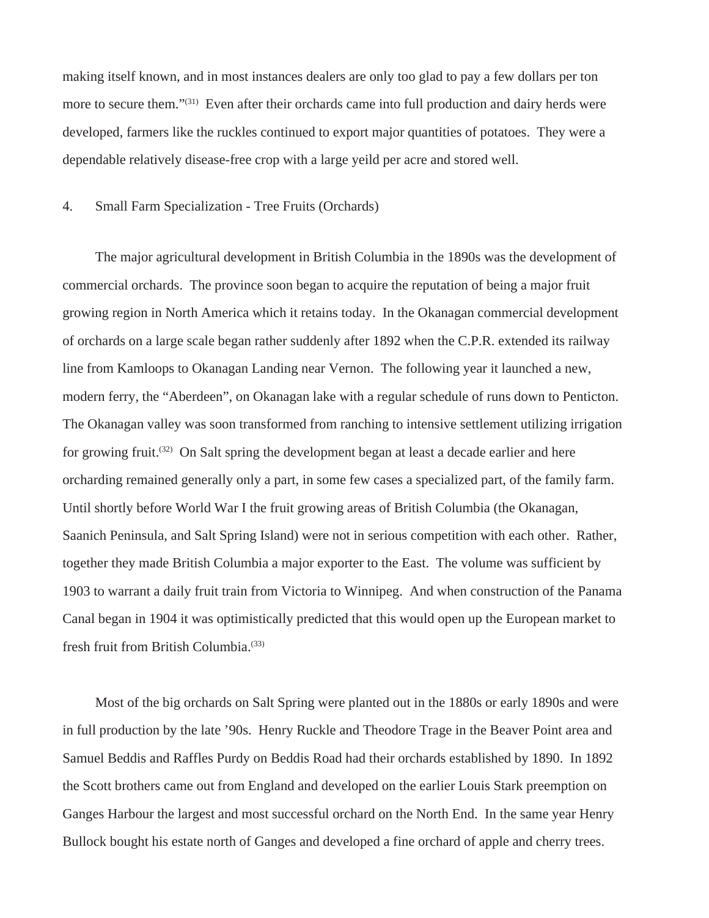making itself known, and in most instances dealers are only too glad to pay a few dollars per ton more to secure them."[31] Even after their orchards came into full production and dairy herds were developed, farmers like the ruckles continued to export major quantities of potatoes. They were a dependable relatively disease-free crop with a large yeild per acre and stored well.

4. Small Farm Specialization - Tree Fruits (Orchards)

The major agricultural development in British Columbia in the 1890s was the development of commercial orchards. The province soon began to acquire the reputation of being a major fruit growing region in North America which it retains today. In the Okanagan commercial development of orchards on a large scale began rather suddenly after 1892 when the C.P.R. extended its railway line from Kamloops to Okanagan Landing near Vernon. The following year it launched a new, modern ferry, the "Aberdeen", on Okanagan lake with a regular schedule of runs down to Penticton. The Okanagan valley was soon transformed from ranching to intensive settlement utilizing irrigation for growing fruit.[32] On Salt spring the development began at least a decade earlier and here orcharding remained generally only a part, in some few cases a specialized part, of the family farm. Until shortly before World War I the fruit growing areas of British Columbia (the Okanagan, Saanich Peninsula, and Salt Spring Island) were not in serious competition with each other. Rather, together they made British Columbia a major exporter to the East. The volume was sufficient by 1903 to warrant a daily fruit train from Victoria to Winnipeg. And when construction of the Panama Canal began in 1904 it was optimistically predicted that this would open up the European market to fresh fruit from British Columbia.[33]

Most of the big orchards on Salt Spring were planted out in the 1880s or early 1890s and were in full production by the late '90s. Henry Ruckle and Theodore Trage in the Beaver Point area and Samuel Beddis and Raffles Purdy on Beddis Road had their orchards established by 1890. In 1892 the Scott brothers came out from England and developed on the earlier Louis Stark preemption on Ganges Harbour the largest and most successful orchard on the North End. In the same year Henry Bullock bought his estate north of Ganges and developed a fine orchard of apple and cherry trees.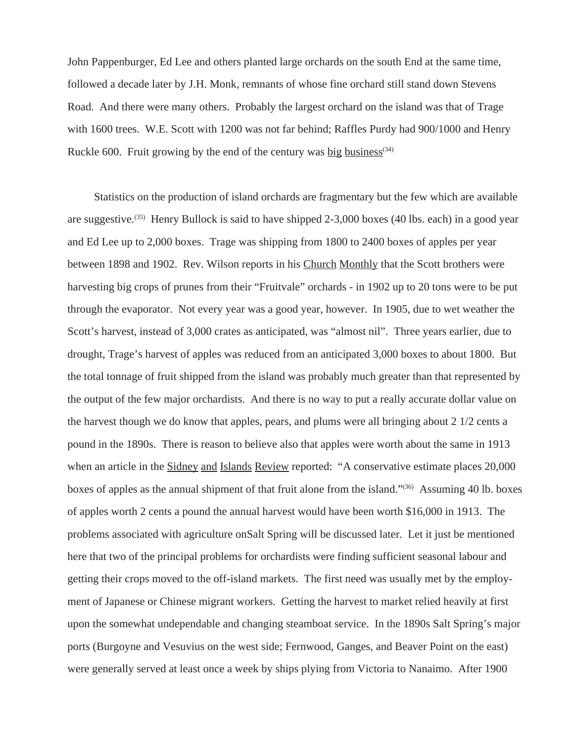John Pappenburger, Ed Lee and others planted large orchards on the south End at the same time, followed a decade later by J.H. Monk, remnants of whose fine orchard still stand down Stevens Road. And there were many others. Probably the largest orchard on the island was that of Trage with 1600 trees. W.E. Scott with 1200 was not far behind; Raffles Purdy had 900/1000 and Henry Ruckle 600. Fruit growing by the end of the century was big business[34]

Statistics on the production of island orchards are fragmentary but the few which are available are suggestive.[35] Henry Bullock is said to have shipped 2-3,000 boxes (40 lbs. each) in a good year and Ed Lee up to 2,000 boxes. Trage was shipping from 1800 to 2400 boxes of apples per year between 1898 and 1902. Rev. Wilson reports in his Church Monthly that the Scott brothers were harvesting big crops of prunes from their "Fruitvale" orchards - in 1902 up to 20 tons were to be put through the evaporator. Not every year was a good year, however. In 1905, due to wet weather the Scott's harvest, instead of 3,000 crates as anticipated, was "almost nil". Three years earlier, due to drought, Trage's harvest of apples was reduced from an anticipated 3,000 boxes to about 1800. But the total tonnage of fruit shipped from the island was probably much greater than that represented by the output of the few major orchardists. And there is no way to put a really accurate dollar value on the harvest though we do know that apples, pears, and plums were all bringing about 2 1/2 cents a pound in the 1890s. There is reason to believe also that apples were worth about the same in 1913 when an article in the Sidney and Islands Review reported: "A conservative estimate places 20,000 boxes of apples as the annual shipment of that fruit alone from the island."[36] Assuming 40 lb. boxes of apples worth 2 cents a pound the annual harvest would have been worth $16,000 in 1913. The problems associated with agriculture onSalt Spring will be discussed later. Let it just be mentioned here that two of the principal problems for orchardists were finding sufficient seasonal labour and getting their crops moved to the off-island markets. The first need was usually met by the employment of Japanese or Chinese migrant workers. Getting the harvest to market relied heavily at first upon the somewhat undependable and changing steamboat service. In the 1890s Salt Spring's major ports (Burgoyne and Vesuvius on the west side; Fernwood, Ganges, and Beaver Point on the east) were generally served at least once a week by ships plying from Victoria to Nanaimo. After 1900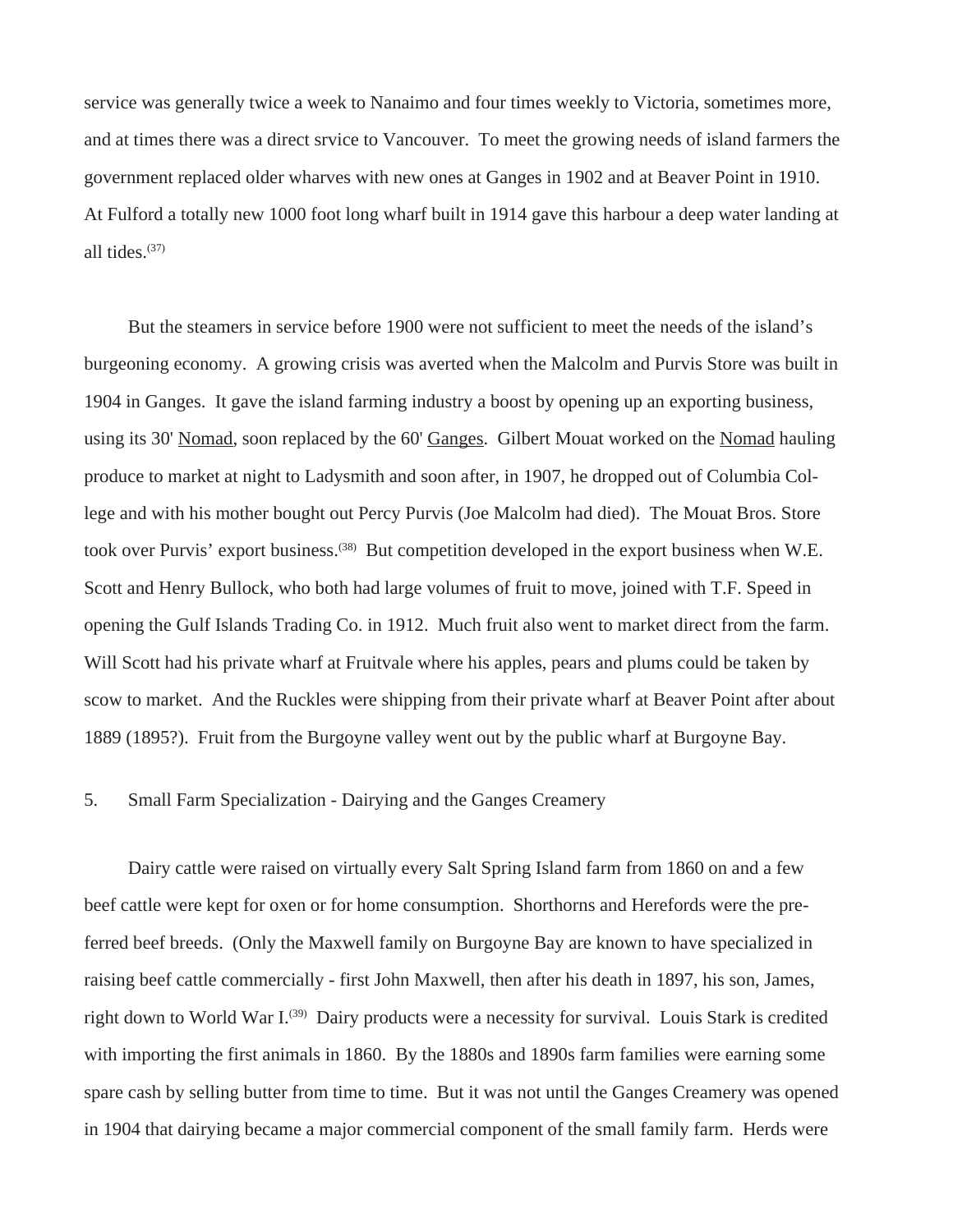service was generally twice a week to Nanaimo and four times weekly to Victoria, sometimes more, and at times there was a direct srvice to Vancouver. To meet the growing needs of island farmers the government replaced older wharves with new ones at Ganges in 1902 and at Beaver Point in 1910. At Fulford a totally new 1000 foot long wharf built in 1914 gave this harbour a deep water landing at all tides.[37]

But the steamers in service before 1900 were not sufficient to meet the needs of the island's burgeoning economy. A growing crisis was averted when the Malcolm and Purvis Store was built in 1904 in Ganges. It gave the island farming industry a boost by opening up an exporting business, using its 30' Nomad, soon replaced by the 60' Ganges. Gilbert Mouat worked on the Nomad hauling produce to market at night to Ladysmith and soon after, in 1907, he dropped out of Columbia College and with his mother bought out Percy Purvis (Joe Malcolm had died). The Mouat Bros. Store took over Purvis' export business.[38] But competition developed in the export business when W.E. Scott and Henry Bullock, who both had large volumes of fruit to move, joined with T.F. Speed in opening the Gulf Islands Trading Co. in 1912. Much fruit also went to market direct from the farm. Will Scott had his private wharf at Fruitvale where his apples, pears and plums could be taken by scow to market. And the Ruckles were shipping from their private wharf at Beaver Point after about 1889 (1895?). Fruit from the Burgoyne valley went out by the public wharf at Burgoyne Bay.

5. Small Farm Specialization - Dairying and the Ganges Creamery

Dairy cattle were raised on virtually every Salt Spring Island farm from 1860 on and a few beef cattle were kept for oxen or for home consumption. Shorthorns and Herefords were the preferred beef breeds. (Only the Maxwell family on Burgoyne Bay are known to have specialized in raising beef cattle commercially - first John Maxwell, then after his death in 1897, his son, James, right down to World War I.[39]) Dairy products were a necessity for survival. Louis Stark is credited with importing the first animals in 1860. By the 1880s and 1890s farm families were earning some spare cash by selling butter from time to time. But it was not until the Ganges Creamery was opened in 1904 that dairying became a major commercial component of the small family farm. Herds were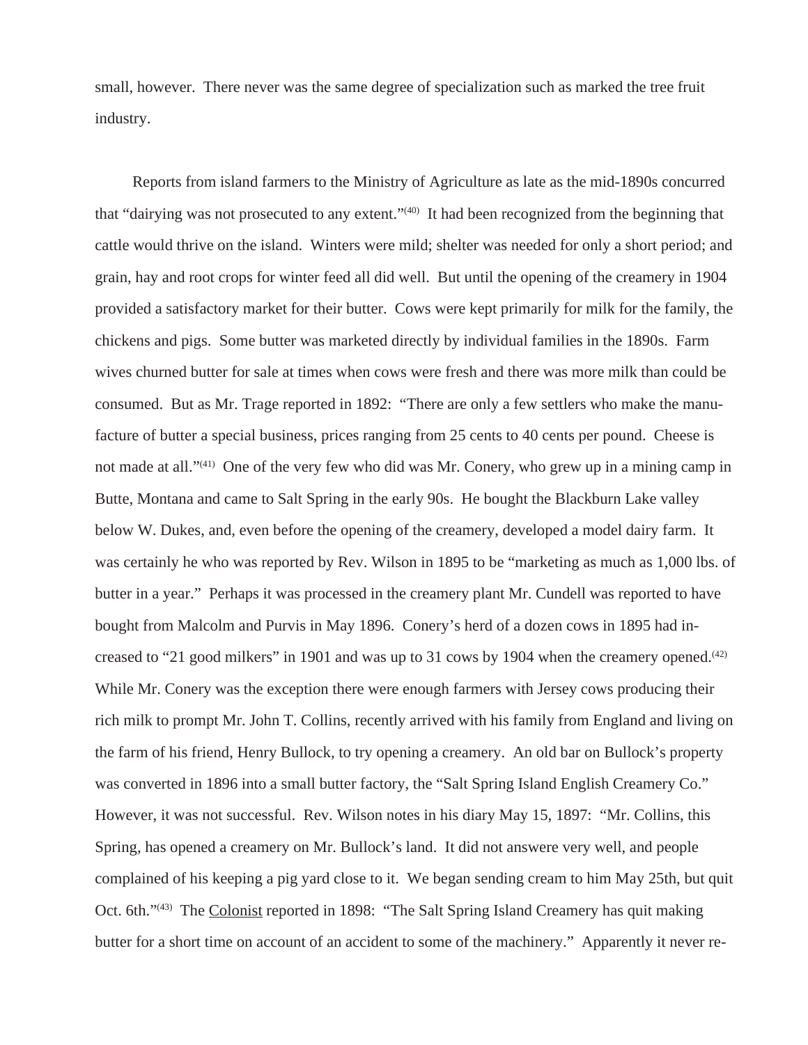small, however. There never was the same degree of specialization such as marked the tree fruit industry.

Reports from island farmers to the Ministry of Agriculture as late as the mid-1890s concurred that "dairying was not prosecuted to any extent."[(40)] It had been recognized from the beginning that cattle would thrive on the island. Winters were mild; shelter was needed for only a short period; and grain, hay and root crops for winter feed all did well. But until the opening of the creamery in 1904 provided a satisfactory market for their butter. Cows were kept primarily for milk for the family, the chickens and pigs. Some butter was marketed directly by individual families in the 1890s. Farm wives churned butter for sale at times when cows were fresh and there was more milk than could be consumed. But as Mr. Trage reported in 1892: "There are only a few settlers who make the manufacture of butter a special business, prices ranging from 25 cents to 40 cents per pound. Cheese is not made at all."[(41)] One of the very few who did was Mr. Conery, who grew up in a mining camp in Butte, Montana and came to Salt Spring in the early 90s. He bought the Blackburn Lake valley below W. Dukes, and, even before the opening of the creamery, developed a model dairy farm. It was certainly he who was reported by Rev. Wilson in 1895 to be "marketing as much as 1,000 lbs. of butter in a year." Perhaps it was processed in the creamery plant Mr. Cundell was reported to have bought from Malcolm and Purvis in May 1896. Conery's herd of a dozen cows in 1895 had increased to "21 good milkers" in 1901 and was up to 31 cows by 1904 when the creamery opened.[(42)] While Mr. Conery was the exception there were enough farmers with Jersey cows producing their rich milk to prompt Mr. John T. Collins, recently arrived with his family from England and living on the farm of his friend, Henry Bullock, to try opening a creamery. An old bar on Bullock's property was converted in 1896 into a small butter factory, the "Salt Spring Island English Creamery Co." However, it was not successful. Rev. Wilson notes in his diary May 15, 1897: "Mr. Collins, this Spring, has opened a creamery on Mr. Bullock's land. It did not answere very well, and people complained of his keeping a pig yard close to it. We began sending cream to him May 25th, but quit Oct. 6th."[(43)] The Colonist reported in 1898: "The Salt Spring Island Creamery has quit making butter for a short time on account of an accident to some of the machinery." Apparently it never re-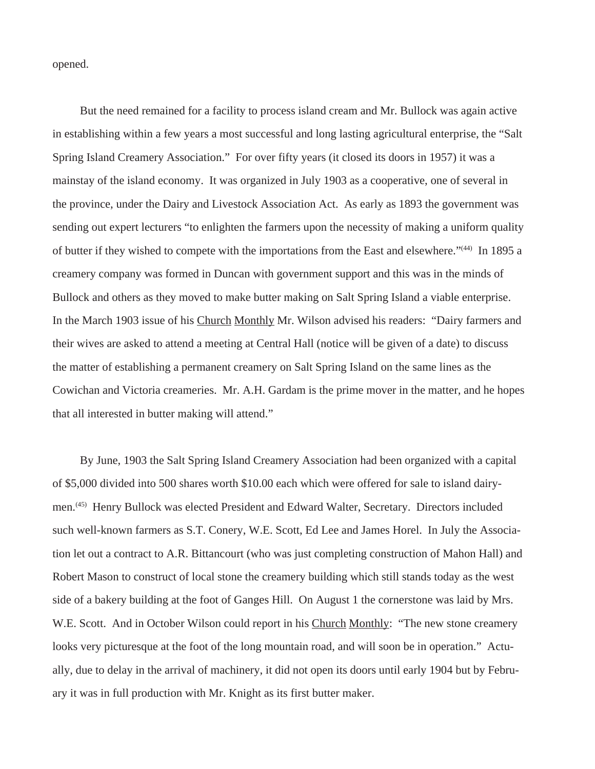opened.

But the need remained for a facility to process island cream and Mr. Bullock was again active in establishing within a few years a most successful and long lasting agricultural enterprise, the "Salt Spring Island Creamery Association." For over fifty years (it closed its doors in 1957) it was a mainstay of the island economy. It was organized in July 1903 as a cooperative, one of several in the province, under the Dairy and Livestock Association Act. As early as 1893 the government was sending out expert lecturers "to enlighten the farmers upon the necessity of making a uniform quality of butter if they wished to compete with the importations from the East and elsewhere."[44] In 1895 a creamery company was formed in Duncan with government support and this was in the minds of Bullock and others as they moved to make butter making on Salt Spring Island a viable enterprise. In the March 1903 issue of his Church Monthly Mr. Wilson advised his readers: "Dairy farmers and their wives are asked to attend a meeting at Central Hall (notice will be given of a date) to discuss the matter of establishing a permanent creamery on Salt Spring Island on the same lines as the Cowichan and Victoria creameries. Mr. A.H. Gardam is the prime mover in the matter, and he hopes that all interested in butter making will attend."

By June, 1903 the Salt Spring Island Creamery Association had been organized with a capital of $5,000 divided into 500 shares worth $10.00 each which were offered for sale to island dairymen.[45] Henry Bullock was elected President and Edward Walter, Secretary. Directors included such well-known farmers as S.T. Conery, W.E. Scott, Ed Lee and James Horel. In July the Association let out a contract to A.R. Bittancourt (who was just completing construction of Mahon Hall) and Robert Mason to construct of local stone the creamery building which still stands today as the west side of a bakery building at the foot of Ganges Hill. On August 1 the cornerstone was laid by Mrs. W.E. Scott. And in October Wilson could report in his Church Monthly: "The new stone creamery looks very picturesque at the foot of the long mountain road, and will soon be in operation." Actually, due to delay in the arrival of machinery, it did not open its doors until early 1904 but by February it was in full production with Mr. Knight as its first butter maker.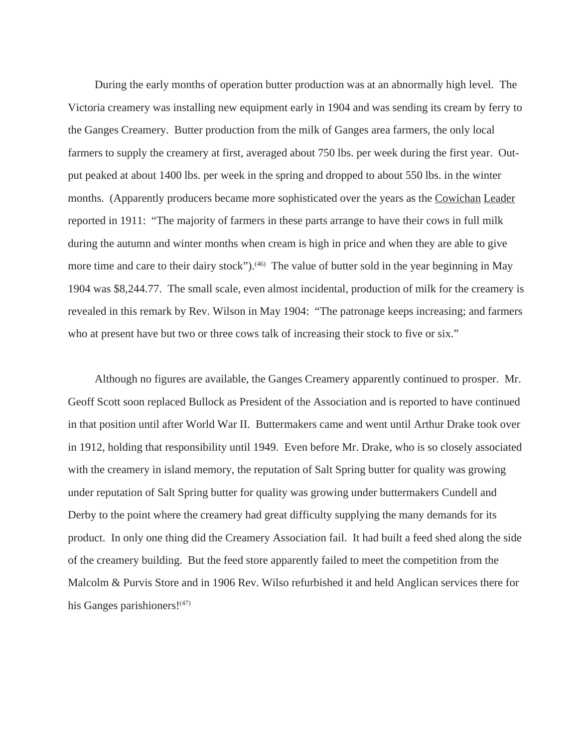During the early months of operation butter production was at an abnormally high level. The Victoria creamery was installing new equipment early in 1904 and was sending its cream by ferry to the Ganges Creamery. Butter production from the milk of Ganges area farmers, the only local farmers to supply the creamery at first, averaged about 750 lbs. per week during the first year. Out-put peaked at about 1400 lbs. per week in the spring and dropped to about 550 lbs. in the winter months. (Apparently producers became more sophisticated over the years as the Cowichan Leader reported in 1911: "The majority of farmers in these parts arrange to have their cows in full milk during the autumn and winter months when cream is high in price and when they are able to give more time and care to their dairy stock").[(46)] The value of butter sold in the year beginning in May 1904 was $8,244.77. The small scale, even almost incidental, production of milk for the creamery is revealed in this remark by Rev. Wilson in May 1904: "The patronage keeps increasing; and farmers who at present have but two or three cows talk of increasing their stock to five or six."

Although no figures are available, the Ganges Creamery apparently continued to prosper. Mr. Geoff Scott soon replaced Bullock as President of the Association and is reported to have continued in that position until after World War II. Buttermakers came and went until Arthur Drake took over in 1912, holding that responsibility until 1949. Even before Mr. Drake, who is so closely associated with the creamery in island memory, the reputation of Salt Spring butter for quality was growing under reputation of Salt Spring butter for quality was growing under buttermakers Cundell and Derby to the point where the creamery had great difficulty supplying the many demands for its product. In only one thing did the Creamery Association fail. It had built a feed shed along the side of the creamery building. But the feed store apparently failed to meet the competition from the Malcolm & Purvis Store and in 1906 Rev. Wilso refurbished it and held Anglican services there for his Ganges parishioners![(47)]